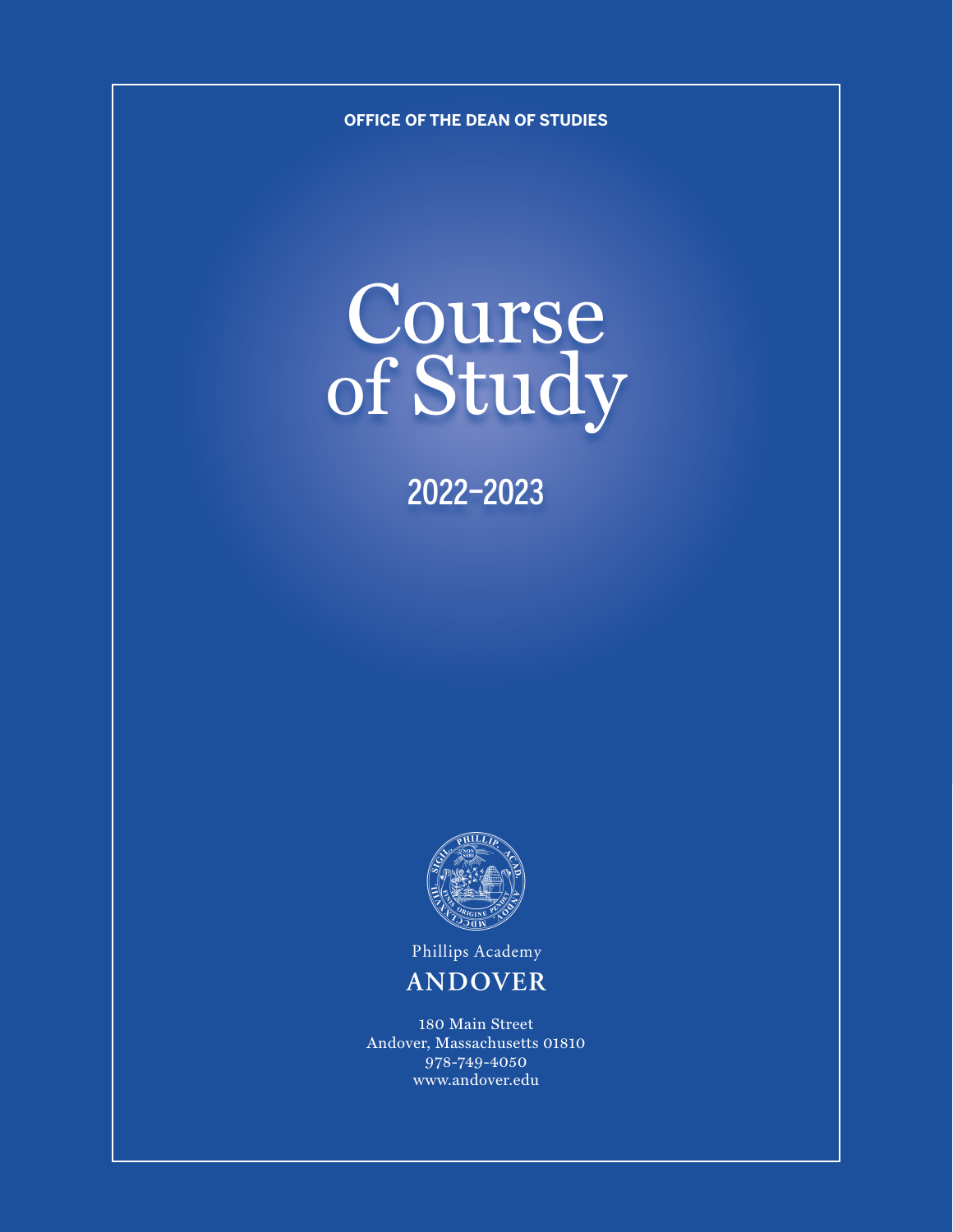OFFICE OF THE DEAN OF STUDIES

# Course of Study

## 2022–2023

Phillips Academy

ANDOVER

180 Main Street
Andover, Massachusetts 01810
978-749-4050
www.andover.edu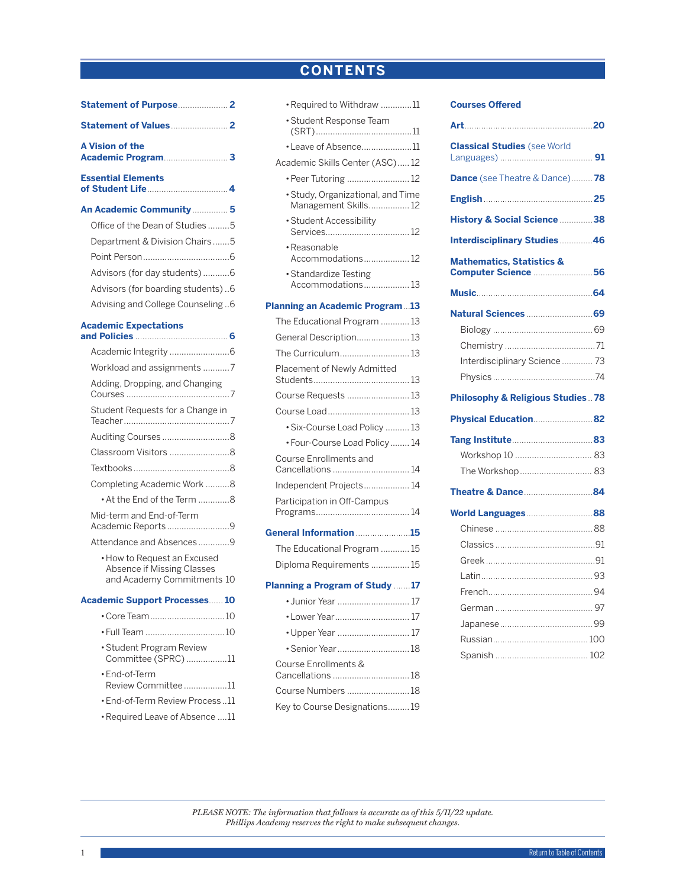# CONTENTS

**Statement of Purpose** 2

**Statement of Values** 2

**A Vision of the Academic Program** 3

**Essential Elements of Student Life** 4

**An Academic Community** 5

- Office of the Dean of Studies 5
- Department & Division Chairs 5
- Point Person 6
- Advisors (for day students) 6
- Advisors (for boarding students) 6
- Advising and College Counseling 6

**Academic Expectations and Policies** 6

- Academic Integrity 6
- Workload and assignments 7
- Adding, Dropping, and Changing Courses 7
- Student Requests for a Change in Teacher 7
- Auditing Courses 8
- Classroom Visitors 8
- Textbooks 8
- Completing Academic Work 8
  - At the End of the Term 8
- Mid-term and End-of-Term Academic Reports 9
- Attendance and Absences 9
  - How to Request an Excused Absence if Missing Classes and Academy Commitments 10

**Academic Support Processes** 10

- Core Team 10
- Full Team 10
- Student Program Review Committee (SPRC) 11
- End-of-Term Review Committee 11
- End-of-Term Review Process 11
- Required Leave of Absence 11
- Required to Withdraw 11
- Student Response Team (SRT) 11
- Leave of Absence 11

Academic Skills Center (ASC) 12

- Peer Tutoring 12
- Study, Organizational, and Time Management Skills 12
- Student Accessibility Services 12
- Reasonable Accommodations 12
- Standardize Testing Accommodations 13

**Planning an Academic Program** 13

- The Educational Program 13
- General Description 13
- The Curriculum 13
- Placement of Newly Admitted Students 13
- Course Requests 13
- Course Load 13
  - Six-Course Load Policy 13
  - Four-Course Load Policy 14
- Course Enrollments and Cancellations 14
- Independent Projects 14
- Participation in Off-Campus Programs 14

**General Information** 15

- The Educational Program 15
- Diploma Requirements 15

**Planning a Program of Study** 17

- Junior Year 17
- Lower Year 17
- Upper Year 17
- Senior Year 18
- Course Enrollments & Cancellations 18
- Course Numbers 18
- Key to Course Designations 19

**Courses Offered**

**Art** 20

**Classical Studies** (see World Languages) 91

**Dance** (see Theatre & Dance) 78

**English** 25

**History & Social Science** 38

**Interdisciplinary Studies** 46

**Mathematics, Statistics & Computer Science** 56

**Music** 64

**Natural Sciences** 69

- Biology 69
- Chemistry 71
- Interdisciplinary Science 73
- Physics 74

**Philosophy & Religious Studies** 78

**Physical Education** 82

**Tang Institute** 83

- Workshop 10 83
- The Workshop 83

**Theatre & Dance** 84

**World Languages** 88

- Chinese 88
- Classics 91
- Greek 91
- Latin 93
- French 94
- German 97
- Japanese 99
- Russian 100
- Spanish 102

*PLEASE NOTE: The information that follows is accurate as of this 5/11/22 update. Phillips Academy reserves the right to make subsequent changes.*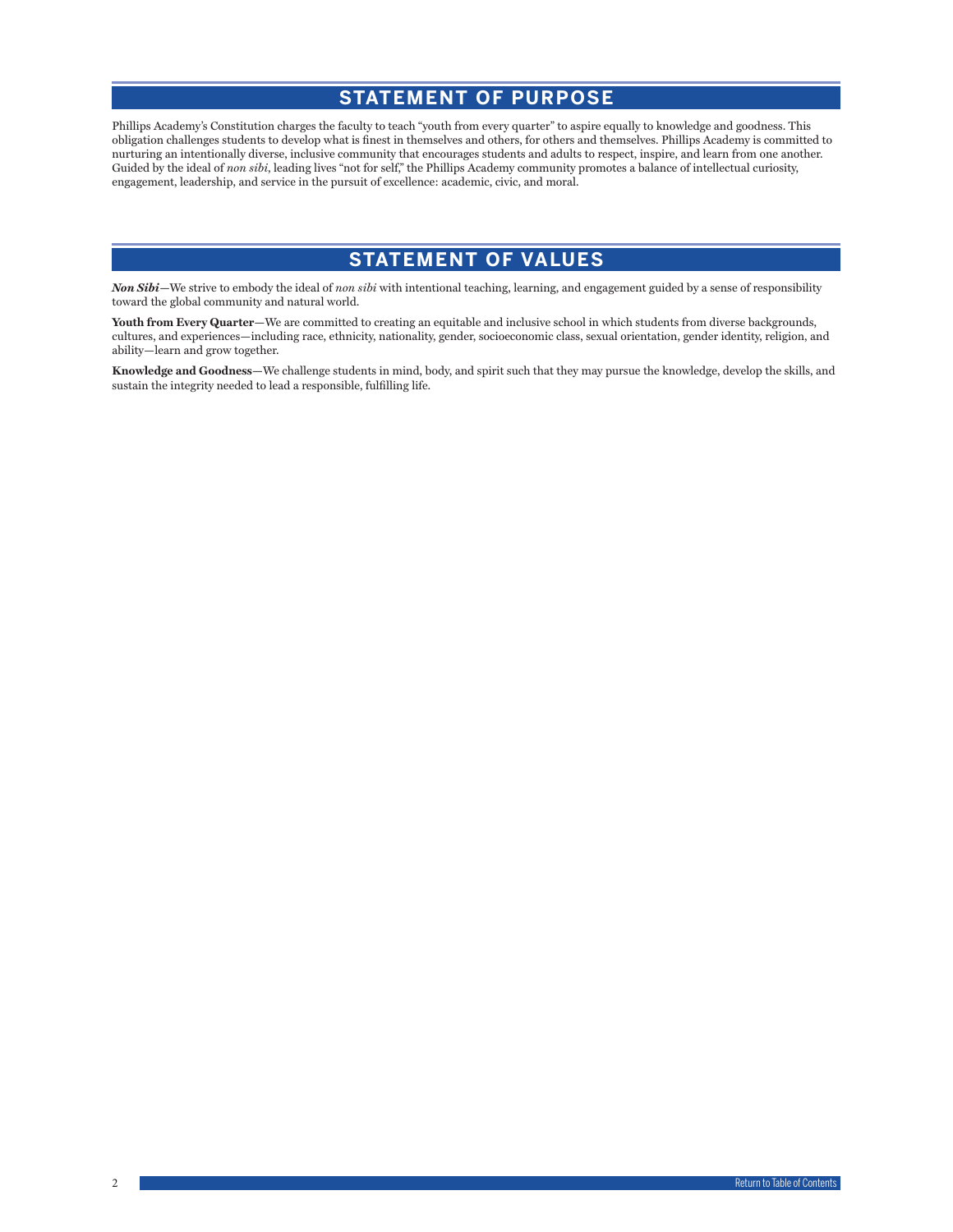## STATEMENT OF PURPOSE

Phillips Academy's Constitution charges the faculty to teach "youth from every quarter" to aspire equally to knowledge and goodness. This obligation challenges students to develop what is finest in themselves and others, for others and themselves. Phillips Academy is committed to nurturing an intentionally diverse, inclusive community that encourages students and adults to respect, inspire, and learn from one another. Guided by the ideal of *non sibi*, leading lives "not for self," the Phillips Academy community promotes a balance of intellectual curiosity, engagement, leadership, and service in the pursuit of excellence: academic, civic, and moral.

## STATEMENT OF VALUES

***Non Sibi***—We strive to embody the ideal of *non sibi* with intentional teaching, learning, and engagement guided by a sense of responsibility toward the global community and natural world.

**Youth from Every Quarter**—We are committed to creating an equitable and inclusive school in which students from diverse backgrounds, cultures, and experiences—including race, ethnicity, nationality, gender, socioeconomic class, sexual orientation, gender identity, religion, and ability—learn and grow together.

**Knowledge and Goodness**—We challenge students in mind, body, and spirit such that they may pursue the knowledge, develop the skills, and sustain the integrity needed to lead a responsible, fulfilling life.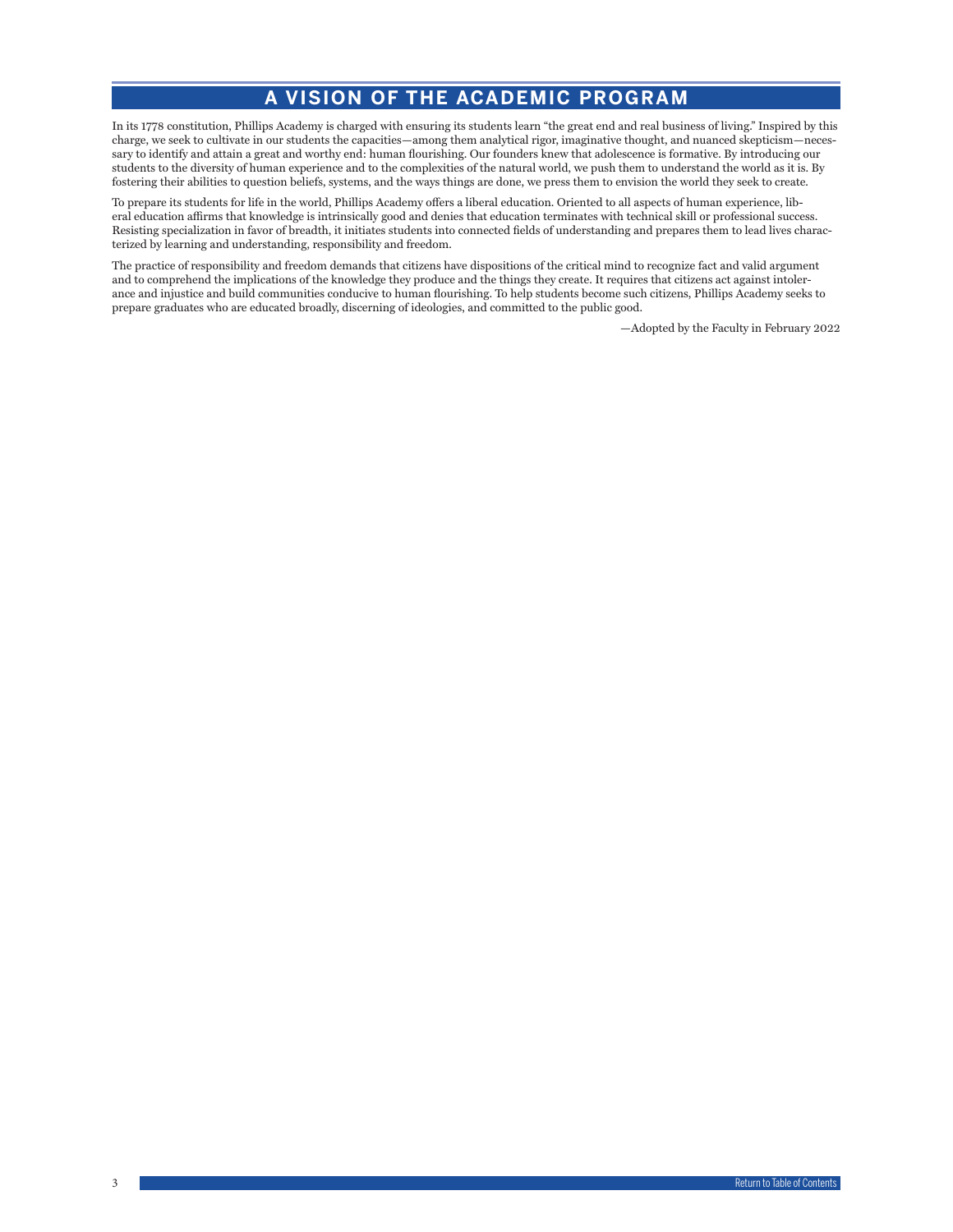# A VISION OF THE ACADEMIC PROGRAM

In its 1778 constitution, Phillips Academy is charged with ensuring its students learn "the great end and real business of living." Inspired by this charge, we seek to cultivate in our students the capacities—among them analytical rigor, imaginative thought, and nuanced skepticism—necessary to identify and attain a great and worthy end: human flourishing. Our founders knew that adolescence is formative. By introducing our students to the diversity of human experience and to the complexities of the natural world, we push them to understand the world as it is. By fostering their abilities to question beliefs, systems, and the ways things are done, we press them to envision the world they seek to create.

To prepare its students for life in the world, Phillips Academy offers a liberal education. Oriented to all aspects of human experience, liberal education affirms that knowledge is intrinsically good and denies that education terminates with technical skill or professional success. Resisting specialization in favor of breadth, it initiates students into connected fields of understanding and prepares them to lead lives characterized by learning and understanding, responsibility and freedom.

The practice of responsibility and freedom demands that citizens have dispositions of the critical mind to recognize fact and valid argument and to comprehend the implications of the knowledge they produce and the things they create. It requires that citizens act against intolerance and injustice and build communities conducive to human flourishing. To help students become such citizens, Phillips Academy seeks to prepare graduates who are educated broadly, discerning of ideologies, and committed to the public good.

—Adopted by the Faculty in February 2022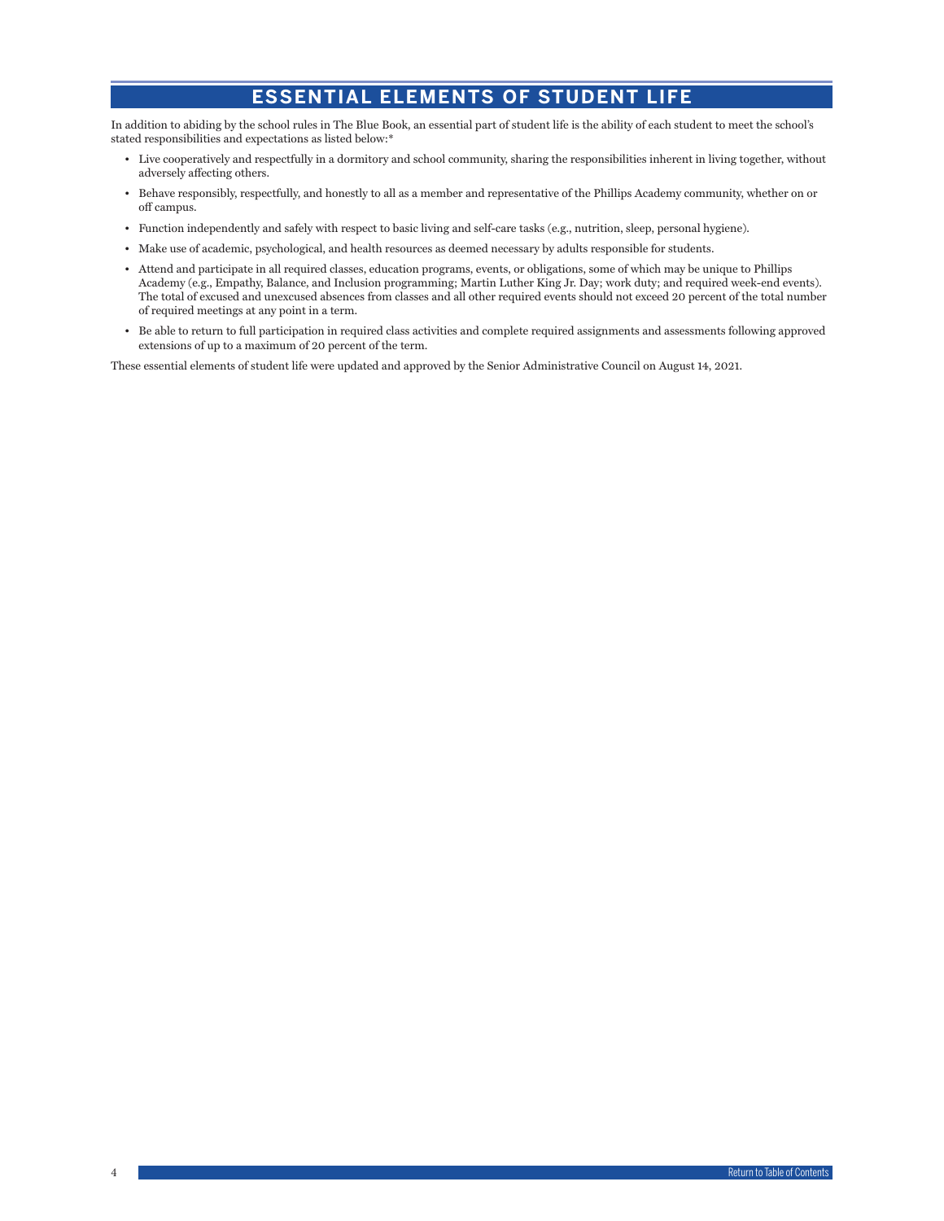# ESSENTIAL ELEMENTS OF STUDENT LIFE

In addition to abiding by the school rules in The Blue Book, an essential part of student life is the ability of each student to meet the school's stated responsibilities and expectations as listed below:*

- Live cooperatively and respectfully in a dormitory and school community, sharing the responsibilities inherent in living together, without adversely affecting others.
- Behave responsibly, respectfully, and honestly to all as a member and representative of the Phillips Academy community, whether on or off campus.
- Function independently and safely with respect to basic living and self-care tasks (e.g., nutrition, sleep, personal hygiene).
- Make use of academic, psychological, and health resources as deemed necessary by adults responsible for students.
- Attend and participate in all required classes, education programs, events, or obligations, some of which may be unique to Phillips Academy (e.g., Empathy, Balance, and Inclusion programming; Martin Luther King Jr. Day; work duty; and required week-end events). The total of excused and unexcused absences from classes and all other required events should not exceed 20 percent of the total number of required meetings at any point in a term.
- Be able to return to full participation in required class activities and complete required assignments and assessments following approved extensions of up to a maximum of 20 percent of the term.

These essential elements of student life were updated and approved by the Senior Administrative Council on August 14, 2021.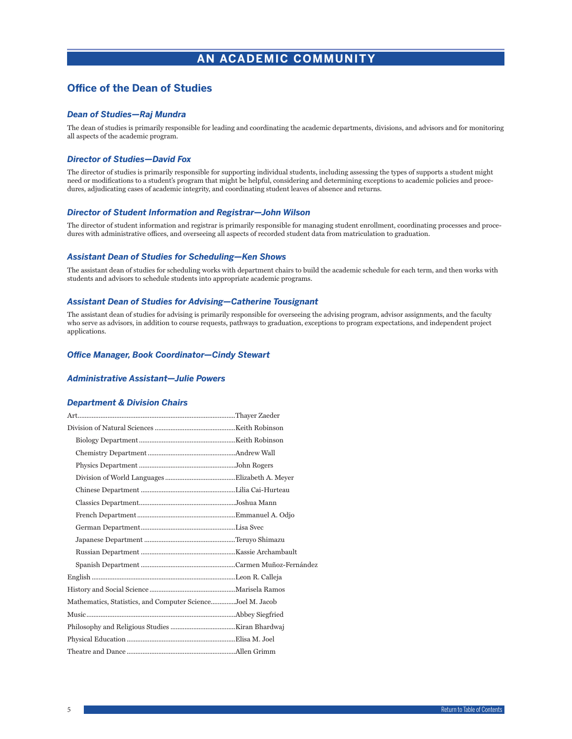# AN ACADEMIC COMMUNITY

## Office of the Dean of Studies

### *Dean of Studies—Raj Mundra*

The dean of studies is primarily responsible for leading and coordinating the academic departments, divisions, and advisors and for monitoring all aspects of the academic program.

### *Director of Studies—David Fox*

The director of studies is primarily responsible for supporting individual students, including assessing the types of supports a student might need or modifications to a student's program that might be helpful, considering and determining exceptions to academic policies and procedures, adjudicating cases of academic integrity, and coordinating student leaves of absence and returns.

### *Director of Student Information and Registrar—John Wilson*

The director of student information and registrar is primarily responsible for managing student enrollment, coordinating processes and procedures with administrative offices, and overseeing all aspects of recorded student data from matriculation to graduation.

### *Assistant Dean of Studies for Scheduling—Ken Shows*

The assistant dean of studies for scheduling works with department chairs to build the academic schedule for each term, and then works with students and advisors to schedule students into appropriate academic programs.

### *Assistant Dean of Studies for Advising—Catherine Tousignant*

The assistant dean of studies for advising is primarily responsible for overseeing the advising program, advisor assignments, and the faculty who serve as advisors, in addition to course requests, pathways to graduation, exceptions to program expectations, and independent project applications.

### *Office Manager, Book Coordinator—Cindy Stewart*

### *Administrative Assistant—Julie Powers*

### *Department & Division Chairs*

| Department / Division | Chair |
|---|---|
| Art | Thayer Zaeder |
| Division of Natural Sciences | Keith Robinson |
| Biology Department | Keith Robinson |
| Chemistry Department | Andrew Wall |
| Physics Department | John Rogers |
| Division of World Languages | Elizabeth A. Meyer |
| Chinese Department | Lilia Cai-Hurteau |
| Classics Department | Joshua Mann |
| French Department | Emmanuel A. Odjo |
| German Department | Lisa Svec |
| Japanese Department | Teruyo Shimazu |
| Russian Department | Kassie Archambault |
| Spanish Department | Carmen Muñoz-Fernández |
| English | Leon R. Calleja |
| History and Social Science | Marisela Ramos |
| Mathematics, Statistics, and Computer Science | Joel M. Jacob |
| Music | Abbey Siegfried |
| Philosophy and Religious Studies | Kiran Bhardwaj |
| Physical Education | Elisa M. Joel |
| Theatre and Dance | Allen Grimm |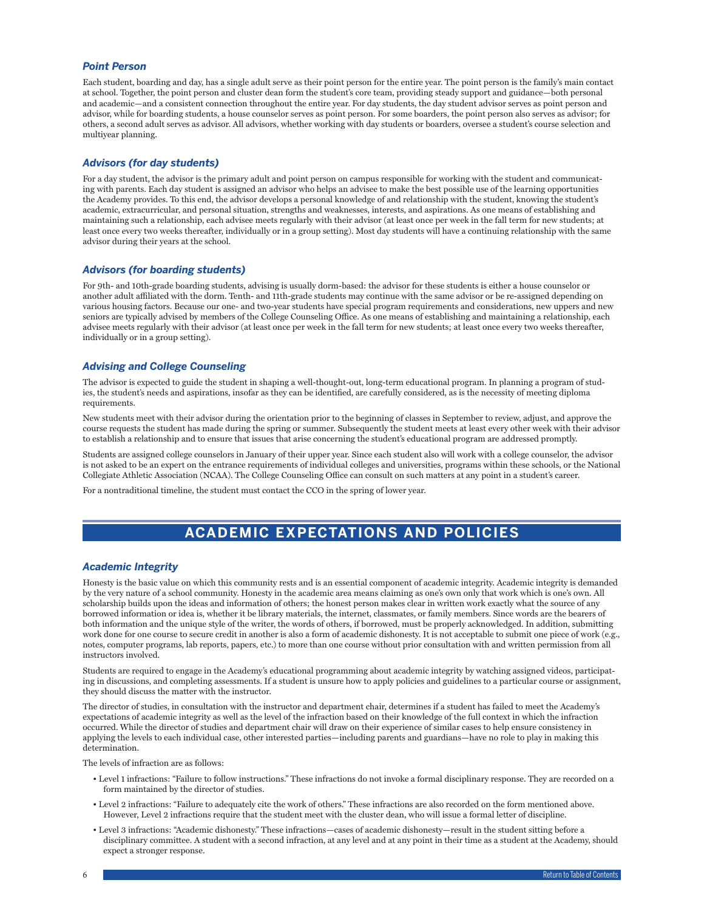### *Point Person*

Each student, boarding and day, has a single adult serve as their point person for the entire year. The point person is the family's main contact at school. Together, the point person and cluster dean form the student's core team, providing steady support and guidance—both personal and academic—and a consistent connection throughout the entire year. For day students, the day student advisor serves as point person and advisor, while for boarding students, a house counselor serves as point person. For some boarders, the point person also serves as advisor; for others, a second adult serves as advisor. All advisors, whether working with day students or boarders, oversee a student's course selection and multiyear planning.

### *Advisors (for day students)*

For a day student, the advisor is the primary adult and point person on campus responsible for working with the student and communicating with parents. Each day student is assigned an advisor who helps an advisee to make the best possible use of the learning opportunities the Academy provides. To this end, the advisor develops a personal knowledge of and relationship with the student, knowing the student's academic, extracurricular, and personal situation, strengths and weaknesses, interests, and aspirations. As one means of establishing and maintaining such a relationship, each advisee meets regularly with their advisor (at least once per week in the fall term for new students; at least once every two weeks thereafter, individually or in a group setting). Most day students will have a continuing relationship with the same advisor during their years at the school.

### *Advisors (for boarding students)*

For 9th- and 10th-grade boarding students, advising is usually dorm-based: the advisor for these students is either a house counselor or another adult affiliated with the dorm. Tenth- and 11th-grade students may continue with the same advisor or be re-assigned depending on various housing factors. Because our one- and two-year students have special program requirements and considerations, new uppers and new seniors are typically advised by members of the College Counseling Office. As one means of establishing and maintaining a relationship, each advisee meets regularly with their advisor (at least once per week in the fall term for new students; at least once every two weeks thereafter, individually or in a group setting).

### *Advising and College Counseling*

The advisor is expected to guide the student in shaping a well-thought-out, long-term educational program. In planning a program of studies, the student's needs and aspirations, insofar as they can be identified, are carefully considered, as is the necessity of meeting diploma requirements.

New students meet with their advisor during the orientation prior to the beginning of classes in September to review, adjust, and approve the course requests the student has made during the spring or summer. Subsequently the student meets at least every other week with their advisor to establish a relationship and to ensure that issues that arise concerning the student's educational program are addressed promptly.

Students are assigned college counselors in January of their upper year. Since each student also will work with a college counselor, the advisor is not asked to be an expert on the entrance requirements of individual colleges and universities, programs within these schools, or the National Collegiate Athletic Association (NCAA). The College Counseling Office can consult on such matters at any point in a student's career.

For a nontraditional timeline, the student must contact the CCO in the spring of lower year.

## ACADEMIC EXPECTATIONS AND POLICIES

### *Academic Integrity*

Honesty is the basic value on which this community rests and is an essential component of academic integrity. Academic integrity is demanded by the very nature of a school community. Honesty in the academic area means claiming as one's own only that work which is one's own. All scholarship builds upon the ideas and information of others; the honest person makes clear in written work exactly what the source of any borrowed information or idea is, whether it be library materials, the internet, classmates, or family members. Since words are the bearers of both information and the unique style of the writer, the words of others, if borrowed, must be properly acknowledged. In addition, submitting work done for one course to secure credit in another is also a form of academic dishonesty. It is not acceptable to submit one piece of work (e.g., notes, computer programs, lab reports, papers, etc.) to more than one course without prior consultation with and written permission from all instructors involved.

Students are required to engage in the Academy's educational programming about academic integrity by watching assigned videos, participating in discussions, and completing assessments. If a student is unsure how to apply policies and guidelines to a particular course or assignment, they should discuss the matter with the instructor.

The director of studies, in consultation with the instructor and department chair, determines if a student has failed to meet the Academy's expectations of academic integrity as well as the level of the infraction based on their knowledge of the full context in which the infraction occurred. While the director of studies and department chair will draw on their experience of similar cases to help ensure consistency in applying the levels to each individual case, other interested parties—including parents and guardians—have no role to play in making this determination.

The levels of infraction are as follows:

- Level 1 infractions: "Failure to follow instructions." These infractions do not invoke a formal disciplinary response. They are recorded on a form maintained by the director of studies.
- Level 2 infractions: "Failure to adequately cite the work of others." These infractions are also recorded on the form mentioned above. However, Level 2 infractions require that the student meet with the cluster dean, who will issue a formal letter of discipline.
- Level 3 infractions: "Academic dishonesty." These infractions—cases of academic dishonesty—result in the student sitting before a disciplinary committee. A student with a second infraction, at any level and at any point in their time as a student at the Academy, should expect a stronger response.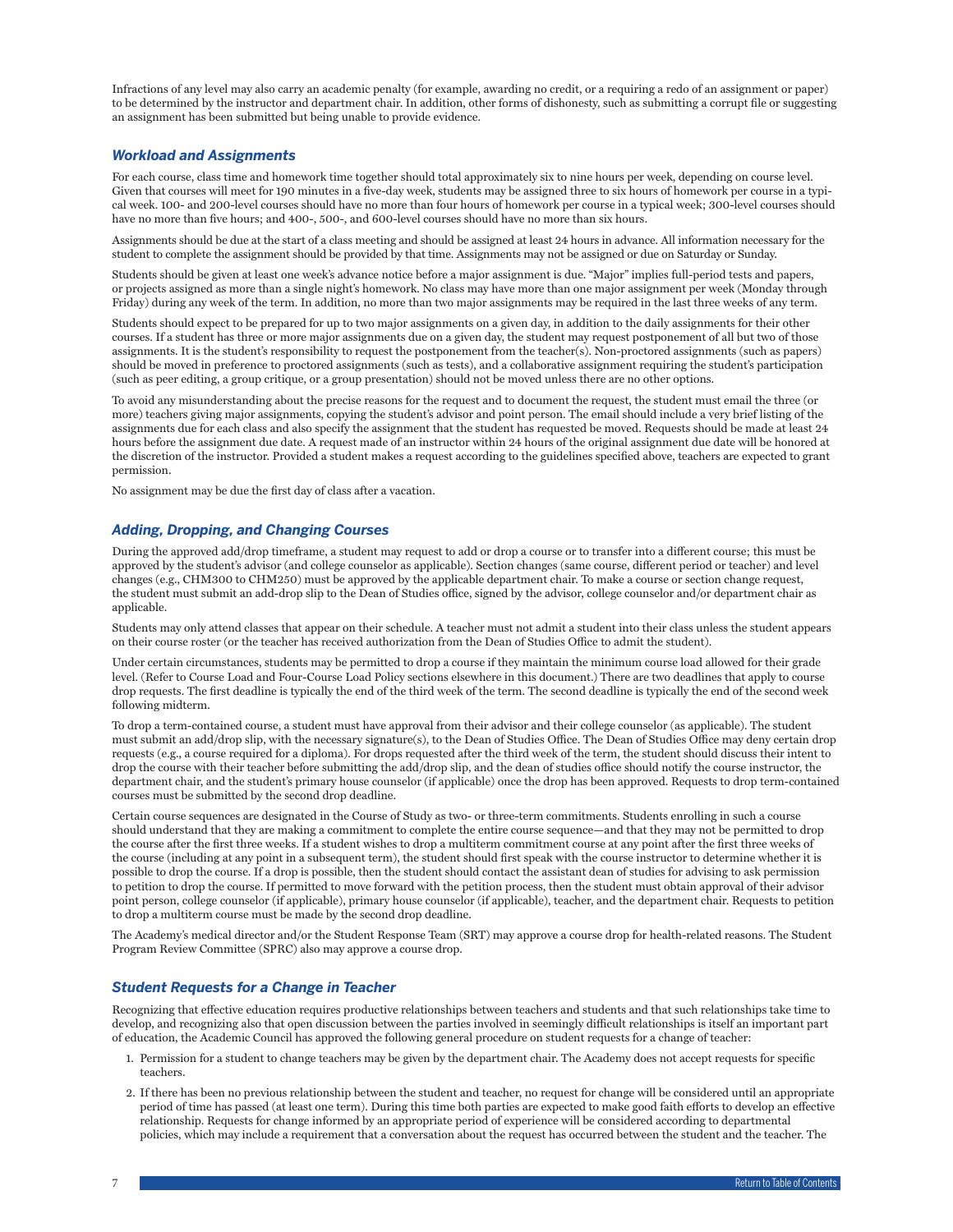Infractions of any level may also carry an academic penalty (for example, awarding no credit, or a requiring a redo of an assignment or paper) to be determined by the instructor and department chair. In addition, other forms of dishonesty, such as submitting a corrupt file or suggesting an assignment has been submitted but being unable to provide evidence.

### *Workload and Assignments*

For each course, class time and homework time together should total approximately six to nine hours per week, depending on course level. Given that courses will meet for 190 minutes in a five-day week, students may be assigned three to six hours of homework per course in a typical week. 100- and 200-level courses should have no more than four hours of homework per course in a typical week; 300-level courses should have no more than five hours; and 400-, 500-, and 600-level courses should have no more than six hours.

Assignments should be due at the start of a class meeting and should be assigned at least 24 hours in advance. All information necessary for the student to complete the assignment should be provided by that time. Assignments may not be assigned or due on Saturday or Sunday.

Students should be given at least one week's advance notice before a major assignment is due. "Major" implies full-period tests and papers, or projects assigned as more than a single night's homework. No class may have more than one major assignment per week (Monday through Friday) during any week of the term. In addition, no more than two major assignments may be required in the last three weeks of any term.

Students should expect to be prepared for up to two major assignments on a given day, in addition to the daily assignments for their other courses. If a student has three or more major assignments due on a given day, the student may request postponement of all but two of those assignments. It is the student's responsibility to request the postponement from the teacher(s). Non-proctored assignments (such as papers) should be moved in preference to proctored assignments (such as tests), and a collaborative assignment requiring the student's participation (such as peer editing, a group critique, or a group presentation) should not be moved unless there are no other options.

To avoid any misunderstanding about the precise reasons for the request and to document the request, the student must email the three (or more) teachers giving major assignments, copying the student's advisor and point person. The email should include a very brief listing of the assignments due for each class and also specify the assignment that the student has requested be moved. Requests should be made at least 24 hours before the assignment due date. A request made of an instructor within 24 hours of the original assignment due date will be honored at the discretion of the instructor. Provided a student makes a request according to the guidelines specified above, teachers are expected to grant permission.

No assignment may be due the first day of class after a vacation.

### *Adding, Dropping, and Changing Courses*

During the approved add/drop timeframe, a student may request to add or drop a course or to transfer into a different course; this must be approved by the student's advisor (and college counselor as applicable). Section changes (same course, different period or teacher) and level changes (e.g., CHM300 to CHM250) must be approved by the applicable department chair. To make a course or section change request, the student must submit an add-drop slip to the Dean of Studies office, signed by the advisor, college counselor and/or department chair as applicable.

Students may only attend classes that appear on their schedule. A teacher must not admit a student into their class unless the student appears on their course roster (or the teacher has received authorization from the Dean of Studies Office to admit the student).

Under certain circumstances, students may be permitted to drop a course if they maintain the minimum course load allowed for their grade level. (Refer to Course Load and Four-Course Load Policy sections elsewhere in this document.) There are two deadlines that apply to course drop requests. The first deadline is typically the end of the third week of the term. The second deadline is typically the end of the second week following midterm.

To drop a term-contained course, a student must have approval from their advisor and their college counselor (as applicable). The student must submit an add/drop slip, with the necessary signature(s), to the Dean of Studies Office. The Dean of Studies Office may deny certain drop requests (e.g., a course required for a diploma). For drops requested after the third week of the term, the student should discuss their intent to drop the course with their teacher before submitting the add/drop slip, and the dean of studies office should notify the course instructor, the department chair, and the student's primary house counselor (if applicable) once the drop has been approved. Requests to drop term-contained courses must be submitted by the second drop deadline.

Certain course sequences are designated in the Course of Study as two- or three-term commitments. Students enrolling in such a course should understand that they are making a commitment to complete the entire course sequence—and that they may not be permitted to drop the course after the first three weeks. If a student wishes to drop a multiterm commitment course at any point after the first three weeks of the course (including at any point in a subsequent term), the student should first speak with the course instructor to determine whether it is possible to drop the course. If a drop is possible, then the student should contact the assistant dean of studies for advising to ask permission to petition to drop the course. If permitted to move forward with the petition process, then the student must obtain approval of their advisor point person, college counselor (if applicable), primary house counselor (if applicable), teacher, and the department chair. Requests to petition to drop a multiterm course must be made by the second drop deadline.

The Academy's medical director and/or the Student Response Team (SRT) may approve a course drop for health-related reasons. The Student Program Review Committee (SPRC) also may approve a course drop.

### *Student Requests for a Change in Teacher*

Recognizing that effective education requires productive relationships between teachers and students and that such relationships take time to develop, and recognizing also that open discussion between the parties involved in seemingly difficult relationships is itself an important part of education, the Academic Council has approved the following general procedure on student requests for a change of teacher:

1. Permission for a student to change teachers may be given by the department chair. The Academy does not accept requests for specific teachers.
2. If there has been no previous relationship between the student and teacher, no request for change will be considered until an appropriate period of time has passed (at least one term). During this time both parties are expected to make good faith efforts to develop an effective relationship. Requests for change informed by an appropriate period of experience will be considered according to departmental policies, which may include a requirement that a conversation about the request has occurred between the student and the teacher. The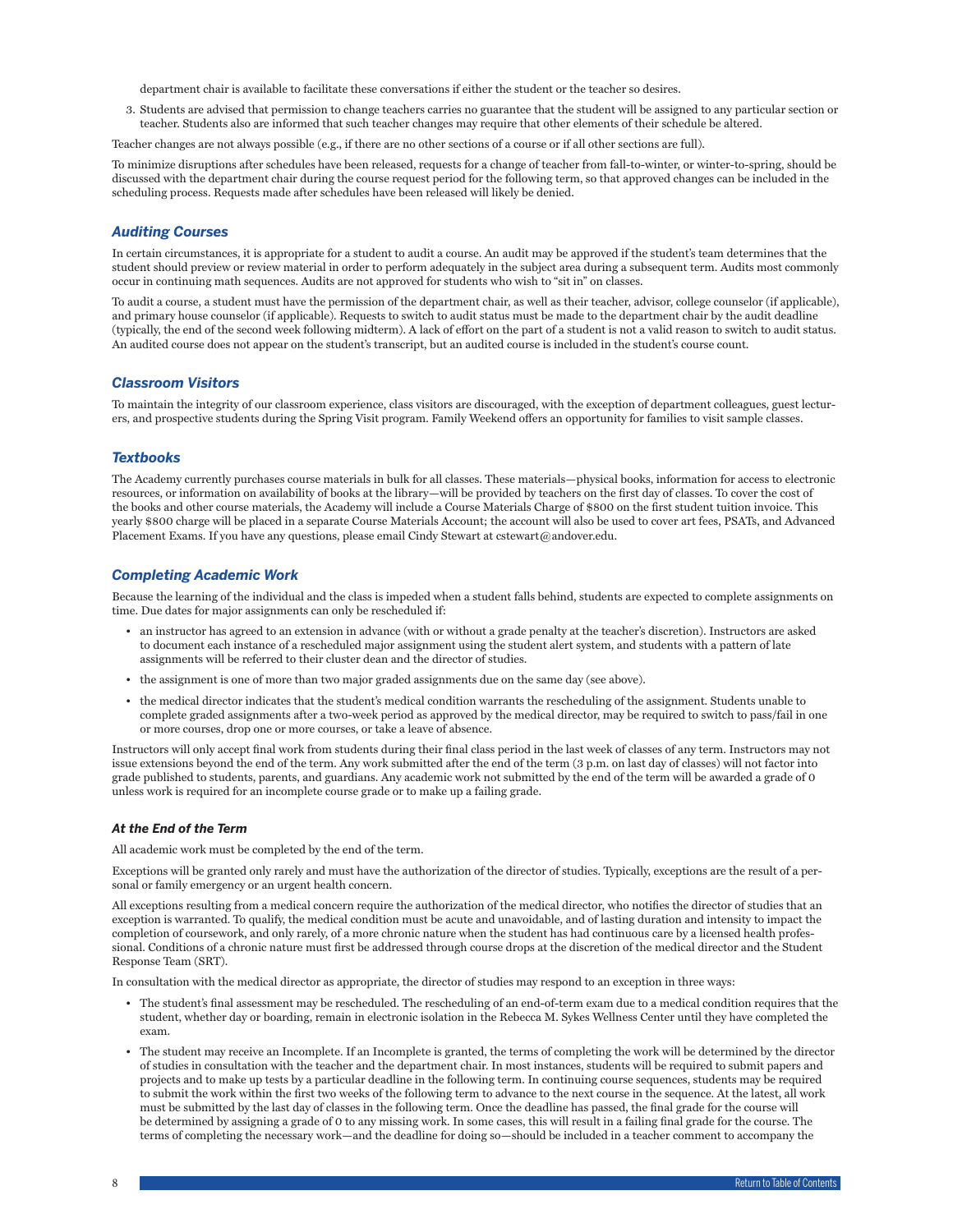department chair is available to facilitate these conversations if either the student or the teacher so desires.

3. Students are advised that permission to change teachers carries no guarantee that the student will be assigned to any particular section or teacher. Students also are informed that such teacher changes may require that other elements of their schedule be altered.

Teacher changes are not always possible (e.g., if there are no other sections of a course or if all other sections are full).

To minimize disruptions after schedules have been released, requests for a change of teacher from fall-to-winter, or winter-to-spring, should be discussed with the department chair during the course request period for the following term, so that approved changes can be included in the scheduling process. Requests made after schedules have been released will likely be denied.

### *Auditing Courses*

In certain circumstances, it is appropriate for a student to audit a course. An audit may be approved if the student's team determines that the student should preview or review material in order to perform adequately in the subject area during a subsequent term. Audits most commonly occur in continuing math sequences. Audits are not approved for students who wish to "sit in" on classes.

To audit a course, a student must have the permission of the department chair, as well as their teacher, advisor, college counselor (if applicable), and primary house counselor (if applicable). Requests to switch to audit status must be made to the department chair by the audit deadline (typically, the end of the second week following midterm). A lack of effort on the part of a student is not a valid reason to switch to audit status. An audited course does not appear on the student's transcript, but an audited course is included in the student's course count.

### *Classroom Visitors*

To maintain the integrity of our classroom experience, class visitors are discouraged, with the exception of department colleagues, guest lecturers, and prospective students during the Spring Visit program. Family Weekend offers an opportunity for families to visit sample classes.

### *Textbooks*

The Academy currently purchases course materials in bulk for all classes. These materials—physical books, information for access to electronic resources, or information on availability of books at the library—will be provided by teachers on the first day of classes. To cover the cost of the books and other course materials, the Academy will include a Course Materials Charge of $800 on the first student tuition invoice. This yearly $800 charge will be placed in a separate Course Materials Account; the account will also be used to cover art fees, PSATs, and Advanced Placement Exams. If you have any questions, please email Cindy Stewart at cstewart@andover.edu.

### *Completing Academic Work*

Because the learning of the individual and the class is impeded when a student falls behind, students are expected to complete assignments on time. Due dates for major assignments can only be rescheduled if:

- an instructor has agreed to an extension in advance (with or without a grade penalty at the teacher's discretion). Instructors are asked to document each instance of a rescheduled major assignment using the student alert system, and students with a pattern of late assignments will be referred to their cluster dean and the director of studies.
- the assignment is one of more than two major graded assignments due on the same day (see above).
- the medical director indicates that the student's medical condition warrants the rescheduling of the assignment. Students unable to complete graded assignments after a two-week period as approved by the medical director, may be required to switch to pass/fail in one or more courses, drop one or more courses, or take a leave of absence.

Instructors will only accept final work from students during their final class period in the last week of classes of any term. Instructors may not issue extensions beyond the end of the term. Any work submitted after the end of the term (3 p.m. on last day of classes) will not factor into grade published to students, parents, and guardians. Any academic work not submitted by the end of the term will be awarded a grade of 0 unless work is required for an incomplete course grade or to make up a failing grade.

#### *At the End of the Term*

All academic work must be completed by the end of the term.

Exceptions will be granted only rarely and must have the authorization of the director of studies. Typically, exceptions are the result of a personal or family emergency or an urgent health concern.

All exceptions resulting from a medical concern require the authorization of the medical director, who notifies the director of studies that an exception is warranted. To qualify, the medical condition must be acute and unavoidable, and of lasting duration and intensity to impact the completion of coursework, and only rarely, of a more chronic nature when the student has had continuous care by a licensed health professional. Conditions of a chronic nature must first be addressed through course drops at the discretion of the medical director and the Student Response Team (SRT).

In consultation with the medical director as appropriate, the director of studies may respond to an exception in three ways:

- The student's final assessment may be rescheduled. The rescheduling of an end-of-term exam due to a medical condition requires that the student, whether day or boarding, remain in electronic isolation in the Rebecca M. Sykes Wellness Center until they have completed the exam.
- The student may receive an Incomplete. If an Incomplete is granted, the terms of completing the work will be determined by the director of studies in consultation with the teacher and the department chair. In most instances, students will be required to submit papers and projects and to make up tests by a particular deadline in the following term. In continuing course sequences, students may be required to submit the work within the first two weeks of the following term to advance to the next course in the sequence. At the latest, all work must be submitted by the last day of classes in the following term. Once the deadline has passed, the final grade for the course will be determined by assigning a grade of 0 to any missing work. In some cases, this will result in a failing final grade for the course. The terms of completing the necessary work—and the deadline for doing so—should be included in a teacher comment to accompany the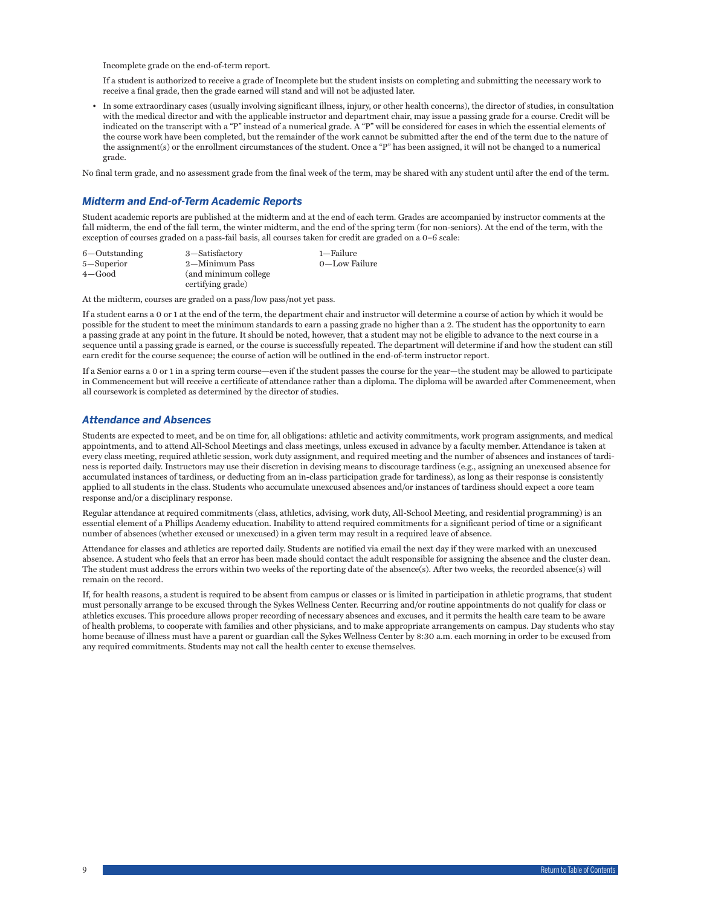Incomplete grade on the end-of-term report.

If a student is authorized to receive a grade of Incomplete but the student insists on completing and submitting the necessary work to receive a final grade, then the grade earned will stand and will not be adjusted later.

- In some extraordinary cases (usually involving significant illness, injury, or other health concerns), the director of studies, in consultation with the medical director and with the applicable instructor and department chair, may issue a passing grade for a course. Credit will be indicated on the transcript with a "P" instead of a numerical grade. A "P" will be considered for cases in which the essential elements of the course work have been completed, but the remainder of the work cannot be submitted after the end of the term due to the nature of the assignment(s) or the enrollment circumstances of the student. Once a "P" has been assigned, it will not be changed to a numerical grade.

No final term grade, and no assessment grade from the final week of the term, may be shared with any student until after the end of the term.

### *Midterm and End-of-Term Academic Reports*

Student academic reports are published at the midterm and at the end of each term. Grades are accompanied by instructor comments at the fall midterm, the end of the fall term, the winter midterm, and the end of the spring term (for non-seniors). At the end of the term, with the exception of courses graded on a pass-fail basis, all courses taken for credit are graded on a 0–6 scale:

6—Outstanding
5—Superior
4—Good
3—Satisfactory
2—Minimum Pass (and minimum college certifying grade)
1—Failure
0—Low Failure

At the midterm, courses are graded on a pass/low pass/not yet pass.

If a student earns a 0 or 1 at the end of the term, the department chair and instructor will determine a course of action by which it would be possible for the student to meet the minimum standards to earn a passing grade no higher than a 2. The student has the opportunity to earn a passing grade at any point in the future. It should be noted, however, that a student may not be eligible to advance to the next course in a sequence until a passing grade is earned, or the course is successfully repeated. The department will determine if and how the student can still earn credit for the course sequence; the course of action will be outlined in the end-of-term instructor report.

If a Senior earns a 0 or 1 in a spring term course—even if the student passes the course for the year—the student may be allowed to participate in Commencement but will receive a certificate of attendance rather than a diploma. The diploma will be awarded after Commencement, when all coursework is completed as determined by the director of studies.

### *Attendance and Absences*

Students are expected to meet, and be on time for, all obligations: athletic and activity commitments, work program assignments, and medical appointments, and to attend All-School Meetings and class meetings, unless excused in advance by a faculty member. Attendance is taken at every class meeting, required athletic session, work duty assignment, and required meeting and the number of absences and instances of tardiness is reported daily. Instructors may use their discretion in devising means to discourage tardiness (e.g., assigning an unexcused absence for accumulated instances of tardiness, or deducting from an in-class participation grade for tardiness), as long as their response is consistently applied to all students in the class. Students who accumulate unexcused absences and/or instances of tardiness should expect a core team response and/or a disciplinary response.

Regular attendance at required commitments (class, athletics, advising, work duty, All-School Meeting, and residential programming) is an essential element of a Phillips Academy education. Inability to attend required commitments for a significant period of time or a significant number of absences (whether excused or unexcused) in a given term may result in a required leave of absence.

Attendance for classes and athletics are reported daily. Students are notified via email the next day if they were marked with an unexcused absence. A student who feels that an error has been made should contact the adult responsible for assigning the absence and the cluster dean. The student must address the errors within two weeks of the reporting date of the absence(s). After two weeks, the recorded absence(s) will remain on the record.

If, for health reasons, a student is required to be absent from campus or classes or is limited in participation in athletic programs, that student must personally arrange to be excused through the Sykes Wellness Center. Recurring and/or routine appointments do not qualify for class or athletics excuses. This procedure allows proper recording of necessary absences and excuses, and it permits the health care team to be aware of health problems, to cooperate with families and other physicians, and to make appropriate arrangements on campus. Day students who stay home because of illness must have a parent or guardian call the Sykes Wellness Center by 8:30 a.m. each morning in order to be excused from any required commitments. Students may not call the health center to excuse themselves.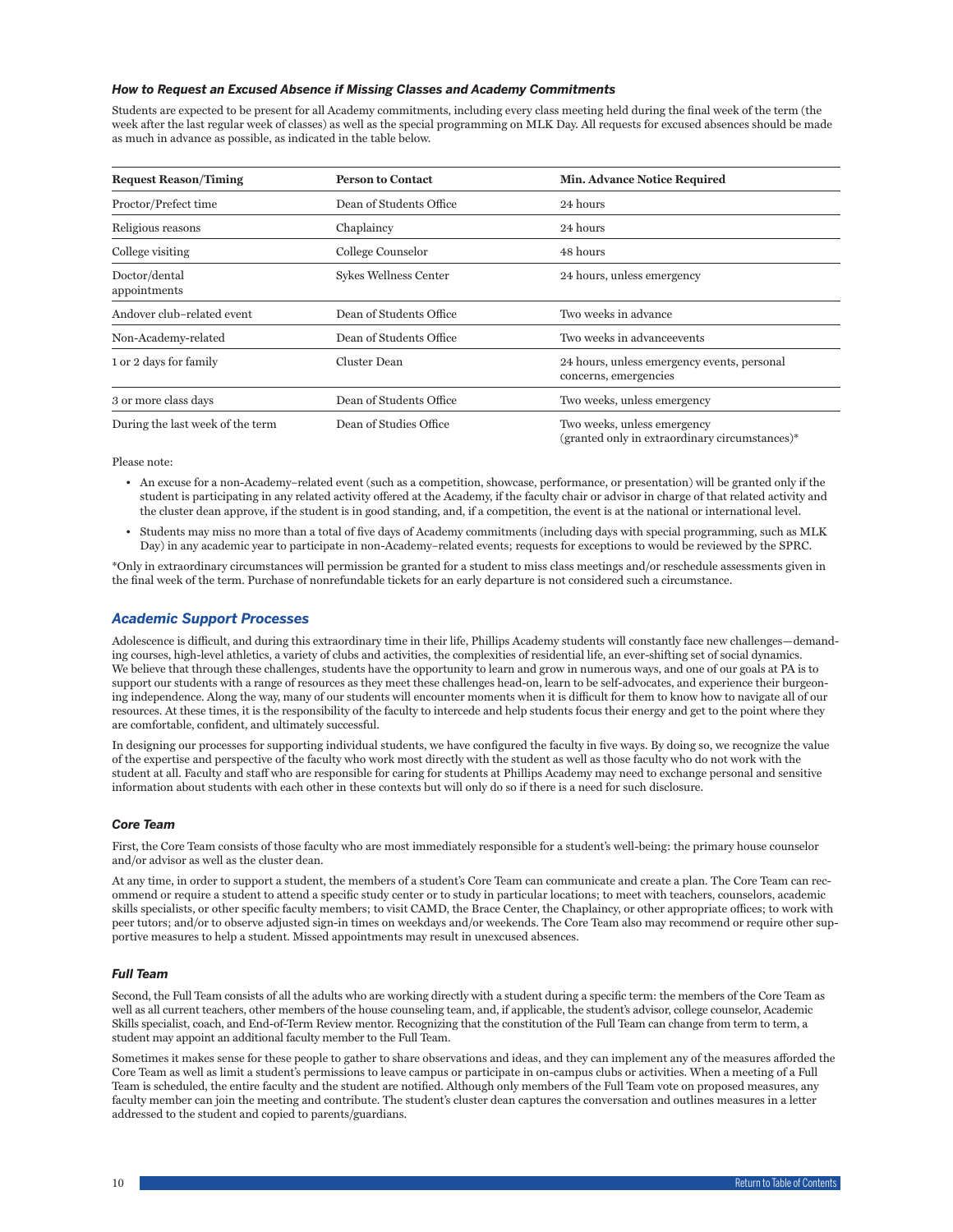### *How to Request an Excused Absence if Missing Classes and Academy Commitments*

Students are expected to be present for all Academy commitments, including every class meeting held during the final week of the term (the week after the last regular week of classes) as well as the special programming on MLK Day. All requests for excused absences should be made as much in advance as possible, as indicated in the table below.

| Request Reason/Timing | Person to Contact | Min. Advance Notice Required |
|---|---|---|
| Proctor/Prefect time | Dean of Students Office | 24 hours |
| Religious reasons | Chaplaincy | 24 hours |
| College visiting | College Counselor | 48 hours |
| Doctor/dental appointments | Sykes Wellness Center | 24 hours, unless emergency |
| Andover club–related event | Dean of Students Office | Two weeks in advance |
| Non-Academy-related | Dean of Students Office | Two weeks in advanceevents |
| 1 or 2 days for family | Cluster Dean | 24 hours, unless emergency events, personal concerns, emergencies |
| 3 or more class days | Dean of Students Office | Two weeks, unless emergency |
| During the last week of the term | Dean of Studies Office | Two weeks, unless emergency (granted only in extraordinary circumstances)* |

Please note:

- An excuse for a non-Academy–related event (such as a competition, showcase, performance, or presentation) will be granted only if the student is participating in any related activity offered at the Academy, if the faculty chair or advisor in charge of that related activity and the cluster dean approve, if the student is in good standing, and, if a competition, the event is at the national or international level.
- Students may miss no more than a total of five days of Academy commitments (including days with special programming, such as MLK Day) in any academic year to participate in non-Academy–related events; requests for exceptions to would be reviewed by the SPRC.

*Only in extraordinary circumstances will permission be granted for a student to miss class meetings and/or reschedule assessments given in the final week of the term. Purchase of nonrefundable tickets for an early departure is not considered such a circumstance.

## *Academic Support Processes*

Adolescence is difficult, and during this extraordinary time in their life, Phillips Academy students will constantly face new challenges—demanding courses, high-level athletics, a variety of clubs and activities, the complexities of residential life, an ever-shifting set of social dynamics. We believe that through these challenges, students have the opportunity to learn and grow in numerous ways, and one of our goals at PA is to support our students with a range of resources as they meet these challenges head-on, learn to be self-advocates, and experience their burgeoning independence. Along the way, many of our students will encounter moments when it is difficult for them to know how to navigate all of our resources. At these times, it is the responsibility of the faculty to intercede and help students focus their energy and get to the point where they are comfortable, confident, and ultimately successful.

In designing our processes for supporting individual students, we have configured the faculty in five ways. By doing so, we recognize the value of the expertise and perspective of the faculty who work most directly with the student as well as those faculty who do not work with the student at all. Faculty and staff who are responsible for caring for students at Phillips Academy may need to exchange personal and sensitive information about students with each other in these contexts but will only do so if there is a need for such disclosure.

### *Core Team*

First, the Core Team consists of those faculty who are most immediately responsible for a student's well-being: the primary house counselor and/or advisor as well as the cluster dean.

At any time, in order to support a student, the members of a student's Core Team can communicate and create a plan. The Core Team can recommend or require a student to attend a specific study center or to study in particular locations; to meet with teachers, counselors, academic skills specialists, or other specific faculty members; to visit CAMD, the Brace Center, the Chaplaincy, or other appropriate offices; to work with peer tutors; and/or to observe adjusted sign-in times on weekdays and/or weekends. The Core Team also may recommend or require other supportive measures to help a student. Missed appointments may result in unexcused absences.

### *Full Team*

Second, the Full Team consists of all the adults who are working directly with a student during a specific term: the members of the Core Team as well as all current teachers, other members of the house counseling team, and, if applicable, the student's advisor, college counselor, Academic Skills specialist, coach, and End-of-Term Review mentor. Recognizing that the constitution of the Full Team can change from term to term, a student may appoint an additional faculty member to the Full Team.

Sometimes it makes sense for these people to gather to share observations and ideas, and they can implement any of the measures afforded the Core Team as well as limit a student's permissions to leave campus or participate in on-campus clubs or activities. When a meeting of a Full Team is scheduled, the entire faculty and the student are notified. Although only members of the Full Team vote on proposed measures, any faculty member can join the meeting and contribute. The student's cluster dean captures the conversation and outlines measures in a letter addressed to the student and copied to parents/guardians.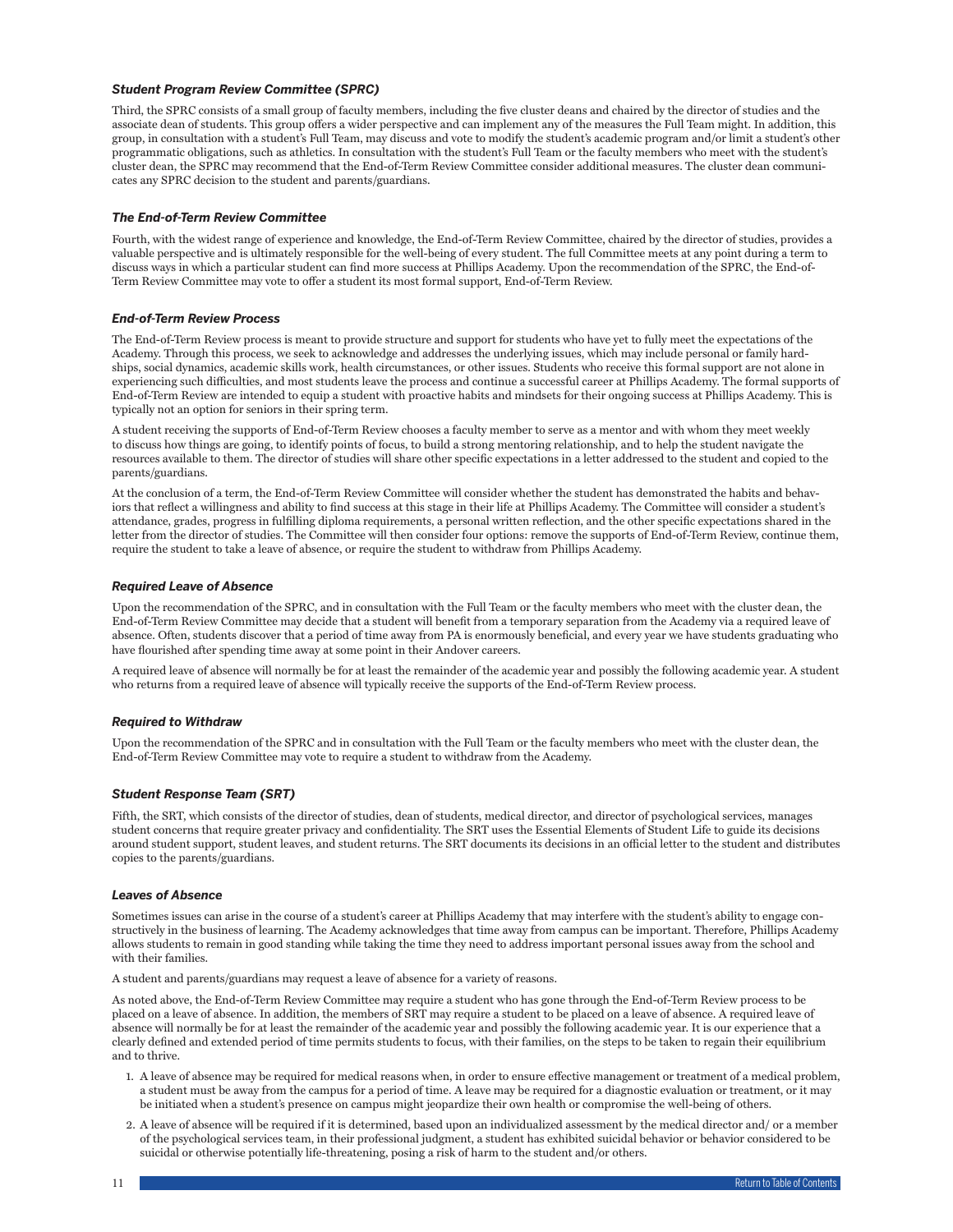### *Student Program Review Committee (SPRC)*

Third, the SPRC consists of a small group of faculty members, including the five cluster deans and chaired by the director of studies and the associate dean of students. This group offers a wider perspective and can implement any of the measures the Full Team might. In addition, this group, in consultation with a student's Full Team, may discuss and vote to modify the student's academic program and/or limit a student's other programmatic obligations, such as athletics. In consultation with the student's Full Team or the faculty members who meet with the student's cluster dean, the SPRC may recommend that the End-of-Term Review Committee consider additional measures. The cluster dean communicates any SPRC decision to the student and parents/guardians.

### *The End-of-Term Review Committee*

Fourth, with the widest range of experience and knowledge, the End-of-Term Review Committee, chaired by the director of studies, provides a valuable perspective and is ultimately responsible for the well-being of every student. The full Committee meets at any point during a term to discuss ways in which a particular student can find more success at Phillips Academy. Upon the recommendation of the SPRC, the End-of-Term Review Committee may vote to offer a student its most formal support, End-of-Term Review.

### *End-of-Term Review Process*

The End-of-Term Review process is meant to provide structure and support for students who have yet to fully meet the expectations of the Academy. Through this process, we seek to acknowledge and addresses the underlying issues, which may include personal or family hardships, social dynamics, academic skills work, health circumstances, or other issues. Students who receive this formal support are not alone in experiencing such difficulties, and most students leave the process and continue a successful career at Phillips Academy. The formal supports of End-of-Term Review are intended to equip a student with proactive habits and mindsets for their ongoing success at Phillips Academy. This is typically not an option for seniors in their spring term.

A student receiving the supports of End-of-Term Review chooses a faculty member to serve as a mentor and with whom they meet weekly to discuss how things are going, to identify points of focus, to build a strong mentoring relationship, and to help the student navigate the resources available to them. The director of studies will share other specific expectations in a letter addressed to the student and copied to the parents/guardians.

At the conclusion of a term, the End-of-Term Review Committee will consider whether the student has demonstrated the habits and behaviors that reflect a willingness and ability to find success at this stage in their life at Phillips Academy. The Committee will consider a student's attendance, grades, progress in fulfilling diploma requirements, a personal written reflection, and the other specific expectations shared in the letter from the director of studies. The Committee will then consider four options: remove the supports of End-of-Term Review, continue them, require the student to take a leave of absence, or require the student to withdraw from Phillips Academy.

### *Required Leave of Absence*

Upon the recommendation of the SPRC, and in consultation with the Full Team or the faculty members who meet with the cluster dean, the End-of-Term Review Committee may decide that a student will benefit from a temporary separation from the Academy via a required leave of absence. Often, students discover that a period of time away from PA is enormously beneficial, and every year we have students graduating who have flourished after spending time away at some point in their Andover careers.

A required leave of absence will normally be for at least the remainder of the academic year and possibly the following academic year. A student who returns from a required leave of absence will typically receive the supports of the End-of-Term Review process.

### *Required to Withdraw*

Upon the recommendation of the SPRC and in consultation with the Full Team or the faculty members who meet with the cluster dean, the End-of-Term Review Committee may vote to require a student to withdraw from the Academy.

### *Student Response Team (SRT)*

Fifth, the SRT, which consists of the director of studies, dean of students, medical director, and director of psychological services, manages student concerns that require greater privacy and confidentiality. The SRT uses the Essential Elements of Student Life to guide its decisions around student support, student leaves, and student returns. The SRT documents its decisions in an official letter to the student and distributes copies to the parents/guardians.

### *Leaves of Absence*

Sometimes issues can arise in the course of a student's career at Phillips Academy that may interfere with the student's ability to engage constructively in the business of learning. The Academy acknowledges that time away from campus can be important. Therefore, Phillips Academy allows students to remain in good standing while taking the time they need to address important personal issues away from the school and with their families.

A student and parents/guardians may request a leave of absence for a variety of reasons.

As noted above, the End-of-Term Review Committee may require a student who has gone through the End-of-Term Review process to be placed on a leave of absence. In addition, the members of SRT may require a student to be placed on a leave of absence. A required leave of absence will normally be for at least the remainder of the academic year and possibly the following academic year. It is our experience that a clearly defined and extended period of time permits students to focus, with their families, on the steps to be taken to regain their equilibrium and to thrive.

1. A leave of absence may be required for medical reasons when, in order to ensure effective management or treatment of a medical problem, a student must be away from the campus for a period of time. A leave may be required for a diagnostic evaluation or treatment, or it may be initiated when a student's presence on campus might jeopardize their own health or compromise the well-being of others.
2. A leave of absence will be required if it is determined, based upon an individualized assessment by the medical director and/ or a member of the psychological services team, in their professional judgment, a student has exhibited suicidal behavior or behavior considered to be suicidal or otherwise potentially life-threatening, posing a risk of harm to the student and/or others.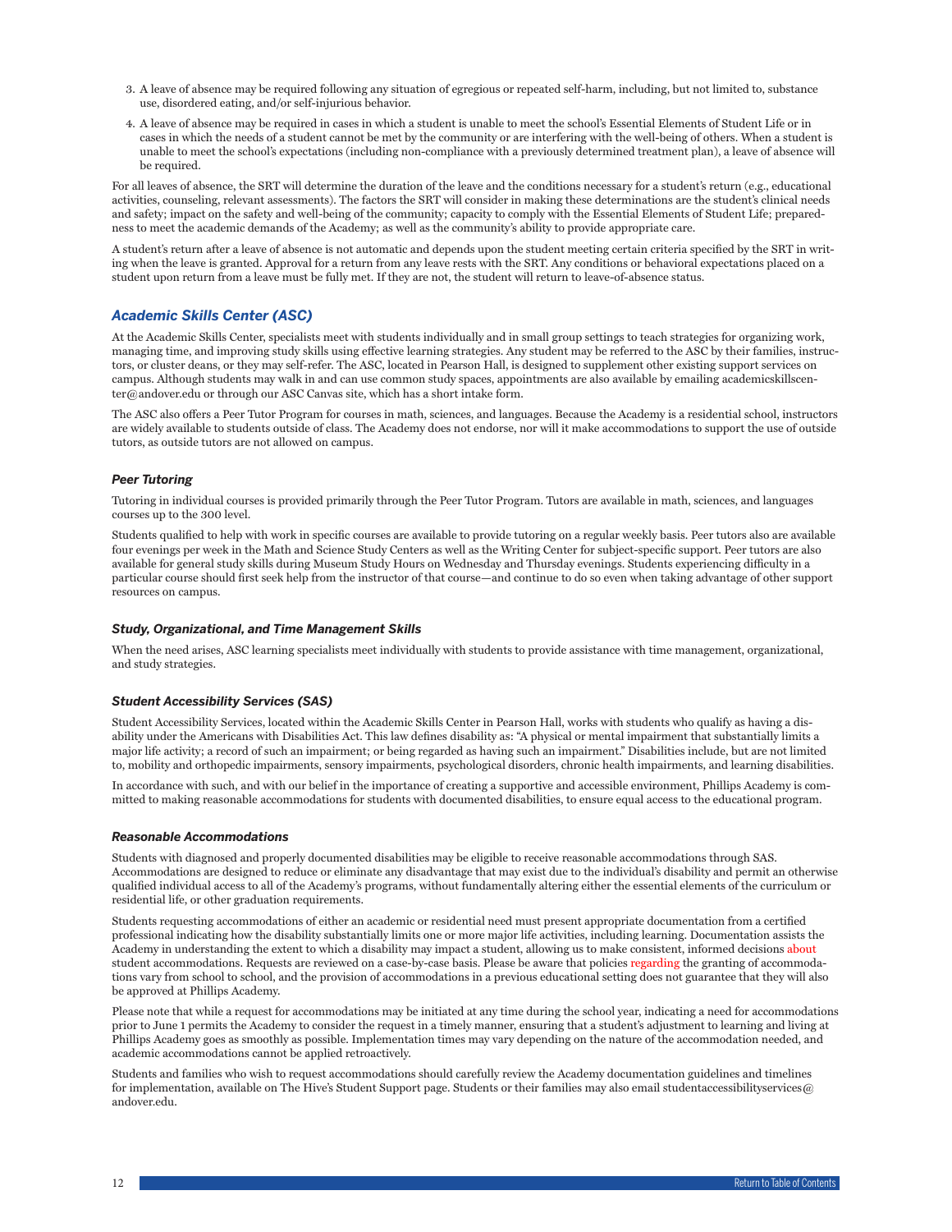3. A leave of absence may be required following any situation of egregious or repeated self-harm, including, but not limited to, substance use, disordered eating, and/or self-injurious behavior.
4. A leave of absence may be required in cases in which a student is unable to meet the school's Essential Elements of Student Life or in cases in which the needs of a student cannot be met by the community or are interfering with the well-being of others. When a student is unable to meet the school's expectations (including non-compliance with a previously determined treatment plan), a leave of absence will be required.

For all leaves of absence, the SRT will determine the duration of the leave and the conditions necessary for a student's return (e.g., educational activities, counseling, relevant assessments). The factors the SRT will consider in making these determinations are the student's clinical needs and safety; impact on the safety and well-being of the community; capacity to comply with the Essential Elements of Student Life; preparedness to meet the academic demands of the Academy; as well as the community's ability to provide appropriate care.

A student's return after a leave of absence is not automatic and depends upon the student meeting certain criteria specified by the SRT in writing when the leave is granted. Approval for a return from any leave rests with the SRT. Any conditions or behavioral expectations placed on a student upon return from a leave must be fully met. If they are not, the student will return to leave-of-absence status.

## *Academic Skills Center (ASC)*

At the Academic Skills Center, specialists meet with students individually and in small group settings to teach strategies for organizing work, managing time, and improving study skills using effective learning strategies. Any student may be referred to the ASC by their families, instructors, or cluster deans, or they may self-refer. The ASC, located in Pearson Hall, is designed to supplement other existing support services on campus. Although students may walk in and can use common study spaces, appointments are also available by emailing academicskillscenter@andover.edu or through our ASC Canvas site, which has a short intake form.

The ASC also offers a Peer Tutor Program for courses in math, sciences, and languages. Because the Academy is a residential school, instructors are widely available to students outside of class. The Academy does not endorse, nor will it make accommodations to support the use of outside tutors, as outside tutors are not allowed on campus.

### *Peer Tutoring*

Tutoring in individual courses is provided primarily through the Peer Tutor Program. Tutors are available in math, sciences, and languages courses up to the 300 level.

Students qualified to help with work in specific courses are available to provide tutoring on a regular weekly basis. Peer tutors also are available four evenings per week in the Math and Science Study Centers as well as the Writing Center for subject-specific support. Peer tutors are also available for general study skills during Museum Study Hours on Wednesday and Thursday evenings. Students experiencing difficulty in a particular course should first seek help from the instructor of that course—and continue to do so even when taking advantage of other support resources on campus.

### *Study, Organizational, and Time Management Skills*

When the need arises, ASC learning specialists meet individually with students to provide assistance with time management, organizational, and study strategies.

### *Student Accessibility Services (SAS)*

Student Accessibility Services, located within the Academic Skills Center in Pearson Hall, works with students who qualify as having a disability under the Americans with Disabilities Act. This law defines disability as: "A physical or mental impairment that substantially limits a major life activity; a record of such an impairment; or being regarded as having such an impairment." Disabilities include, but are not limited to, mobility and orthopedic impairments, sensory impairments, psychological disorders, chronic health impairments, and learning disabilities.

In accordance with such, and with our belief in the importance of creating a supportive and accessible environment, Phillips Academy is committed to making reasonable accommodations for students with documented disabilities, to ensure equal access to the educational program.

### *Reasonable Accommodations*

Students with diagnosed and properly documented disabilities may be eligible to receive reasonable accommodations through SAS. Accommodations are designed to reduce or eliminate any disadvantage that may exist due to the individual's disability and permit an otherwise qualified individual access to all of the Academy's programs, without fundamentally altering either the essential elements of the curriculum or residential life, or other graduation requirements.

Students requesting accommodations of either an academic or residential need must present appropriate documentation from a certified professional indicating how the disability substantially limits one or more major life activities, including learning. Documentation assists the Academy in understanding the extent to which a disability may impact a student, allowing us to make consistent, informed decisions about student accommodations. Requests are reviewed on a case-by-case basis. Please be aware that policies regarding the granting of accommodations vary from school to school, and the provision of accommodations in a previous educational setting does not guarantee that they will also be approved at Phillips Academy.

Please note that while a request for accommodations may be initiated at any time during the school year, indicating a need for accommodations prior to June 1 permits the Academy to consider the request in a timely manner, ensuring that a student's adjustment to learning and living at Phillips Academy goes as smoothly as possible. Implementation times may vary depending on the nature of the accommodation needed, and academic accommodations cannot be applied retroactively.

Students and families who wish to request accommodations should carefully review the Academy documentation guidelines and timelines for implementation, available on The Hive's Student Support page. Students or their families may also email studentaccessibilityservices@andover.edu.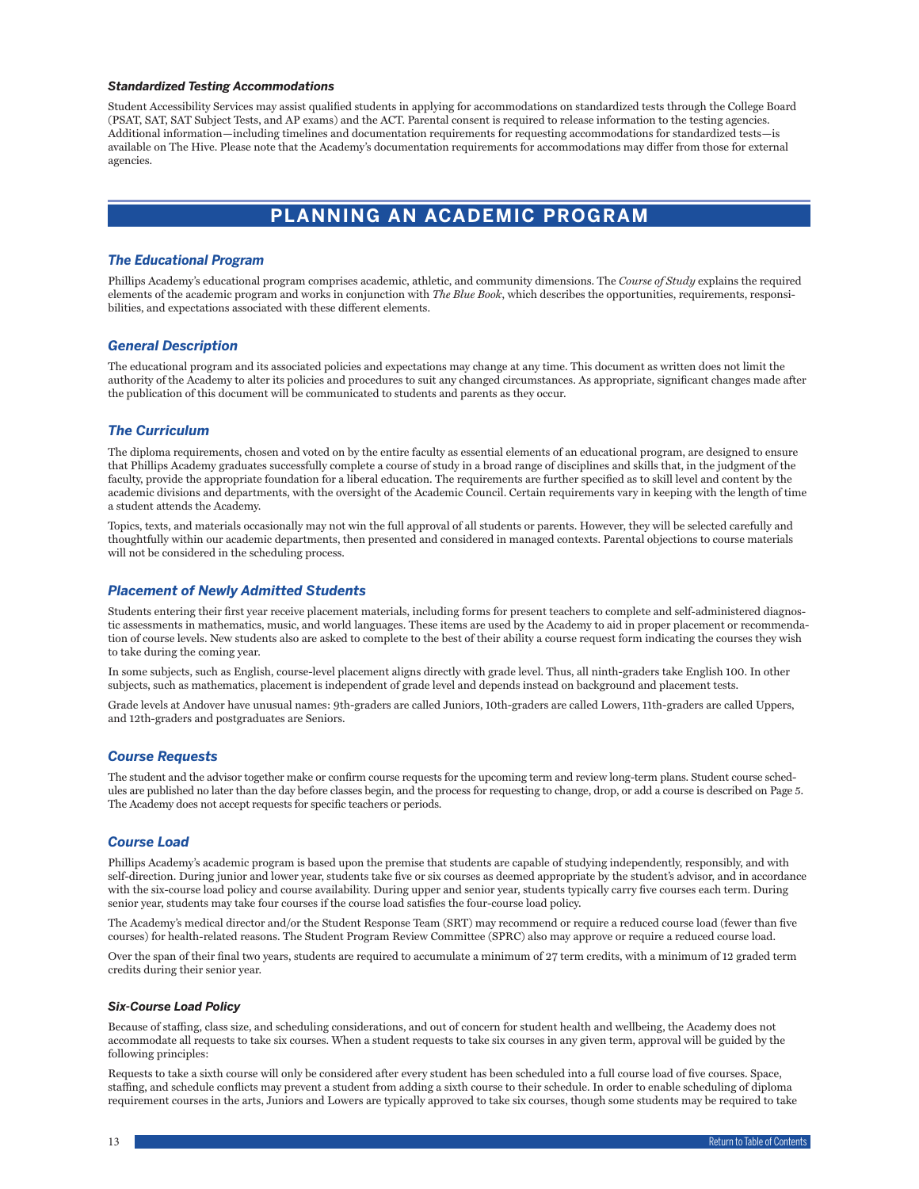#### *Standardized Testing Accommodations*

Student Accessibility Services may assist qualified students in applying for accommodations on standardized tests through the College Board (PSAT, SAT, SAT Subject Tests, and AP exams) and the ACT. Parental consent is required to release information to the testing agencies. Additional information—including timelines and documentation requirements for requesting accommodations for standardized tests—is available on The Hive. Please note that the Academy's documentation requirements for accommodations may differ from those for external agencies.

# PLANNING AN ACADEMIC PROGRAM

### *The Educational Program*

Phillips Academy's educational program comprises academic, athletic, and community dimensions. The *Course of Study* explains the required elements of the academic program and works in conjunction with *The Blue Book*, which describes the opportunities, requirements, responsibilities, and expectations associated with these different elements.

### *General Description*

The educational program and its associated policies and expectations may change at any time. This document as written does not limit the authority of the Academy to alter its policies and procedures to suit any changed circumstances. As appropriate, significant changes made after the publication of this document will be communicated to students and parents as they occur.

### *The Curriculum*

The diploma requirements, chosen and voted on by the entire faculty as essential elements of an educational program, are designed to ensure that Phillips Academy graduates successfully complete a course of study in a broad range of disciplines and skills that, in the judgment of the faculty, provide the appropriate foundation for a liberal education. The requirements are further specified as to skill level and content by the academic divisions and departments, with the oversight of the Academic Council. Certain requirements vary in keeping with the length of time a student attends the Academy.

Topics, texts, and materials occasionally may not win the full approval of all students or parents. However, they will be selected carefully and thoughtfully within our academic departments, then presented and considered in managed contexts. Parental objections to course materials will not be considered in the scheduling process.

### *Placement of Newly Admitted Students*

Students entering their first year receive placement materials, including forms for present teachers to complete and self-administered diagnostic assessments in mathematics, music, and world languages. These items are used by the Academy to aid in proper placement or recommendation of course levels. New students also are asked to complete to the best of their ability a course request form indicating the courses they wish to take during the coming year.

In some subjects, such as English, course-level placement aligns directly with grade level. Thus, all ninth-graders take English 100. In other subjects, such as mathematics, placement is independent of grade level and depends instead on background and placement tests.

Grade levels at Andover have unusual names: 9th-graders are called Juniors, 10th-graders are called Lowers, 11th-graders are called Uppers, and 12th-graders and postgraduates are Seniors.

### *Course Requests*

The student and the advisor together make or confirm course requests for the upcoming term and review long-term plans. Student course schedules are published no later than the day before classes begin, and the process for requesting to change, drop, or add a course is described on Page 5. The Academy does not accept requests for specific teachers or periods.

### *Course Load*

Phillips Academy's academic program is based upon the premise that students are capable of studying independently, responsibly, and with self-direction. During junior and lower year, students take five or six courses as deemed appropriate by the student's advisor, and in accordance with the six-course load policy and course availability. During upper and senior year, students typically carry five courses each term. During senior year, students may take four courses if the course load satisfies the four-course load policy.

The Academy's medical director and/or the Student Response Team (SRT) may recommend or require a reduced course load (fewer than five courses) for health-related reasons. The Student Program Review Committee (SPRC) also may approve or require a reduced course load.

Over the span of their final two years, students are required to accumulate a minimum of 27 term credits, with a minimum of 12 graded term credits during their senior year.

#### *Six-Course Load Policy*

Because of staffing, class size, and scheduling considerations, and out of concern for student health and wellbeing, the Academy does not accommodate all requests to take six courses. When a student requests to take six courses in any given term, approval will be guided by the following principles:

Requests to take a sixth course will only be considered after every student has been scheduled into a full course load of five courses. Space, staffing, and schedule conflicts may prevent a student from adding a sixth course to their schedule. In order to enable scheduling of diploma requirement courses in the arts, Juniors and Lowers are typically approved to take six courses, though some students may be required to take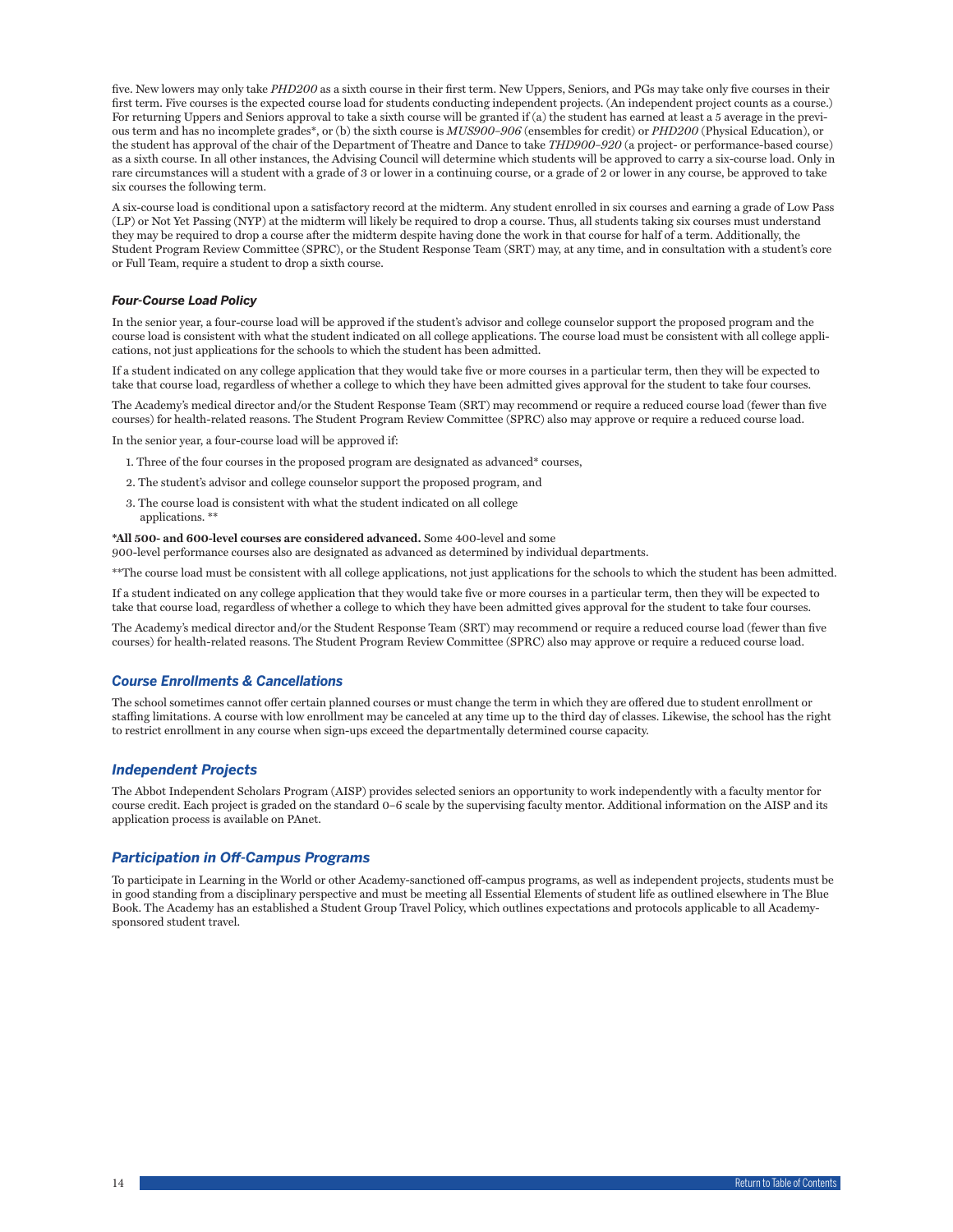five. New lowers may only take *PHD200* as a sixth course in their first term. New Uppers, Seniors, and PGs may take only five courses in their first term. Five courses is the expected course load for students conducting independent projects. (An independent project counts as a course.) For returning Uppers and Seniors approval to take a sixth course will be granted if (a) the student has earned at least a 5 average in the previous term and has no incomplete grades*, or (b) the sixth course is *MUS900–906* (ensembles for credit) or *PHD200* (Physical Education), or the student has approval of the chair of the Department of Theatre and Dance to take *THD900–920* (a project- or performance-based course) as a sixth course. In all other instances, the Advising Council will determine which students will be approved to carry a six-course load. Only in rare circumstances will a student with a grade of 3 or lower in a continuing course, or a grade of 2 or lower in any course, be approved to take six courses the following term.

A six-course load is conditional upon a satisfactory record at the midterm. Any student enrolled in six courses and earning a grade of Low Pass (LP) or Not Yet Passing (NYP) at the midterm will likely be required to drop a course. Thus, all students taking six courses must understand they may be required to drop a course after the midterm despite having done the work in that course for half of a term. Additionally, the Student Program Review Committee (SPRC), or the Student Response Team (SRT) may, at any time, and in consultation with a student's core or Full Team, require a student to drop a sixth course.

#### Four-Course Load Policy

In the senior year, a four-course load will be approved if the student's advisor and college counselor support the proposed program and the course load is consistent with what the student indicated on all college applications. The course load must be consistent with all college applications, not just applications for the schools to which the student has been admitted.

If a student indicated on any college application that they would take five or more courses in a particular term, then they will be expected to take that course load, regardless of whether a college to which they have been admitted gives approval for the student to take four courses.

The Academy's medical director and/or the Student Response Team (SRT) may recommend or require a reduced course load (fewer than five courses) for health-related reasons. The Student Program Review Committee (SPRC) also may approve or require a reduced course load.

In the senior year, a four-course load will be approved if:

1. Three of the four courses in the proposed program are designated as advanced* courses,
2. The student's advisor and college counselor support the proposed program, and
3. The course load is consistent with what the student indicated on all college applications. **

**\*All 500- and 600-level courses are considered advanced.** Some 400-level and some 900-level performance courses also are designated as advanced as determined by individual departments.

**The course load must be consistent with all college applications, not just applications for the schools to which the student has been admitted.

If a student indicated on any college application that they would take five or more courses in a particular term, then they will be expected to take that course load, regardless of whether a college to which they have been admitted gives approval for the student to take four courses.

The Academy's medical director and/or the Student Response Team (SRT) may recommend or require a reduced course load (fewer than five courses) for health-related reasons. The Student Program Review Committee (SPRC) also may approve or require a reduced course load.

### Course Enrollments & Cancellations

The school sometimes cannot offer certain planned courses or must change the term in which they are offered due to student enrollment or staffing limitations. A course with low enrollment may be canceled at any time up to the third day of classes. Likewise, the school has the right to restrict enrollment in any course when sign-ups exceed the departmentally determined course capacity.

### Independent Projects

The Abbot Independent Scholars Program (AISP) provides selected seniors an opportunity to work independently with a faculty mentor for course credit. Each project is graded on the standard 0–6 scale by the supervising faculty mentor. Additional information on the AISP and its application process is available on PAnet.

### Participation in Off-Campus Programs

To participate in Learning in the World or other Academy-sanctioned off-campus programs, as well as independent projects, students must be in good standing from a disciplinary perspective and must be meeting all Essential Elements of student life as outlined elsewhere in The Blue Book. The Academy has an established a Student Group Travel Policy, which outlines expectations and protocols applicable to all Academy-sponsored student travel.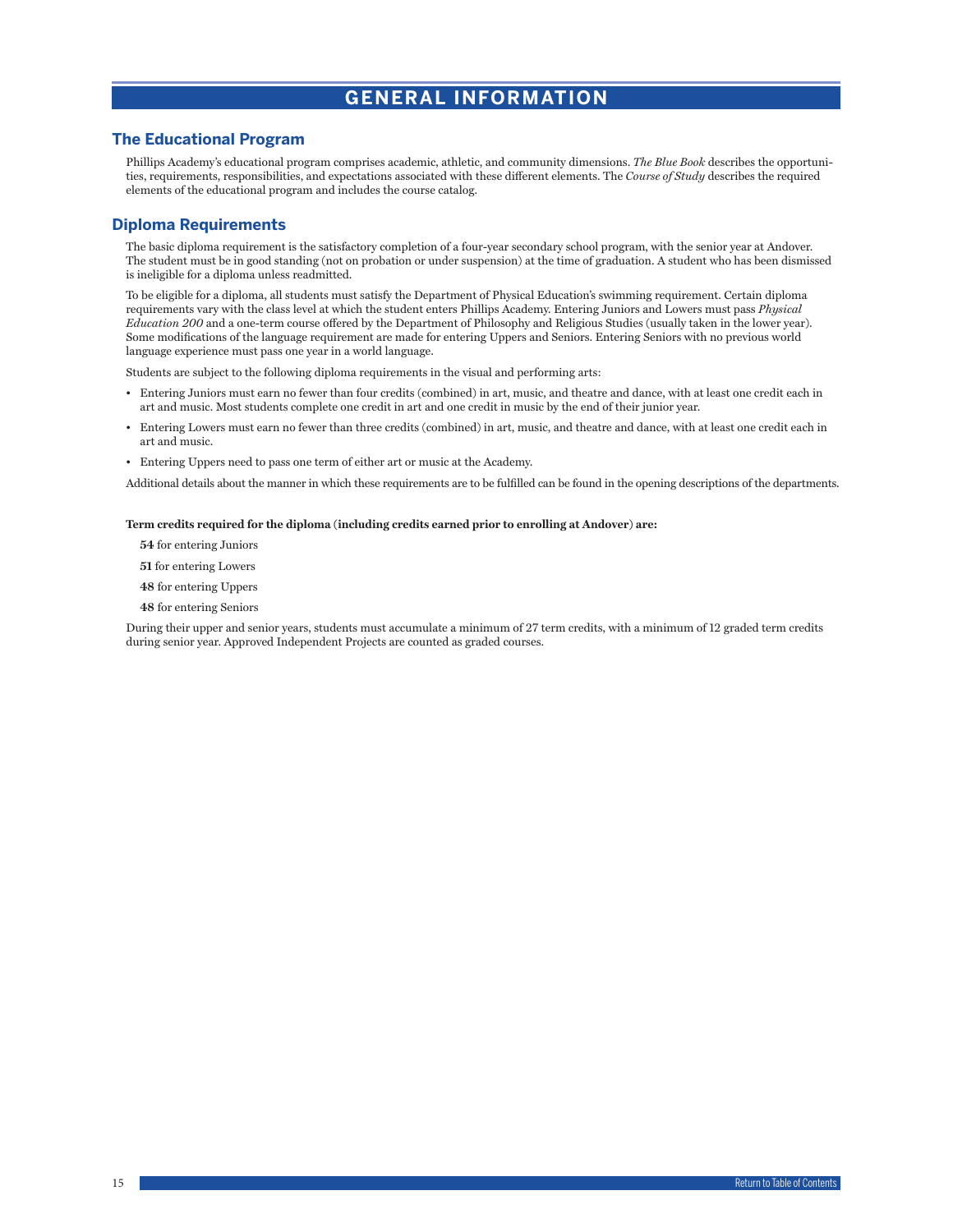# GENERAL INFORMATION

## The Educational Program

Phillips Academy's educational program comprises academic, athletic, and community dimensions. *The Blue Book* describes the opportunities, requirements, responsibilities, and expectations associated with these different elements. The *Course of Study* describes the required elements of the educational program and includes the course catalog.

## Diploma Requirements

The basic diploma requirement is the satisfactory completion of a four-year secondary school program, with the senior year at Andover. The student must be in good standing (not on probation or under suspension) at the time of graduation. A student who has been dismissed is ineligible for a diploma unless readmitted.

To be eligible for a diploma, all students must satisfy the Department of Physical Education's swimming requirement. Certain diploma requirements vary with the class level at which the student enters Phillips Academy. Entering Juniors and Lowers must pass *Physical Education 200* and a one-term course offered by the Department of Philosophy and Religious Studies (usually taken in the lower year). Some modifications of the language requirement are made for entering Uppers and Seniors. Entering Seniors with no previous world language experience must pass one year in a world language.

Students are subject to the following diploma requirements in the visual and performing arts:

- Entering Juniors must earn no fewer than four credits (combined) in art, music, and theatre and dance, with at least one credit each in art and music. Most students complete one credit in art and one credit in music by the end of their junior year.
- Entering Lowers must earn no fewer than three credits (combined) in art, music, and theatre and dance, with at least one credit each in art and music.
- Entering Uppers need to pass one term of either art or music at the Academy.

Additional details about the manner in which these requirements are to be fulfilled can be found in the opening descriptions of the departments.

**Term credits required for the diploma (including credits earned prior to enrolling at Andover) are:**

**54** for entering Juniors

**51** for entering Lowers

**48** for entering Uppers

**48** for entering Seniors

During their upper and senior years, students must accumulate a minimum of 27 term credits, with a minimum of 12 graded term credits during senior year. Approved Independent Projects are counted as graded courses.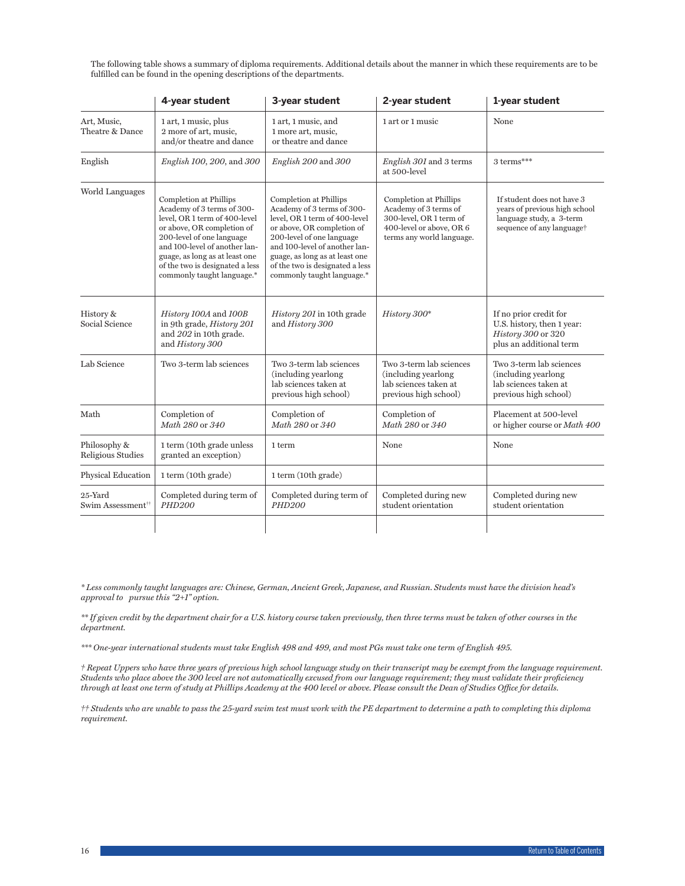The following table shows a summary of diploma requirements. Additional details about the manner in which these requirements are to be fulfilled can be found in the opening descriptions of the departments.

| | 4-year student | 3-year student | 2-year student | 1-year student |
|---|---|---|---|---|
| Art, Music, Theatre & Dance | 1 art, 1 music, plus 2 more of art, music, and/or theatre and dance | 1 art, 1 music, and 1 more art, music, or theatre and dance | 1 art or 1 music | None |
| English | *English 100*, *200*, and *300* | *English 200* and *300* | *English 301* and 3 terms at 500-level | 3 terms*** |
| World Languages | Completion at Phillips Academy of 3 terms of 300-level, OR 1 term of 400-level or above, OR completion of 200-level of one language and 100-level of another language, as long as at least one of the two is designated a less commonly taught language.* | Completion at Phillips Academy of 3 terms of 300-level, OR 1 term of 400-level or above, OR completion of 200-level of one language and 100-level of another language, as long as at least one of the two is designated a less commonly taught language.* | Completion at Phillips Academy of 3 terms of 300-level, OR 1 term of 400-level or above, OR 6 terms any world language. | If student does not have 3 years of previous high school language study, a 3-term sequence of any language† |
| History & Social Science | *History 100A* and *100B* in 9th grade, *History 201* and *202* in 10th grade. and *History 300* | *History 201* in 10th grade and *History 300* | *History 300** | If no prior credit for U.S. history, then 1 year: *History 300* or 320 plus an additional term |
| Lab Science | Two 3-term lab sciences | Two 3-term lab sciences (including yearlong lab sciences taken at previous high school) | Two 3-term lab sciences (including yearlong lab sciences taken at previous high school) | Two 3-term lab sciences (including yearlong lab sciences taken at previous high school) |
| Math | Completion of *Math 280* or *340* | Completion of *Math 280* or *340* | Completion of *Math 280* or *340* | Placement at 500-level or higher course or *Math 400* |
| Philosophy & Religious Studies | 1 term (10th grade unless granted an exception) | 1 term | None | None |
| Physical Education | 1 term (10th grade) | 1 term (10th grade) | | |
| 25-Yard Swim Assessment†† | Completed during term of *PHD200* | Completed during term of *PHD200* | Completed during new student orientation | Completed during new student orientation |

*\* Less commonly taught languages are: Chinese, German, Ancient Greek, Japanese, and Russian. Students must have the division head's approval to pursue this "2+1" option.*

*\*\* If given credit by the department chair for a U.S. history course taken previously, then three terms must be taken of other courses in the department.*

*\*\*\* One-year international students must take English 498 and 499, and most PGs must take one term of English 495.*

*† Repeat Uppers who have three years of previous high school language study on their transcript may be exempt from the language requirement. Students who place above the 300 level are not automatically excused from our language requirement; they must validate their proficiency through at least one term of study at Phillips Academy at the 400 level or above. Please consult the Dean of Studies Office for details.*

*†† Students who are unable to pass the 25-yard swim test must work with the PE department to determine a path to completing this diploma requirement.*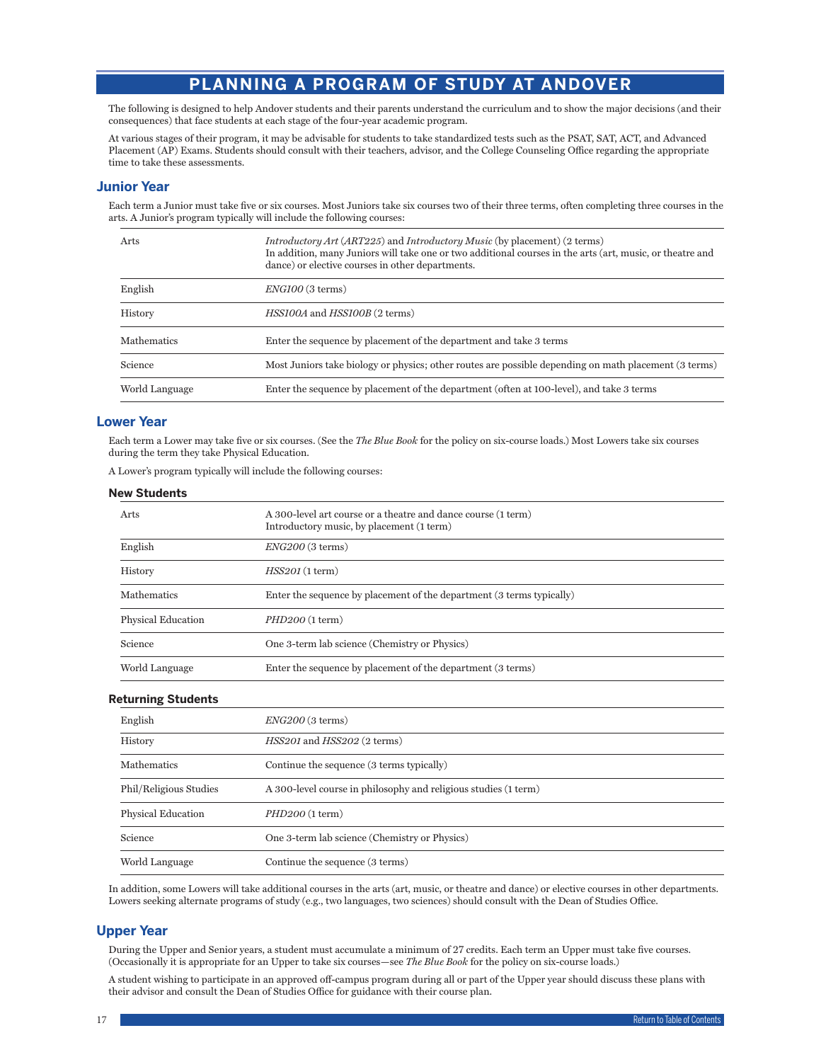# PLANNING A PROGRAM OF STUDY AT ANDOVER

The following is designed to help Andover students and their parents understand the curriculum and to show the major decisions (and their consequences) that face students at each stage of the four-year academic program.

At various stages of their program, it may be advisable for students to take standardized tests such as the PSAT, SAT, ACT, and Advanced Placement (AP) Exams. Students should consult with their teachers, advisor, and the College Counseling Office regarding the appropriate time to take these assessments.

## Junior Year

Each term a Junior must take five or six courses. Most Juniors take six courses two of their three terms, often completing three courses in the arts. A Junior's program typically will include the following courses:

| | |
|---|---|
| Arts | *Introductory Art* (*ART225*) and *Introductory Music* (by placement) (2 terms)<br>In addition, many Juniors will take one or two additional courses in the arts (art, music, or theatre and dance) or elective courses in other departments. |
| English | *ENG100* (3 terms) |
| History | *HSS100A* and *HSS100B* (2 terms) |
| Mathematics | Enter the sequence by placement of the department and take 3 terms |
| Science | Most Juniors take biology or physics; other routes are possible depending on math placement (3 terms) |
| World Language | Enter the sequence by placement of the department (often at 100-level), and take 3 terms |

## Lower Year

Each term a Lower may take five or six courses. (See the *The Blue Book* for the policy on six-course loads.) Most Lowers take six courses during the term they take Physical Education.

A Lower's program typically will include the following courses:

### New Students

| | |
|---|---|
| Arts | A 300-level art course or a theatre and dance course (1 term)<br>Introductory music, by placement (1 term) |
| English | *ENG200* (3 terms) |
| History | *HSS201* (1 term) |
| Mathematics | Enter the sequence by placement of the department (3 terms typically) |
| Physical Education | *PHD200* (1 term) |
| Science | One 3-term lab science (Chemistry or Physics) |
| World Language | Enter the sequence by placement of the department (3 terms) |

### Returning Students

| | |
|---|---|
| English | *ENG200* (3 terms) |
| History | *HSS201* and *HSS202* (2 terms) |
| Mathematics | Continue the sequence (3 terms typically) |
| Phil/Religious Studies | A 300-level course in philosophy and religious studies (1 term) |
| Physical Education | *PHD200* (1 term) |
| Science | One 3-term lab science (Chemistry or Physics) |
| World Language | Continue the sequence (3 terms) |

In addition, some Lowers will take additional courses in the arts (art, music, or theatre and dance) or elective courses in other departments. Lowers seeking alternate programs of study (e.g., two languages, two sciences) should consult with the Dean of Studies Office.

## Upper Year

During the Upper and Senior years, a student must accumulate a minimum of 27 credits. Each term an Upper must take five courses. (Occasionally it is appropriate for an Upper to take six courses—see *The Blue Book* for the policy on six-course loads.)

A student wishing to participate in an approved off-campus program during all or part of the Upper year should discuss these plans with their advisor and consult the Dean of Studies Office for guidance with their course plan.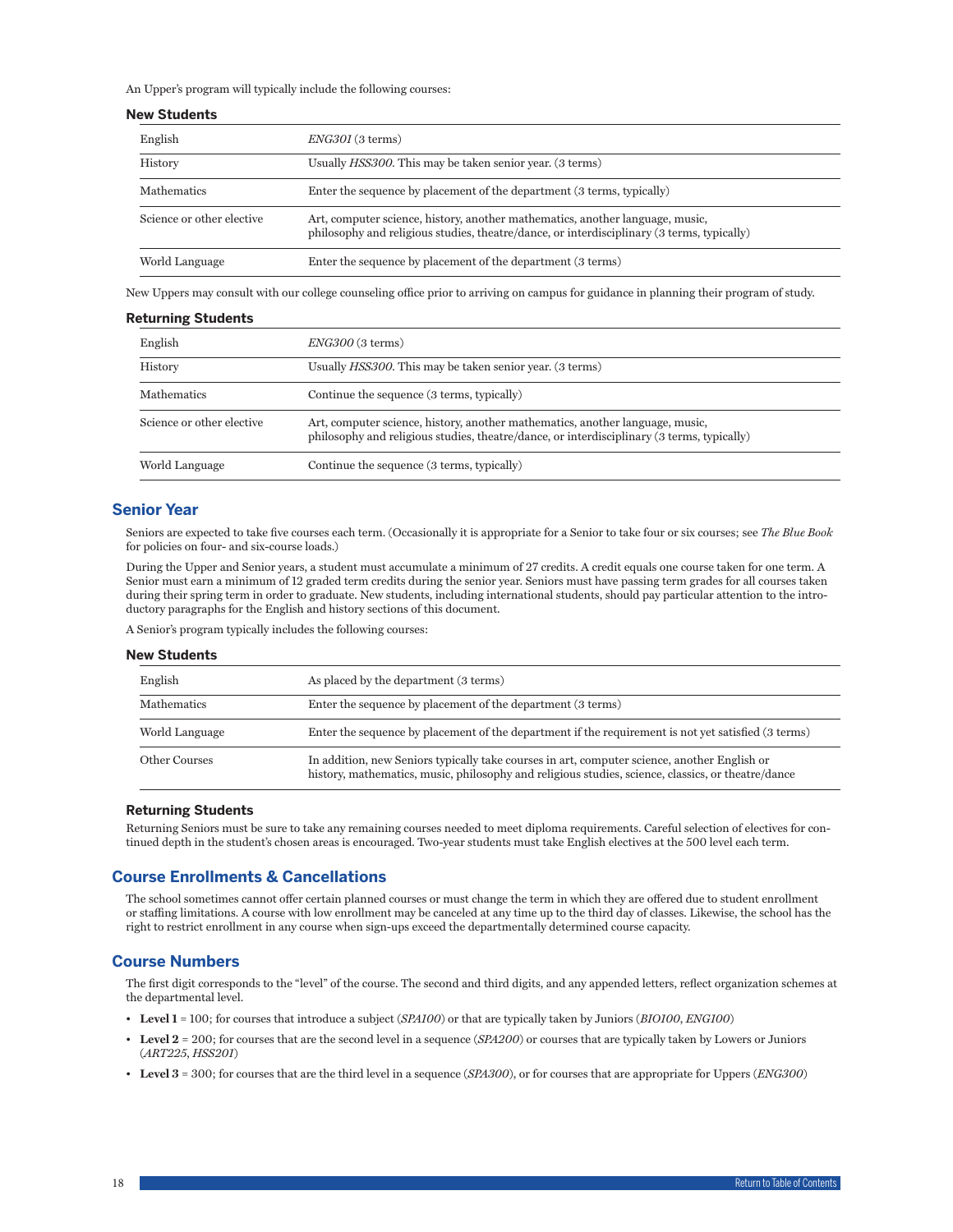An Upper's program will typically include the following courses:

### New Students

| | |
|---|---|
| English | *ENG301* (3 terms) |
| History | Usually *HSS300*. This may be taken senior year. (3 terms) |
| Mathematics | Enter the sequence by placement of the department (3 terms, typically) |
| Science or other elective | Art, computer science, history, another mathematics, another language, music, philosophy and religious studies, theatre/dance, or interdisciplinary (3 terms, typically) |
| World Language | Enter the sequence by placement of the department (3 terms) |

New Uppers may consult with our college counseling office prior to arriving on campus for guidance in planning their program of study.

### Returning Students

| | |
|---|---|
| English | *ENG300* (3 terms) |
| History | Usually *HSS300*. This may be taken senior year. (3 terms) |
| Mathematics | Continue the sequence (3 terms, typically) |
| Science or other elective | Art, computer science, history, another mathematics, another language, music, philosophy and religious studies, theatre/dance, or interdisciplinary (3 terms, typically) |
| World Language | Continue the sequence (3 terms, typically) |

## Senior Year

Seniors are expected to take five courses each term. (Occasionally it is appropriate for a Senior to take four or six courses; see *The Blue Book* for policies on four- and six-course loads.)

During the Upper and Senior years, a student must accumulate a minimum of 27 credits. A credit equals one course taken for one term. A Senior must earn a minimum of 12 graded term credits during the senior year. Seniors must have passing term grades for all courses taken during their spring term in order to graduate. New students, including international students, should pay particular attention to the introductory paragraphs for the English and history sections of this document.

A Senior's program typically includes the following courses:

### New Students

| | |
|---|---|
| English | As placed by the department (3 terms) |
| Mathematics | Enter the sequence by placement of the department (3 terms) |
| World Language | Enter the sequence by placement of the department if the requirement is not yet satisfied (3 terms) |
| Other Courses | In addition, new Seniors typically take courses in art, computer science, another English or history, mathematics, music, philosophy and religious studies, science, classics, or theatre/dance |

### Returning Students

Returning Seniors must be sure to take any remaining courses needed to meet diploma requirements. Careful selection of electives for continued depth in the student's chosen areas is encouraged. Two-year students must take English electives at the 500 level each term.

## Course Enrollments & Cancellations

The school sometimes cannot offer certain planned courses or must change the term in which they are offered due to student enrollment or staffing limitations. A course with low enrollment may be canceled at any time up to the third day of classes. Likewise, the school has the right to restrict enrollment in any course when sign-ups exceed the departmentally determined course capacity.

## Course Numbers

The first digit corresponds to the "level" of the course. The second and third digits, and any appended letters, reflect organization schemes at the departmental level.

- **Level 1** = 100; for courses that introduce a subject (*SPA100*) or that are typically taken by Juniors (*BIO100*, *ENG100*)
- **Level 2** = 200; for courses that are the second level in a sequence (*SPA200*) or courses that are typically taken by Lowers or Juniors (*ART225*, *HSS201*)
- **Level 3** = 300; for courses that are the third level in a sequence (*SPA300*), or for courses that are appropriate for Uppers (*ENG300*)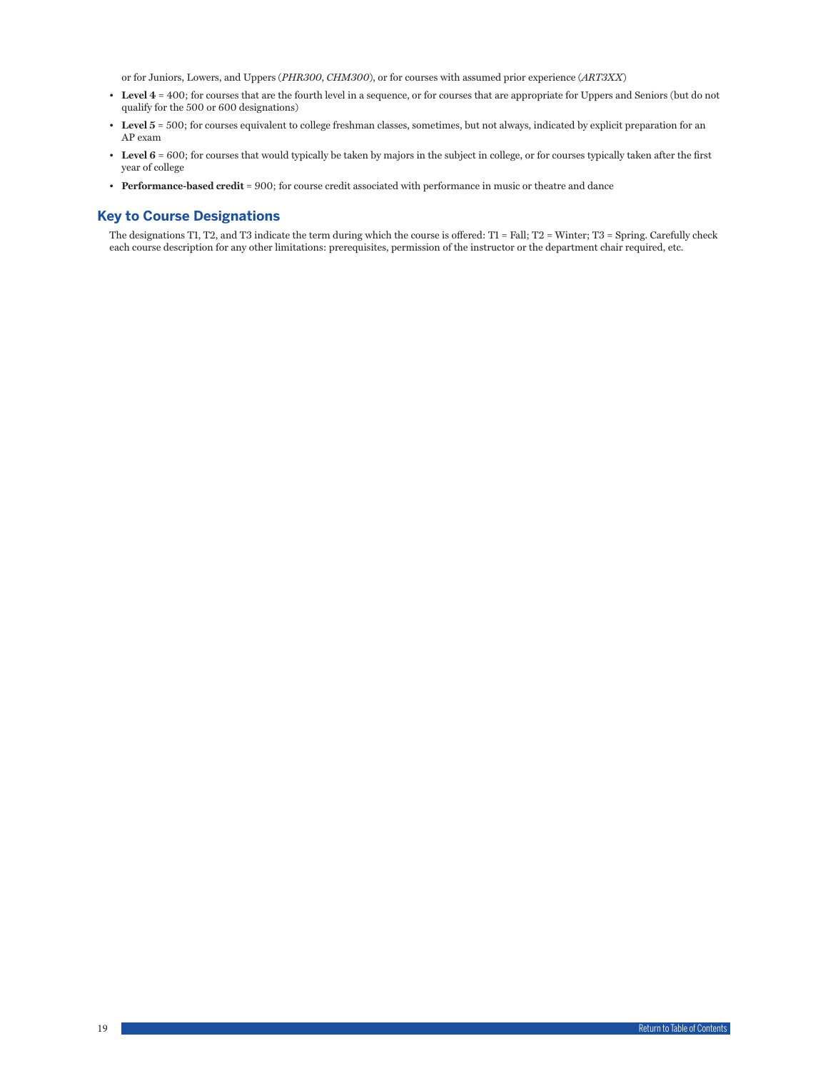or for Juniors, Lowers, and Uppers (*PHR300*, *CHM300*), or for courses with assumed prior experience (*ART3XX*)

- **Level 4** = 400; for courses that are the fourth level in a sequence, or for courses that are appropriate for Uppers and Seniors (but do not qualify for the 500 or 600 designations)
- **Level 5** = 500; for courses equivalent to college freshman classes, sometimes, but not always, indicated by explicit preparation for an AP exam
- **Level 6** = 600; for courses that would typically be taken by majors in the subject in college, or for courses typically taken after the first year of college
- **Performance-based credit** = 900; for course credit associated with performance in music or theatre and dance

## Key to Course Designations

The designations T1, T2, and T3 indicate the term during which the course is offered: T1 = Fall; T2 = Winter; T3 = Spring. Carefully check each course description for any other limitations: prerequisites, permission of the instructor or the department chair required, etc.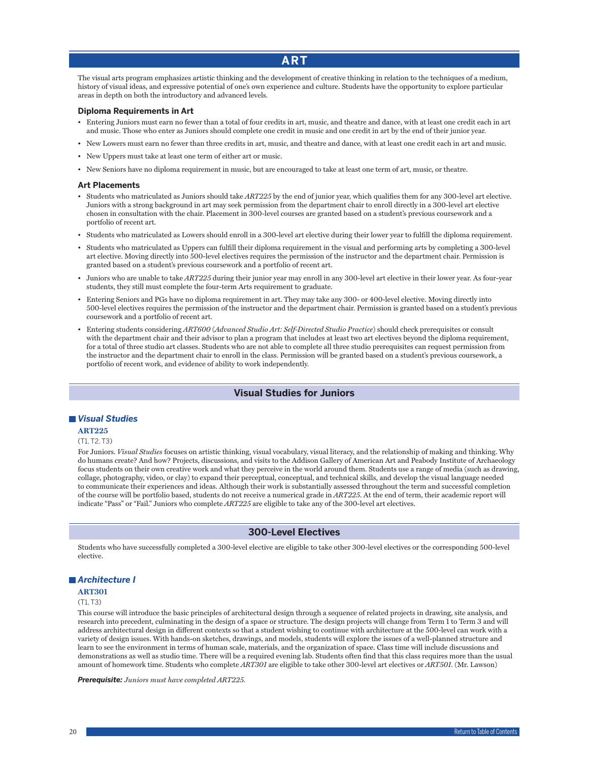# ART

The visual arts program emphasizes artistic thinking and the development of creative thinking in relation to the techniques of a medium, history of visual ideas, and expressive potential of one's own experience and culture. Students have the opportunity to explore particular areas in depth on both the introductory and advanced levels.

### Diploma Requirements in Art

- Entering Juniors must earn no fewer than a total of four credits in art, music, and theatre and dance, with at least one credit each in art and music. Those who enter as Juniors should complete one credit in music and one credit in art by the end of their junior year.
- New Lowers must earn no fewer than three credits in art, music, and theatre and dance, with at least one credit each in art and music.
- New Uppers must take at least one term of either art or music.
- New Seniors have no diploma requirement in music, but are encouraged to take at least one term of art, music, or theatre.

### Art Placements

- Students who matriculated as Juniors should take *ART225* by the end of junior year, which qualifies them for any 300-level art elective. Juniors with a strong background in art may seek permission from the department chair to enroll directly in a 300-level art elective chosen in consultation with the chair. Placement in 300-level courses are granted based on a student's previous coursework and a portfolio of recent art.
- Students who matriculated as Lowers should enroll in a 300-level art elective during their lower year to fulfill the diploma requirement.
- Students who matriculated as Uppers can fulfill their diploma requirement in the visual and performing arts by completing a 300-level art elective. Moving directly into 500-level electives requires the permission of the instructor and the department chair. Permission is granted based on a student's previous coursework and a portfolio of recent art.
- Juniors who are unable to take *ART225* during their junior year may enroll in any 300-level art elective in their lower year. As four-year students, they still must complete the four-term Arts requirement to graduate.
- Entering Seniors and PGs have no diploma requirement in art. They may take any 300- or 400-level elective. Moving directly into 500-level electives requires the permission of the instructor and the department chair. Permission is granted based on a student's previous coursework and a portfolio of recent art.
- Entering students considering *ART600* (*Advanced Studio Art: Self-Directed Studio Practice*) should check prerequisites or consult with the department chair and their advisor to plan a program that includes at least two art electives beyond the diploma requirement, for a total of three studio art classes. Students who are not able to complete all three studio prerequisites can request permission from the instructor and the department chair to enroll in the class. Permission will be granted based on a student's previous coursework, a portfolio of recent work, and evidence of ability to work independently.

## Visual Studies for Juniors

### *Visual Studies*

**ART225**

(T1, T2, T3)

For Juniors. *Visual Studies* focuses on artistic thinking, visual vocabulary, visual literacy, and the relationship of making and thinking. Why do humans create? And how? Projects, discussions, and visits to the Addison Gallery of American Art and Peabody Institute of Archaeology focus students on their own creative work and what they perceive in the world around them. Students use a range of media (such as drawing, collage, photography, video, or clay) to expand their perceptual, conceptual, and technical skills, and develop the visual language needed to communicate their experiences and ideas. Although their work is substantially assessed throughout the term and successful completion of the course will be portfolio based, students do not receive a numerical grade in *ART225*. At the end of term, their academic report will indicate "Pass" or "Fail." Juniors who complete *ART225* are eligible to take any of the 300-level art electives.

## 300-Level Electives

Students who have successfully completed a 300-level elective are eligible to take other 300-level electives or the corresponding 500-level elective.

### *Architecture I*

**ART301**

(T1, T3)

This course will introduce the basic principles of architectural design through a sequence of related projects in drawing, site analysis, and research into precedent, culminating in the design of a space or structure. The design projects will change from Term 1 to Term 3 and will address architectural design in different contexts so that a student wishing to continue with architecture at the 500-level can work with a variety of design issues. With hands-on sketches, drawings, and models, students will explore the issues of a well-planned structure and learn to see the environment in terms of human scale, materials, and the organization of space. Class time will include discussions and demonstrations as well as studio time. There will be a required evening lab. Students often find that this class requires more than the usual amount of homework time. Students who complete *ART301* are eligible to take other 300-level art electives or *ART501*. (Mr. Lawson)

***Prerequisite:*** *Juniors must have completed ART225.*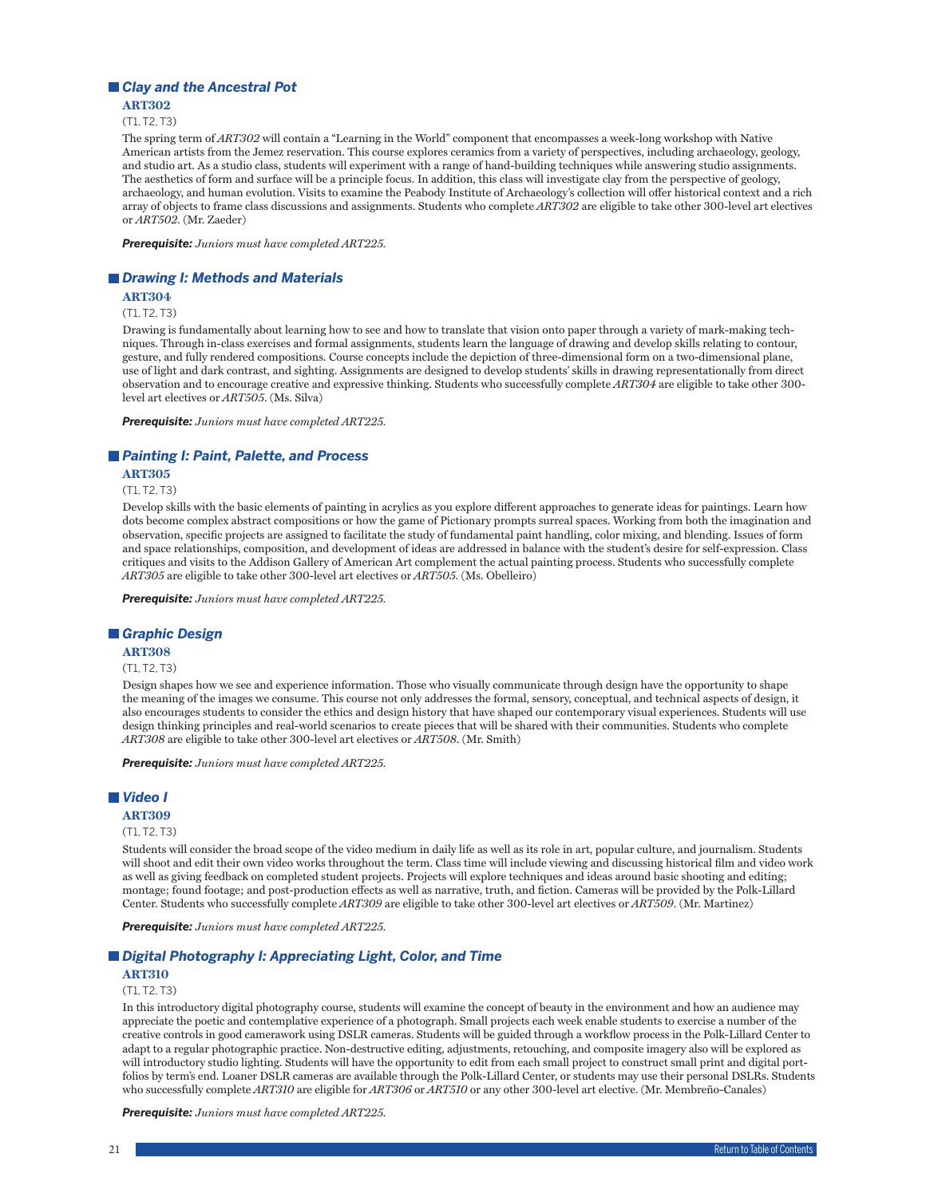### *Clay and the Ancestral Pot*

**ART302**

(T1, T2, T3)

The spring term of *ART302* will contain a "Learning in the World" component that encompasses a week-long workshop with Native American artists from the Jemez reservation. This course explores ceramics from a variety of perspectives, including archaeology, geology, and studio art. As a studio class, students will experiment with a range of hand-building techniques while answering studio assignments. The aesthetics of form and surface will be a principle focus. In addition, this class will investigate clay from the perspective of geology, archaeology, and human evolution. Visits to examine the Peabody Institute of Archaeology's collection will offer historical context and a rich array of objects to frame class discussions and assignments. Students who complete *ART302* are eligible to take other 300-level art electives or *ART502*. (Mr. Zaeder)

***Prerequisite:*** *Juniors must have completed ART225.*

### *Drawing I: Methods and Materials*

**ART304**

(T1, T2, T3)

Drawing is fundamentally about learning how to see and how to translate that vision onto paper through a variety of mark-making techniques. Through in-class exercises and formal assignments, students learn the language of drawing and develop skills relating to contour, gesture, and fully rendered compositions. Course concepts include the depiction of three-dimensional form on a two-dimensional plane, use of light and dark contrast, and sighting. Assignments are designed to develop students' skills in drawing representationally from direct observation and to encourage creative and expressive thinking. Students who successfully complete *ART304* are eligible to take other 300-level art electives or *ART505*. (Ms. Silva)

***Prerequisite:*** *Juniors must have completed ART225.*

### *Painting I: Paint, Palette, and Process*

**ART305**

(T1, T2, T3)

Develop skills with the basic elements of painting in acrylics as you explore different approaches to generate ideas for paintings. Learn how dots become complex abstract compositions or how the game of Pictionary prompts surreal spaces. Working from both the imagination and observation, specific projects are assigned to facilitate the study of fundamental paint handling, color mixing, and blending. Issues of form and space relationships, composition, and development of ideas are addressed in balance with the student's desire for self-expression. Class critiques and visits to the Addison Gallery of American Art complement the actual painting process. Students who successfully complete *ART305* are eligible to take other 300-level art electives or *ART505*. (Ms. Obelleiro)

***Prerequisite:*** *Juniors must have completed ART225.*

### *Graphic Design*

**ART308**

(T1, T2, T3)

Design shapes how we see and experience information. Those who visually communicate through design have the opportunity to shape the meaning of the images we consume. This course not only addresses the formal, sensory, conceptual, and technical aspects of design, it also encourages students to consider the ethics and design history that have shaped our contemporary visual experiences. Students will use design thinking principles and real-world scenarios to create pieces that will be shared with their communities. Students who complete *ART308* are eligible to take other 300-level art electives or *ART508*. (Mr. Smith)

***Prerequisite:*** *Juniors must have completed ART225.*

### *Video I*

**ART309**

(T1, T2, T3)

Students will consider the broad scope of the video medium in daily life as well as its role in art, popular culture, and journalism. Students will shoot and edit their own video works throughout the term. Class time will include viewing and discussing historical film and video work as well as giving feedback on completed student projects. Projects will explore techniques and ideas around basic shooting and editing; montage; found footage; and post-production effects as well as narrative, truth, and fiction. Cameras will be provided by the Polk-Lillard Center. Students who successfully complete *ART309* are eligible to take other 300-level art electives or *ART509*. (Mr. Martinez)

***Prerequisite:*** *Juniors must have completed ART225.*

### *Digital Photography I: Appreciating Light, Color, and Time*

**ART310**

(T1, T2, T3)

In this introductory digital photography course, students will examine the concept of beauty in the environment and how an audience may appreciate the poetic and contemplative experience of a photograph. Small projects each week enable students to exercise a number of the creative controls in good camerawork using DSLR cameras. Students will be guided through a workflow process in the Polk-Lillard Center to adapt to a regular photographic practice. Non-destructive editing, adjustments, retouching, and composite imagery also will be explored as will introductory studio lighting. Students will have the opportunity to edit from each small project to construct small print and digital portfolios by term's end. Loaner DSLR cameras are available through the Polk-Lillard Center, or students may use their personal DSLRs. Students who successfully complete *ART310* are eligible for *ART306* or *ART510* or any other 300-level art elective. (Mr. Membreño-Canales)

***Prerequisite:*** *Juniors must have completed ART225.*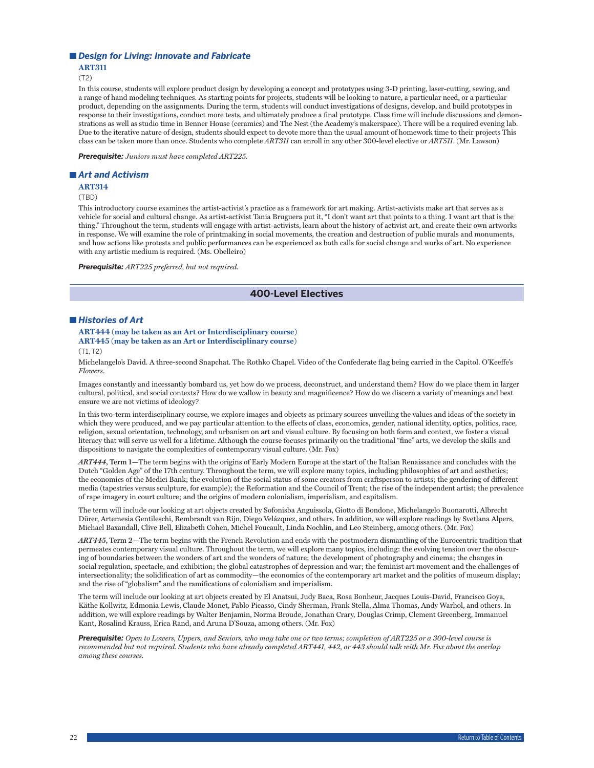### Design for Living: Innovate and Fabricate

**ART311**

(T2)

In this course, students will explore product design by developing a concept and prototypes using 3-D printing, laser-cutting, sewing, and a range of hand modeling techniques. As starting points for projects, students will be looking to nature, a particular need, or a particular product, depending on the assignments. During the term, students will conduct investigations of designs, develop, and build prototypes in response to their investigations, conduct more tests, and ultimately produce a final prototype. Class time will include discussions and demonstrations as well as studio time in Benner House (ceramics) and The Nest (the Academy's makerspace). There will be a required evening lab. Due to the iterative nature of design, students should expect to devote more than the usual amount of homework time to their projects This class can be taken more than once. Students who complete *ART311* can enroll in any other 300-level elective or *ART511*. (Mr. Lawson)

***Prerequisite:*** *Juniors must have completed ART225.*

### Art and Activism

**ART314**

(TBD)

This introductory course examines the artist-activist's practice as a framework for art making. Artist-activists make art that serves as a vehicle for social and cultural change. As artist-activist Tania Bruguera put it, "I don't want art that points to a thing. I want art that is the thing." Throughout the term, students will engage with artist-activists, learn about the history of activist art, and create their own artworks in response. We will examine the role of printmaking in social movements, the creation and destruction of public murals and monuments, and how actions like protests and public performances can be experienced as both calls for social change and works of art. No experience with any artistic medium is required. (Ms. Obelleiro)

***Prerequisite:*** *ART225 preferred, but not required.*

## 400-Level Electives

### Histories of Art

**ART444 (may be taken as an Art or Interdisciplinary course)**
**ART445 (may be taken as an Art or Interdisciplinary course)**

(T1, T2)

Michelangelo's David. A three-second Snapchat. The Rothko Chapel. Video of the Confederate flag being carried in the Capitol. O'Keeffe's *Flowers*.

Images constantly and incessantly bombard us, yet how do we process, deconstruct, and understand them? How do we place them in larger cultural, political, and social contexts? How do we wallow in beauty and magnificence? How do we discern a variety of meanings and best ensure we are not victims of ideology?

In this two-term interdisciplinary course, we explore images and objects as primary sources unveiling the values and ideas of the society in which they were produced, and we pay particular attention to the effects of class, economics, gender, national identity, optics, politics, race, religion, sexual orientation, technology, and urbanism on art and visual culture. By focusing on both form and context, we foster a visual literacy that will serve us well for a lifetime. Although the course focuses primarily on the traditional "fine" arts, we develop the skills and dispositions to navigate the complexities of contemporary visual culture. (Mr. Fox)

***ART444*, Term 1**—The term begins with the origins of Early Modern Europe at the start of the Italian Renaissance and concludes with the Dutch "Golden Age" of the 17th century. Throughout the term, we will explore many topics, including philosophies of art and aesthetics; the economics of the Medici Bank; the evolution of the social status of some creators from craftsperson to artists; the gendering of different media (tapestries versus sculpture, for example); the Reformation and the Council of Trent; the rise of the independent artist; the prevalence of rape imagery in court culture; and the origins of modern colonialism, imperialism, and capitalism.

The term will include our looking at art objects created by Sofonisba Anguissola, Giotto di Bondone, Michelangelo Buonarotti, Albrecht Dürer, Artemesia Gentileschi, Rembrandt van Rijn, Diego Velázquez, and others. In addition, we will explore readings by Svetlana Alpers, Michael Baxandall, Clive Bell, Elizabeth Cohen, Michel Foucault, Linda Nochlin, and Leo Steinberg, among others. (Mr. Fox)

***ART445*, Term 2**—The term begins with the French Revolution and ends with the postmodern dismantling of the Eurocentric tradition that permeates contemporary visual culture. Throughout the term, we will explore many topics, including: the evolving tension over the obscuring of boundaries between the wonders of art and the wonders of nature; the development of photography and cinema; the changes in social regulation, spectacle, and exhibition; the global catastrophes of depression and war; the feminist art movement and the challenges of intersectionality; the solidification of art as commodity—the economics of the contemporary art market and the politics of museum display; and the rise of "globalism" and the ramifications of colonialism and imperialism.

The term will include our looking at art objects created by El Anatsui, Judy Baca, Rosa Bonheur, Jacques Louis-David, Francisco Goya, Käthe Kollwitz, Edmonia Lewis, Claude Monet, Pablo Picasso, Cindy Sherman, Frank Stella, Alma Thomas, Andy Warhol, and others. In addition, we will explore readings by Walter Benjamin, Norma Broude, Jonathan Crary, Douglas Crimp, Clement Greenberg, Immanuel Kant, Rosalind Krauss, Erica Rand, and Aruna D'Souza, among others. (Mr. Fox)

***Prerequisite:*** *Open to Lowers, Uppers, and Seniors, who may take one or two terms; completion of ART225 or a 300-level course is recommended but not required. Students who have already completed ART441, 442, or 443 should talk with Mr. Fox about the overlap among these courses.*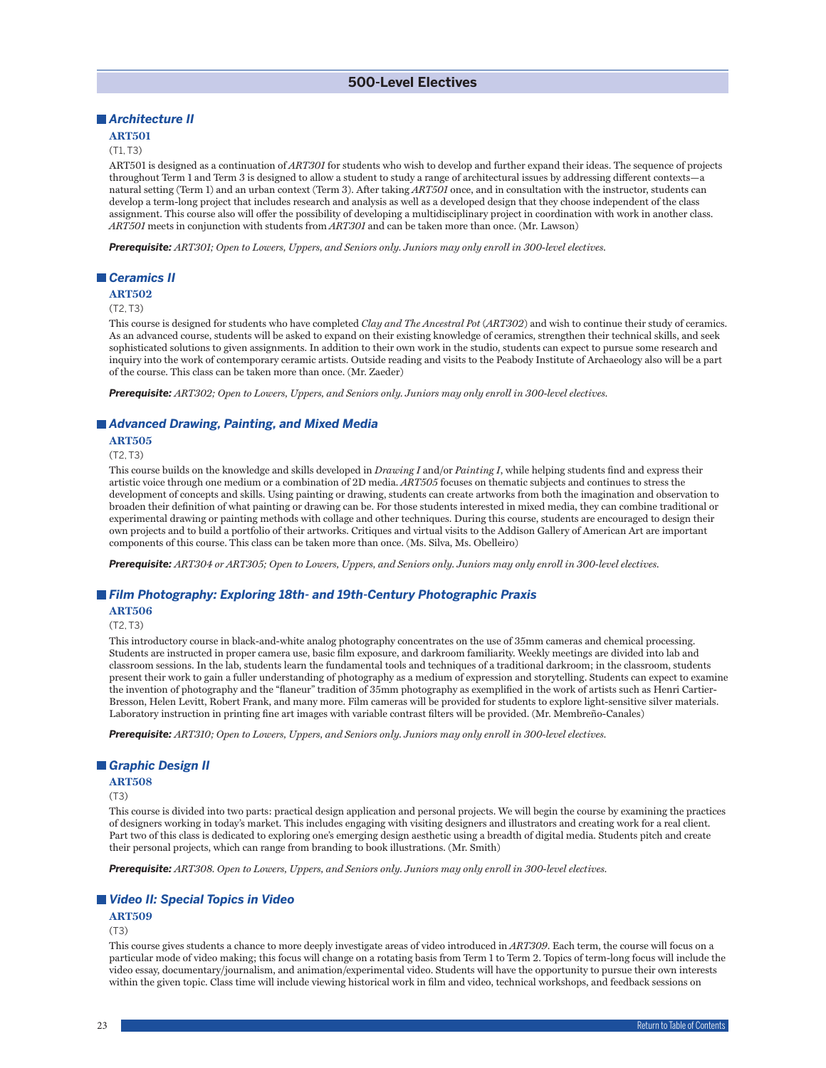## 500-Level Electives

### *Architecture II*

**ART501**

(T1, T3)

ART501 is designed as a continuation of *ART301* for students who wish to develop and further expand their ideas. The sequence of projects throughout Term 1 and Term 3 is designed to allow a student to study a range of architectural issues by addressing different contexts—a natural setting (Term 1) and an urban context (Term 3). After taking *ART501* once, and in consultation with the instructor, students can develop a term-long project that includes research and analysis as well as a developed design that they choose independent of the class assignment. This course also will offer the possibility of developing a multidisciplinary project in coordination with work in another class. *ART501* meets in conjunction with students from *ART301* and can be taken more than once. (Mr. Lawson)

***Prerequisite:*** *ART301; Open to Lowers, Uppers, and Seniors only. Juniors may only enroll in 300-level electives.*

### *Ceramics II*

**ART502**

(T2, T3)

This course is designed for students who have completed *Clay and The Ancestral Pot* (*ART302*) and wish to continue their study of ceramics. As an advanced course, students will be asked to expand on their existing knowledge of ceramics, strengthen their technical skills, and seek sophisticated solutions to given assignments. In addition to their own work in the studio, students can expect to pursue some research and inquiry into the work of contemporary ceramic artists. Outside reading and visits to the Peabody Institute of Archaeology also will be a part of the course. This class can be taken more than once. (Mr. Zaeder)

***Prerequisite:*** *ART302; Open to Lowers, Uppers, and Seniors only. Juniors may only enroll in 300-level electives.*

### *Advanced Drawing, Painting, and Mixed Media*

**ART505**

(T2, T3)

This course builds on the knowledge and skills developed in *Drawing I* and/or *Painting I*, while helping students find and express their artistic voice through one medium or a combination of 2D media. *ART505* focuses on thematic subjects and continues to stress the development of concepts and skills. Using painting or drawing, students can create artworks from both the imagination and observation to broaden their definition of what painting or drawing can be. For those students interested in mixed media, they can combine traditional or experimental drawing or painting methods with collage and other techniques. During this course, students are encouraged to design their own projects and to build a portfolio of their artworks. Critiques and virtual visits to the Addison Gallery of American Art are important components of this course. This class can be taken more than once. (Ms. Silva, Ms. Obelleiro)

***Prerequisite:*** *ART304 or ART305; Open to Lowers, Uppers, and Seniors only. Juniors may only enroll in 300-level electives.*

### *Film Photography: Exploring 18th- and 19th-Century Photographic Praxis*

**ART506**

(T2, T3)

This introductory course in black-and-white analog photography concentrates on the use of 35mm cameras and chemical processing. Students are instructed in proper camera use, basic film exposure, and darkroom familiarity. Weekly meetings are divided into lab and classroom sessions. In the lab, students learn the fundamental tools and techniques of a traditional darkroom; in the classroom, students present their work to gain a fuller understanding of photography as a medium of expression and storytelling. Students can expect to examine the invention of photography and the "flaneur" tradition of 35mm photography as exemplified in the work of artists such as Henri Cartier-Bresson, Helen Levitt, Robert Frank, and many more. Film cameras will be provided for students to explore light-sensitive silver materials. Laboratory instruction in printing fine art images with variable contrast filters will be provided. (Mr. Membreño-Canales)

***Prerequisite:*** *ART310; Open to Lowers, Uppers, and Seniors only. Juniors may only enroll in 300-level electives.*

### *Graphic Design II*

**ART508**

(T3)

This course is divided into two parts: practical design application and personal projects. We will begin the course by examining the practices of designers working in today's market. This includes engaging with visiting designers and illustrators and creating work for a real client. Part two of this class is dedicated to exploring one's emerging design aesthetic using a breadth of digital media. Students pitch and create their personal projects, which can range from branding to book illustrations. (Mr. Smith)

***Prerequisite:*** *ART308. Open to Lowers, Uppers, and Seniors only. Juniors may only enroll in 300-level electives.*

### *Video II: Special Topics in Video*

**ART509**

(T3)

This course gives students a chance to more deeply investigate areas of video introduced in *ART309*. Each term, the course will focus on a particular mode of video making; this focus will change on a rotating basis from Term 1 to Term 2. Topics of term-long focus will include the video essay, documentary/journalism, and animation/experimental video. Students will have the opportunity to pursue their own interests within the given topic. Class time will include viewing historical work in film and video, technical workshops, and feedback sessions on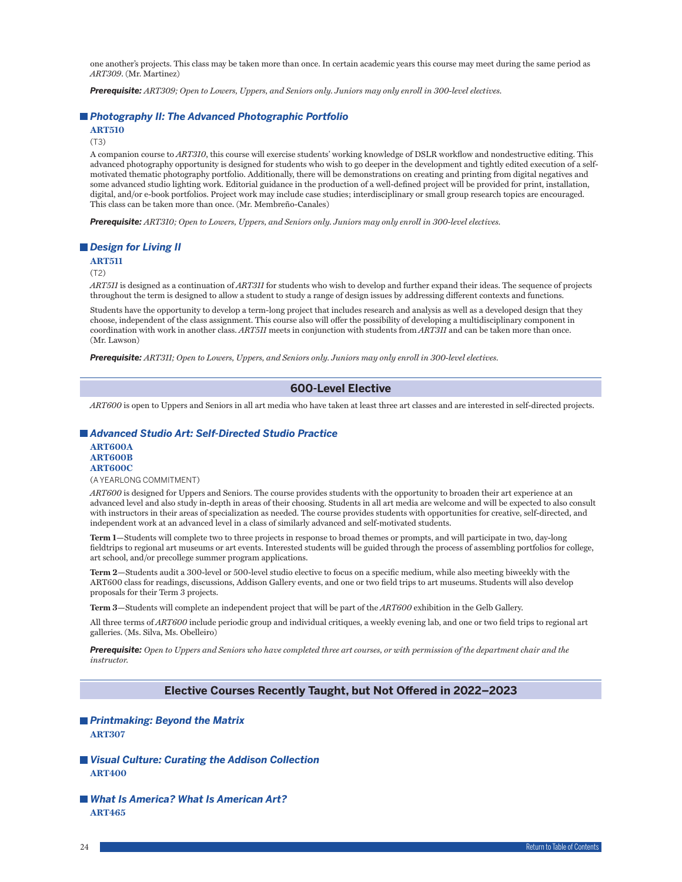one another's projects. This class may be taken more than once. In certain academic years this course may meet during the same period as *ART309*. (Mr. Martinez)

***Prerequisite:*** *ART309; Open to Lowers, Uppers, and Seniors only. Juniors may only enroll in 300-level electives.*

### *Photography II: The Advanced Photographic Portfolio*

**ART510**

(T3)

A companion course to *ART310*, this course will exercise students' working knowledge of DSLR workflow and nondestructive editing. This advanced photography opportunity is designed for students who wish to go deeper in the development and tightly edited execution of a self-motivated thematic photography portfolio. Additionally, there will be demonstrations on creating and printing from digital negatives and some advanced studio lighting work. Editorial guidance in the production of a well-defined project will be provided for print, installation, digital, and/or e-book portfolios. Project work may include case studies; interdisciplinary or small group research topics are encouraged. This class can be taken more than once. (Mr. Membreño-Canales)

***Prerequisite:*** *ART310; Open to Lowers, Uppers, and Seniors only. Juniors may only enroll in 300-level electives.*

### *Design for Living II*

**ART511**

(T2)

*ART511* is designed as a continuation of *ART311* for students who wish to develop and further expand their ideas. The sequence of projects throughout the term is designed to allow a student to study a range of design issues by addressing different contexts and functions.

Students have the opportunity to develop a term-long project that includes research and analysis as well as a developed design that they choose, independent of the class assignment. This course also will offer the possibility of developing a multidisciplinary component in coordination with work in another class. *ART511* meets in conjunction with students from *ART311* and can be taken more than once. (Mr. Lawson)

***Prerequisite:*** *ART311; Open to Lowers, Uppers, and Seniors only. Juniors may only enroll in 300-level electives.*

## 600-Level Elective

*ART600* is open to Uppers and Seniors in all art media who have taken at least three art classes and are interested in self-directed projects.

### *Advanced Studio Art: Self-Directed Studio Practice*

**ART600A**
**ART600B**
**ART600C**

(A YEARLONG COMMITMENT)

*ART600* is designed for Uppers and Seniors. The course provides students with the opportunity to broaden their art experience at an advanced level and also study in-depth in areas of their choosing. Students in all art media are welcome and will be expected to also consult with instructors in their areas of specialization as needed. The course provides students with opportunities for creative, self-directed, and independent work at an advanced level in a class of similarly advanced and self-motivated students.

**Term 1**—Students will complete two to three projects in response to broad themes or prompts, and will participate in two, day-long fieldtrips to regional art museums or art events. Interested students will be guided through the process of assembling portfolios for college, art school, and/or precollege summer program applications.

**Term 2**—Students audit a 300-level or 500-level studio elective to focus on a specific medium, while also meeting biweekly with the ART600 class for readings, discussions, Addison Gallery events, and one or two field trips to art museums. Students will also develop proposals for their Term 3 projects.

**Term 3**—Students will complete an independent project that will be part of the *ART600* exhibition in the Gelb Gallery.

All three terms of *ART600* include periodic group and individual critiques, a weekly evening lab, and one or two field trips to regional art galleries. (Ms. Silva, Ms. Obelleiro)

***Prerequisite:*** *Open to Uppers and Seniors who have completed three art courses, or with permission of the department chair and the instructor.*

## Elective Courses Recently Taught, but Not Offered in 2022–2023

### *Printmaking: Beyond the Matrix*

**ART307**

### *Visual Culture: Curating the Addison Collection*

**ART400**

### *What Is America? What Is American Art?*

**ART465**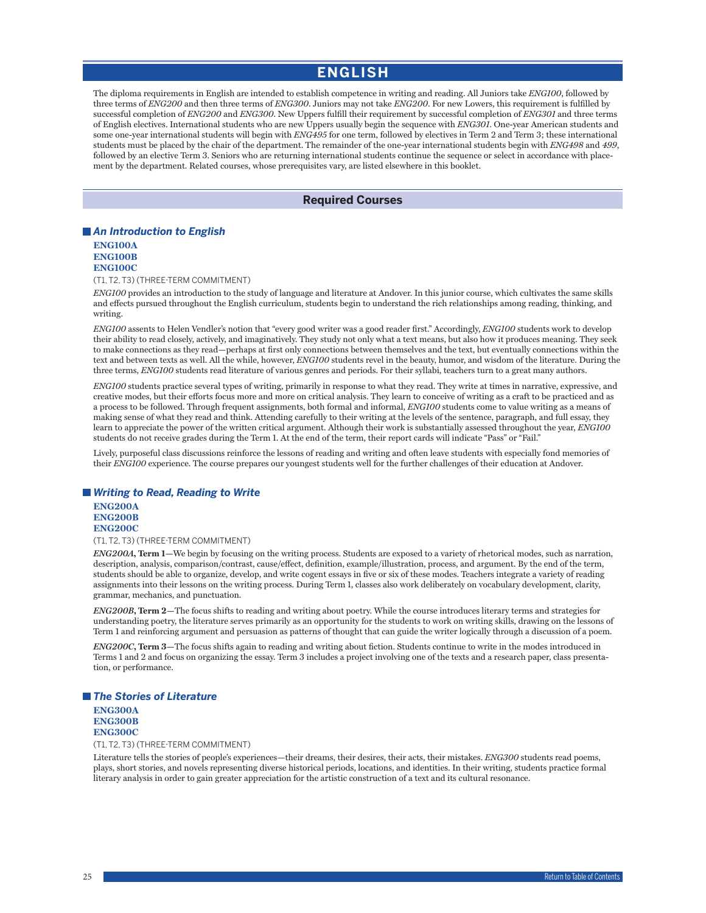# ENGLISH

The diploma requirements in English are intended to establish competence in writing and reading. All Juniors take *ENG100*, followed by three terms of *ENG200* and then three terms of *ENG300*. Juniors may not take *ENG200*. For new Lowers, this requirement is fulfilled by successful completion of *ENG200* and *ENG300*. New Uppers fulfill their requirement by successful completion of *ENG301* and three terms of English electives. International students who are new Uppers usually begin the sequence with *ENG301*. One-year American students and some one-year international students will begin with *ENG495* for one term, followed by electives in Term 2 and Term 3; these international students must be placed by the chair of the department. The remainder of the one-year international students begin with *ENG498* and *499*, followed by an elective Term 3. Seniors who are returning international students continue the sequence or select in accordance with placement by the department. Related courses, whose prerequisites vary, are listed elsewhere in this booklet.

## Required Courses

### *An Introduction to English*

**ENG100A**
**ENG100B**
**ENG100C**

(T1, T2, T3) (THREE-TERM COMMITMENT)

*ENG100* provides an introduction to the study of language and literature at Andover. In this junior course, which cultivates the same skills and effects pursued throughout the English curriculum, students begin to understand the rich relationships among reading, thinking, and writing.

*ENG100* assents to Helen Vendler's notion that "every good writer was a good reader first." Accordingly, *ENG100* students work to develop their ability to read closely, actively, and imaginatively. They study not only what a text means, but also how it produces meaning. They seek to make connections as they read—perhaps at first only connections between themselves and the text, but eventually connections within the text and between texts as well. All the while, however, *ENG100* students revel in the beauty, humor, and wisdom of the literature. During the three terms, *ENG100* students read literature of various genres and periods. For their syllabi, teachers turn to a great many authors.

*ENG100* students practice several types of writing, primarily in response to what they read. They write at times in narrative, expressive, and creative modes, but their efforts focus more and more on critical analysis. They learn to conceive of writing as a craft to be practiced and as a process to be followed. Through frequent assignments, both formal and informal, *ENG100* students come to value writing as a means of making sense of what they read and think. Attending carefully to their writing at the levels of the sentence, paragraph, and full essay, they learn to appreciate the power of the written critical argument. Although their work is substantially assessed throughout the year, *ENG100* students do not receive grades during the Term 1. At the end of the term, their report cards will indicate "Pass" or "Fail."

Lively, purposeful class discussions reinforce the lessons of reading and writing and often leave students with especially fond memories of their *ENG100* experience. The course prepares our youngest students well for the further challenges of their education at Andover.

### *Writing to Read, Reading to Write*

**ENG200A**
**ENG200B**
**ENG200C**

(T1, T2, T3) (THREE-TERM COMMITMENT)

***ENG200A*, Term 1**—We begin by focusing on the writing process. Students are exposed to a variety of rhetorical modes, such as narration, description, analysis, comparison/contrast, cause/effect, definition, example/illustration, process, and argument. By the end of the term, students should be able to organize, develop, and write cogent essays in five or six of these modes. Teachers integrate a variety of reading assignments into their lessons on the writing process. During Term 1, classes also work deliberately on vocabulary development, clarity, grammar, mechanics, and punctuation.

***ENG200B*, Term 2**—The focus shifts to reading and writing about poetry. While the course introduces literary terms and strategies for understanding poetry, the literature serves primarily as an opportunity for the students to work on writing skills, drawing on the lessons of Term 1 and reinforcing argument and persuasion as patterns of thought that can guide the writer logically through a discussion of a poem.

***ENG200C*, Term 3**—The focus shifts again to reading and writing about fiction. Students continue to write in the modes introduced in Terms 1 and 2 and focus on organizing the essay. Term 3 includes a project involving one of the texts and a research paper, class presentation, or performance.

### *The Stories of Literature*

**ENG300A**
**ENG300B**
**ENG300C**

(T1, T2, T3) (THREE-TERM COMMITMENT)

Literature tells the stories of people's experiences—their dreams, their desires, their acts, their mistakes. *ENG300* students read poems, plays, short stories, and novels representing diverse historical periods, locations, and identities. In their writing, students practice formal literary analysis in order to gain greater appreciation for the artistic construction of a text and its cultural resonance.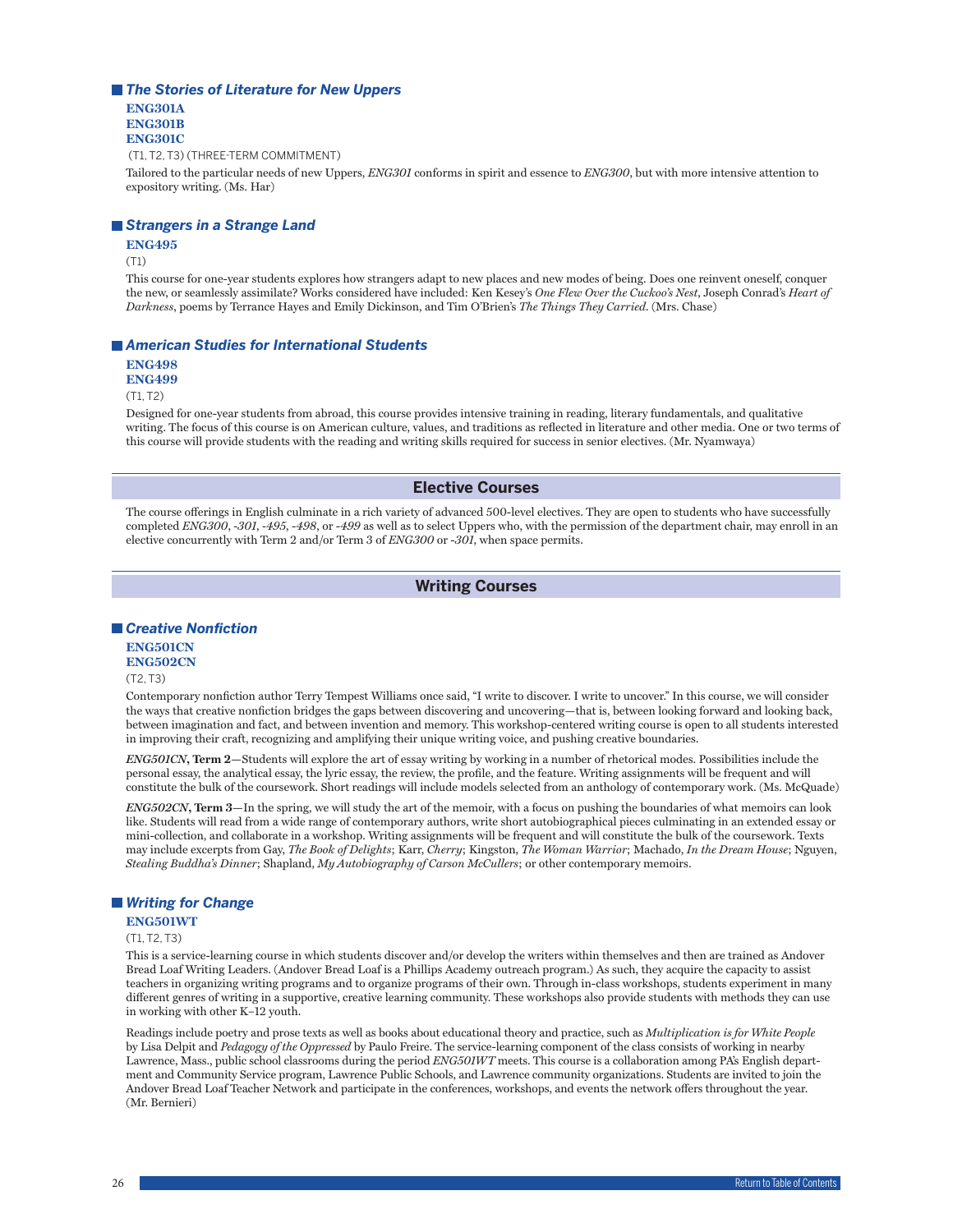### *The Stories of Literature for New Uppers*

**ENG301A**
**ENG301B**
**ENG301C**

(T1, T2, T3) (THREE-TERM COMMITMENT)

Tailored to the particular needs of new Uppers, *ENG301* conforms in spirit and essence to *ENG300*, but with more intensive attention to expository writing. (Ms. Har)

### *Strangers in a Strange Land*

**ENG495**

(T1)

This course for one-year students explores how strangers adapt to new places and new modes of being. Does one reinvent oneself, conquer the new, or seamlessly assimilate? Works considered have included: Ken Kesey's *One Flew Over the Cuckoo's Nest*, Joseph Conrad's *Heart of Darkness*, poems by Terrance Hayes and Emily Dickinson, and Tim O'Brien's *The Things They Carried*. (Mrs. Chase)

### *American Studies for International Students*

**ENG498**
**ENG499**

(T1, T2)

Designed for one-year students from abroad, this course provides intensive training in reading, literary fundamentals, and qualitative writing. The focus of this course is on American culture, values, and traditions as reflected in literature and other media. One or two terms of this course will provide students with the reading and writing skills required for success in senior electives. (Mr. Nyamwaya)

## Elective Courses

The course offerings in English culminate in a rich variety of advanced 500-level electives. They are open to students who have successfully completed *ENG300*, *-301*, *-495*, *-498*, or *-499* as well as to select Uppers who, with the permission of the department chair, may enroll in an elective concurrently with Term 2 and/or Term 3 of *ENG300* or *-301*, when space permits.

## Writing Courses

### *Creative Nonfiction*

**ENG501CN**
**ENG502CN**

(T2, T3)

Contemporary nonfiction author Terry Tempest Williams once said, "I write to discover. I write to uncover." In this course, we will consider the ways that creative nonfiction bridges the gaps between discovering and uncovering—that is, between looking forward and looking back, between imagination and fact, and between invention and memory. This workshop-centered writing course is open to all students interested in improving their craft, recognizing and amplifying their unique writing voice, and pushing creative boundaries.

***ENG501CN*, Term 2**—Students will explore the art of essay writing by working in a number of rhetorical modes. Possibilities include the personal essay, the analytical essay, the lyric essay, the review, the profile, and the feature. Writing assignments will be frequent and will constitute the bulk of the coursework. Short readings will include models selected from an anthology of contemporary work. (Ms. McQuade)

***ENG502CN*, Term 3**—In the spring, we will study the art of the memoir, with a focus on pushing the boundaries of what memoirs can look like. Students will read from a wide range of contemporary authors, write short autobiographical pieces culminating in an extended essay or mini-collection, and collaborate in a workshop. Writing assignments will be frequent and will constitute the bulk of the coursework. Texts may include excerpts from Gay, *The Book of Delights*; Karr, *Cherry*; Kingston, *The Woman Warrior*; Machado, *In the Dream House*; Nguyen, *Stealing Buddha's Dinner*; Shapland, *My Autobiography of Carson McCullers*; or other contemporary memoirs.

### *Writing for Change*

**ENG501WT**

(T1, T2, T3)

This is a service-learning course in which students discover and/or develop the writers within themselves and then are trained as Andover Bread Loaf Writing Leaders. (Andover Bread Loaf is a Phillips Academy outreach program.) As such, they acquire the capacity to assist teachers in organizing writing programs and to organize programs of their own. Through in-class workshops, students experiment in many different genres of writing in a supportive, creative learning community. These workshops also provide students with methods they can use in working with other K–12 youth.

Readings include poetry and prose texts as well as books about educational theory and practice, such as *Multiplication is for White People* by Lisa Delpit and *Pedagogy of the Oppressed* by Paulo Freire. The service-learning component of the class consists of working in nearby Lawrence, Mass., public school classrooms during the period *ENG501WT* meets. This course is a collaboration among PA's English department and Community Service program, Lawrence Public Schools, and Lawrence community organizations. Students are invited to join the Andover Bread Loaf Teacher Network and participate in the conferences, workshops, and events the network offers throughout the year. (Mr. Bernieri)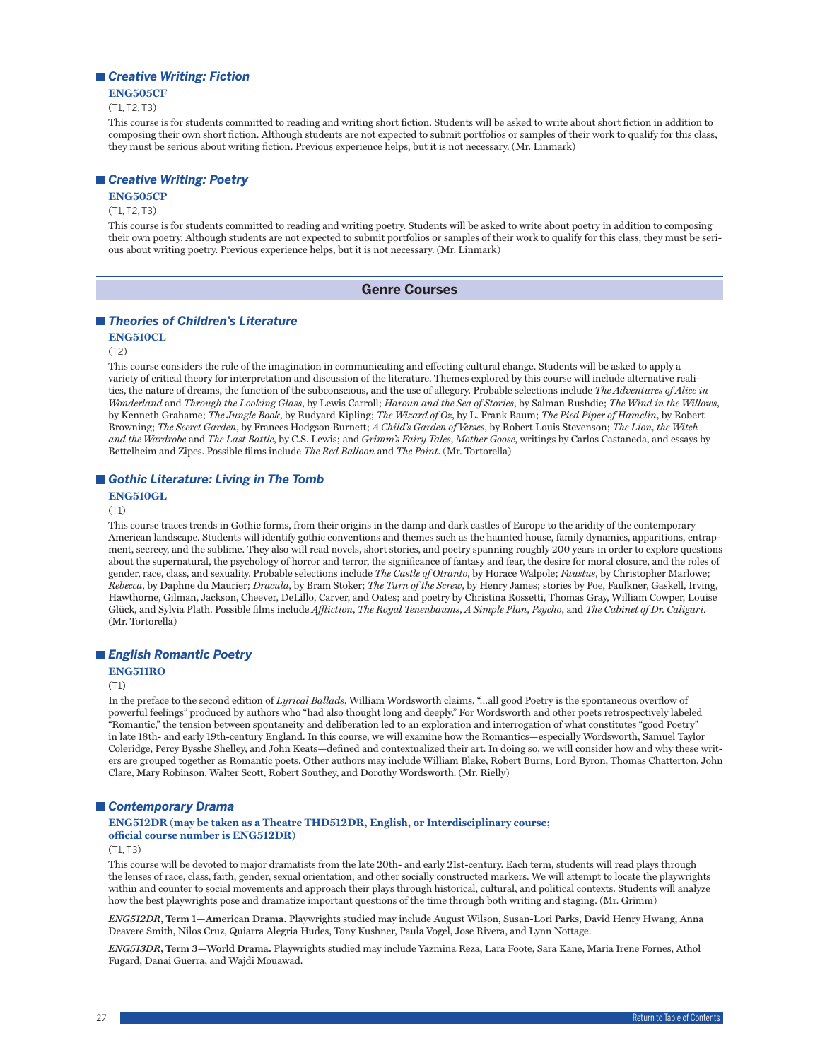### Creative Writing: Fiction

**ENG505CF**

(T1, T2, T3)

This course is for students committed to reading and writing short fiction. Students will be asked to write about short fiction in addition to composing their own short fiction. Although students are not expected to submit portfolios or samples of their work to qualify for this class, they must be serious about writing fiction. Previous experience helps, but it is not necessary. (Mr. Linmark)

### Creative Writing: Poetry

**ENG505CP**

(T1, T2, T3)

This course is for students committed to reading and writing poetry. Students will be asked to write about poetry in addition to composing their own poetry. Although students are not expected to submit portfolios or samples of their work to qualify for this class, they must be serious about writing poetry. Previous experience helps, but it is not necessary. (Mr. Linmark)

## Genre Courses

### Theories of Children's Literature

**ENG510CL**

(T2)

This course considers the role of the imagination in communicating and effecting cultural change. Students will be asked to apply a variety of critical theory for interpretation and discussion of the literature. Themes explored by this course will include alternative realities, the nature of dreams, the function of the subconscious, and the use of allegory. Probable selections include *The Adventures of Alice in Wonderland* and *Through the Looking Glass*, by Lewis Carroll; *Haroun and the Sea of Stories*, by Salman Rushdie; *The Wind in the Willows*, by Kenneth Grahame; *The Jungle Book*, by Rudyard Kipling; *The Wizard of Oz*, by L. Frank Baum; *The Pied Piper of Hamelin*, by Robert Browning; *The Secret Garden*, by Frances Hodgson Burnett; *A Child's Garden of Verses*, by Robert Louis Stevenson; *The Lion, the Witch and the Wardrobe* and *The Last Battle*, by C.S. Lewis; and *Grimm's Fairy Tales*, *Mother Goose*, writings by Carlos Castaneda, and essays by Bettelheim and Zipes. Possible films include *The Red Balloon* and *The Point*. (Mr. Tortorella)

### Gothic Literature: Living in The Tomb

**ENG510GL**

(T1)

This course traces trends in Gothic forms, from their origins in the damp and dark castles of Europe to the aridity of the contemporary American landscape. Students will identify gothic conventions and themes such as the haunted house, family dynamics, apparitions, entrapment, secrecy, and the sublime. They also will read novels, short stories, and poetry spanning roughly 200 years in order to explore questions about the supernatural, the psychology of horror and terror, the significance of fantasy and fear, the desire for moral closure, and the roles of gender, race, class, and sexuality. Probable selections include *The Castle of Otranto*, by Horace Walpole; *Faustus*, by Christopher Marlowe; *Rebecca*, by Daphne du Maurier; *Dracula*, by Bram Stoker; *The Turn of the Screw*, by Henry James; stories by Poe, Faulkner, Gaskell, Irving, Hawthorne, Gilman, Jackson, Cheever, DeLillo, Carver, and Oates; and poetry by Christina Rossetti, Thomas Gray, William Cowper, Louise Glück, and Sylvia Plath. Possible films include *Affliction*, *The Royal Tenenbaums*, *A Simple Plan*, *Psycho*, and *The Cabinet of Dr. Caligari*. (Mr. Tortorella)

### English Romantic Poetry

**ENG511RO**

(T1)

In the preface to the second edition of *Lyrical Ballads*, William Wordsworth claims, "...all good Poetry is the spontaneous overflow of powerful feelings" produced by authors who "had also thought long and deeply." For Wordsworth and other poets retrospectively labeled "Romantic," the tension between spontaneity and deliberation led to an exploration and interrogation of what constitutes "good Poetry" in late 18th- and early 19th-century England. In this course, we will examine how the Romantics—especially Wordsworth, Samuel Taylor Coleridge, Percy Bysshe Shelley, and John Keats—defined and contextualized their art. In doing so, we will consider how and why these writers are grouped together as Romantic poets. Other authors may include William Blake, Robert Burns, Lord Byron, Thomas Chatterton, John Clare, Mary Robinson, Walter Scott, Robert Southey, and Dorothy Wordsworth. (Mr. Rielly)

### Contemporary Drama

**ENG512DR (may be taken as a Theatre THD512DR, English, or Interdisciplinary course; official course number is ENG512DR)**

(T1, T3)

This course will be devoted to major dramatists from the late 20th- and early 21st-century. Each term, students will read plays through the lenses of race, class, faith, gender, sexual orientation, and other socially constructed markers. We will attempt to locate the playwrights within and counter to social movements and approach their plays through historical, cultural, and political contexts. Students will analyze how the best playwrights pose and dramatize important questions of the time through both writing and staging. (Mr. Grimm)

***ENG512DR*, Term 1—American Drama.** Playwrights studied may include August Wilson, Susan-Lori Parks, David Henry Hwang, Anna Deavere Smith, Nilos Cruz, Quiarra Alegria Hudes, Tony Kushner, Paula Vogel, Jose Rivera, and Lynn Nottage.

***ENG513DR*, Term 3—World Drama.** Playwrights studied may include Yazmina Reza, Lara Foote, Sara Kane, Maria Irene Fornes, Athol Fugard, Danai Guerra, and Wajdi Mouawad.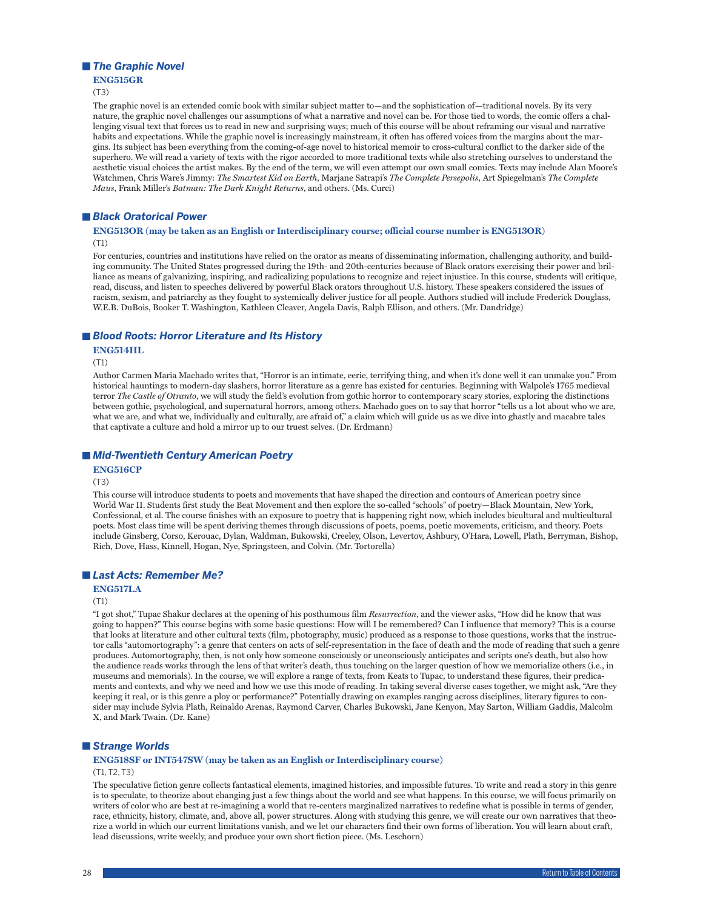### *The Graphic Novel*

**ENG515GR**

(T3)

The graphic novel is an extended comic book with similar subject matter to—and the sophistication of—traditional novels. By its very nature, the graphic novel challenges our assumptions of what a narrative and novel can be. For those tied to words, the comic offers a challenging visual text that forces us to read in new and surprising ways; much of this course will be about reframing our visual and narrative habits and expectations. While the graphic novel is increasingly mainstream, it often has offered voices from the margins about the margins. Its subject has been everything from the coming-of-age novel to historical memoir to cross-cultural conflict to the darker side of the superhero. We will read a variety of texts with the rigor accorded to more traditional texts while also stretching ourselves to understand the aesthetic visual choices the artist makes. By the end of the term, we will even attempt our own small comics. Texts may include Alan Moore's Watchmen, Chris Ware's Jimmy: *The Smartest Kid on Earth*, Marjane Satrapi's *The Complete Persepolis*, Art Spiegelman's *The Complete Maus*, Frank Miller's *Batman: The Dark Knight Returns*, and others. (Ms. Curci)

### *Black Oratorical Power*

**ENG513OR (may be taken as an English or Interdisciplinary course; official course number is ENG513OR)**

(T1)

For centuries, countries and institutions have relied on the orator as means of disseminating information, challenging authority, and building community. The United States progressed during the 19th- and 20th-centuries because of Black orators exercising their power and brilliance as means of galvanizing, inspiring, and radicalizing populations to recognize and reject injustice. In this course, students will critique, read, discuss, and listen to speeches delivered by powerful Black orators throughout U.S. history. These speakers considered the issues of racism, sexism, and patriarchy as they fought to systemically deliver justice for all people. Authors studied will include Frederick Douglass, W.E.B. DuBois, Booker T. Washington, Kathleen Cleaver, Angela Davis, Ralph Ellison, and others. (Mr. Dandridge)

### *Blood Roots: Horror Literature and Its History*

**ENG514HL**

(T1)

Author Carmen Maria Machado writes that, "Horror is an intimate, eerie, terrifying thing, and when it's done well it can unmake you." From historical hauntings to modern-day slashers, horror literature as a genre has existed for centuries. Beginning with Walpole's 1765 medieval terror *The Castle of Otranto*, we will study the field's evolution from gothic horror to contemporary scary stories, exploring the distinctions between gothic, psychological, and supernatural horrors, among others. Machado goes on to say that horror "tells us a lot about who we are, what we are, and what we, individually and culturally, are afraid of," a claim which will guide us as we dive into ghastly and macabre tales that captivate a culture and hold a mirror up to our truest selves. (Dr. Erdmann)

### *Mid-Twentieth Century American Poetry*

**ENG516CP**

(T3)

This course will introduce students to poets and movements that have shaped the direction and contours of American poetry since World War II. Students first study the Beat Movement and then explore the so-called "schools" of poetry—Black Mountain, New York, Confessional, et al. The course finishes with an exposure to poetry that is happening right now, which includes bicultural and multicultural poets. Most class time will be spent deriving themes through discussions of poets, poems, poetic movements, criticism, and theory. Poets include Ginsberg, Corso, Kerouac, Dylan, Waldman, Bukowski, Creeley, Olson, Levertov, Ashbury, O'Hara, Lowell, Plath, Berryman, Bishop, Rich, Dove, Hass, Kinnell, Hogan, Nye, Springsteen, and Colvin. (Mr. Tortorella)

### *Last Acts: Remember Me?*

**ENG517LA**

(T1)

"I got shot," Tupac Shakur declares at the opening of his posthumous film *Resurrection*, and the viewer asks, "How did he know that was going to happen?" This course begins with some basic questions: How will I be remembered? Can I influence that memory? This is a course that looks at literature and other cultural texts (film, photography, music) produced as a response to those questions, works that the instructor calls "automortography": a genre that centers on acts of self-representation in the face of death and the mode of reading that such a genre produces. Automortography, then, is not only how someone consciously or unconsciously anticipates and scripts one's death, but also how the audience reads works through the lens of that writer's death, thus touching on the larger question of how we memorialize others (i.e., in museums and memorials). In the course, we will explore a range of texts, from Keats to Tupac, to understand these figures, their predicaments and contexts, and why we need and how we use this mode of reading. In taking several diverse cases together, we might ask, "Are they keeping it real, or is this genre a ploy or performance?" Potentially drawing on examples ranging across disciplines, literary figures to consider may include Sylvia Plath, Reinaldo Arenas, Raymond Carver, Charles Bukowski, Jane Kenyon, May Sarton, William Gaddis, Malcolm X, and Mark Twain. (Dr. Kane)

### *Strange Worlds*

**ENG518SF or INT547SW (may be taken as an English or Interdisciplinary course)**

(T1, T2, T3)

The speculative fiction genre collects fantastical elements, imagined histories, and impossible futures. To write and read a story in this genre is to speculate, to theorize about changing just a few things about the world and see what happens. In this course, we will focus primarily on writers of color who are best at re-imagining a world that re-centers marginalized narratives to redefine what is possible in terms of gender, race, ethnicity, history, climate, and, above all, power structures. Along with studying this genre, we will create our own narratives that theorize a world in which our current limitations vanish, and we let our characters find their own forms of liberation. You will learn about craft, lead discussions, write weekly, and produce your own short fiction piece. (Ms. Leschorn)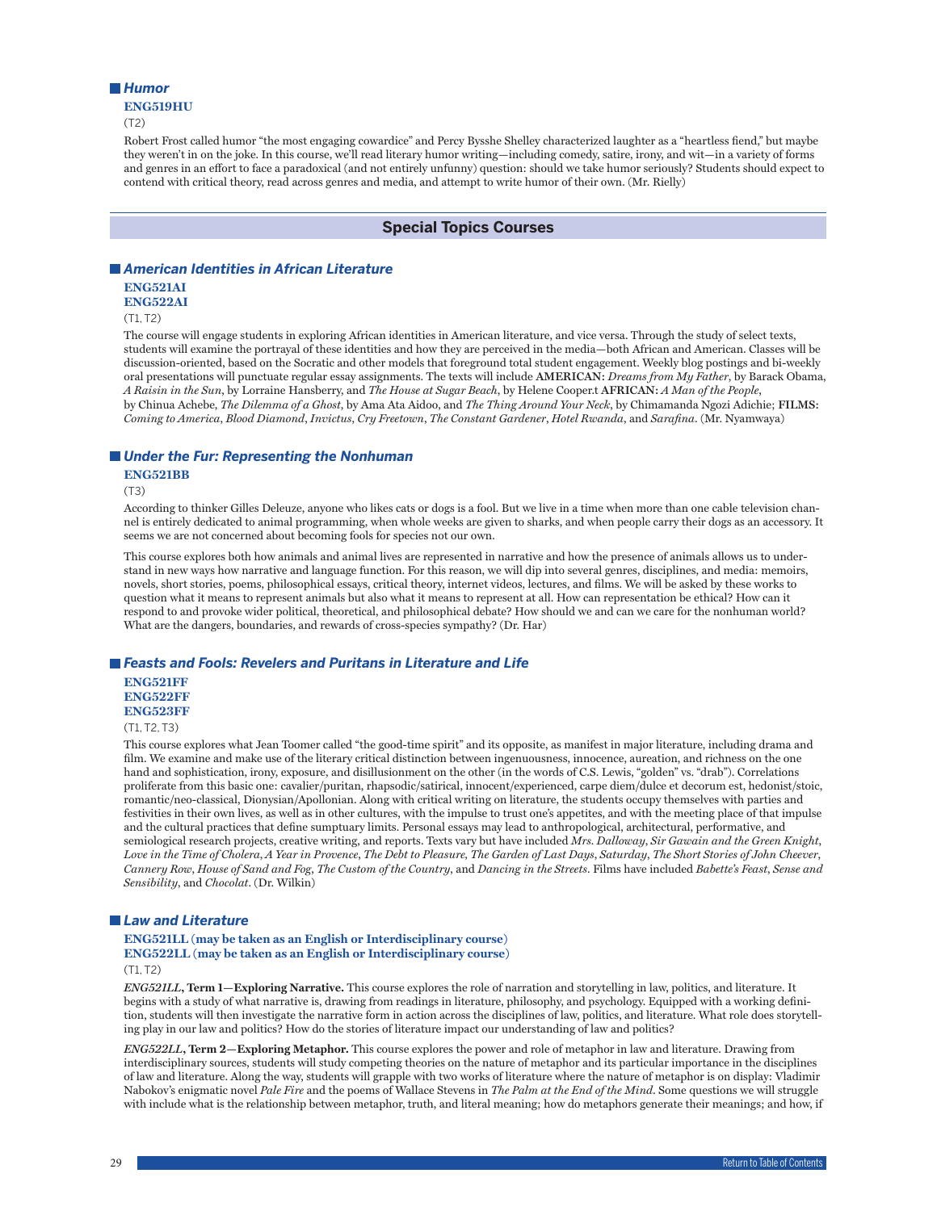### *Humor*

**ENG519HU**

(T2)

Robert Frost called humor "the most engaging cowardice" and Percy Bysshe Shelley characterized laughter as a "heartless fiend," but maybe they weren't in on the joke. In this course, we'll read literary humor writing—including comedy, satire, irony, and wit—in a variety of forms and genres in an effort to face a paradoxical (and not entirely unfunny) question: should we take humor seriously? Students should expect to contend with critical theory, read across genres and media, and attempt to write humor of their own. (Mr. Rielly)

## Special Topics Courses

### *American Identities in African Literature*

**ENG521AI**
**ENG522AI**

(T1, T2)

The course will engage students in exploring African identities in American literature, and vice versa. Through the study of select texts, students will examine the portrayal of these identities and how they are perceived in the media—both African and American. Classes will be discussion-oriented, based on the Socratic and other models that foreground total student engagement. Weekly blog postings and bi-weekly oral presentations will punctuate regular essay assignments. The texts will include **AMERICAN:** *Dreams from My Father*, by Barack Obama, *A Raisin in the Sun*, by Lorraine Hansberry, and *The House at Sugar Beach*, by Helene Cooper.t **AFRICAN:** *A Man of the People*, by Chinua Achebe, *The Dilemma of a Ghost*, by Ama Ata Aidoo, and *The Thing Around Your Neck*, by Chimamanda Ngozi Adichie; **FILMS:** *Coming to America*, *Blood Diamond*, *Invictus*, *Cry Freetown*, *The Constant Gardener*, *Hotel Rwanda*, and *Sarafina*. (Mr. Nyamwaya)

### *Under the Fur: Representing the Nonhuman*

**ENG521BB**

(T3)

According to thinker Gilles Deleuze, anyone who likes cats or dogs is a fool. But we live in a time when more than one cable television channel is entirely dedicated to animal programming, when whole weeks are given to sharks, and when people carry their dogs as an accessory. It seems we are not concerned about becoming fools for species not our own.

This course explores both how animals and animal lives are represented in narrative and how the presence of animals allows us to understand in new ways how narrative and language function. For this reason, we will dip into several genres, disciplines, and media: memoirs, novels, short stories, poems, philosophical essays, critical theory, internet videos, lectures, and films. We will be asked by these works to question what it means to represent animals but also what it means to represent at all. How can representation be ethical? How can it respond to and provoke wider political, theoretical, and philosophical debate? How should we and can we care for the nonhuman world? What are the dangers, boundaries, and rewards of cross-species sympathy? (Dr. Har)

### *Feasts and Fools: Revelers and Puritans in Literature and Life*

**ENG521FF**
**ENG522FF**
**ENG523FF**

(T1, T2, T3)

This course explores what Jean Toomer called "the good-time spirit" and its opposite, as manifest in major literature, including drama and film. We examine and make use of the literary critical distinction between ingenuousness, innocence, aureation, and richness on the one hand and sophistication, irony, exposure, and disillusionment on the other (in the words of C.S. Lewis, "golden" vs. "drab"). Correlations proliferate from this basic one: cavalier/puritan, rhapsodic/satirical, innocent/experienced, carpe diem/dulce et decorum est, hedonist/stoic, romantic/neo-classical, Dionysian/Apollonian. Along with critical writing on literature, the students occupy themselves with parties and festivities in their own lives, as well as in other cultures, with the impulse to trust one's appetites, and with the meeting place of that impulse and the cultural practices that define sumptuary limits. Personal essays may lead to anthropological, architectural, performative, and semiological research projects, creative writing, and reports. Texts vary but have included *Mrs. Dalloway*, *Sir Gawain and the Green Knight*, *Love in the Time of Cholera*, *A Year in Provence*, *The Debt to Pleasure, The Garden of Last Days*, *Saturday*, *The Short Stories of John Cheever*, *Cannery Row*, *House of Sand and Fog*, *The Custom of the Country*, and *Dancing in the Streets*. Films have included *Babette's Feast*, *Sense and Sensibility*, and *Chocolat*. (Dr. Wilkin)

### *Law and Literature*

**ENG521LL (may be taken as an English or Interdisciplinary course)**
**ENG522LL (may be taken as an English or Interdisciplinary course)**

(T1, T2)

*ENG521LL*, **Term 1—Exploring Narrative.** This course explores the role of narration and storytelling in law, politics, and literature. It begins with a study of what narrative is, drawing from readings in literature, philosophy, and psychology. Equipped with a working definition, students will then investigate the narrative form in action across the disciplines of law, politics, and literature. What role does storytelling play in our law and politics? How do the stories of literature impact our understanding of law and politics?

*ENG522LL*, **Term 2—Exploring Metaphor.** This course explores the power and role of metaphor in law and literature. Drawing from interdisciplinary sources, students will study competing theories on the nature of metaphor and its particular importance in the disciplines of law and literature. Along the way, students will grapple with two works of literature where the nature of metaphor is on display: Vladimir Nabokov's enigmatic novel *Pale Fire* and the poems of Wallace Stevens in *The Palm at the End of the Mind*. Some questions we will struggle with include what is the relationship between metaphor, truth, and literal meaning; how do metaphors generate their meanings; and how, if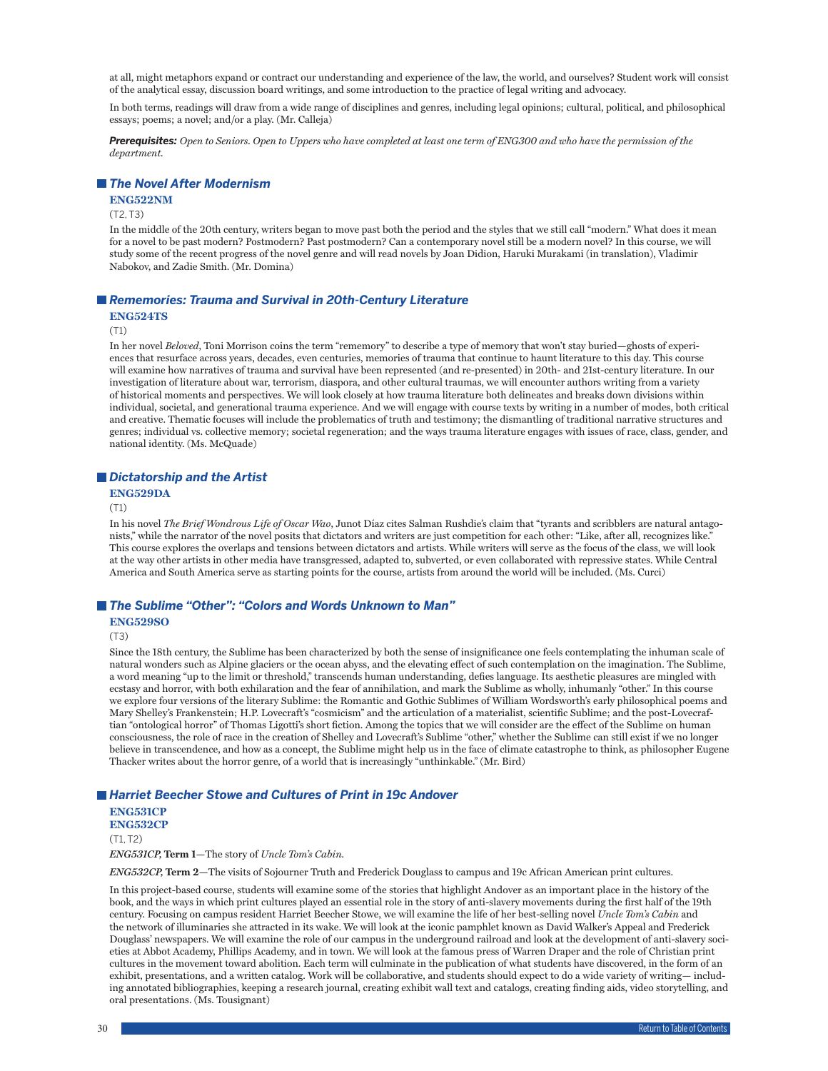at all, might metaphors expand or contract our understanding and experience of the law, the world, and ourselves? Student work will consist of the analytical essay, discussion board writings, and some introduction to the practice of legal writing and advocacy.

In both terms, readings will draw from a wide range of disciplines and genres, including legal opinions; cultural, political, and philosophical essays; poems; a novel; and/or a play. (Mr. Calleja)

***Prerequisites:*** *Open to Seniors. Open to Uppers who have completed at least one term of ENG300 and who have the permission of the department.*

## *The Novel After Modernism*

**ENG522NM**

(T2, T3)

In the middle of the 20th century, writers began to move past both the period and the styles that we still call "modern." What does it mean for a novel to be past modern? Postmodern? Past postmodern? Can a contemporary novel still be a modern novel? In this course, we will study some of the recent progress of the novel genre and will read novels by Joan Didion, Haruki Murakami (in translation), Vladimir Nabokov, and Zadie Smith. (Mr. Domina)

## *Rememories: Trauma and Survival in 20th-Century Literature*

**ENG524TS**

(T1)

In her novel *Beloved*, Toni Morrison coins the term "rememory" to describe a type of memory that won't stay buried—ghosts of experiences that resurface across years, decades, even centuries, memories of trauma that continue to haunt literature to this day. This course will examine how narratives of trauma and survival have been represented (and re-presented) in 20th- and 21st-century literature. In our investigation of literature about war, terrorism, diaspora, and other cultural traumas, we will encounter authors writing from a variety of historical moments and perspectives. We will look closely at how trauma literature both delineates and breaks down divisions within individual, societal, and generational trauma experience. And we will engage with course texts by writing in a number of modes, both critical and creative. Thematic focuses will include the problematics of truth and testimony; the dismantling of traditional narrative structures and genres; individual vs. collective memory; societal regeneration; and the ways trauma literature engages with issues of race, class, gender, and national identity. (Ms. McQuade)

## *Dictatorship and the Artist*

**ENG529DA**

(T1)

In his novel *The Brief Wondrous Life of Oscar Wao*, Junot Díaz cites Salman Rushdie's claim that "tyrants and scribblers are natural antagonists," while the narrator of the novel posits that dictators and writers are just competition for each other: "Like, after all, recognizes like." This course explores the overlaps and tensions between dictators and artists. While writers will serve as the focus of the class, we will look at the way other artists in other media have transgressed, adapted to, subverted, or even collaborated with repressive states. While Central America and South America serve as starting points for the course, artists from around the world will be included. (Ms. Curci)

## *The Sublime "Other": "Colors and Words Unknown to Man"*

**ENG529SO**

(T3)

Since the 18th century, the Sublime has been characterized by both the sense of insignificance one feels contemplating the inhuman scale of natural wonders such as Alpine glaciers or the ocean abyss, and the elevating effect of such contemplation on the imagination. The Sublime, a word meaning "up to the limit or threshold," transcends human understanding, defies language. Its aesthetic pleasures are mingled with ecstasy and horror, with both exhilaration and the fear of annihilation, and mark the Sublime as wholly, inhumanly "other." In this course we explore four versions of the literary Sublime: the Romantic and Gothic Sublimes of William Wordsworth's early philosophical poems and Mary Shelley's Frankenstein; H.P. Lovecraft's "cosmicism" and the articulation of a materialist, scientific Sublime; and the post-Lovecraftian "ontological horror" of Thomas Ligotti's short fiction. Among the topics that we will consider are the effect of the Sublime on human consciousness, the role of race in the creation of Shelley and Lovecraft's Sublime "other," whether the Sublime can still exist if we no longer believe in transcendence, and how as a concept, the Sublime might help us in the face of climate catastrophe to think, as philosopher Eugene Thacker writes about the horror genre, of a world that is increasingly "unthinkable." (Mr. Bird)

## *Harriet Beecher Stowe and Cultures of Print in 19c Andover*

**ENG531CP**
**ENG532CP**

(T1, T2)

***ENG531CP*, Term 1**—The story of *Uncle Tom's Cabin*.

***ENG532CP*, Term 2**—The visits of Sojourner Truth and Frederick Douglass to campus and 19c African American print cultures.

In this project-based course, students will examine some of the stories that highlight Andover as an important place in the history of the book, and the ways in which print cultures played an essential role in the story of anti-slavery movements during the first half of the 19th century. Focusing on campus resident Harriet Beecher Stowe, we will examine the life of her best-selling novel *Uncle Tom's Cabin* and the network of illuminaries she attracted in its wake. We will look at the iconic pamphlet known as David Walker's Appeal and Frederick Douglass' newspapers. We will examine the role of our campus in the underground railroad and look at the development of anti-slavery societies at Abbot Academy, Phillips Academy, and in town. We will look at the famous press of Warren Draper and the role of Christian print cultures in the movement toward abolition. Each term will culminate in the publication of what students have discovered, in the form of an exhibit, presentations, and a written catalog. Work will be collaborative, and students should expect to do a wide variety of writing— including annotated bibliographies, keeping a research journal, creating exhibit wall text and catalogs, creating finding aids, video storytelling, and oral presentations. (Ms. Tousignant)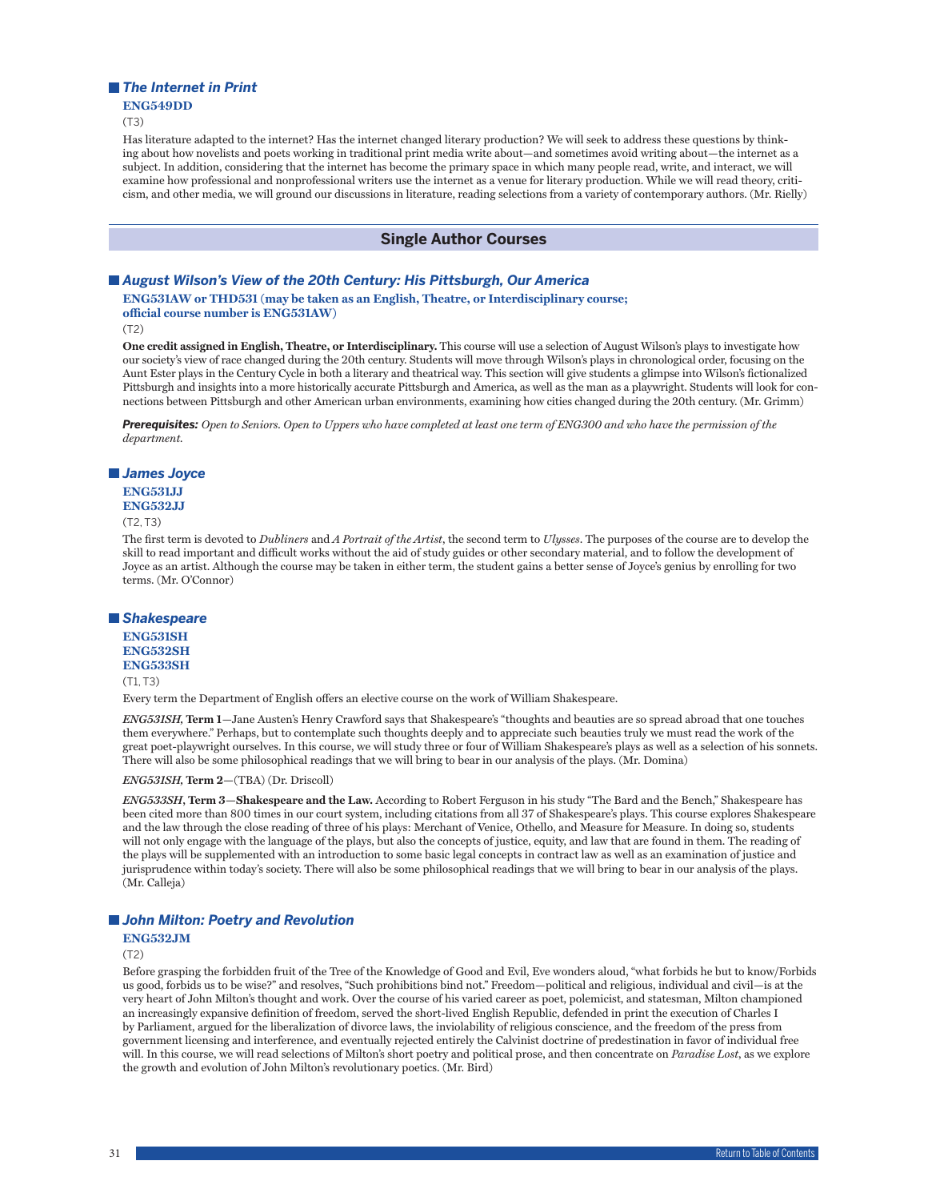### *The Internet in Print*

**ENG549DD**

(T3)

Has literature adapted to the internet? Has the internet changed literary production? We will seek to address these questions by thinking about how novelists and poets working in traditional print media write about—and sometimes avoid writing about—the internet as a subject. In addition, considering that the internet has become the primary space in which many people read, write, and interact, we will examine how professional and nonprofessional writers use the internet as a venue for literary production. While we will read theory, criticism, and other media, we will ground our discussions in literature, reading selections from a variety of contemporary authors. (Mr. Rielly)

## Single Author Courses

### *August Wilson's View of the 20th Century: His Pittsburgh, Our America*

**ENG531AW or THD531 (may be taken as an English, Theatre, or Interdisciplinary course; official course number is ENG531AW)**

(T2)

**One credit assigned in English, Theatre, or Interdisciplinary.** This course will use a selection of August Wilson's plays to investigate how our society's view of race changed during the 20th century. Students will move through Wilson's plays in chronological order, focusing on the Aunt Ester plays in the Century Cycle in both a literary and theatrical way. This section will give students a glimpse into Wilson's fictionalized Pittsburgh and insights into a more historically accurate Pittsburgh and America, as well as the man as a playwright. Students will look for connections between Pittsburgh and other American urban environments, examining how cities changed during the 20th century. (Mr. Grimm)

***Prerequisites:*** *Open to Seniors. Open to Uppers who have completed at least one term of ENG300 and who have the permission of the department.*

### *James Joyce*

**ENG531JJ**
**ENG532JJ**

(T2, T3)

The first term is devoted to *Dubliners* and *A Portrait of the Artist*, the second term to *Ulysses*. The purposes of the course are to develop the skill to read important and difficult works without the aid of study guides or other secondary material, and to follow the development of Joyce as an artist. Although the course may be taken in either term, the student gains a better sense of Joyce's genius by enrolling for two terms. (Mr. O'Connor)

### *Shakespeare*

**ENG531SH**
**ENG532SH**
**ENG533SH**

(T1, T3)

Every term the Department of English offers an elective course on the work of William Shakespeare.

*ENG531SH*, **Term 1**—Jane Austen's Henry Crawford says that Shakespeare's "thoughts and beauties are so spread abroad that one touches them everywhere." Perhaps, but to contemplate such thoughts deeply and to appreciate such beauties truly we must read the work of the great poet-playwright ourselves. In this course, we will study three or four of William Shakespeare's plays as well as a selection of his sonnets. There will also be some philosophical readings that we will bring to bear in our analysis of the plays. (Mr. Domina)

*ENG531SH*, **Term 2**—(TBA) (Dr. Driscoll)

*ENG533SH*, **Term 3—Shakespeare and the Law.** According to Robert Ferguson in his study "The Bard and the Bench," Shakespeare has been cited more than 800 times in our court system, including citations from all 37 of Shakespeare's plays. This course explores Shakespeare and the law through the close reading of three of his plays: Merchant of Venice, Othello, and Measure for Measure. In doing so, students will not only engage with the language of the plays, but also the concepts of justice, equity, and law that are found in them. The reading of the plays will be supplemented with an introduction to some basic legal concepts in contract law as well as an examination of justice and jurisprudence within today's society. There will also be some philosophical readings that we will bring to bear in our analysis of the plays. (Mr. Calleja)

### *John Milton: Poetry and Revolution*

**ENG532JM**

(T2)

Before grasping the forbidden fruit of the Tree of the Knowledge of Good and Evil, Eve wonders aloud, "what forbids he but to know/Forbids us good, forbids us to be wise?" and resolves, "Such prohibitions bind not." Freedom—political and religious, individual and civil—is at the very heart of John Milton's thought and work. Over the course of his varied career as poet, polemicist, and statesman, Milton championed an increasingly expansive definition of freedom, served the short-lived English Republic, defended in print the execution of Charles I by Parliament, argued for the liberalization of divorce laws, the inviolability of religious conscience, and the freedom of the press from government licensing and interference, and eventually rejected entirely the Calvinist doctrine of predestination in favor of individual free will. In this course, we will read selections of Milton's short poetry and political prose, and then concentrate on *Paradise Lost,* as we explore the growth and evolution of John Milton's revolutionary poetics. (Mr. Bird)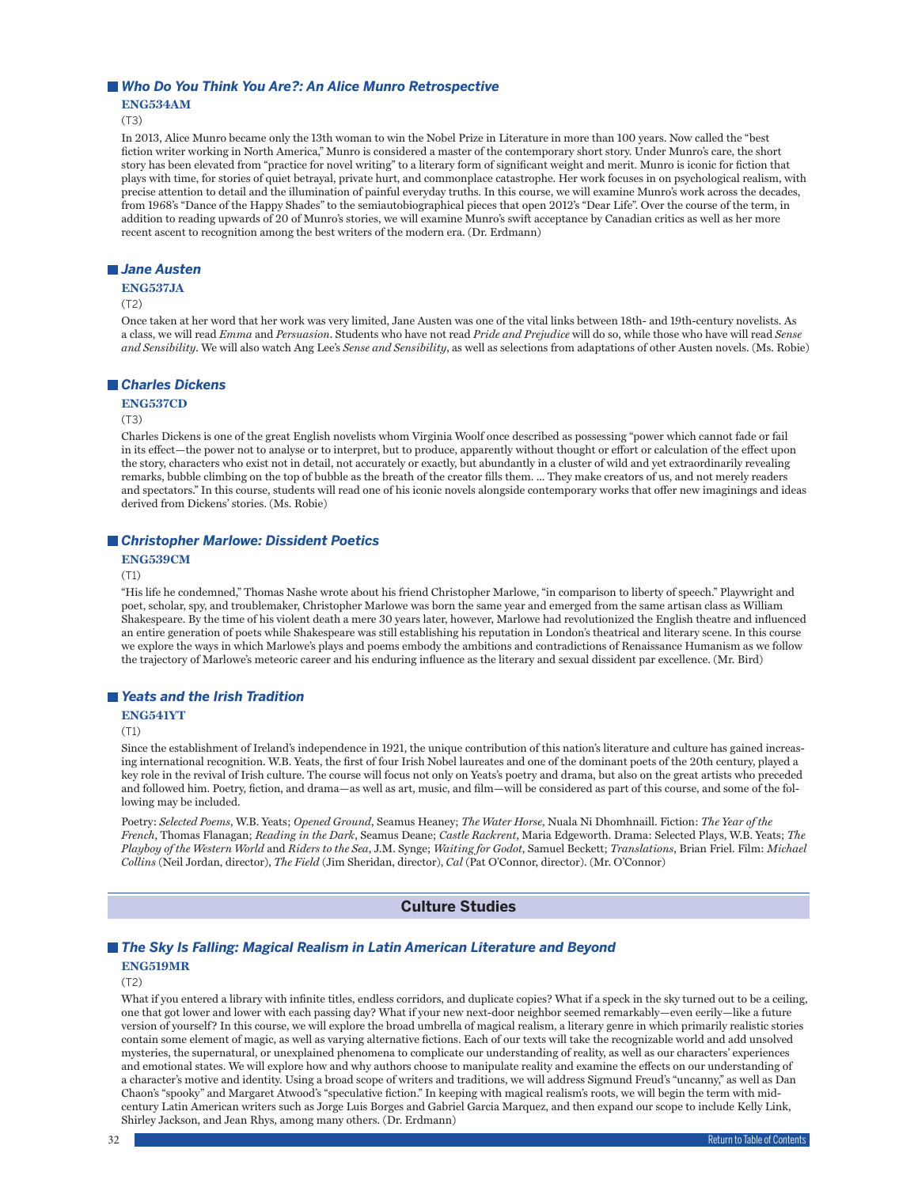### *Who Do You Think You Are?: An Alice Munro Retrospective*

**ENG534AM**

(T3)

In 2013, Alice Munro became only the 13th woman to win the Nobel Prize in Literature in more than 100 years. Now called the "best fiction writer working in North America," Munro is considered a master of the contemporary short story. Under Munro's care, the short story has been elevated from "practice for novel writing" to a literary form of significant weight and merit. Munro is iconic for fiction that plays with time, for stories of quiet betrayal, private hurt, and commonplace catastrophe. Her work focuses in on psychological realism, with precise attention to detail and the illumination of painful everyday truths. In this course, we will examine Munro's work across the decades, from 1968's "Dance of the Happy Shades" to the semiautobiographical pieces that open 2012's "Dear Life". Over the course of the term, in addition to reading upwards of 20 of Munro's stories, we will examine Munro's swift acceptance by Canadian critics as well as her more recent ascent to recognition among the best writers of the modern era. (Dr. Erdmann)

### *Jane Austen*

**ENG537JA**

(T2)

Once taken at her word that her work was very limited, Jane Austen was one of the vital links between 18th- and 19th-century novelists. As a class, we will read *Emma* and *Persuasion*. Students who have not read *Pride and Prejudice* will do so, while those who have will read *Sense and Sensibility*. We will also watch Ang Lee's *Sense and Sensibility*, as well as selections from adaptations of other Austen novels. (Ms. Robie)

### *Charles Dickens*

**ENG537CD**

(T3)

Charles Dickens is one of the great English novelists whom Virginia Woolf once described as possessing "power which cannot fade or fail in its effect—the power not to analyse or to interpret, but to produce, apparently without thought or effort or calculation of the effect upon the story, characters who exist not in detail, not accurately or exactly, but abundantly in a cluster of wild and yet extraordinarily revealing remarks, bubble climbing on the top of bubble as the breath of the creator fills them. ... They make creators of us, and not merely readers and spectators." In this course, students will read one of his iconic novels alongside contemporary works that offer new imaginings and ideas derived from Dickens' stories. (Ms. Robie)

### *Christopher Marlowe: Dissident Poetics*

**ENG539CM**

(T1)

"His life he condemned," Thomas Nashe wrote about his friend Christopher Marlowe, "in comparison to liberty of speech." Playwright and poet, scholar, spy, and troublemaker, Christopher Marlowe was born the same year and emerged from the same artisan class as William Shakespeare. By the time of his violent death a mere 30 years later, however, Marlowe had revolutionized the English theatre and influenced an entire generation of poets while Shakespeare was still establishing his reputation in London's theatrical and literary scene. In this course we explore the ways in which Marlowe's plays and poems embody the ambitions and contradictions of Renaissance Humanism as we follow the trajectory of Marlowe's meteoric career and his enduring influence as the literary and sexual dissident par excellence. (Mr. Bird)

### *Yeats and the Irish Tradition*

**ENG541YT**

(T1)

Since the establishment of Ireland's independence in 1921, the unique contribution of this nation's literature and culture has gained increasing international recognition. W.B. Yeats, the first of four Irish Nobel laureates and one of the dominant poets of the 20th century, played a key role in the revival of Irish culture. The course will focus not only on Yeats's poetry and drama, but also on the great artists who preceded and followed him. Poetry, fiction, and drama—as well as art, music, and film—will be considered as part of this course, and some of the following may be included.

Poetry: *Selected Poems*, W.B. Yeats; *Opened Ground*, Seamus Heaney; *The Water Horse*, Nuala Ni Dhomhnaill. Fiction: *The Year of the French*, Thomas Flanagan; *Reading in the Dark*, Seamus Deane; *Castle Rackrent*, Maria Edgeworth. Drama: Selected Plays, W.B. Yeats; *The Playboy of the Western World* and *Riders to the Sea*, J.M. Synge; *Waiting for Godot*, Samuel Beckett; *Translations*, Brian Friel. Film: *Michael Collins* (Neil Jordan, director), *The Field* (Jim Sheridan, director), *Cal* (Pat O'Connor, director). (Mr. O'Connor)

## Culture Studies

### *The Sky Is Falling: Magical Realism in Latin American Literature and Beyond*

**ENG519MR**

(T2)

What if you entered a library with infinite titles, endless corridors, and duplicate copies? What if a speck in the sky turned out to be a ceiling, one that got lower and lower with each passing day? What if your new next-door neighbor seemed remarkably—even eerily—like a future version of yourself? In this course, we will explore the broad umbrella of magical realism, a literary genre in which primarily realistic stories contain some element of magic, as well as varying alternative fictions. Each of our texts will take the recognizable world and add unsolved mysteries, the supernatural, or unexplained phenomena to complicate our understanding of reality, as well as our characters' experiences and emotional states. We will explore how and why authors choose to manipulate reality and examine the effects on our understanding of a character's motive and identity. Using a broad scope of writers and traditions, we will address Sigmund Freud's "uncanny," as well as Dan Chaon's "spooky" and Margaret Atwood's "speculative fiction." In keeping with magical realism's roots, we will begin the term with mid-century Latin American writers such as Jorge Luis Borges and Gabriel Garcia Marquez, and then expand our scope to include Kelly Link, Shirley Jackson, and Jean Rhys, among many others. (Dr. Erdmann)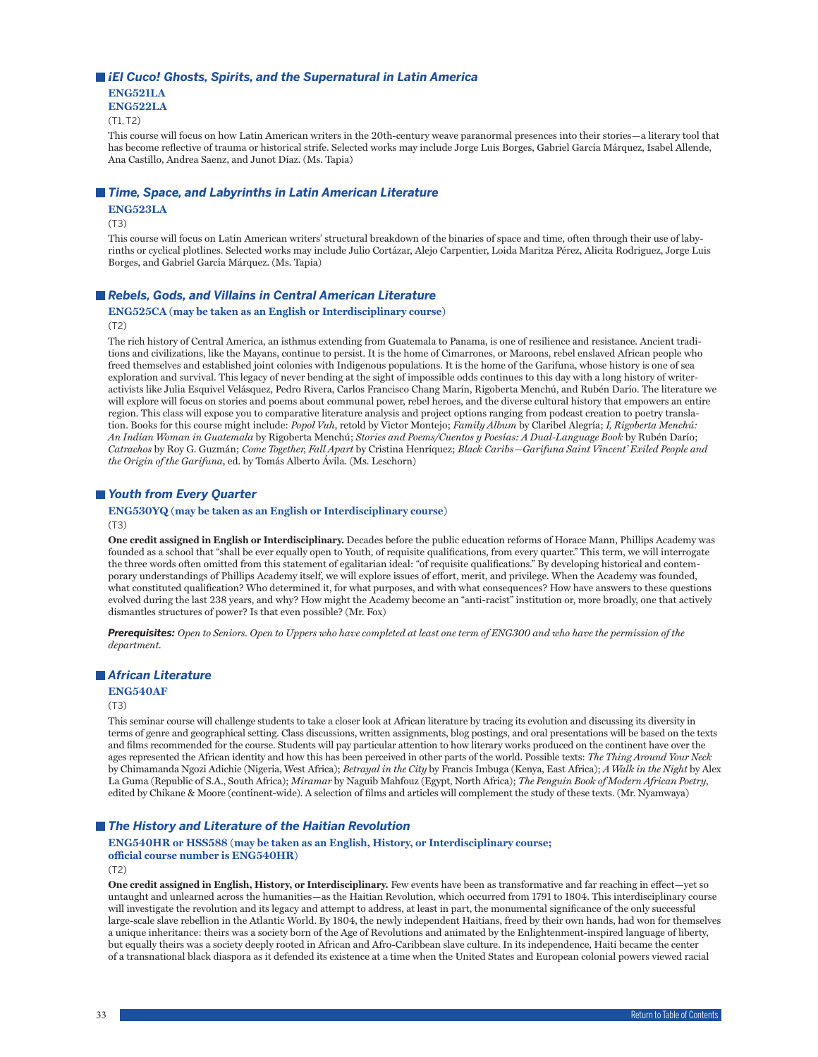## *¡El Cuco! Ghosts, Spirits, and the Supernatural in Latin America*

**ENG521LA**
**ENG522LA**

(T1, T2)

This course will focus on how Latin American writers in the 20th-century weave paranormal presences into their stories—a literary tool that has become reflective of trauma or historical strife. Selected works may include Jorge Luis Borges, Gabriel García Márquez, Isabel Allende, Ana Castillo, Andrea Saenz, and Junot Díaz. (Ms. Tapia)

## *Time, Space, and Labyrinths in Latin American Literature*

**ENG523LA**

(T3)

This course will focus on Latin American writers' structural breakdown of the binaries of space and time, often through their use of labyrinths or cyclical plotlines. Selected works may include Julio Cortázar, Alejo Carpentier, Loida Maritza Pérez, Alicita Rodriguez, Jorge Luis Borges, and Gabriel García Márquez. (Ms. Tapia)

## *Rebels, Gods, and Villains in Central American Literature*

**ENG525CA (may be taken as an English or Interdisciplinary course)**

(T2)

The rich history of Central America, an isthmus extending from Guatemala to Panama, is one of resilience and resistance. Ancient traditions and civilizations, like the Mayans, continue to persist. It is the home of Cimarrones, or Maroons, rebel enslaved African people who freed themselves and established joint colonies with Indigenous populations. It is the home of the Garifuna, whose history is one of sea exploration and survival. This legacy of never bending at the sight of impossible odds continues to this day with a long history of writer-activists like Julia Esquivel Velásquez, Pedro Rivera, Carlos Francisco Chang Marín, Rigoberta Menchú, and Rubén Darío. The literature we will explore will focus on stories and poems about communal power, rebel heroes, and the diverse cultural history that empowers an entire region. This class will expose you to comparative literature analysis and project options ranging from podcast creation to poetry translation. Books for this course might include: *Popol Vuh*, retold by Victor Montejo; *Family Album* by Claribel Alegría; *I, Rigoberta Menchú: An Indian Woman in Guatemala* by Rigoberta Menchú; *Stories and Poems/Cuentos y Poesías: A Dual-Language Book* by Rubén Darío; *Catrachos* by Roy G. Guzmán; *Come Together, Fall Apart* by Cristina Henríquez; *Black Caribs—Garifuna Saint Vincent' Exiled People and the Origin of the Garifuna*, ed. by Tomás Alberto Ávila. (Ms. Leschorn)

## *Youth from Every Quarter*

**ENG530YQ (may be taken as an English or Interdisciplinary course)**

(T3)

**One credit assigned in English or Interdisciplinary.** Decades before the public education reforms of Horace Mann, Phillips Academy was founded as a school that "shall be ever equally open to Youth, of requisite qualifications, from every quarter." This term, we will interrogate the three words often omitted from this statement of egalitarian ideal: "of requisite qualifications." By developing historical and contemporary understandings of Phillips Academy itself, we will explore issues of effort, merit, and privilege. When the Academy was founded, what constituted qualification? Who determined it, for what purposes, and with what consequences? How have answers to these questions evolved during the last 238 years, and why? How might the Academy become an "anti-racist" institution or, more broadly, one that actively dismantles structures of power? Is that even possible? (Mr. Fox)

***Prerequisites:*** *Open to Seniors. Open to Uppers who have completed at least one term of ENG300 and who have the permission of the department.*

## *African Literature*

**ENG540AF**

(T3)

This seminar course will challenge students to take a closer look at African literature by tracing its evolution and discussing its diversity in terms of genre and geographical setting. Class discussions, written assignments, blog postings, and oral presentations will be based on the texts and films recommended for the course. Students will pay particular attention to how literary works produced on the continent have over the ages represented the African identity and how this has been perceived in other parts of the world. Possible texts: *The Thing Around Your Neck* by Chimamanda Ngozi Adichie (Nigeria, West Africa); *Betrayal in the City* by Francis Imbuga (Kenya, East Africa); *A Walk in the Night* by Alex La Guma (Republic of S.A., South Africa); *Miramar* by Naguib Mahfouz (Egypt, North Africa); *The Penguin Book of Modern African Poetry*, edited by Chikane & Moore (continent-wide). A selection of films and articles will complement the study of these texts. (Mr. Nyamwaya)

## *The History and Literature of the Haitian Revolution*

**ENG540HR or HSS588 (may be taken as an English, History, or Interdisciplinary course; official course number is ENG540HR)**

(T2)

**One credit assigned in English, History, or Interdisciplinary.** Few events have been as transformative and far reaching in effect—yet so untaught and unlearned across the humanities—as the Haitian Revolution, which occurred from 1791 to 1804. This interdisciplinary course will investigate the revolution and its legacy and attempt to address, at least in part, the monumental significance of the only successful large-scale slave rebellion in the Atlantic World. By 1804, the newly independent Haitians, freed by their own hands, had won for themselves a unique inheritance: theirs was a society born of the Age of Revolutions and animated by the Enlightenment-inspired language of liberty, but equally theirs was a society deeply rooted in African and Afro-Caribbean slave culture. In its independence, Haiti became the center of a transnational black diaspora as it defended its existence at a time when the United States and European colonial powers viewed racial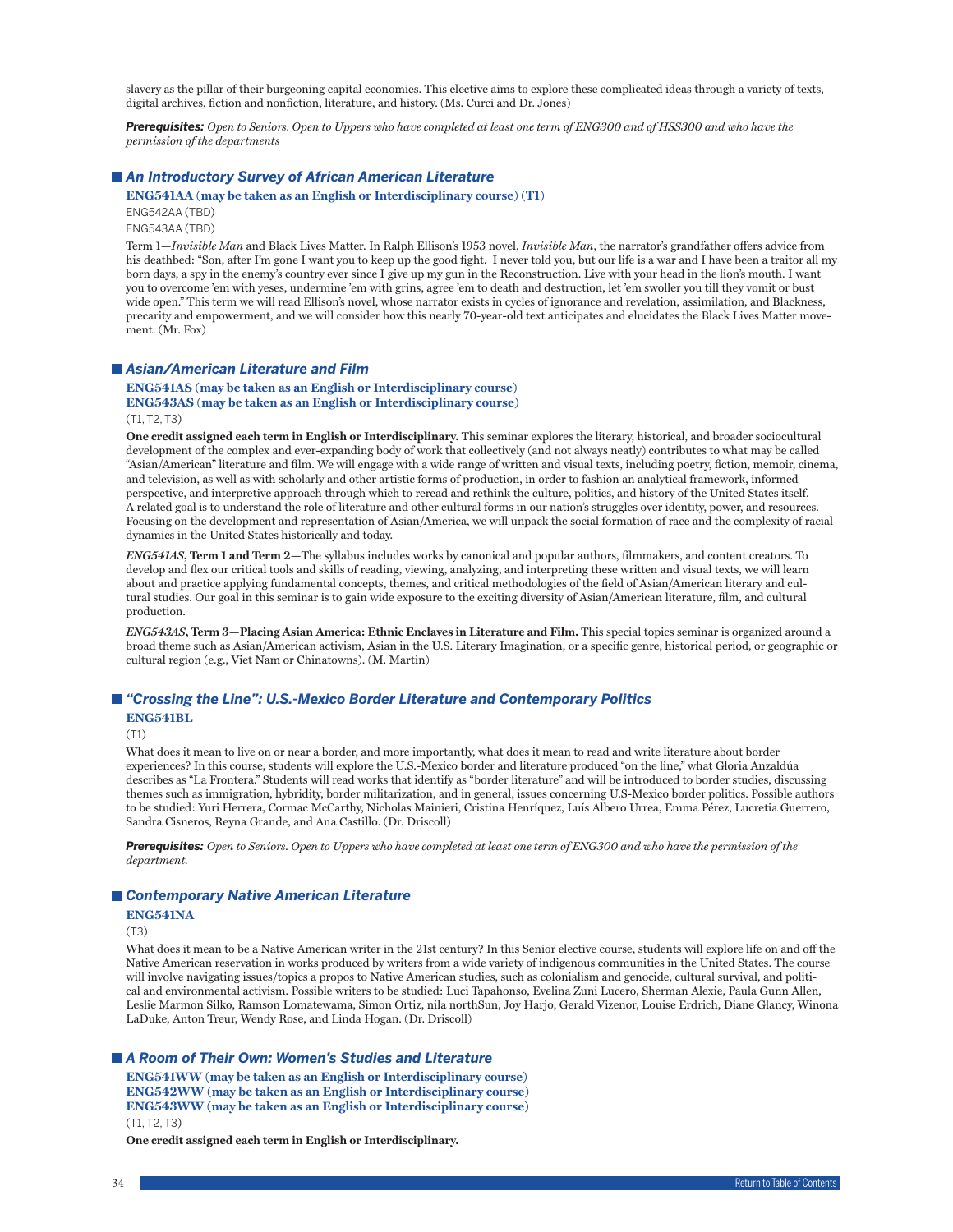slavery as the pillar of their burgeoning capital economies. This elective aims to explore these complicated ideas through a variety of texts, digital archives, fiction and nonfiction, literature, and history. (Ms. Curci and Dr. Jones)

***Prerequisites:*** *Open to Seniors. Open to Uppers who have completed at least one term of ENG300 and of HSS300 and who have the permission of the departments*

## *An Introductory Survey of African American Literature*

**ENG541AA (may be taken as an English or Interdisciplinary course) (T1)**
ENG542AA (TBD)
ENG543AA (TBD)

Term 1—*Invisible Man* and Black Lives Matter. In Ralph Ellison's 1953 novel, *Invisible Man*, the narrator's grandfather offers advice from his deathbed: "Son, after I'm gone I want you to keep up the good fight. I never told you, but our life is a war and I have been a traitor all my born days, a spy in the enemy's country ever since I give up my gun in the Reconstruction. Live with your head in the lion's mouth. I want you to overcome 'em with yeses, undermine 'em with grins, agree 'em to death and destruction, let 'em swoller you till they vomit or bust wide open." This term we will read Ellison's novel, whose narrator exists in cycles of ignorance and revelation, assimilation, and Blackness, precarity and empowerment, and we will consider how this nearly 70-year-old text anticipates and elucidates the Black Lives Matter movement. (Mr. Fox)

## *Asian/American Literature and Film*

**ENG541AS (may be taken as an English or Interdisciplinary course)**
**ENG543AS (may be taken as an English or Interdisciplinary course)**
(T1, T2, T3)

**One credit assigned each term in English or Interdisciplinary.** This seminar explores the literary, historical, and broader sociocultural development of the complex and ever-expanding body of work that collectively (and not always neatly) contributes to what may be called "Asian/American" literature and film. We will engage with a wide range of written and visual texts, including poetry, fiction, memoir, cinema, and television, as well as with scholarly and other artistic forms of production, in order to fashion an analytical framework, informed perspective, and interpretive approach through which to reread and rethink the culture, politics, and history of the United States itself. A related goal is to understand the role of literature and other cultural forms in our nation's struggles over identity, power, and resources. Focusing on the development and representation of Asian/America, we will unpack the social formation of race and the complexity of racial dynamics in the United States historically and today.

***ENG541AS*, Term 1 and Term 2**—The syllabus includes works by canonical and popular authors, filmmakers, and content creators. To develop and flex our critical tools and skills of reading, viewing, analyzing, and interpreting these written and visual texts, we will learn about and practice applying fundamental concepts, themes, and critical methodologies of the field of Asian/American literary and cultural studies. Our goal in this seminar is to gain wide exposure to the exciting diversity of Asian/American literature, film, and cultural production.

***ENG543AS*, Term 3—Placing Asian America: Ethnic Enclaves in Literature and Film.** This special topics seminar is organized around a broad theme such as Asian/American activism, Asian in the U.S. Literary Imagination, or a specific genre, historical period, or geographic or cultural region (e.g., Viet Nam or Chinatowns). (M. Martin)

## *"Crossing the Line": U.S.-Mexico Border Literature and Contemporary Politics*

**ENG541BL**
(T1)

What does it mean to live on or near a border, and more importantly, what does it mean to read and write literature about border experiences? In this course, students will explore the U.S.-Mexico border and literature produced "on the line," what Gloria Anzaldúa describes as "La Frontera." Students will read works that identify as "border literature" and will be introduced to border studies, discussing themes such as immigration, hybridity, border militarization, and in general, issues concerning U.S-Mexico border politics. Possible authors to be studied: Yuri Herrera, Cormac McCarthy, Nicholas Mainieri, Cristina Henríquez, Luís Albero Urrea, Emma Pérez, Lucretia Guerrero, Sandra Cisneros, Reyna Grande, and Ana Castillo. (Dr. Driscoll)

***Prerequisites:*** *Open to Seniors. Open to Uppers who have completed at least one term of ENG300 and who have the permission of the department.*

## *Contemporary Native American Literature*

**ENG541NA**
(T3)

What does it mean to be a Native American writer in the 21st century? In this Senior elective course, students will explore life on and off the Native American reservation in works produced by writers from a wide variety of indigenous communities in the United States. The course will involve navigating issues/topics a propos to Native American studies, such as colonialism and genocide, cultural survival, and political and environmental activism. Possible writers to be studied: Luci Tapahonso, Evelina Zuni Lucero, Sherman Alexie, Paula Gunn Allen, Leslie Marmon Silko, Ramson Lomatewama, Simon Ortiz, nila northSun, Joy Harjo, Gerald Vizenor, Louise Erdrich, Diane Glancy, Winona LaDuke, Anton Treur, Wendy Rose, and Linda Hogan. (Dr. Driscoll)

## *A Room of Their Own: Women's Studies and Literature*

**ENG541WW (may be taken as an English or Interdisciplinary course)**
**ENG542WW (may be taken as an English or Interdisciplinary course)**
**ENG543WW (may be taken as an English or Interdisciplinary course)**
(T1, T2, T3)

**One credit assigned each term in English or Interdisciplinary.**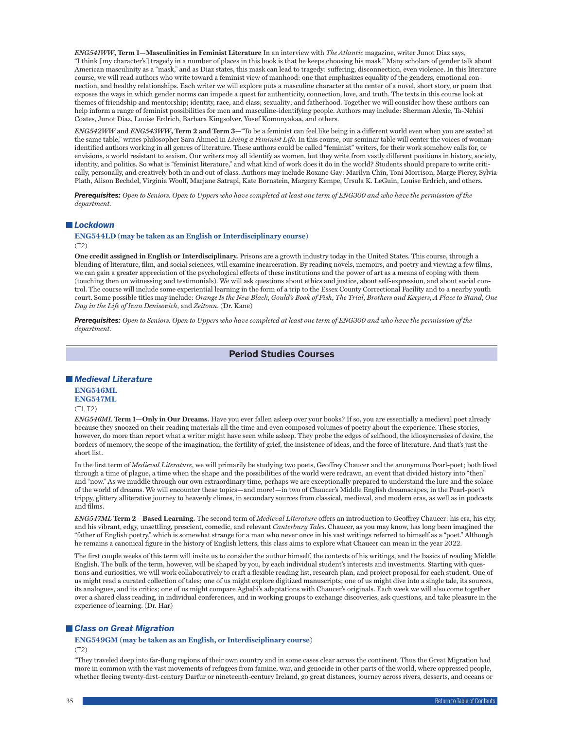***ENG541WW*, Term 1—Masculinities in Feminist Literature** In an interview with *The Atlantic* magazine, writer Junot Diaz says, "I think [my character's] tragedy in a number of places in this book is that he keeps choosing his mask." Many scholars of gender talk about American masculinity as a "mask," and as Diaz states, this mask can lead to tragedy: suffering, disconnection, even violence. In this literature course, we will read authors who write toward a feminist view of manhood: one that emphasizes equality of the genders, emotional connection, and healthy relationships. Each writer we will explore puts a masculine character at the center of a novel, short story, or poem that exposes the ways in which gender norms can impede a quest for authenticity, connection, love, and truth. The texts in this course look at themes of friendship and mentorship; identity, race, and class; sexuality; and fatherhood. Together we will consider how these authors can help inform a range of feminist possibilities for men and masculine-identifying people. Authors may include: Sherman Alexie, Ta-Nehisi Coates, Junot Diaz, Louise Erdrich, Barbara Kingsolver, Yusef Komunyakaa, and others.

***ENG542WW* and *ENG543WW*, Term 2 and Term 3**—"To be a feminist can feel like being in a different world even when you are seated at the same table," writes philosopher Sara Ahmed in *Living a Feminist Life*. In this course, our seminar table will center the voices of woman-identified authors working in all genres of literature. These authors could be called "feminist" writers, for their work somehow calls for, or envisions, a world resistant to sexism. Our writers may all identify as women, but they write from vastly different positions in history, society, identity, and politics. So what is "feminist literature," and what kind of work does it do in the world? Students should prepare to write critically, personally, and creatively both in and out of class. Authors may include Roxane Gay: Marilyn Chin, Toni Morrison, Marge Piercy, Sylvia Plath, Alison Bechdel, Virginia Woolf, Marjane Satrapi, Kate Bornstein, Margery Kempe, Ursula K. LeGuin, Louise Erdrich, and others.

***Prerequisites:*** *Open to Seniors. Open to Uppers who have completed at least one term of ENG300 and who have the permission of the department.*

### *Lockdown*

**ENG544LD (may be taken as an English or Interdisciplinary course)**

(T2)

**One credit assigned in English or Interdisciplinary.** Prisons are a growth industry today in the United States. This course, through a blending of literature, film, and social sciences, will examine incarceration. By reading novels, memoirs, and poetry and viewing a few films, we can gain a greater appreciation of the psychological effects of these institutions and the power of art as a means of coping with them (touching then on witnessing and testimonials). We will ask questions about ethics and justice, about self-expression, and about social control. The course will include some experiential learning in the form of a trip to the Essex County Correctional Facility and to a nearby youth court. Some possible titles may include: *Orange Is the New Black*, *Gould's Book of Fish*, *The Trial*, *Brothers and Keepers*, *A Place to Stand*, *One Day in the Life of Ivan Denisovich*, and *Zeitoun*. (Dr. Kane)

***Prerequisites:*** *Open to Seniors. Open to Uppers who have completed at least one term of ENG300 and who have the permission of the department.*

## Period Studies Courses

### *Medieval Literature*

**ENG546ML**
**ENG547ML**

(T1, T2)

***ENG546ML* Term 1—Only in Our Dreams.** Have you ever fallen asleep over your books? If so, you are essentially a medieval poet already because they snoozed on their reading materials all the time and even composed volumes of poetry about the experience. These stories, however, do more than report what a writer might have seen while asleep. They probe the edges of selfhood, the idiosyncrasies of desire, the borders of memory, the scope of the imagination, the fertility of grief, the insistence of ideas, and the force of literature. And that's just the short list.

In the first term of *Medieval Literature*, we will primarily be studying two poets, Geoffrey Chaucer and the anonymous Pearl-poet; both lived through a time of plague, a time when the shape and the possibilities of the world were redrawn, an event that divided history into "then" and "now." As we muddle through our own extraordinary time, perhaps we are exceptionally prepared to understand the lure and the solace of the world of dreams. We will encounter these topics—and more!—in two of Chaucer's Middle English dreamscapes, in the Pearl-poet's trippy, glittery alliterative journey to heavenly climes, in secondary sources from classical, medieval, and modern eras, as well as in podcasts and films.

***ENG547ML* Term 2—Based Learning.** The second term of *Medieval Literature* offers an introduction to Geoffrey Chaucer: his era, his city, and his vibrant, edgy, unsettling, prescient, comedic, and relevant *Canterbury Tales*. Chaucer, as you may know, has long been imagined the "father of English poetry," which is somewhat strange for a man who never once in his vast writings referred to himself as a "poet." Although he remains a canonical figure in the history of English letters, this class aims to explore what Chaucer can mean in the year 2022.

The first couple weeks of this term will invite us to consider the author himself, the contexts of his writings, and the basics of reading Middle English. The bulk of the term, however, will be shaped by you, by each individual student's interests and investments. Starting with questions and curiosities, we will work collaboratively to craft a flexible reading list, research plan, and project proposal for each student. One of us might read a curated collection of tales; one of us might explore digitized manuscripts; one of us might dive into a single tale, its sources, its analogues, and its critics; one of us might compare Agbabi's adaptations with Chaucer's originals. Each week we will also come together over a shared class reading, in individual conferences, and in working groups to exchange discoveries, ask questions, and take pleasure in the experience of learning. (Dr. Har)

### *Class on Great Migration*

**ENG549GM (may be taken as an English, or Interdisciplinary course)**

(T2)

"They traveled deep into far-flung regions of their own country and in some cases clear across the continent. Thus the Great Migration had more in common with the vast movements of refugees from famine, war, and genocide in other parts of the world, where oppressed people, whether fleeing twenty-first-century Darfur or nineteenth-century Ireland, go great distances, journey across rivers, desserts, and oceans or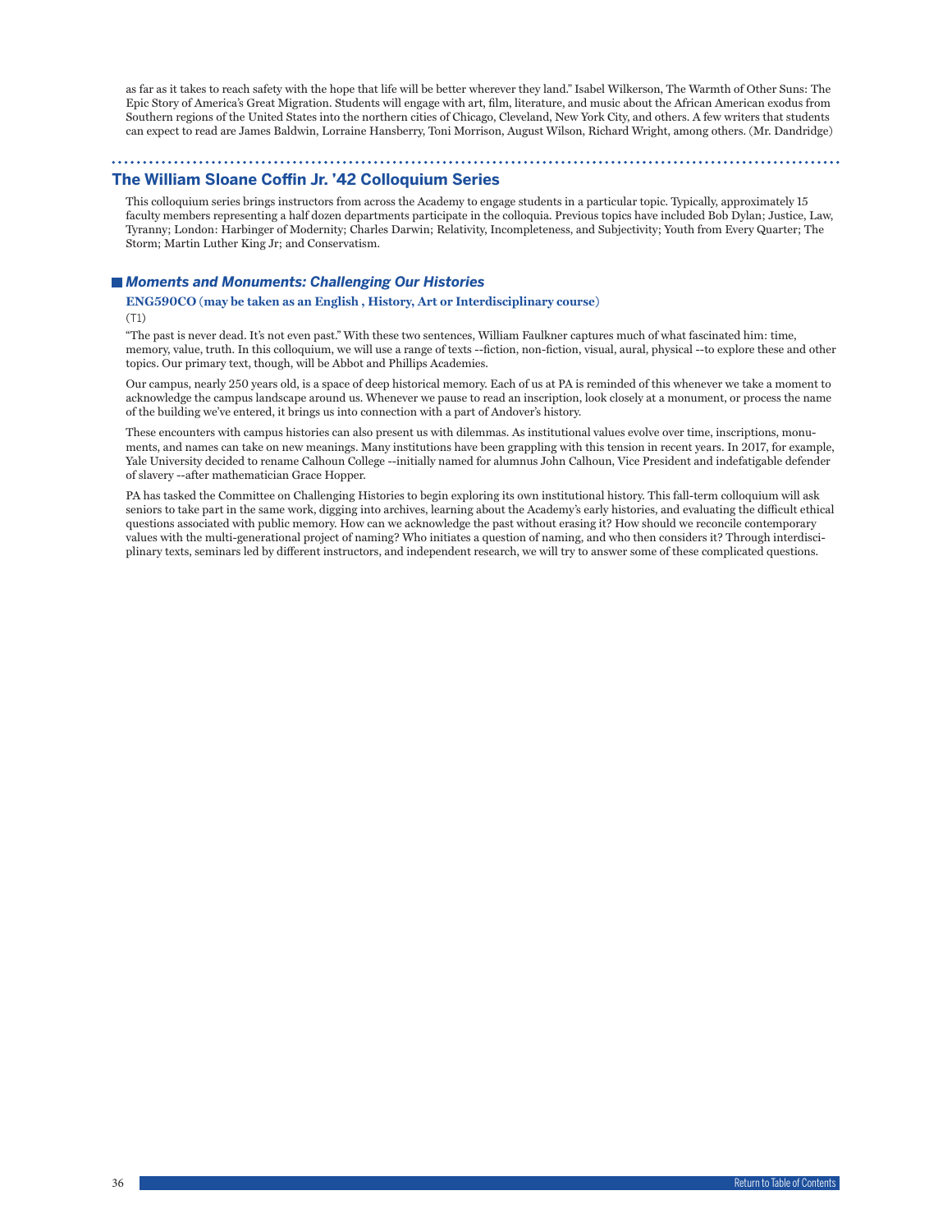as far as it takes to reach safety with the hope that life will be better wherever they land." Isabel Wilkerson, The Warmth of Other Suns: The Epic Story of America's Great Migration. Students will engage with art, film, literature, and music about the African American exodus from Southern regions of the United States into the northern cities of Chicago, Cleveland, New York City, and others. A few writers that students can expect to read are James Baldwin, Lorraine Hansberry, Toni Morrison, August Wilson, Richard Wright, among others. (Mr. Dandridge)

## The William Sloane Coffin Jr. '42 Colloquium Series

This colloquium series brings instructors from across the Academy to engage students in a particular topic. Typically, approximately 15 faculty members representing a half dozen departments participate in the colloquia. Previous topics have included Bob Dylan; Justice, Law, Tyranny; London: Harbinger of Modernity; Charles Darwin; Relativity, Incompleteness, and Subjectivity; Youth from Every Quarter; The Storm; Martin Luther King Jr; and Conservatism.

### *Moments and Monuments: Challenging Our Histories*

**ENG590CO (may be taken as an English , History, Art or Interdisciplinary course)**

(T1)

"The past is never dead. It's not even past." With these two sentences, William Faulkner captures much of what fascinated him: time, memory, value, truth. In this colloquium, we will use a range of texts --fiction, non-fiction, visual, aural, physical --to explore these and other topics. Our primary text, though, will be Abbot and Phillips Academies.

Our campus, nearly 250 years old, is a space of deep historical memory. Each of us at PA is reminded of this whenever we take a moment to acknowledge the campus landscape around us. Whenever we pause to read an inscription, look closely at a monument, or process the name of the building we've entered, it brings us into connection with a part of Andover's history.

These encounters with campus histories can also present us with dilemmas. As institutional values evolve over time, inscriptions, monuments, and names can take on new meanings. Many institutions have been grappling with this tension in recent years. In 2017, for example, Yale University decided to rename Calhoun College --initially named for alumnus John Calhoun, Vice President and indefatigable defender of slavery --after mathematician Grace Hopper.

PA has tasked the Committee on Challenging Histories to begin exploring its own institutional history. This fall-term colloquium will ask seniors to take part in the same work, digging into archives, learning about the Academy's early histories, and evaluating the difficult ethical questions associated with public memory. How can we acknowledge the past without erasing it? How should we reconcile contemporary values with the multi-generational project of naming? Who initiates a question of naming, and who then considers it? Through interdisciplinary texts, seminars led by different instructors, and independent research, we will try to answer some of these complicated questions.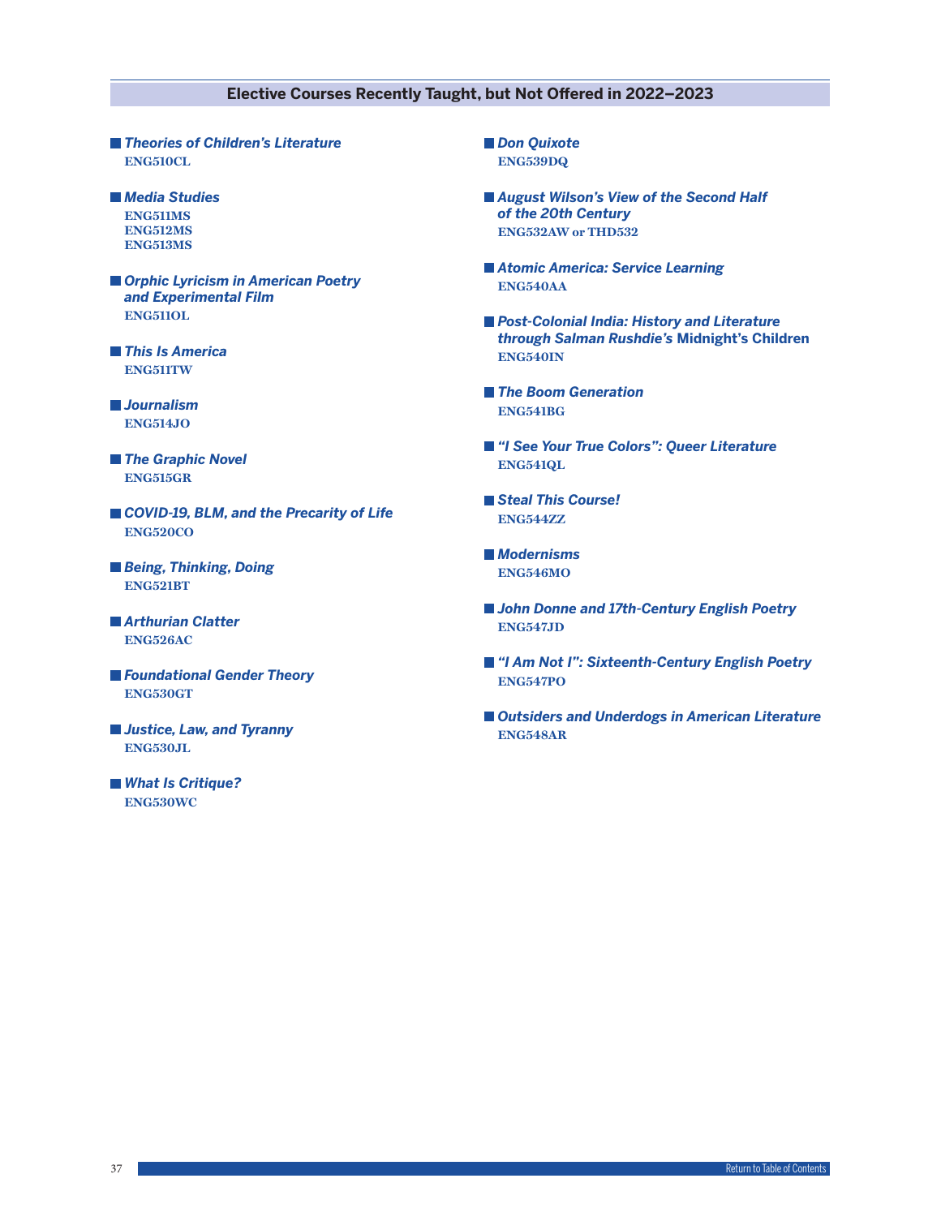## Elective Courses Recently Taught, but Not Offered in 2022–2023

- ***Theories of Children's Literature***
  **ENG510CL**

- ***Media Studies***
  **ENG511MS**
  **ENG512MS**
  **ENG513MS**

- ***Orphic Lyricism in American Poetry and Experimental Film***
  **ENG511OL**

- ***This Is America***
  **ENG511TW**

- ***Journalism***
  **ENG514JO**

- ***The Graphic Novel***
  **ENG515GR**

- ***COVID-19, BLM, and the Precarity of Life***
  **ENG520CO**

- ***Being, Thinking, Doing***
  **ENG521BT**

- ***Arthurian Clatter***
  **ENG526AC**

- ***Foundational Gender Theory***
  **ENG530GT**

- ***Justice, Law, and Tyranny***
  **ENG530JL**

- ***What Is Critique?***
  **ENG530WC**

- ***Don Quixote***
  **ENG539DQ**

- ***August Wilson's View of the Second Half of the 20th Century***
  **ENG532AW or THD532**

- ***Atomic America: Service Learning***
  **ENG540AA**

- ***Post-Colonial India: History and Literature through Salman Rushdie's* Midnight's Children**
  **ENG540IN**

- ***The Boom Generation***
  **ENG541BG**

- ***"I See Your True Colors": Queer Literature***
  **ENG541QL**

- ***Steal This Course!***
  **ENG544ZZ**

- ***Modernisms***
  **ENG546MO**

- ***John Donne and 17th-Century English Poetry***
  **ENG547JD**

- ***"I Am Not I": Sixteenth-Century English Poetry***
  **ENG547PO**

- ***Outsiders and Underdogs in American Literature***
  **ENG548AR**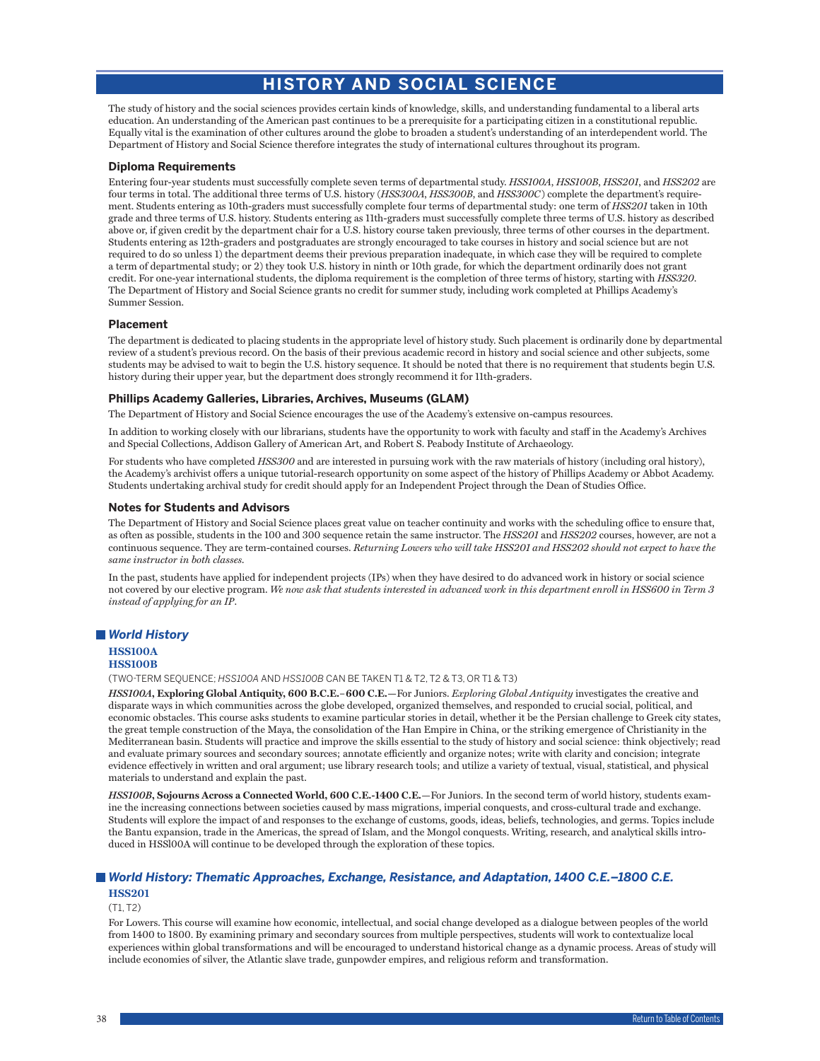# HISTORY AND SOCIAL SCIENCE

The study of history and the social sciences provides certain kinds of knowledge, skills, and understanding fundamental to a liberal arts education. An understanding of the American past continues to be a prerequisite for a participating citizen in a constitutional republic. Equally vital is the examination of other cultures around the globe to broaden a student's understanding of an interdependent world. The Department of History and Social Science therefore integrates the study of international cultures throughout its program.

### Diploma Requirements

Entering four-year students must successfully complete seven terms of departmental study. *HSS100A*, *HSS100B*, *HSS201*, and *HSS202* are four terms in total. The additional three terms of U.S. history (*HSS300A*, *HSS300B*, and *HSS300C*) complete the department's requirement. Students entering as 10th-graders must successfully complete four terms of departmental study: one term of *HSS201* taken in 10th grade and three terms of U.S. history. Students entering as 11th-graders must successfully complete three terms of U.S. history as described above or, if given credit by the department chair for a U.S. history course taken previously, three terms of other courses in the department. Students entering as 12th-graders and postgraduates are strongly encouraged to take courses in history and social science but are not required to do so unless 1) the department deems their previous preparation inadequate, in which case they will be required to complete a term of departmental study; or 2) they took U.S. history in ninth or 10th grade, for which the department ordinarily does not grant credit. For one-year international students, the diploma requirement is the completion of three terms of history, starting with *HSS320*. The Department of History and Social Science grants no credit for summer study, including work completed at Phillips Academy's Summer Session.

### Placement

The department is dedicated to placing students in the appropriate level of history study. Such placement is ordinarily done by departmental review of a student's previous record. On the basis of their previous academic record in history and social science and other subjects, some students may be advised to wait to begin the U.S. history sequence. It should be noted that there is no requirement that students begin U.S. history during their upper year, but the department does strongly recommend it for 11th-graders.

### Phillips Academy Galleries, Libraries, Archives, Museums (GLAM)

The Department of History and Social Science encourages the use of the Academy's extensive on-campus resources.

In addition to working closely with our librarians, students have the opportunity to work with faculty and staff in the Academy's Archives and Special Collections, Addison Gallery of American Art, and Robert S. Peabody Institute of Archaeology.

For students who have completed *HSS300* and are interested in pursuing work with the raw materials of history (including oral history), the Academy's archivist offers a unique tutorial-research opportunity on some aspect of the history of Phillips Academy or Abbot Academy. Students undertaking archival study for credit should apply for an Independent Project through the Dean of Studies Office.

### Notes for Students and Advisors

The Department of History and Social Science places great value on teacher continuity and works with the scheduling office to ensure that, as often as possible, students in the 100 and 300 sequence retain the same instructor. The *HSS201* and *HSS202* courses, however, are not a continuous sequence. They are term-contained courses. *Returning Lowers who will take HSS201 and HSS202 should not expect to have the same instructor in both classes.*

In the past, students have applied for independent projects (IPs) when they have desired to do advanced work in history or social science not covered by our elective program. *We now ask that students interested in advanced work in this department enroll in HSS600 in Term 3 instead of applying for an IP.*

## World History

**HSS100A**
**HSS100B**

(TWO-TERM SEQUENCE; *HSS100A* AND *HSS100B* CAN BE TAKEN T1 & T2, T2 & T3, OR T1 & T3)

***HSS100A*, Exploring Global Antiquity, 600 B.C.E.–600 C.E.**—For Juniors. *Exploring Global Antiquity* investigates the creative and disparate ways in which communities across the globe developed, organized themselves, and responded to crucial social, political, and economic obstacles. This course asks students to examine particular stories in detail, whether it be the Persian challenge to Greek city states, the great temple construction of the Maya, the consolidation of the Han Empire in China, or the striking emergence of Christianity in the Mediterranean basin. Students will practice and improve the skills essential to the study of history and social science: think objectively; read and evaluate primary sources and secondary sources; annotate efficiently and organize notes; write with clarity and concision; integrate evidence effectively in written and oral argument; use library research tools; and utilize a variety of textual, visual, statistical, and physical materials to understand and explain the past.

***HSS100B*, Sojourns Across a Connected World, 600 C.E.-1400 C.E.**—For Juniors. In the second term of world history, students examine the increasing connections between societies caused by mass migrations, imperial conquests, and cross-cultural trade and exchange. Students will explore the impact of and responses to the exchange of customs, goods, ideas, beliefs, technologies, and germs. Topics include the Bantu expansion, trade in the Americas, the spread of Islam, and the Mongol conquests. Writing, research, and analytical skills introduced in HSS100A will continue to be developed through the exploration of these topics.

## World History: Thematic Approaches, Exchange, Resistance, and Adaptation, 1400 C.E.–1800 C.E.

**HSS201**

(T1, T2)

For Lowers. This course will examine how economic, intellectual, and social change developed as a dialogue between peoples of the world from 1400 to 1800. By examining primary and secondary sources from multiple perspectives, students will work to contextualize local experiences within global transformations and will be encouraged to understand historical change as a dynamic process. Areas of study will include economies of silver, the Atlantic slave trade, gunpowder empires, and religious reform and transformation.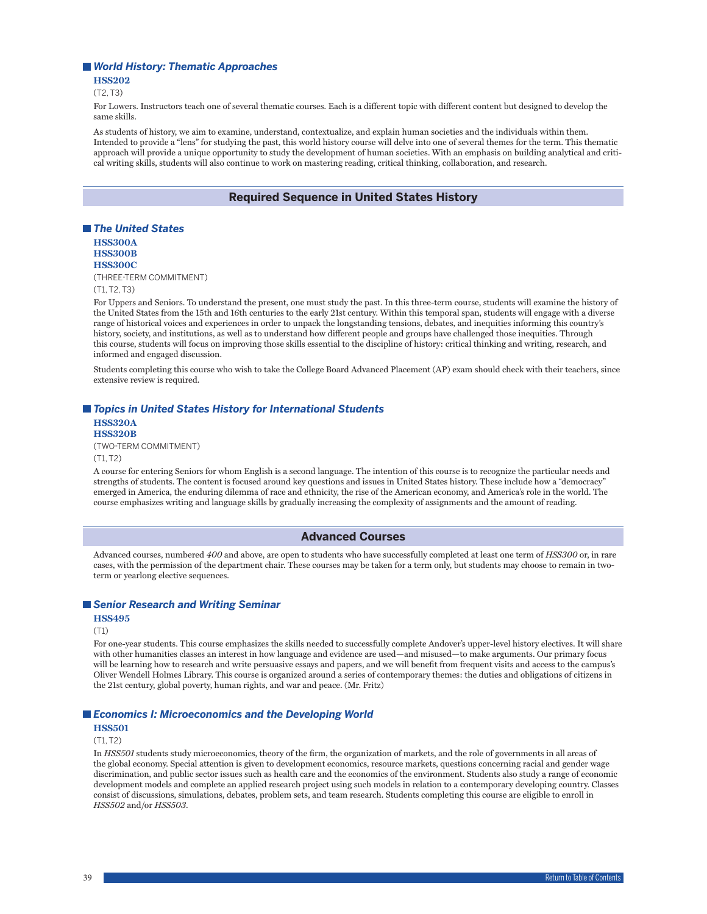### *World History: Thematic Approaches*

**HSS202**

(T2, T3)

For Lowers. Instructors teach one of several thematic courses. Each is a different topic with different content but designed to develop the same skills.

As students of history, we aim to examine, understand, contextualize, and explain human societies and the individuals within them. Intended to provide a "lens" for studying the past, this world history course will delve into one of several themes for the term. This thematic approach will provide a unique opportunity to study the development of human societies. With an emphasis on building analytical and critical writing skills, students will also continue to work on mastering reading, critical thinking, collaboration, and research.

## Required Sequence in United States History

### *The United States*

**HSS300A**
**HSS300B**
**HSS300C**

(THREE-TERM COMMITMENT)

(T1, T2, T3)

For Uppers and Seniors. To understand the present, one must study the past. In this three-term course, students will examine the history of the United States from the 15th and 16th centuries to the early 21st century. Within this temporal span, students will engage with a diverse range of historical voices and experiences in order to unpack the longstanding tensions, debates, and inequities informing this country's history, society, and institutions, as well as to understand how different people and groups have challenged those inequities. Through this course, students will focus on improving those skills essential to the discipline of history: critical thinking and writing, research, and informed and engaged discussion.

Students completing this course who wish to take the College Board Advanced Placement (AP) exam should check with their teachers, since extensive review is required.

### *Topics in United States History for International Students*

**HSS320A**
**HSS320B**

(TWO-TERM COMMITMENT)

(T1, T2)

A course for entering Seniors for whom English is a second language. The intention of this course is to recognize the particular needs and strengths of students. The content is focused around key questions and issues in United States history. These include how a "democracy" emerged in America, the enduring dilemma of race and ethnicity, the rise of the American economy, and America's role in the world. The course emphasizes writing and language skills by gradually increasing the complexity of assignments and the amount of reading.

## Advanced Courses

Advanced courses, numbered *400* and above, are open to students who have successfully completed at least one term of *HSS300* or, in rare cases, with the permission of the department chair. These courses may be taken for a term only, but students may choose to remain in two-term or yearlong elective sequences.

### *Senior Research and Writing Seminar*

**HSS495**

(T1)

For one-year students. This course emphasizes the skills needed to successfully complete Andover's upper-level history electives. It will share with other humanities classes an interest in how language and evidence are used—and misused—to make arguments. Our primary focus will be learning how to research and write persuasive essays and papers, and we will benefit from frequent visits and access to the campus's Oliver Wendell Holmes Library. This course is organized around a series of contemporary themes: the duties and obligations of citizens in the 21st century, global poverty, human rights, and war and peace. (Mr. Fritz)

### *Economics I: Microeconomics and the Developing World*

**HSS501**

(T1, T2)

In *HSS501* students study microeconomics, theory of the firm, the organization of markets, and the role of governments in all areas of the global economy. Special attention is given to development economics, resource markets, questions concerning racial and gender wage discrimination, and public sector issues such as health care and the economics of the environment. Students also study a range of economic development models and complete an applied research project using such models in relation to a contemporary developing country. Classes consist of discussions, simulations, debates, problem sets, and team research. Students completing this course are eligible to enroll in *HSS502* and/or *HSS503*.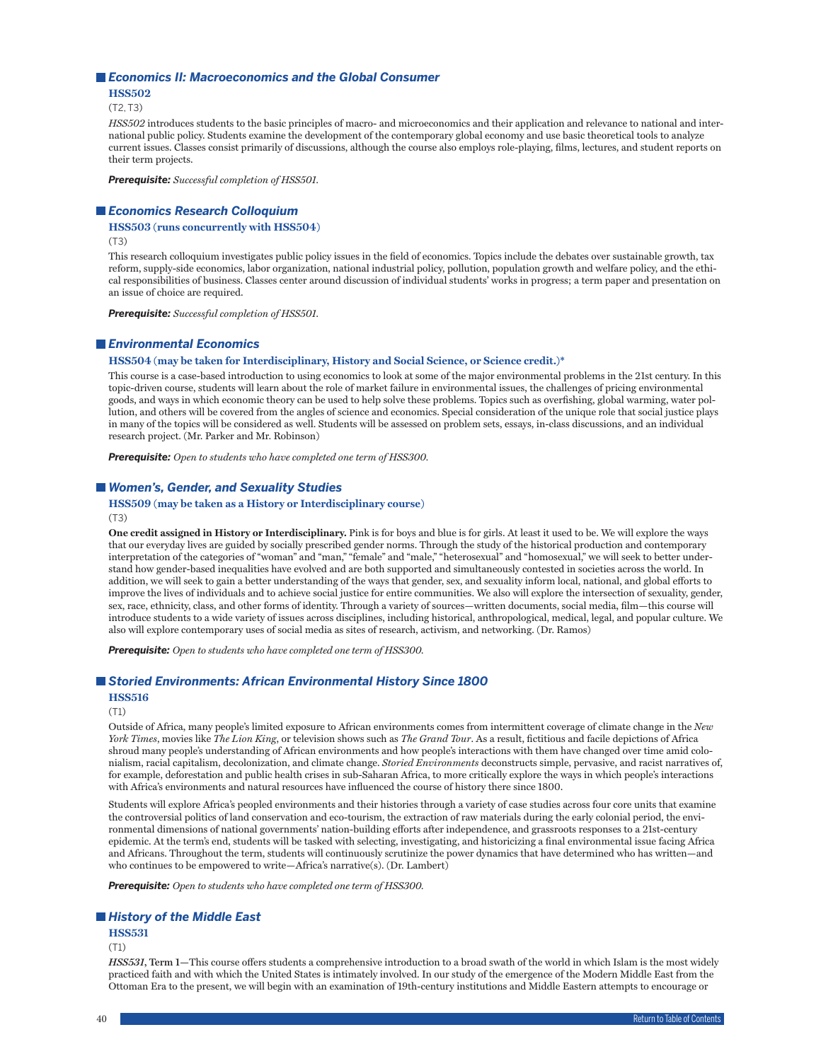## *Economics II: Macroeconomics and the Global Consumer*

**HSS502**

(T2, T3)

*HSS502* introduces students to the basic principles of macro- and microeconomics and their application and relevance to national and international public policy. Students examine the development of the contemporary global economy and use basic theoretical tools to analyze current issues. Classes consist primarily of discussions, although the course also employs role-playing, films, lectures, and student reports on their term projects.

***Prerequisite:*** *Successful completion of HSS501.*

## *Economics Research Colloquium*

**HSS503 (runs concurrently with HSS504)**

(T3)

This research colloquium investigates public policy issues in the field of economics. Topics include the debates over sustainable growth, tax reform, supply-side economics, labor organization, national industrial policy, pollution, population growth and welfare policy, and the ethical responsibilities of business. Classes center around discussion of individual students' works in progress; a term paper and presentation on an issue of choice are required.

***Prerequisite:*** *Successful completion of HSS501.*

## *Environmental Economics*

**HSS504 (may be taken for Interdisciplinary, History and Social Science, or Science credit.)***

This course is a case-based introduction to using economics to look at some of the major environmental problems in the 21st century. In this topic-driven course, students will learn about the role of market failure in environmental issues, the challenges of pricing environmental goods, and ways in which economic theory can be used to help solve these problems. Topics such as overfishing, global warming, water pollution, and others will be covered from the angles of science and economics. Special consideration of the unique role that social justice plays in many of the topics will be considered as well. Students will be assessed on problem sets, essays, in-class discussions, and an individual research project. (Mr. Parker and Mr. Robinson)

***Prerequisite:*** *Open to students who have completed one term of HSS300.*

## *Women's, Gender, and Sexuality Studies*

**HSS509 (may be taken as a History or Interdisciplinary course)**

(T3)

**One credit assigned in History or Interdisciplinary.** Pink is for boys and blue is for girls. At least it used to be. We will explore the ways that our everyday lives are guided by socially prescribed gender norms. Through the study of the historical production and contemporary interpretation of the categories of "woman" and "man," "female" and "male," "heterosexual" and "homosexual," we will seek to better understand how gender-based inequalities have evolved and are both supported and simultaneously contested in societies across the world. In addition, we will seek to gain a better understanding of the ways that gender, sex, and sexuality inform local, national, and global efforts to improve the lives of individuals and to achieve social justice for entire communities. We also will explore the intersection of sexuality, gender, sex, race, ethnicity, class, and other forms of identity. Through a variety of sources—written documents, social media, film—this course will introduce students to a wide variety of issues across disciplines, including historical, anthropological, medical, legal, and popular culture. We also will explore contemporary uses of social media as sites of research, activism, and networking. (Dr. Ramos)

***Prerequisite:*** *Open to students who have completed one term of HSS300.*

## *Storied Environments: African Environmental History Since 1800*

**HSS516**

(T1)

Outside of Africa, many people's limited exposure to African environments comes from intermittent coverage of climate change in the *New York Times*, movies like *The Lion King*, or television shows such as *The Grand Tour*. As a result, fictitious and facile depictions of Africa shroud many people's understanding of African environments and how people's interactions with them have changed over time amid colonialism, racial capitalism, decolonization, and climate change. *Storied Environments* deconstructs simple, pervasive, and racist narratives of, for example, deforestation and public health crises in sub-Saharan Africa, to more critically explore the ways in which people's interactions with Africa's environments and natural resources have influenced the course of history there since 1800.

Students will explore Africa's peopled environments and their histories through a variety of case studies across four core units that examine the controversial politics of land conservation and eco-tourism, the extraction of raw materials during the early colonial period, the environmental dimensions of national governments' nation-building efforts after independence, and grassroots responses to a 21st-century epidemic. At the term's end, students will be tasked with selecting, investigating, and historicizing a final environmental issue facing Africa and Africans. Throughout the term, students will continuously scrutinize the power dynamics that have determined who has written—and who continues to be empowered to write—Africa's narrative(s). (Dr. Lambert)

***Prerequisite:*** *Open to students who have completed one term of HSS300.*

## *History of the Middle East*

**HSS531**

(T1)

***HSS531*, Term 1**—This course offers students a comprehensive introduction to a broad swath of the world in which Islam is the most widely practiced faith and with which the United States is intimately involved. In our study of the emergence of the Modern Middle East from the Ottoman Era to the present, we will begin with an examination of 19th-century institutions and Middle Eastern attempts to encourage or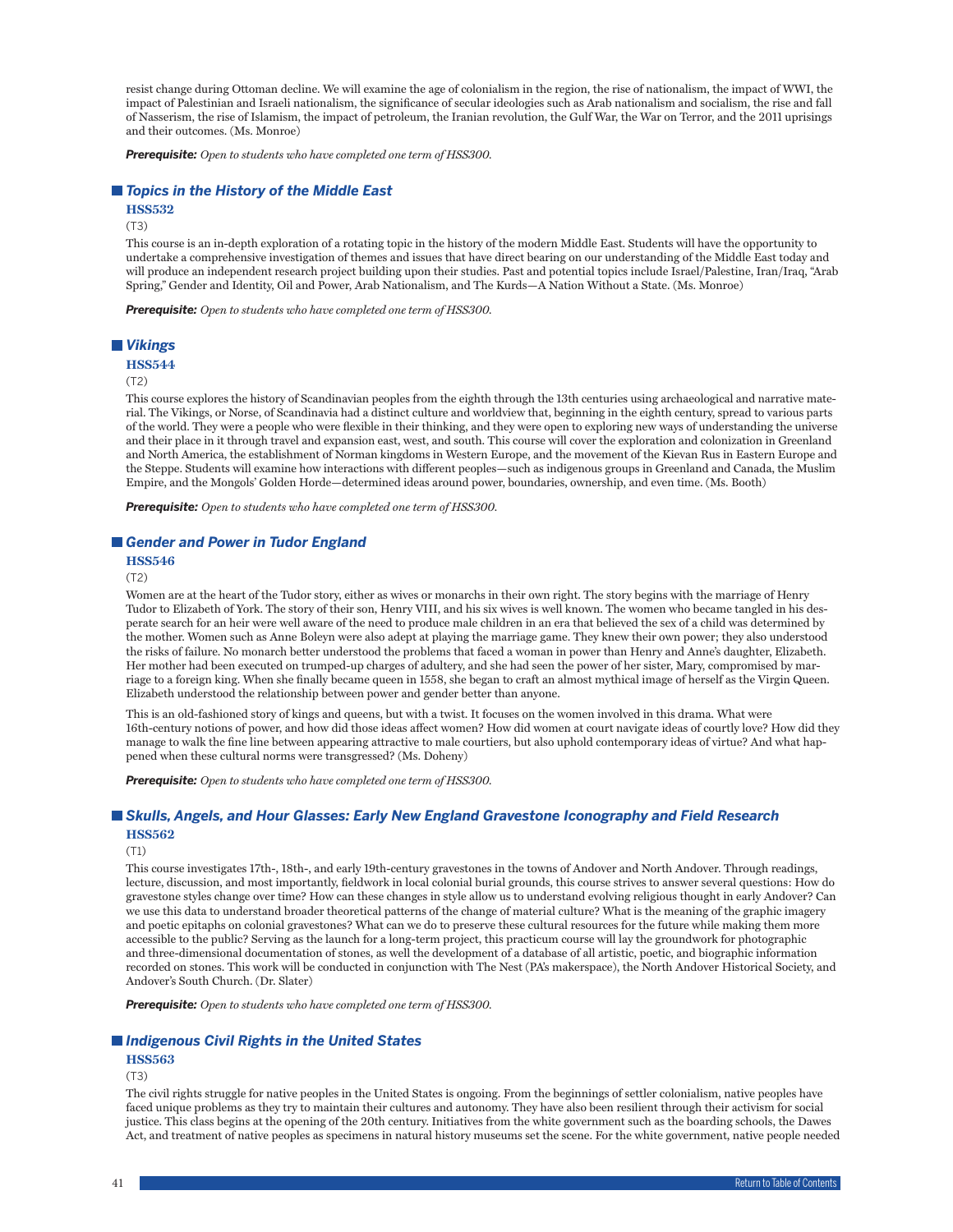resist change during Ottoman decline. We will examine the age of colonialism in the region, the rise of nationalism, the impact of WWI, the impact of Palestinian and Israeli nationalism, the significance of secular ideologies such as Arab nationalism and socialism, the rise and fall of Nasserism, the rise of Islamism, the impact of petroleum, the Iranian revolution, the Gulf War, the War on Terror, and the 2011 uprisings and their outcomes. (Ms. Monroe)

***Prerequisite:*** *Open to students who have completed one term of HSS300.*

### Topics in the History of the Middle East

**HSS532**

(T3)

This course is an in-depth exploration of a rotating topic in the history of the modern Middle East. Students will have the opportunity to undertake a comprehensive investigation of themes and issues that have direct bearing on our understanding of the Middle East today and will produce an independent research project building upon their studies. Past and potential topics include Israel/Palestine, Iran/Iraq, "Arab Spring," Gender and Identity, Oil and Power, Arab Nationalism, and The Kurds—A Nation Without a State. (Ms. Monroe)

***Prerequisite:*** *Open to students who have completed one term of HSS300.*

### Vikings

**HSS544**

(T2)

This course explores the history of Scandinavian peoples from the eighth through the 13th centuries using archaeological and narrative material. The Vikings, or Norse, of Scandinavia had a distinct culture and worldview that, beginning in the eighth century, spread to various parts of the world. They were a people who were flexible in their thinking, and they were open to exploring new ways of understanding the universe and their place in it through travel and expansion east, west, and south. This course will cover the exploration and colonization in Greenland and North America, the establishment of Norman kingdoms in Western Europe, and the movement of the Kievan Rus in Eastern Europe and the Steppe. Students will examine how interactions with different peoples—such as indigenous groups in Greenland and Canada, the Muslim Empire, and the Mongols' Golden Horde—determined ideas around power, boundaries, ownership, and even time. (Ms. Booth)

***Prerequisite:*** *Open to students who have completed one term of HSS300.*

### Gender and Power in Tudor England

**HSS546**

(T2)

Women are at the heart of the Tudor story, either as wives or monarchs in their own right. The story begins with the marriage of Henry Tudor to Elizabeth of York. The story of their son, Henry VIII, and his six wives is well known. The women who became tangled in his desperate search for an heir were well aware of the need to produce male children in an era that believed the sex of a child was determined by the mother. Women such as Anne Boleyn were also adept at playing the marriage game. They knew their own power; they also understood the risks of failure. No monarch better understood the problems that faced a woman in power than Henry and Anne's daughter, Elizabeth. Her mother had been executed on trumped-up charges of adultery, and she had seen the power of her sister, Mary, compromised by marriage to a foreign king. When she finally became queen in 1558, she began to craft an almost mythical image of herself as the Virgin Queen. Elizabeth understood the relationship between power and gender better than anyone.

This is an old-fashioned story of kings and queens, but with a twist. It focuses on the women involved in this drama. What were 16th-century notions of power, and how did those ideas affect women? How did women at court navigate ideas of courtly love? How did they manage to walk the fine line between appearing attractive to male courtiers, but also uphold contemporary ideas of virtue? And what happened when these cultural norms were transgressed? (Ms. Doheny)

***Prerequisite:*** *Open to students who have completed one term of HSS300.*

### Skulls, Angels, and Hour Glasses: Early New England Gravestone Iconography and Field Research

**HSS562**

(T1)

This course investigates 17th-, 18th-, and early 19th-century gravestones in the towns of Andover and North Andover. Through readings, lecture, discussion, and most importantly, fieldwork in local colonial burial grounds, this course strives to answer several questions: How do gravestone styles change over time? How can these changes in style allow us to understand evolving religious thought in early Andover? Can we use this data to understand broader theoretical patterns of the change of material culture? What is the meaning of the graphic imagery and poetic epitaphs on colonial gravestones? What can we do to preserve these cultural resources for the future while making them more accessible to the public? Serving as the launch for a long-term project, this practicum course will lay the groundwork for photographic and three-dimensional documentation of stones, as well the development of a database of all artistic, poetic, and biographic information recorded on stones. This work will be conducted in conjunction with The Nest (PA's makerspace), the North Andover Historical Society, and Andover's South Church. (Dr. Slater)

***Prerequisite:*** *Open to students who have completed one term of HSS300.*

### Indigenous Civil Rights in the United States

**HSS563**

(T3)

The civil rights struggle for native peoples in the United States is ongoing. From the beginnings of settler colonialism, native peoples have faced unique problems as they try to maintain their cultures and autonomy. They have also been resilient through their activism for social justice. This class begins at the opening of the 20th century. Initiatives from the white government such as the boarding schools, the Dawes Act, and treatment of native peoples as specimens in natural history museums set the scene. For the white government, native people needed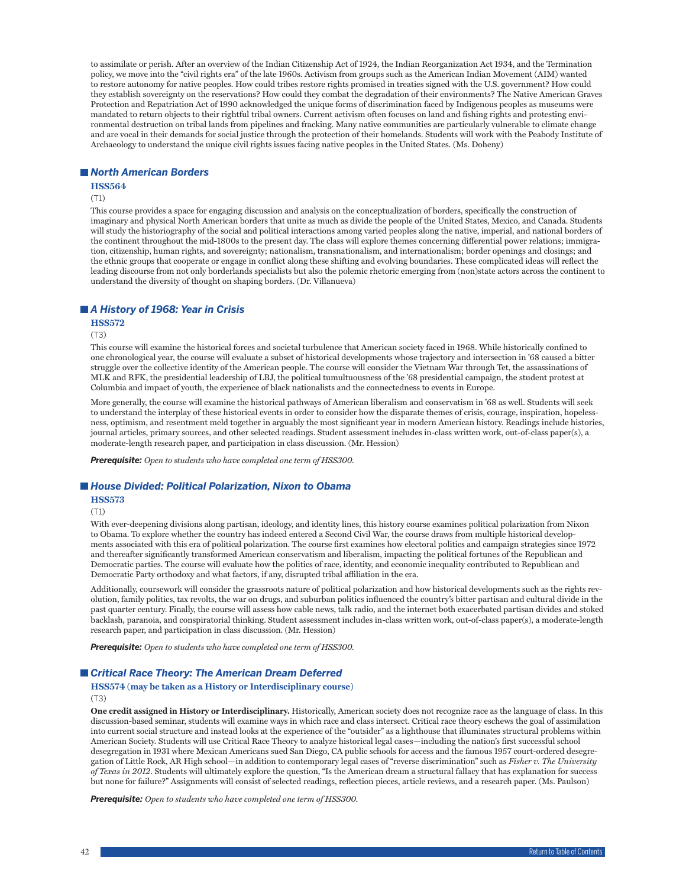to assimilate or perish. After an overview of the Indian Citizenship Act of 1924, the Indian Reorganization Act 1934, and the Termination policy, we move into the "civil rights era" of the late 1960s. Activism from groups such as the American Indian Movement (AIM) wanted to restore autonomy for native peoples. How could tribes restore rights promised in treaties signed with the U.S. government? How could they establish sovereignty on the reservations? How could they combat the degradation of their environments? The Native American Graves Protection and Repatriation Act of 1990 acknowledged the unique forms of discrimination faced by Indigenous peoples as museums were mandated to return objects to their rightful tribal owners. Current activism often focuses on land and fishing rights and protesting environmental destruction on tribal lands from pipelines and fracking. Many native communities are particularly vulnerable to climate change and are vocal in their demands for social justice through the protection of their homelands. Students will work with the Peabody Institute of Archaeology to understand the unique civil rights issues facing native peoples in the United States. (Ms. Doheny)

## *North American Borders*

**HSS564**

(T1)

This course provides a space for engaging discussion and analysis on the conceptualization of borders, specifically the construction of imaginary and physical North American borders that unite as much as divide the people of the United States, Mexico, and Canada. Students will study the historiography of the social and political interactions among varied peoples along the native, imperial, and national borders of the continent throughout the mid-1800s to the present day. The class will explore themes concerning differential power relations; immigration, citizenship, human rights, and sovereignty; nationalism, transnationalism, and internationalism; border openings and closings; and the ethnic groups that cooperate or engage in conflict along these shifting and evolving boundaries. These complicated ideas will reflect the leading discourse from not only borderlands specialists but also the polemic rhetoric emerging from (non)state actors across the continent to understand the diversity of thought on shaping borders. (Dr. Villanueva)

## *A History of 1968: Year in Crisis*

**HSS572**

(T3)

This course will examine the historical forces and societal turbulence that American society faced in 1968. While historically confined to one chronological year, the course will evaluate a subset of historical developments whose trajectory and intersection in '68 caused a bitter struggle over the collective identity of the American people. The course will consider the Vietnam War through Tet, the assassinations of MLK and RFK, the presidential leadership of LBJ, the political tumultuousness of the '68 presidential campaign, the student protest at Columbia and impact of youth, the experience of black nationalists and the connectedness to events in Europe.

More generally, the course will examine the historical pathways of American liberalism and conservatism in '68 as well. Students will seek to understand the interplay of these historical events in order to consider how the disparate themes of crisis, courage, inspiration, hopelessness, optimism, and resentment meld together in arguably the most significant year in modern American history. Readings include histories, journal articles, primary sources, and other selected readings. Student assessment includes in-class written work, out-of-class paper(s), a moderate-length research paper, and participation in class discussion. (Mr. Hession)

***Prerequisite:*** *Open to students who have completed one term of HSS300.*

## *House Divided: Political Polarization, Nixon to Obama*

**HSS573**

(T1)

With ever-deepening divisions along partisan, ideology, and identity lines, this history course examines political polarization from Nixon to Obama. To explore whether the country has indeed entered a Second Civil War, the course draws from multiple historical developments associated with this era of political polarization. The course first examines how electoral politics and campaign strategies since 1972 and thereafter significantly transformed American conservatism and liberalism, impacting the political fortunes of the Republican and Democratic parties. The course will evaluate how the politics of race, identity, and economic inequality contributed to Republican and Democratic Party orthodoxy and what factors, if any, disrupted tribal affiliation in the era.

Additionally, coursework will consider the grassroots nature of political polarization and how historical developments such as the rights revolution, family politics, tax revolts, the war on drugs, and suburban politics influenced the country's bitter partisan and cultural divide in the past quarter century. Finally, the course will assess how cable news, talk radio, and the internet both exacerbated partisan divides and stoked backlash, paranoia, and conspiratorial thinking. Student assessment includes in-class written work, out-of-class paper(s), a moderate-length research paper, and participation in class discussion. (Mr. Hession)

***Prerequisite:*** *Open to students who have completed one term of HSS300.*

## *Critical Race Theory: The American Dream Deferred*

**HSS574 (may be taken as a History or Interdisciplinary course)**

(T3)

**One credit assigned in History or Interdisciplinary.** Historically, American society does not recognize race as the language of class. In this discussion-based seminar, students will examine ways in which race and class intersect. Critical race theory eschews the goal of assimilation into current social structure and instead looks at the experience of the "outsider" as a lighthouse that illuminates structural problems within American Society. Students will use Critical Race Theory to analyze historical legal cases—including the nation's first successful school desegregation in 1931 where Mexican Americans sued San Diego, CA public schools for access and the famous 1957 court-ordered desegregation of Little Rock, AR High school—in addition to contemporary legal cases of "reverse discrimination" such as *Fisher v. The University of Texas in 2012*. Students will ultimately explore the question, "Is the American dream a structural fallacy that has explanation for success but none for failure?" Assignments will consist of selected readings, reflection pieces, article reviews, and a research paper. (Ms. Paulson)

***Prerequisite:*** *Open to students who have completed one term of HSS300.*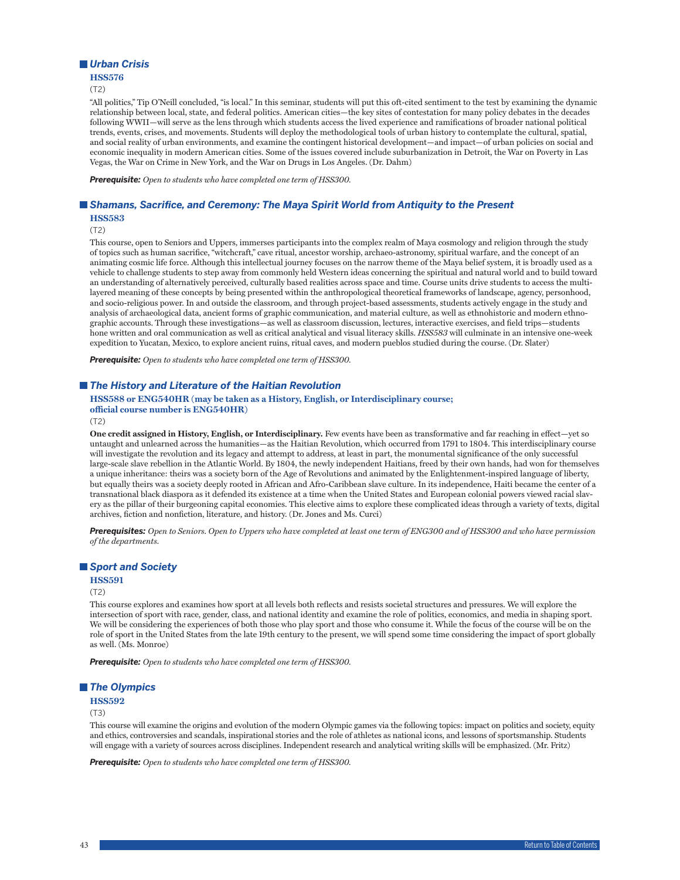## *Urban Crisis*

**HSS576**

(T2)

"All politics," Tip O'Neill concluded, "is local." In this seminar, students will put this oft-cited sentiment to the test by examining the dynamic relationship between local, state, and federal politics. American cities—the key sites of contestation for many policy debates in the decades following WWII—will serve as the lens through which students access the lived experience and ramifications of broader national political trends, events, crises, and movements. Students will deploy the methodological tools of urban history to contemplate the cultural, spatial, and social reality of urban environments, and examine the contingent historical development—and impact—of urban policies on social and economic inequality in modern American cities. Some of the issues covered include suburbanization in Detroit, the War on Poverty in Las Vegas, the War on Crime in New York, and the War on Drugs in Los Angeles. (Dr. Dahm)

***Prerequisite:*** *Open to students who have completed one term of HSS300.*

## *Shamans, Sacrifice, and Ceremony: The Maya Spirit World from Antiquity to the Present*

**HSS583**

(T2)

This course, open to Seniors and Uppers, immerses participants into the complex realm of Maya cosmology and religion through the study of topics such as human sacrifice, "witchcraft," cave ritual, ancestor worship, archaeo-astronomy, spiritual warfare, and the concept of an animating cosmic life force. Although this intellectual journey focuses on the narrow theme of the Maya belief system, it is broadly used as a vehicle to challenge students to step away from commonly held Western ideas concerning the spiritual and natural world and to build toward an understanding of alternatively perceived, culturally based realities across space and time. Course units drive students to access the multi-layered meaning of these concepts by being presented within the anthropological theoretical frameworks of landscape, agency, personhood, and socio-religious power. In and outside the classroom, and through project-based assessments, students actively engage in the study and analysis of archaeological data, ancient forms of graphic communication, and material culture, as well as ethnohistoric and modern ethnographic accounts. Through these investigations—as well as classroom discussion, lectures, interactive exercises, and field trips—students hone written and oral communication as well as critical analytical and visual literacy skills. *HSS583* will culminate in an intensive one-week expedition to Yucatan, Mexico, to explore ancient ruins, ritual caves, and modern pueblos studied during the course. (Dr. Slater)

***Prerequisite:*** *Open to students who have completed one term of HSS300.*

## *The History and Literature of the Haitian Revolution*

**HSS588 or ENG540HR (may be taken as a History, English, or Interdisciplinary course; official course number is ENG540HR)**

(T2)

**One credit assigned in History, English, or Interdisciplinary.** Few events have been as transformative and far reaching in effect—yet so untaught and unlearned across the humanities—as the Haitian Revolution, which occurred from 1791 to 1804. This interdisciplinary course will investigate the revolution and its legacy and attempt to address, at least in part, the monumental significance of the only successful large-scale slave rebellion in the Atlantic World. By 1804, the newly independent Haitians, freed by their own hands, had won for themselves a unique inheritance: theirs was a society born of the Age of Revolutions and animated by the Enlightenment-inspired language of liberty, but equally theirs was a society deeply rooted in African and Afro-Caribbean slave culture. In its independence, Haiti became the center of a transnational black diaspora as it defended its existence at a time when the United States and European colonial powers viewed racial slavery as the pillar of their burgeoning capital economies. This elective aims to explore these complicated ideas through a variety of texts, digital archives, fiction and nonfiction, literature, and history. (Dr. Jones and Ms. Curci)

***Prerequisites:*** *Open to Seniors. Open to Uppers who have completed at least one term of ENG300 and of HSS300 and who have permission of the departments.*

## *Sport and Society*

**HSS591**

(T2)

This course explores and examines how sport at all levels both reflects and resists societal structures and pressures. We will explore the intersection of sport with race, gender, class, and national identity and examine the role of politics, economics, and media in shaping sport. We will be considering the experiences of both those who play sport and those who consume it. While the focus of the course will be on the role of sport in the United States from the late 19th century to the present, we will spend some time considering the impact of sport globally as well. (Ms. Monroe)

***Prerequisite:*** *Open to students who have completed one term of HSS300.*

## *The Olympics*

**HSS592**

(T3)

This course will examine the origins and evolution of the modern Olympic games via the following topics: impact on politics and society, equity and ethics, controversies and scandals, inspirational stories and the role of athletes as national icons, and lessons of sportsmanship. Students will engage with a variety of sources across disciplines. Independent research and analytical writing skills will be emphasized. (Mr. Fritz)

***Prerequisite:*** *Open to students who have completed one term of HSS300.*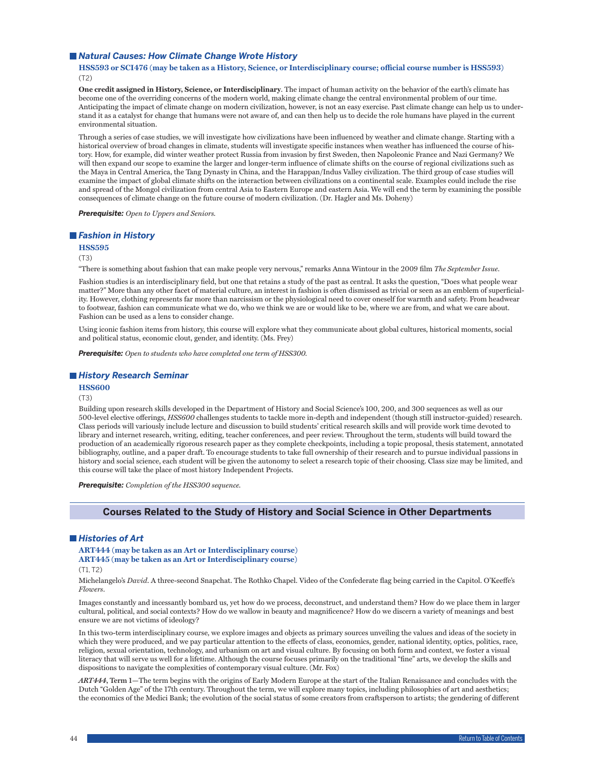### *Natural Causes: How Climate Change Wrote History*

**HSS593 or SCI476 (may be taken as a History, Science, or Interdisciplinary course; official course number is HSS593)**
(T2)

**One credit assigned in History, Science, or Interdisciplinary**. The impact of human activity on the behavior of the earth's climate has become one of the overriding concerns of the modern world, making climate change the central environmental problem of our time. Anticipating the impact of climate change on modern civilization, however, is not an easy exercise. Past climate change can help us to understand it as a catalyst for change that humans were not aware of, and can then help us to decide the role humans have played in the current environmental situation.

Through a series of case studies, we will investigate how civilizations have been influenced by weather and climate change. Starting with a historical overview of broad changes in climate, students will investigate specific instances when weather has influenced the course of history. How, for example, did winter weather protect Russia from invasion by first Sweden, then Napoleonic France and Nazi Germany? We will then expand our scope to examine the larger and longer-term influence of climate shifts on the course of regional civilizations such as the Maya in Central America, the Tang Dynasty in China, and the Harappan/Indus Valley civilization. The third group of case studies will examine the impact of global climate shifts on the interaction between civilizations on a continental scale. Examples could include the rise and spread of the Mongol civilization from central Asia to Eastern Europe and eastern Asia. We will end the term by examining the possible consequences of climate change on the future course of modern civilization. (Dr. Hagler and Ms. Doheny)

***Prerequisite:*** *Open to Uppers and Seniors.*

### *Fashion in History*

**HSS595**
(T3)

"There is something about fashion that can make people very nervous," remarks Anna Wintour in the 2009 film *The September Issue*.

Fashion studies is an interdisciplinary field, but one that retains a study of the past as central. It asks the question, "Does what people wear matter?" More than any other facet of material culture, an interest in fashion is often dismissed as trivial or seen as an emblem of superficiality. However, clothing represents far more than narcissism or the physiological need to cover oneself for warmth and safety. From headwear to footwear, fashion can communicate what we do, who we think we are or would like to be, where we are from, and what we care about. Fashion can be used as a lens to consider change.

Using iconic fashion items from history, this course will explore what they communicate about global cultures, historical moments, social and political status, economic clout, gender, and identity. (Ms. Frey)

***Prerequisite:*** *Open to students who have completed one term of HSS300.*

### *History Research Seminar*

**HSS600**
(T3)

Building upon research skills developed in the Department of History and Social Science's 100, 200, and 300 sequences as well as our 500-level elective offerings, *HSS600* challenges students to tackle more in-depth and independent (though still instructor-guided) research. Class periods will variously include lecture and discussion to build students' critical research skills and will provide work time devoted to library and internet research, writing, editing, teacher conferences, and peer review. Throughout the term, students will build toward the production of an academically rigorous research paper as they complete checkpoints, including a topic proposal, thesis statement, annotated bibliography, outline, and a paper draft. To encourage students to take full ownership of their research and to pursue individual passions in history and social science, each student will be given the autonomy to select a research topic of their choosing. Class size may be limited, and this course will take the place of most history Independent Projects.

***Prerequisite:*** *Completion of the HSS300 sequence.*

## Courses Related to the Study of History and Social Science in Other Departments

### *Histories of Art*

**ART444 (may be taken as an Art or Interdisciplinary course)**
**ART445 (may be taken as an Art or Interdisciplinary course)**
(T1, T2)

Michelangelo's *David*. A three-second Snapchat. The Rothko Chapel. Video of the Confederate flag being carried in the Capitol. O'Keeffe's *Flowers*.

Images constantly and incessantly bombard us, yet how do we process, deconstruct, and understand them? How do we place them in larger cultural, political, and social contexts? How do we wallow in beauty and magnificence? How do we discern a variety of meanings and best ensure we are not victims of ideology?

In this two-term interdisciplinary course, we explore images and objects as primary sources unveiling the values and ideas of the society in which they were produced, and we pay particular attention to the effects of class, economics, gender, national identity, optics, politics, race, religion, sexual orientation, technology, and urbanism on art and visual culture. By focusing on both form and context, we foster a visual literacy that will serve us well for a lifetime. Although the course focuses primarily on the traditional "fine" arts, we develop the skills and dispositions to navigate the complexities of contemporary visual culture. (Mr. Fox)

***ART444*, Term 1**—The term begins with the origins of Early Modern Europe at the start of the Italian Renaissance and concludes with the Dutch "Golden Age" of the 17th century. Throughout the term, we will explore many topics, including philosophies of art and aesthetics; the economics of the Medici Bank; the evolution of the social status of some creators from craftsperson to artists; the gendering of different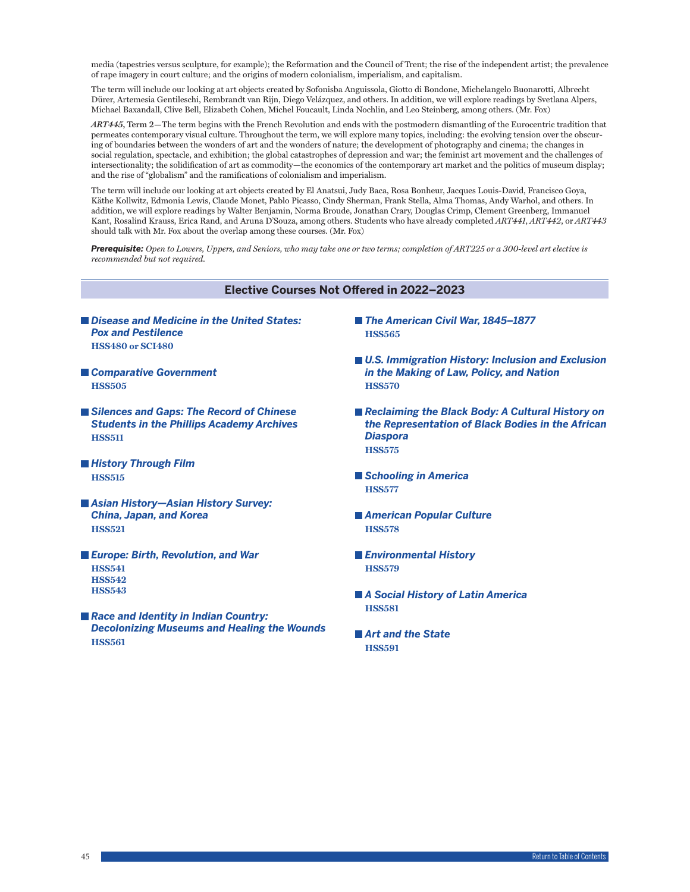media (tapestries versus sculpture, for example); the Reformation and the Council of Trent; the rise of the independent artist; the prevalence of rape imagery in court culture; and the origins of modern colonialism, imperialism, and capitalism.

The term will include our looking at art objects created by Sofonisba Anguissola, Giotto di Bondone, Michelangelo Buonarotti, Albrecht Dürer, Artemesia Gentileschi, Rembrandt van Rijn, Diego Velázquez, and others. In addition, we will explore readings by Svetlana Alpers, Michael Baxandall, Clive Bell, Elizabeth Cohen, Michel Foucault, Linda Nochlin, and Leo Steinberg, among others. (Mr. Fox)

***ART445*, Term 2**—The term begins with the French Revolution and ends with the postmodern dismantling of the Eurocentric tradition that permeates contemporary visual culture. Throughout the term, we will explore many topics, including: the evolving tension over the obscuring of boundaries between the wonders of art and the wonders of nature; the development of photography and cinema; the changes in social regulation, spectacle, and exhibition; the global catastrophes of depression and war; the feminist art movement and the challenges of intersectionality; the solidification of art as commodity—the economics of the contemporary art market and the politics of museum display; and the rise of "globalism" and the ramifications of colonialism and imperialism.

The term will include our looking at art objects created by El Anatsui, Judy Baca, Rosa Bonheur, Jacques Louis-David, Francisco Goya, Käthe Kollwitz, Edmonia Lewis, Claude Monet, Pablo Picasso, Cindy Sherman, Frank Stella, Alma Thomas, Andy Warhol, and others. In addition, we will explore readings by Walter Benjamin, Norma Broude, Jonathan Crary, Douglas Crimp, Clement Greenberg, Immanuel Kant, Rosalind Krauss, Erica Rand, and Aruna D'Souza, among others. Students who have already completed *ART441*, *ART442*, or *ART443* should talk with Mr. Fox about the overlap among these courses. (Mr. Fox)

***Prerequisite:*** *Open to Lowers, Uppers, and Seniors, who may take one or two terms; completion of ART225 or a 300-level art elective is recommended but not required.*

## Elective Courses Not Offered in 2022–2023

- ***Disease and Medicine in the United States: Pox and Pestilence***
  **HSS480 or SCI480**
- ***Comparative Government***
  **HSS505**
- ***Silences and Gaps: The Record of Chinese Students in the Phillips Academy Archives***
  **HSS511**
- ***History Through Film***
  **HSS515**
- ***Asian History—Asian History Survey: China, Japan, and Korea***
  **HSS521**
- ***Europe: Birth, Revolution, and War***
  **HSS541**
  **HSS542**
  **HSS543**
- ***Race and Identity in Indian Country: Decolonizing Museums and Healing the Wounds***
  **HSS561**
- ***The American Civil War, 1845–1877***
  **HSS565**
- ***U.S. Immigration History: Inclusion and Exclusion in the Making of Law, Policy, and Nation***
  **HSS570**
- ***Reclaiming the Black Body: A Cultural History on the Representation of Black Bodies in the African Diaspora***
  **HSS575**
- ***Schooling in America***
  **HSS577**
- ***American Popular Culture***
  **HSS578**
- ***Environmental History***
  **HSS579**
- ***A Social History of Latin America***
  **HSS581**
- ***Art and the State***
  **HSS591**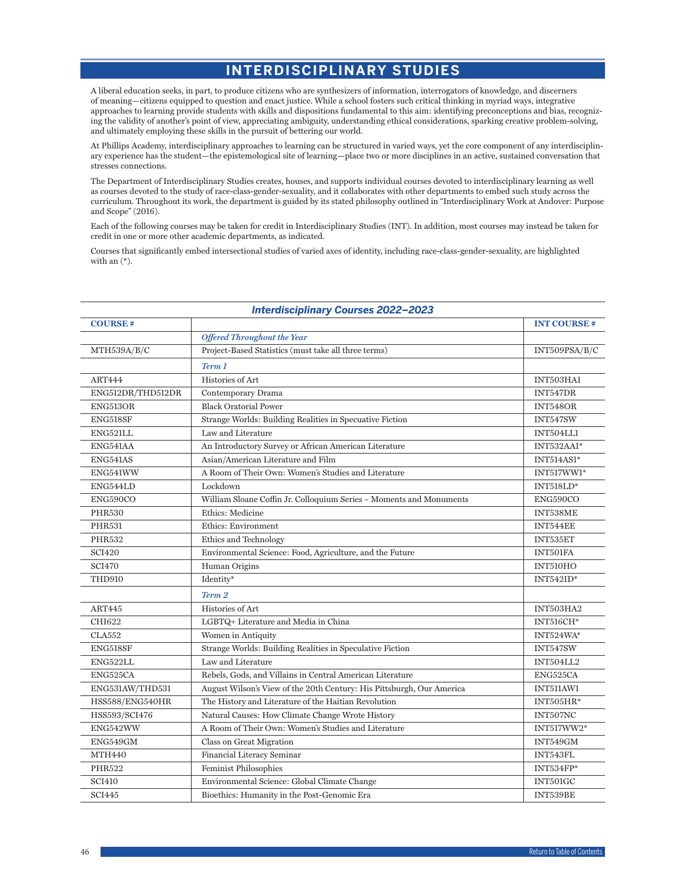# INTERDISCIPLINARY STUDIES

A liberal education seeks, in part, to produce citizens who are synthesizers of information, interrogators of knowledge, and discerners of meaning—citizens equipped to question and enact justice. While a school fosters such critical thinking in myriad ways, integrative approaches to learning provide students with skills and dispositions fundamental to this aim: identifying preconceptions and bias, recognizing the validity of another's point of view, appreciating ambiguity, understanding ethical considerations, sparking creative problem-solving, and ultimately employing these skills in the pursuit of bettering our world.

At Phillips Academy, interdisciplinary approaches to learning can be structured in varied ways, yet the core component of any interdisciplinary experience has the student—the epistemological site of learning—place two or more disciplines in an active, sustained conversation that stresses connections.

The Department of Interdisciplinary Studies creates, houses, and supports individual courses devoted to interdisciplinary learning as well as courses devoted to the study of race-class-gender-sexuality, and it collaborates with other departments to embed such study across the curriculum. Throughout its work, the department is guided by its stated philosophy outlined in "Interdisciplinary Work at Andover: Purpose and Scope" (2016).

Each of the following courses may be taken for credit in Interdisciplinary Studies (INT). In addition, most courses may instead be taken for credit in one or more other academic departments, as indicated.

Courses that significantly embed intersectional studies of varied axes of identity, including race-class-gender-sexuality, are highlighted with an (*).

***Interdisciplinary Courses 2022–2023***

| COURSE # | | INT COURSE # |
|---|---|---|
| | *Offered Throughout the Year* | |
| MTH539A/B/C | Project-Based Statistics (must take all three terms) | INT509PSA/B/C |
| | *Term 1* | |
| ART444 | Histories of Art | INT503HA1 |
| ENG512DR/THD512DR | Contemporary Drama | INT547DR |
| ENG513OR | Black Oratorial Power | INT548OR |
| ENG518SF | Strange Worlds: Building Realities in Specuative Fiction | INT547SW |
| ENG521LL | Law and Literature | INT504LL1 |
| ENG541AA | An Introductory Survey or African American Literature | INT532AA1* |
| ENG541AS | Asian/American Literature and Film | INT514AS1* |
| ENG541WW | A Room of Their Own: Women's Studies and Literature | INT517WW1* |
| ENG544LD | Lockdown | INT518LD* |
| ENG590CO | William Sloane Coffin Jr. Colloquium Series – Moments and Monuments | ENG590CO |
| PHR530 | Ethics: Medicine | INT538ME |
| PHR531 | Ethics: Environment | INT544EE |
| PHR532 | Ethics and Technology | INT535ET |
| SCI420 | Environmental Science: Food, Agriculture, and the Future | INT501FA |
| SCI470 | Human Origins | INT510HO |
| THD910 | Identity* | INT542ID* |
| | *Term 2* | |
| ART445 | Histories of Art | INT503HA2 |
| CHI622 | LGBTQ+ Literature and Media in China | INT516CH* |
| CLA552 | Women in Antiquity | INT524WA* |
| ENG518SF | Strange Worlds: Building Realities in Speculative Fiction | INT547SW |
| ENG522LL | Law and Literature | INT504LL2 |
| ENG525CA | Rebels, Gods, and Villains in Central American Literature | ENG525CA |
| ENG531AW/THD531 | August Wilson's View of the 20th Century: His Pittsburgh, Our America | INT511AW1 |
| HSS588/ENG540HR | The History and Literature of the Haitian Revolution | INT505HR* |
| HSS593/SCI476 | Natural Causes: How Climate Change Wrote History | INT507NC |
| ENG542WW | A Room of Their Own: Women's Studies and Literature | INT517WW2* |
| ENG549GM | Class on Great Migration | INT549GM |
| MTH440 | Financial Literacy Seminar | INT543FL |
| PHR522 | Feminist Philosophies | INT534FP* |
| SCI410 | Environmental Science: Global Climate Change | INT501GC |
| SCI445 | Bioethics: Humanity in the Post-Genomic Era | INT539BE |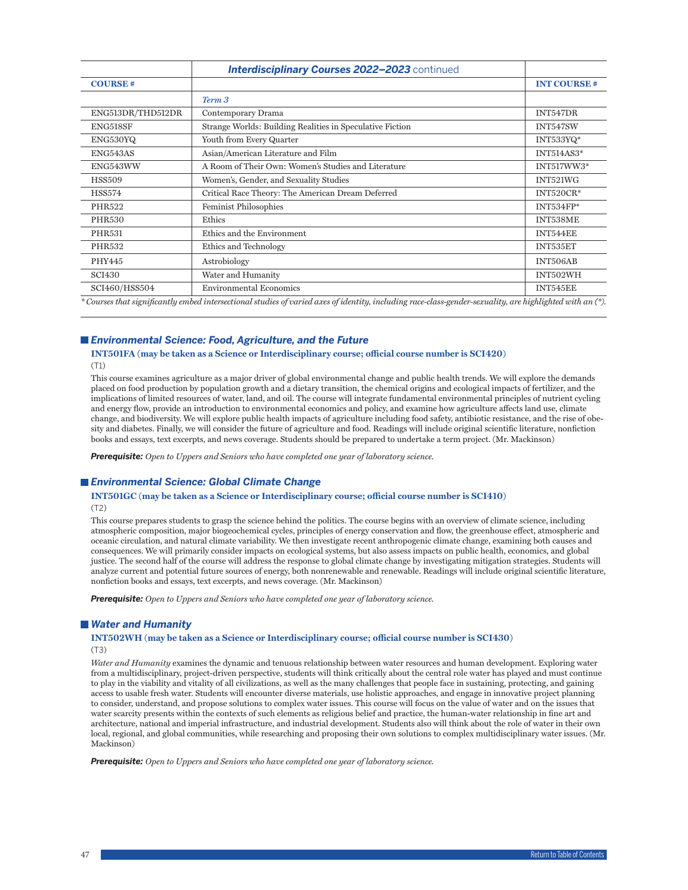| COURSE # | Interdisciplinary Courses 2022–2023 continued | INT COURSE # |
|---|---|---|
| | *Term 3* | |
| ENG513DR/THD512DR | Contemporary Drama | INT547DR |
| ENG518SF | Strange Worlds: Building Realities in Speculative Fiction | INT547SW |
| ENG530YQ | Youth from Every Quarter | INT533YQ* |
| ENG543AS | Asian/American Literature and Film | INT514AS3* |
| ENG543WW | A Room of Their Own: Women's Studies and Literature | INT517WW3* |
| HSS509 | Women's, Gender, and Sexuality Studies | INT521WG |
| HSS574 | Critical Race Theory: The American Dream Deferred | INT520CR* |
| PHR522 | Feminist Philosophies | INT534FP* |
| PHR530 | Ethics | INT538ME |
| PHR531 | Ethics and the Environment | INT544EE |
| PHR532 | Ethics and Technology | INT535ET |
| PHY445 | Astrobiology | INT506AB |
| SCI430 | Water and Humanity | INT502WH |
| SCI460/HSS504 | Environmental Economics | INT545EE |

*\* Courses that significantly embed intersectional studies of varied axes of identity, including race-class-gender-sexuality, are highlighted with an (\*).*

### Environmental Science: Food, Agriculture, and the Future

**INT501FA (may be taken as a Science or Interdisciplinary course; official course number is SCI420)**
(T1)

This course examines agriculture as a major driver of global environmental change and public health trends. We will explore the demands placed on food production by population growth and a dietary transition, the chemical origins and ecological impacts of fertilizer, and the implications of limited resources of water, land, and oil. The course will integrate fundamental environmental principles of nutrient cycling and energy flow, provide an introduction to environmental economics and policy, and examine how agriculture affects land use, climate change, and biodiversity. We will explore public health impacts of agriculture including food safety, antibiotic resistance, and the rise of obesity and diabetes. Finally, we will consider the future of agriculture and food. Readings will include original scientific literature, nonfiction books and essays, text excerpts, and news coverage. Students should be prepared to undertake a term project. (Mr. Mackinson)

***Prerequisite:*** *Open to Uppers and Seniors who have completed one year of laboratory science.*

### Environmental Science: Global Climate Change

**INT501GC (may be taken as a Science or Interdisciplinary course; official course number is SCI410)**
(T2)

This course prepares students to grasp the science behind the politics. The course begins with an overview of climate science, including atmospheric composition, major biogeochemical cycles, principles of energy conservation and flow, the greenhouse effect, atmospheric and oceanic circulation, and natural climate variability. We then investigate recent anthropogenic climate change, examining both causes and consequences. We will primarily consider impacts on ecological systems, but also assess impacts on public health, economics, and global justice. The second half of the course will address the response to global climate change by investigating mitigation strategies. Students will analyze current and potential future sources of energy, both nonrenewable and renewable. Readings will include original scientific literature, nonfiction books and essays, text excerpts, and news coverage. (Mr. Mackinson)

***Prerequisite:*** *Open to Uppers and Seniors who have completed one year of laboratory science.*

### Water and Humanity

**INT502WH (may be taken as a Science or Interdisciplinary course; official course number is SCI430)**
(T3)

*Water and Humanity* examines the dynamic and tenuous relationship between water resources and human development. Exploring water from a multidisciplinary, project-driven perspective, students will think critically about the central role water has played and must continue to play in the viability and vitality of all civilizations, as well as the many challenges that people face in sustaining, protecting, and gaining access to usable fresh water. Students will encounter diverse materials, use holistic approaches, and engage in innovative project planning to consider, understand, and propose solutions to complex water issues. This course will focus on the value of water and on the issues that water scarcity presents within the contexts of such elements as religious belief and practice, the human-water relationship in fine art and architecture, national and imperial infrastructure, and industrial development. Students also will think about the role of water in their own local, regional, and global communities, while researching and proposing their own solutions to complex multidisciplinary water issues. (Mr. Mackinson)

***Prerequisite:*** *Open to Uppers and Seniors who have completed one year of laboratory science.*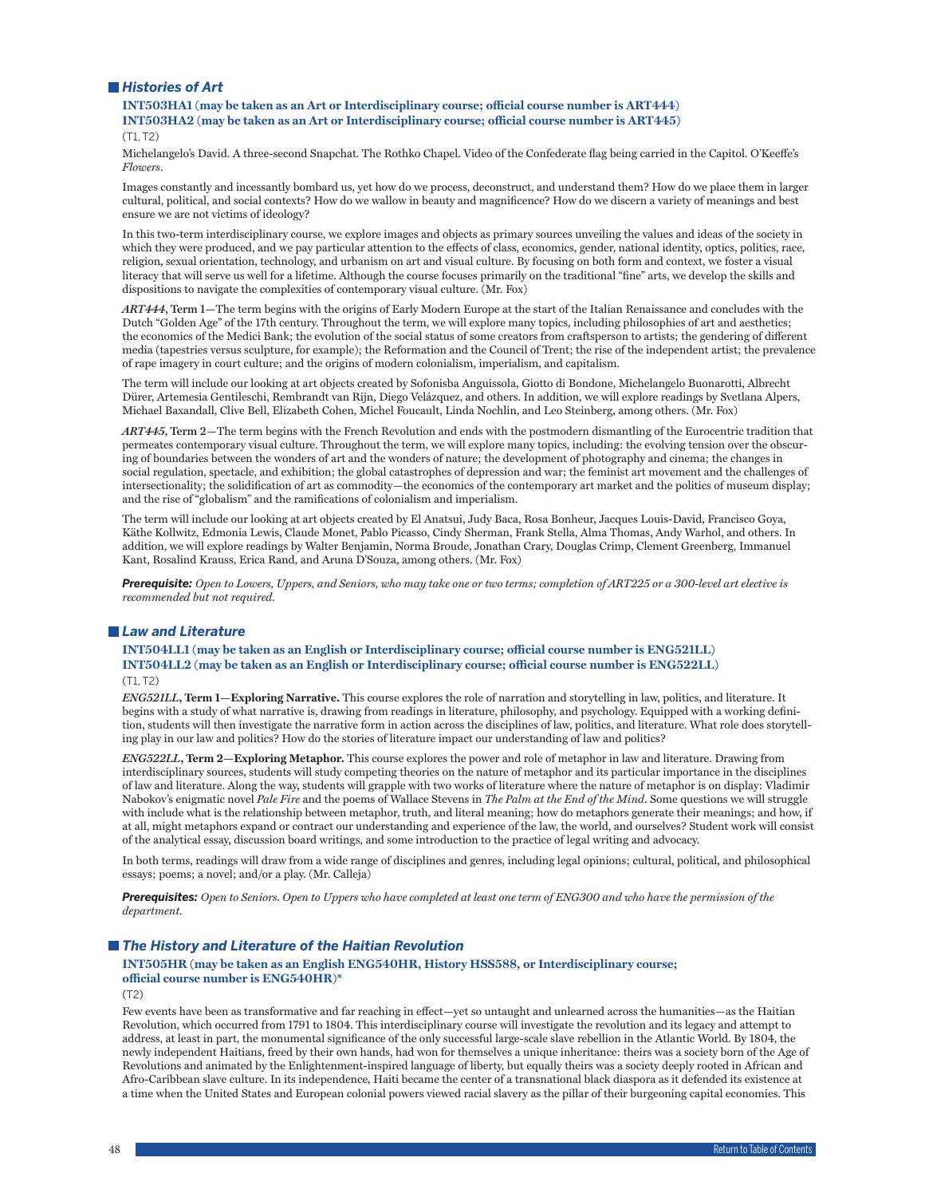## *Histories of Art*

**INT503HA1 (may be taken as an Art or Interdisciplinary course; official course number is ART444)**
**INT503HA2 (may be taken as an Art or Interdisciplinary course; official course number is ART445)**
(T1, T2)

Michelangelo's David. A three-second Snapchat. The Rothko Chapel. Video of the Confederate flag being carried in the Capitol. O'Keeffe's *Flowers*.

Images constantly and incessantly bombard us, yet how do we process, deconstruct, and understand them? How do we place them in larger cultural, political, and social contexts? How do we wallow in beauty and magnificence? How do we discern a variety of meanings and best ensure we are not victims of ideology?

In this two-term interdisciplinary course, we explore images and objects as primary sources unveiling the values and ideas of the society in which they were produced, and we pay particular attention to the effects of class, economics, gender, national identity, optics, politics, race, religion, sexual orientation, technology, and urbanism on art and visual culture. By focusing on both form and context, we foster a visual literacy that will serve us well for a lifetime. Although the course focuses primarily on the traditional "fine" arts, we develop the skills and dispositions to navigate the complexities of contemporary visual culture. (Mr. Fox)

***ART444*, Term 1**—The term begins with the origins of Early Modern Europe at the start of the Italian Renaissance and concludes with the Dutch "Golden Age" of the 17th century. Throughout the term, we will explore many topics, including philosophies of art and aesthetics; the economics of the Medici Bank; the evolution of the social status of some creators from craftsperson to artists; the gendering of different media (tapestries versus sculpture, for example); the Reformation and the Council of Trent; the rise of the independent artist; the prevalence of rape imagery in court culture; and the origins of modern colonialism, imperialism, and capitalism.

The term will include our looking at art objects created by Sofonisba Anguissola, Giotto di Bondone, Michelangelo Buonarotti, Albrecht Dürer, Artemesia Gentileschi, Rembrandt van Rijn, Diego Velázquez, and others. In addition, we will explore readings by Svetlana Alpers, Michael Baxandall, Clive Bell, Elizabeth Cohen, Michel Foucault, Linda Nochlin, and Leo Steinberg, among others. (Mr. Fox)

***ART445*, Term 2**—The term begins with the French Revolution and ends with the postmodern dismantling of the Eurocentric tradition that permeates contemporary visual culture. Throughout the term, we will explore many topics, including: the evolving tension over the obscuring of boundaries between the wonders of art and the wonders of nature; the development of photography and cinema; the changes in social regulation, spectacle, and exhibition; the global catastrophes of depression and war; the feminist art movement and the challenges of intersectionality; the solidification of art as commodity—the economics of the contemporary art market and the politics of museum display; and the rise of "globalism" and the ramifications of colonialism and imperialism.

The term will include our looking at art objects created by El Anatsui, Judy Baca, Rosa Bonheur, Jacques Louis-David, Francisco Goya, Käthe Kollwitz, Edmonia Lewis, Claude Monet, Pablo Picasso, Cindy Sherman, Frank Stella, Alma Thomas, Andy Warhol, and others. In addition, we will explore readings by Walter Benjamin, Norma Broude, Jonathan Crary, Douglas Crimp, Clement Greenberg, Immanuel Kant, Rosalind Krauss, Erica Rand, and Aruna D'Souza, among others. (Mr. Fox)

***Prerequisite:*** *Open to Lowers, Uppers, and Seniors, who may take one or two terms; completion of ART225 or a 300-level art elective is recommended but not required.*

## *Law and Literature*

**INT504LL1 (may be taken as an English or Interdisciplinary course; official course number is ENG521LL)**
**INT504LL2 (may be taken as an English or Interdisciplinary course; official course number is ENG522LL)**
(T1, T2)

***ENG521LL*, Term 1—Exploring Narrative.** This course explores the role of narration and storytelling in law, politics, and literature. It begins with a study of what narrative is, drawing from readings in literature, philosophy, and psychology. Equipped with a working definition, students will then investigate the narrative form in action across the disciplines of law, politics, and literature. What role does storytelling play in our law and politics? How do the stories of literature impact our understanding of law and politics?

***ENG522LL*, Term 2—Exploring Metaphor.** This course explores the power and role of metaphor in law and literature. Drawing from interdisciplinary sources, students will study competing theories on the nature of metaphor and its particular importance in the disciplines of law and literature. Along the way, students will grapple with two works of literature where the nature of metaphor is on display: Vladimir Nabokov's enigmatic novel *Pale Fire* and the poems of Wallace Stevens in *The Palm at the End of the Mind*. Some questions we will struggle with include what is the relationship between metaphor, truth, and literal meaning; how do metaphors generate their meanings; and how, if at all, might metaphors expand or contract our understanding and experience of the law, the world, and ourselves? Student work will consist of the analytical essay, discussion board writings, and some introduction to the practice of legal writing and advocacy.

In both terms, readings will draw from a wide range of disciplines and genres, including legal opinions; cultural, political, and philosophical essays; poems; a novel; and/or a play. (Mr. Calleja)

***Prerequisites:*** *Open to Seniors. Open to Uppers who have completed at least one term of ENG300 and who have the permission of the department.*

## *The History and Literature of the Haitian Revolution*

**INT505HR (may be taken as an English ENG540HR, History HSS588, or Interdisciplinary course; official course number is ENG540HR)***
(T2)

Few events have been as transformative and far reaching in effect—yet so untaught and unlearned across the humanities—as the Haitian Revolution, which occurred from 1791 to 1804. This interdisciplinary course will investigate the revolution and its legacy and attempt to address, at least in part, the monumental significance of the only successful large-scale slave rebellion in the Atlantic World. By 1804, the newly independent Haitians, freed by their own hands, had won for themselves a unique inheritance: theirs was a society born of the Age of Revolutions and animated by the Enlightenment-inspired language of liberty, but equally theirs was a society deeply rooted in African and Afro-Caribbean slave culture. In its independence, Haiti became the center of a transnational black diaspora as it defended its existence at a time when the United States and European colonial powers viewed racial slavery as the pillar of their burgeoning capital economies. This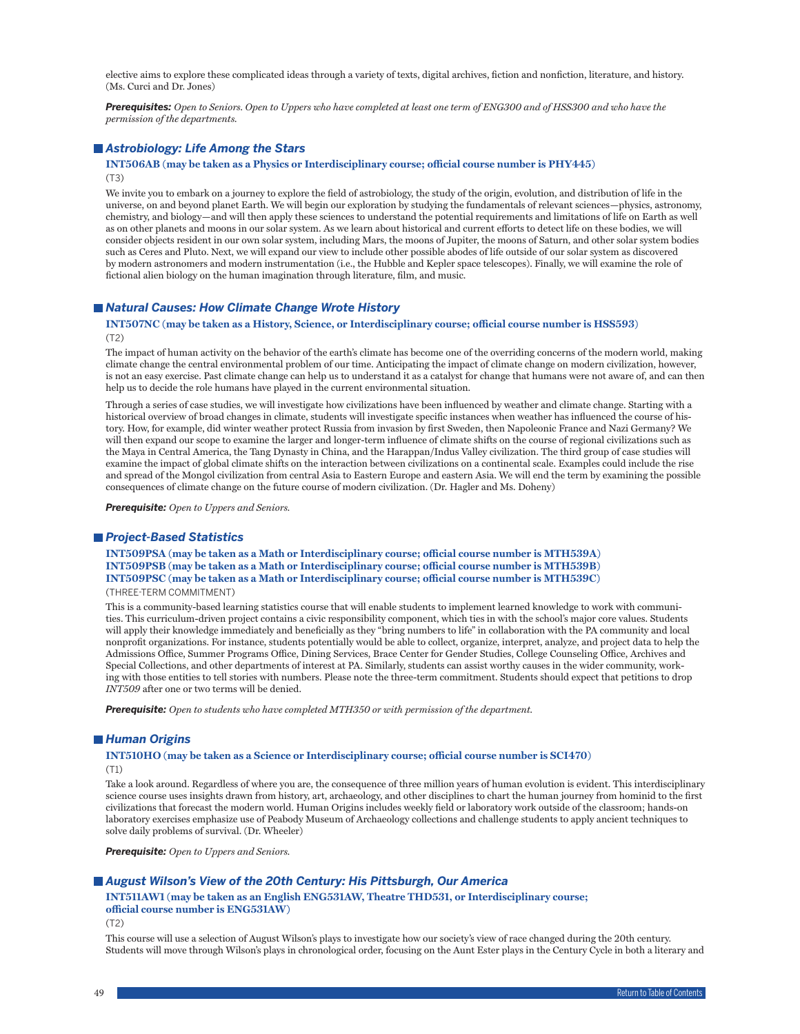elective aims to explore these complicated ideas through a variety of texts, digital archives, fiction and nonfiction, literature, and history. (Ms. Curci and Dr. Jones)

***Prerequisites:*** *Open to Seniors. Open to Uppers who have completed at least one term of ENG300 and of HSS300 and who have the permission of the departments.*

## *Astrobiology: Life Among the Stars*

**INT506AB (may be taken as a Physics or Interdisciplinary course; official course number is PHY445)**
(T3)

We invite you to embark on a journey to explore the field of astrobiology, the study of the origin, evolution, and distribution of life in the universe, on and beyond planet Earth. We will begin our exploration by studying the fundamentals of relevant sciences—physics, astronomy, chemistry, and biology—and will then apply these sciences to understand the potential requirements and limitations of life on Earth as well as on other planets and moons in our solar system. As we learn about historical and current efforts to detect life on these bodies, we will consider objects resident in our own solar system, including Mars, the moons of Jupiter, the moons of Saturn, and other solar system bodies such as Ceres and Pluto. Next, we will expand our view to include other possible abodes of life outside of our solar system as discovered by modern astronomers and modern instrumentation (i.e., the Hubble and Kepler space telescopes). Finally, we will examine the role of fictional alien biology on the human imagination through literature, film, and music.

## *Natural Causes: How Climate Change Wrote History*

**INT507NC (may be taken as a History, Science, or Interdisciplinary course; official course number is HSS593)**
(T2)

The impact of human activity on the behavior of the earth's climate has become one of the overriding concerns of the modern world, making climate change the central environmental problem of our time. Anticipating the impact of climate change on modern civilization, however, is not an easy exercise. Past climate change can help us to understand it as a catalyst for change that humans were not aware of, and can then help us to decide the role humans have played in the current environmental situation.

Through a series of case studies, we will investigate how civilizations have been influenced by weather and climate change. Starting with a historical overview of broad changes in climate, students will investigate specific instances when weather has influenced the course of history. How, for example, did winter weather protect Russia from invasion by first Sweden, then Napoleonic France and Nazi Germany? We will then expand our scope to examine the larger and longer-term influence of climate shifts on the course of regional civilizations such as the Maya in Central America, the Tang Dynasty in China, and the Harappan/Indus Valley civilization. The third group of case studies will examine the impact of global climate shifts on the interaction between civilizations on a continental scale. Examples could include the rise and spread of the Mongol civilization from central Asia to Eastern Europe and eastern Asia. We will end the term by examining the possible consequences of climate change on the future course of modern civilization. (Dr. Hagler and Ms. Doheny)

***Prerequisite:*** *Open to Uppers and Seniors.*

## *Project-Based Statistics*

**INT509PSA (may be taken as a Math or Interdisciplinary course; official course number is MTH539A)**
**INT509PSB (may be taken as a Math or Interdisciplinary course; official course number is MTH539B)**
**INT509PSC (may be taken as a Math or Interdisciplinary course; official course number is MTH539C)**
(THREE-TERM COMMITMENT)

This is a community-based learning statistics course that will enable students to implement learned knowledge to work with communities. This curriculum-driven project contains a civic responsibility component, which ties in with the school's major core values. Students will apply their knowledge immediately and beneficially as they "bring numbers to life" in collaboration with the PA community and local nonprofit organizations. For instance, students potentially would be able to collect, organize, interpret, analyze, and project data to help the Admissions Office, Summer Programs Office, Dining Services, Brace Center for Gender Studies, College Counseling Office, Archives and Special Collections, and other departments of interest at PA. Similarly, students can assist worthy causes in the wider community, working with those entities to tell stories with numbers. Please note the three-term commitment. Students should expect that petitions to drop *INT509* after one or two terms will be denied.

***Prerequisite:*** *Open to students who have completed MTH350 or with permission of the department.*

## *Human Origins*

**INT510HO (may be taken as a Science or Interdisciplinary course; official course number is SCI470)**
(T1)

Take a look around. Regardless of where you are, the consequence of three million years of human evolution is evident. This interdisciplinary science course uses insights drawn from history, art, archaeology, and other disciplines to chart the human journey from hominid to the first civilizations that forecast the modern world. Human Origins includes weekly field or laboratory work outside of the classroom; hands-on laboratory exercises emphasize use of Peabody Museum of Archaeology collections and challenge students to apply ancient techniques to solve daily problems of survival. (Dr. Wheeler)

***Prerequisite:*** *Open to Uppers and Seniors.*

## *August Wilson's View of the 20th Century: His Pittsburgh, Our America*

**INT511AW1 (may be taken as an English ENG531AW, Theatre THD531, or Interdisciplinary course; official course number is ENG531AW)**
(T2)

This course will use a selection of August Wilson's plays to investigate how our society's view of race changed during the 20th century. Students will move through Wilson's plays in chronological order, focusing on the Aunt Ester plays in the Century Cycle in both a literary and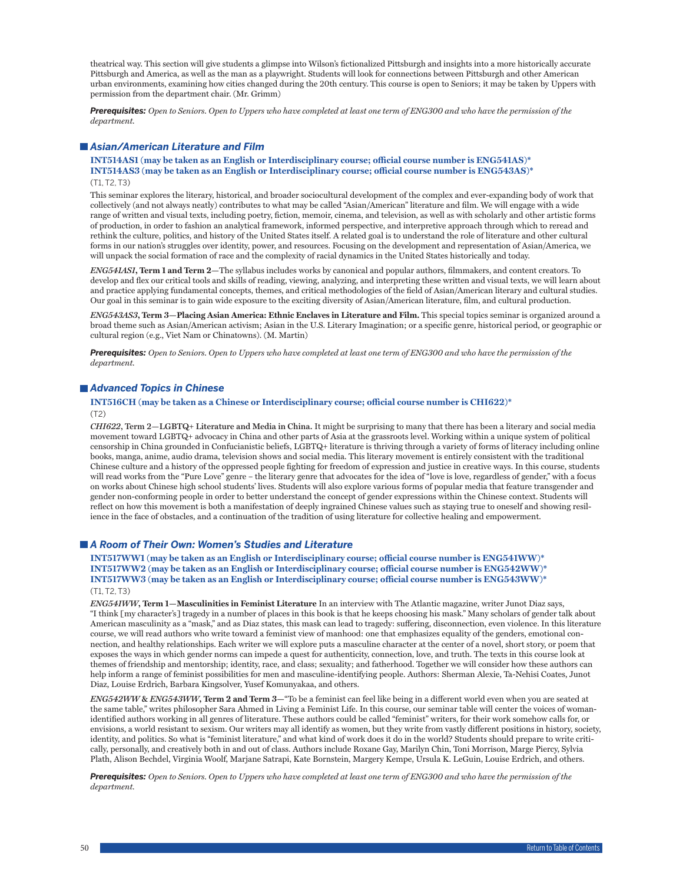theatrical way. This section will give students a glimpse into Wilson's fictionalized Pittsburgh and insights into a more historically accurate Pittsburgh and America, as well as the man as a playwright. Students will look for connections between Pittsburgh and other American urban environments, examining how cities changed during the 20th century. This course is open to Seniors; it may be taken by Uppers with permission from the department chair. (Mr. Grimm)

***Prerequisites:*** *Open to Seniors. Open to Uppers who have completed at least one term of ENG300 and who have the permission of the department.*

## Asian/American Literature and Film

**INT514AS1 (may be taken as an English or Interdisciplinary course; official course number is ENG541AS)***
**INT514AS3 (may be taken as an English or Interdisciplinary course; official course number is ENG543AS)***
(T1, T2, T3)

This seminar explores the literary, historical, and broader sociocultural development of the complex and ever-expanding body of work that collectively (and not always neatly) contributes to what may be called "Asian/American" literature and film. We will engage with a wide range of written and visual texts, including poetry, fiction, memoir, cinema, and television, as well as with scholarly and other artistic forms of production, in order to fashion an analytical framework, informed perspective, and interpretive approach through which to reread and rethink the culture, politics, and history of the United States itself. A related goal is to understand the role of literature and other cultural forms in our nation's struggles over identity, power, and resources. Focusing on the development and representation of Asian/America, we will unpack the social formation of race and the complexity of racial dynamics in the United States historically and today.

*ENG541AS1*, **Term 1 and Term 2**—The syllabus includes works by canonical and popular authors, filmmakers, and content creators. To develop and flex our critical tools and skills of reading, viewing, analyzing, and interpreting these written and visual texts, we will learn about and practice applying fundamental concepts, themes, and critical methodologies of the field of Asian/American literary and cultural studies. Our goal in this seminar is to gain wide exposure to the exciting diversity of Asian/American literature, film, and cultural production.

*ENG543AS3*, **Term 3—Placing Asian America: Ethnic Enclaves in Literature and Film.** This special topics seminar is organized around a broad theme such as Asian/American activism; Asian in the U.S. Literary Imagination; or a specific genre, historical period, or geographic or cultural region (e.g., Viet Nam or Chinatowns). (M. Martin)

***Prerequisites:*** *Open to Seniors. Open to Uppers who have completed at least one term of ENG300 and who have the permission of the department.*

## Advanced Topics in Chinese

**INT516CH (may be taken as a Chinese or Interdisciplinary course; official course number is CHI622)***
(T2)

*CHI622*, **Term 2—LGBTQ+ Literature and Media in China.** It might be surprising to many that there has been a literary and social media movement toward LGBTQ+ advocacy in China and other parts of Asia at the grassroots level. Working within a unique system of political censorship in China grounded in Confucianistic beliefs, LGBTQ+ literature is thriving through a variety of forms of literacy including online books, manga, anime, audio drama, television shows and social media. This literary movement is entirely consistent with the traditional Chinese culture and a history of the oppressed people fighting for freedom of expression and justice in creative ways. In this course, students will read works from the "Pure Love" genre – the literary genre that advocates for the idea of "love is love, regardless of gender," with a focus on works about Chinese high school students' lives. Students will also explore various forms of popular media that feature transgender and gender non-conforming people in order to better understand the concept of gender expressions within the Chinese context. Students will reflect on how this movement is both a manifestation of deeply ingrained Chinese values such as staying true to oneself and showing resilience in the face of obstacles, and a continuation of the tradition of using literature for collective healing and empowerment.

## A Room of Their Own: Women's Studies and Literature

**INT517WW1 (may be taken as an English or Interdisciplinary course; official course number is ENG541WW)***
**INT517WW2 (may be taken as an English or Interdisciplinary course; official course number is ENG542WW)***
**INT517WW3 (may be taken as an English or Interdisciplinary course; official course number is ENG543WW)***
(T1, T2, T3)

*ENG541WW*, **Term 1—Masculinities in Feminist Literature** In an interview with The Atlantic magazine, writer Junot Diaz says, "I think [my character's] tragedy in a number of places in this book is that he keeps choosing his mask." Many scholars of gender talk about American masculinity as a "mask," and as Diaz states, this mask can lead to tragedy: suffering, disconnection, even violence. In this literature course, we will read authors who write toward a feminist view of manhood: one that emphasizes equality of the genders, emotional connection, and healthy relationships. Each writer we will explore puts a masculine character at the center of a novel, short story, or poem that exposes the ways in which gender norms can impede a quest for authenticity, connection, love, and truth. The texts in this course look at themes of friendship and mentorship; identity, race, and class; sexuality; and fatherhood. Together we will consider how these authors can help inform a range of feminist possibilities for men and masculine-identifying people. Authors: Sherman Alexie, Ta-Nehisi Coates, Junot Diaz, Louise Erdrich, Barbara Kingsolver, Yusef Komunyakaa, and others.

*ENG542WW* & *ENG543WW*, **Term 2 and Term 3**—"To be a feminist can feel like being in a different world even when you are seated at the same table," writes philosopher Sara Ahmed in Living a Feminist Life. In this course, our seminar table will center the voices of woman-identified authors working in all genres of literature. These authors could be called "feminist" writers, for their work somehow calls for, or envisions, a world resistant to sexism. Our writers may all identify as women, but they write from vastly different positions in history, society, identity, and politics. So what is "feminist literature," and what kind of work does it do in the world? Students should prepare to write critically, personally, and creatively both in and out of class. Authors include Roxane Gay, Marilyn Chin, Toni Morrison, Marge Piercy, Sylvia Plath, Alison Bechdel, Virginia Woolf, Marjane Satrapi, Kate Bornstein, Margery Kempe, Ursula K. LeGuin, Louise Erdrich, and others.

***Prerequisites:*** *Open to Seniors. Open to Uppers who have completed at least one term of ENG300 and who have the permission of the department.*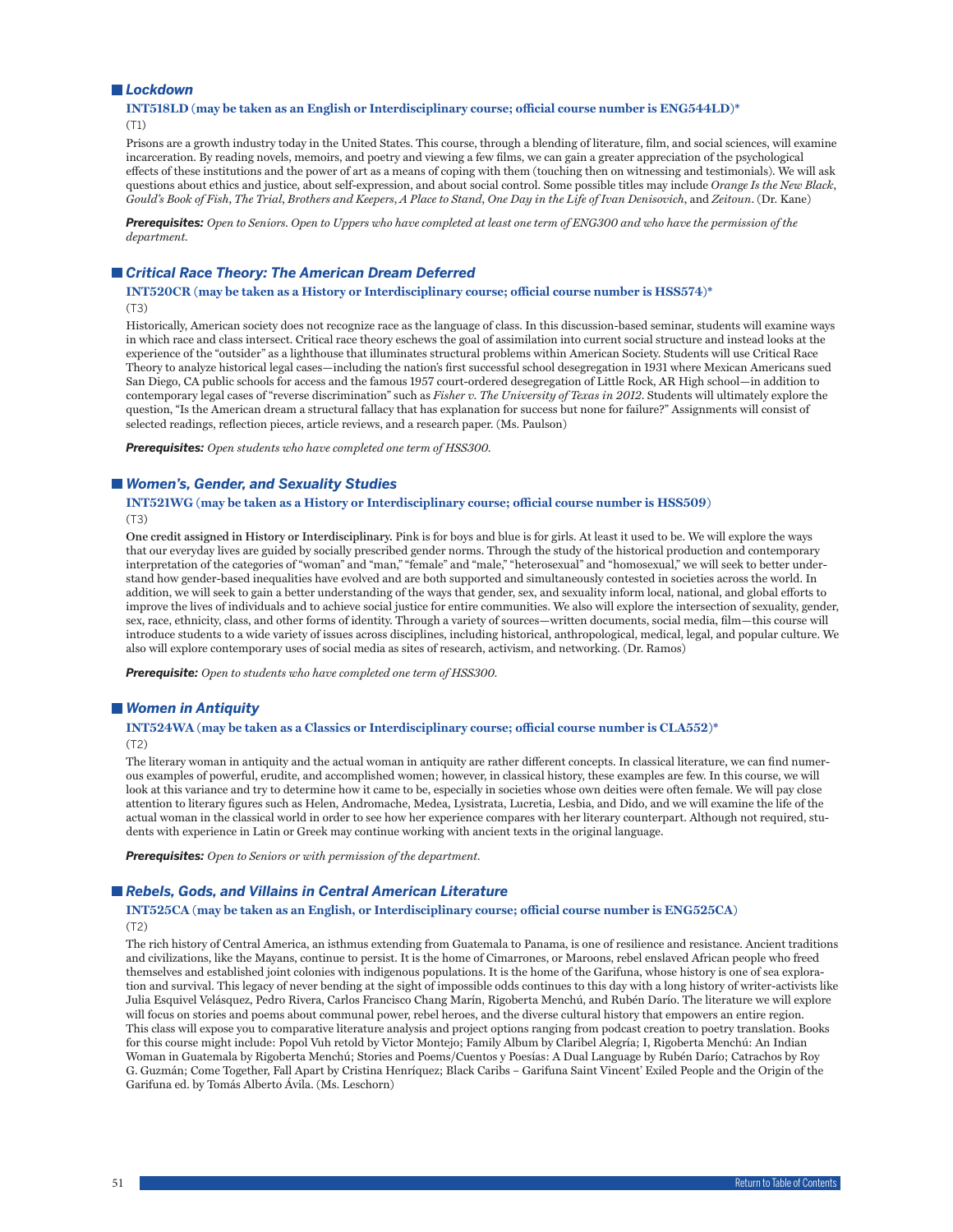## *Lockdown*

**INT518LD (may be taken as an English or Interdisciplinary course; official course number is ENG544LD)***
(T1)

Prisons are a growth industry today in the United States. This course, through a blending of literature, film, and social sciences, will examine incarceration. By reading novels, memoirs, and poetry and viewing a few films, we can gain a greater appreciation of the psychological effects of these institutions and the power of art as a means of coping with them (touching then on witnessing and testimonials). We will ask questions about ethics and justice, about self-expression, and about social control. Some possible titles may include *Orange Is the New Black*, *Gould's Book of Fish*, *The Trial*, *Brothers and Keepers*, *A Place to Stand*, *One Day in the Life of Ivan Denisovich*, and *Zeitoun*. (Dr. Kane)

***Prerequisites:*** *Open to Seniors. Open to Uppers who have completed at least one term of ENG300 and who have the permission of the department.*

## *Critical Race Theory: The American Dream Deferred*

**INT520CR (may be taken as a History or Interdisciplinary course; official course number is HSS574)***
(T3)

Historically, American society does not recognize race as the language of class. In this discussion-based seminar, students will examine ways in which race and class intersect. Critical race theory eschews the goal of assimilation into current social structure and instead looks at the experience of the "outsider" as a lighthouse that illuminates structural problems within American Society. Students will use Critical Race Theory to analyze historical legal cases—including the nation's first successful school desegregation in 1931 where Mexican Americans sued San Diego, CA public schools for access and the famous 1957 court-ordered desegregation of Little Rock, AR High school—in addition to contemporary legal cases of "reverse discrimination" such as *Fisher v. The University of Texas in 2012*. Students will ultimately explore the question, "Is the American dream a structural fallacy that has explanation for success but none for failure?" Assignments will consist of selected readings, reflection pieces, article reviews, and a research paper. (Ms. Paulson)

***Prerequisites:*** *Open students who have completed one term of HSS300.*

## *Women's, Gender, and Sexuality Studies*

**INT521WG (may be taken as a History or Interdisciplinary course; official course number is HSS509)**
(T3)

**One credit assigned in History or Interdisciplinary.** Pink is for boys and blue is for girls. At least it used to be. We will explore the ways that our everyday lives are guided by socially prescribed gender norms. Through the study of the historical production and contemporary interpretation of the categories of "woman" and "man," "female" and "male," "heterosexual" and "homosexual," we will seek to better understand how gender-based inequalities have evolved and are both supported and simultaneously contested in societies across the world. In addition, we will seek to gain a better understanding of the ways that gender, sex, and sexuality inform local, national, and global efforts to improve the lives of individuals and to achieve social justice for entire communities. We also will explore the intersection of sexuality, gender, sex, race, ethnicity, class, and other forms of identity. Through a variety of sources—written documents, social media, film—this course will introduce students to a wide variety of issues across disciplines, including historical, anthropological, medical, legal, and popular culture. We also will explore contemporary uses of social media as sites of research, activism, and networking. (Dr. Ramos)

***Prerequisite:*** *Open to students who have completed one term of HSS300.*

## *Women in Antiquity*

**INT524WA (may be taken as a Classics or Interdisciplinary course; official course number is CLA552)***
(T2)

The literary woman in antiquity and the actual woman in antiquity are rather different concepts. In classical literature, we can find numerous examples of powerful, erudite, and accomplished women; however, in classical history, these examples are few. In this course, we will look at this variance and try to determine how it came to be, especially in societies whose own deities were often female. We will pay close attention to literary figures such as Helen, Andromache, Medea, Lysistrata, Lucretia, Lesbia, and Dido, and we will examine the life of the actual woman in the classical world in order to see how her experience compares with her literary counterpart. Although not required, students with experience in Latin or Greek may continue working with ancient texts in the original language.

***Prerequisites:*** *Open to Seniors or with permission of the department.*

## *Rebels, Gods, and Villains in Central American Literature*

**INT525CA (may be taken as an English, or Interdisciplinary course; official course number is ENG525CA)**
(T2)

The rich history of Central America, an isthmus extending from Guatemala to Panama, is one of resilience and resistance. Ancient traditions and civilizations, like the Mayans, continue to persist. It is the home of Cimarrones, or Maroons, rebel enslaved African people who freed themselves and established joint colonies with indigenous populations. It is the home of the Garifuna, whose history is one of sea exploration and survival. This legacy of never bending at the sight of impossible odds continues to this day with a long history of writer-activists like Julia Esquivel Velásquez, Pedro Rivera, Carlos Francisco Chang Marín, Rigoberta Menchú, and Rubén Darío. The literature we will explore will focus on stories and poems about communal power, rebel heroes, and the diverse cultural history that empowers an entire region. This class will expose you to comparative literature analysis and project options ranging from podcast creation to poetry translation. Books for this course might include: Popol Vuh retold by Victor Montejo; Family Album by Claribel Alegría; I, Rigoberta Menchú: An Indian Woman in Guatemala by Rigoberta Menchú; Stories and Poems/Cuentos y Poesías: A Dual Language by Rubén Darío; Catrachos by Roy G. Guzmán; Come Together, Fall Apart by Cristina Henríquez; Black Caribs – Garifuna Saint Vincent' Exiled People and the Origin of the Garifuna ed. by Tomás Alberto Ávila. (Ms. Leschorn)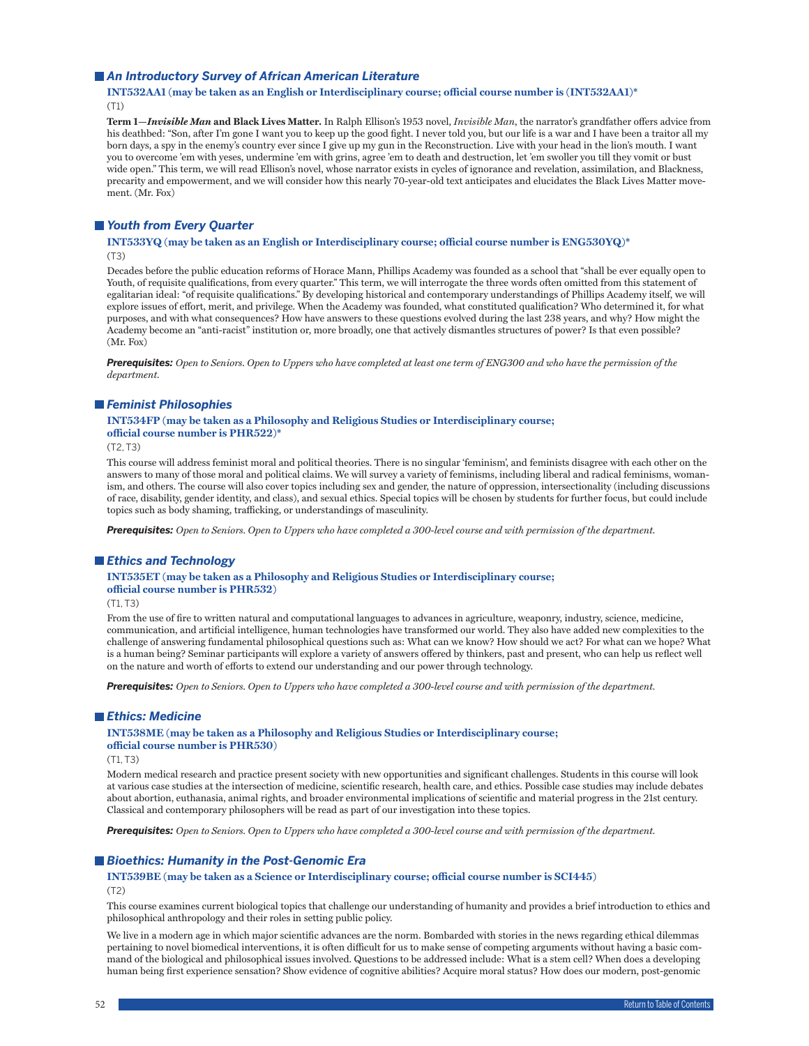### *An Introductory Survey of African American Literature*

**INT532AA1 (may be taken as an English or Interdisciplinary course; official course number is (INT532AA1)***

(T1)

**Term 1—*Invisible Man* and Black Lives Matter.** In Ralph Ellison's 1953 novel, *Invisible Man*, the narrator's grandfather offers advice from his deathbed: "Son, after I'm gone I want you to keep up the good fight. I never told you, but our life is a war and I have been a traitor all my born days, a spy in the enemy's country ever since I give up my gun in the Reconstruction. Live with your head in the lion's mouth. I want you to overcome 'em with yeses, undermine 'em with grins, agree 'em to death and destruction, let 'em swoller you till they vomit or bust wide open." This term, we will read Ellison's novel, whose narrator exists in cycles of ignorance and revelation, assimilation, and Blackness, precarity and empowerment, and we will consider how this nearly 70-year-old text anticipates and elucidates the Black Lives Matter movement. (Mr. Fox)

### *Youth from Every Quarter*

**INT533YQ (may be taken as an English or Interdisciplinary course; official course number is ENG530YQ)***

(T3)

Decades before the public education reforms of Horace Mann, Phillips Academy was founded as a school that "shall be ever equally open to Youth, of requisite qualifications, from every quarter." This term, we will interrogate the three words often omitted from this statement of egalitarian ideal: "of requisite qualifications." By developing historical and contemporary understandings of Phillips Academy itself, we will explore issues of effort, merit, and privilege. When the Academy was founded, what constituted qualification? Who determined it, for what purposes, and with what consequences? How have answers to these questions evolved during the last 238 years, and why? How might the Academy become an "anti-racist" institution or, more broadly, one that actively dismantles structures of power? Is that even possible? (Mr. Fox)

***Prerequisites:*** *Open to Seniors. Open to Uppers who have completed at least one term of ENG300 and who have the permission of the department.*

### *Feminist Philosophies*

**INT534FP (may be taken as a Philosophy and Religious Studies or Interdisciplinary course; official course number is PHR522)***

(T2, T3)

This course will address feminist moral and political theories. There is no singular 'feminism', and feminists disagree with each other on the answers to many of those moral and political claims. We will survey a variety of feminisms, including liberal and radical feminisms, womanism, and others. The course will also cover topics including sex and gender, the nature of oppression, intersectionality (including discussions of race, disability, gender identity, and class), and sexual ethics. Special topics will be chosen by students for further focus, but could include topics such as body shaming, trafficking, or understandings of masculinity.

***Prerequisites:*** *Open to Seniors. Open to Uppers who have completed a 300-level course and with permission of the department.*

### *Ethics and Technology*

**INT535ET (may be taken as a Philosophy and Religious Studies or Interdisciplinary course; official course number is PHR532)**

(T1, T3)

From the use of fire to written natural and computational languages to advances in agriculture, weaponry, industry, science, medicine, communication, and artificial intelligence, human technologies have transformed our world. They also have added new complexities to the challenge of answering fundamental philosophical questions such as: What can we know? How should we act? For what can we hope? What is a human being? Seminar participants will explore a variety of answers offered by thinkers, past and present, who can help us reflect well on the nature and worth of efforts to extend our understanding and our power through technology.

***Prerequisites:*** *Open to Seniors. Open to Uppers who have completed a 300-level course and with permission of the department.*

### *Ethics: Medicine*

**INT538ME (may be taken as a Philosophy and Religious Studies or Interdisciplinary course; official course number is PHR530)**

(T1, T3)

Modern medical research and practice present society with new opportunities and significant challenges. Students in this course will look at various case studies at the intersection of medicine, scientific research, health care, and ethics. Possible case studies may include debates about abortion, euthanasia, animal rights, and broader environmental implications of scientific and material progress in the 21st century. Classical and contemporary philosophers will be read as part of our investigation into these topics.

***Prerequisites:*** *Open to Seniors. Open to Uppers who have completed a 300-level course and with permission of the department.*

### *Bioethics: Humanity in the Post-Genomic Era*

**INT539BE (may be taken as a Science or Interdisciplinary course; official course number is SCI445)**

(T2)

This course examines current biological topics that challenge our understanding of humanity and provides a brief introduction to ethics and philosophical anthropology and their roles in setting public policy.

We live in a modern age in which major scientific advances are the norm. Bombarded with stories in the news regarding ethical dilemmas pertaining to novel biomedical interventions, it is often difficult for us to make sense of competing arguments without having a basic command of the biological and philosophical issues involved. Questions to be addressed include: What is a stem cell? When does a developing human being first experience sensation? Show evidence of cognitive abilities? Acquire moral status? How does our modern, post-genomic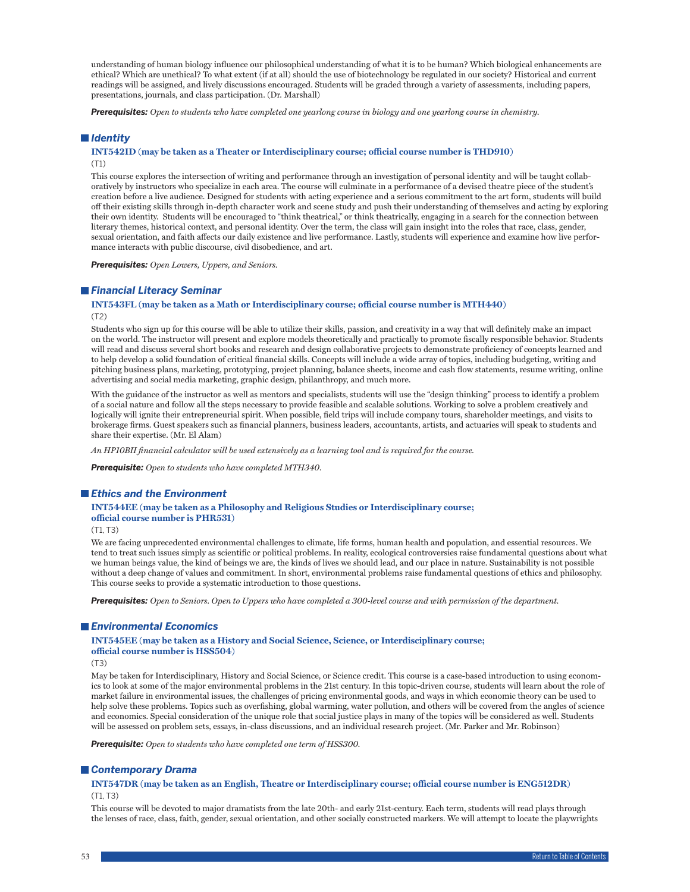understanding of human biology influence our philosophical understanding of what it is to be human? Which biological enhancements are ethical? Which are unethical? To what extent (if at all) should the use of biotechnology be regulated in our society? Historical and current readings will be assigned, and lively discussions encouraged. Students will be graded through a variety of assessments, including papers, presentations, journals, and class participation. (Dr. Marshall)

***Prerequisites:*** *Open to students who have completed one yearlong course in biology and one yearlong course in chemistry.*

## *Identity*

**INT542ID (may be taken as a Theater or Interdisciplinary course; official course number is THD910)**
(T1)

This course explores the intersection of writing and performance through an investigation of personal identity and will be taught collaboratively by instructors who specialize in each area. The course will culminate in a performance of a devised theatre piece of the student's creation before a live audience. Designed for students with acting experience and a serious commitment to the art form, students will build off their existing skills through in-depth character work and scene study and push their understanding of themselves and acting by exploring their own identity. Students will be encouraged to "think theatrical," or think theatrically, engaging in a search for the connection between literary themes, historical context, and personal identity. Over the term, the class will gain insight into the roles that race, class, gender, sexual orientation, and faith affects our daily existence and live performance. Lastly, students will experience and examine how live performance interacts with public discourse, civil disobedience, and art.

***Prerequisites:*** *Open Lowers, Uppers, and Seniors.*

## *Financial Literacy Seminar*

**INT543FL (may be taken as a Math or Interdisciplinary course; official course number is MTH440)**
(T2)

Students who sign up for this course will be able to utilize their skills, passion, and creativity in a way that will definitely make an impact on the world. The instructor will present and explore models theoretically and practically to promote fiscally responsible behavior. Students will read and discuss several short books and research and design collaborative projects to demonstrate proficiency of concepts learned and to help develop a solid foundation of critical financial skills. Concepts will include a wide array of topics, including budgeting, writing and pitching business plans, marketing, prototyping, project planning, balance sheets, income and cash flow statements, resume writing, online advertising and social media marketing, graphic design, philanthropy, and much more.

With the guidance of the instructor as well as mentors and specialists, students will use the "design thinking" process to identify a problem of a social nature and follow all the steps necessary to provide feasible and scalable solutions. Working to solve a problem creatively and logically will ignite their entrepreneurial spirit. When possible, field trips will include company tours, shareholder meetings, and visits to brokerage firms. Guest speakers such as financial planners, business leaders, accountants, artists, and actuaries will speak to students and share their expertise. (Mr. El Alam)

*An HP10BII financial calculator will be used extensively as a learning tool and is required for the course.*

***Prerequisite:*** *Open to students who have completed MTH340.*

## *Ethics and the Environment*

**INT544EE (may be taken as a Philosophy and Religious Studies or Interdisciplinary course; official course number is PHR531)**
(T1, T3)

We are facing unprecedented environmental challenges to climate, life forms, human health and population, and essential resources. We tend to treat such issues simply as scientific or political problems. In reality, ecological controversies raise fundamental questions about what we human beings value, the kind of beings we are, the kinds of lives we should lead, and our place in nature. Sustainability is not possible without a deep change of values and commitment. In short, environmental problems raise fundamental questions of ethics and philosophy. This course seeks to provide a systematic introduction to those questions.

***Prerequisites:*** *Open to Seniors. Open to Uppers who have completed a 300-level course and with permission of the department.*

## *Environmental Economics*

**INT545EE (may be taken as a History and Social Science, Science, or Interdisciplinary course; official course number is HSS504)**
(T3)

May be taken for Interdisciplinary, History and Social Science, or Science credit. This course is a case-based introduction to using economics to look at some of the major environmental problems in the 21st century. In this topic-driven course, students will learn about the role of market failure in environmental issues, the challenges of pricing environmental goods, and ways in which economic theory can be used to help solve these problems. Topics such as overfishing, global warming, water pollution, and others will be covered from the angles of science and economics. Special consideration of the unique role that social justice plays in many of the topics will be considered as well. Students will be assessed on problem sets, essays, in-class discussions, and an individual research project. (Mr. Parker and Mr. Robinson)

***Prerequisite:*** *Open to students who have completed one term of HSS300.*

## *Contemporary Drama*

**INT547DR (may be taken as an English, Theatre or Interdisciplinary course; official course number is ENG512DR)**
(T1, T3)

This course will be devoted to major dramatists from the late 20th- and early 21st-century. Each term, students will read plays through the lenses of race, class, faith, gender, sexual orientation, and other socially constructed markers. We will attempt to locate the playwrights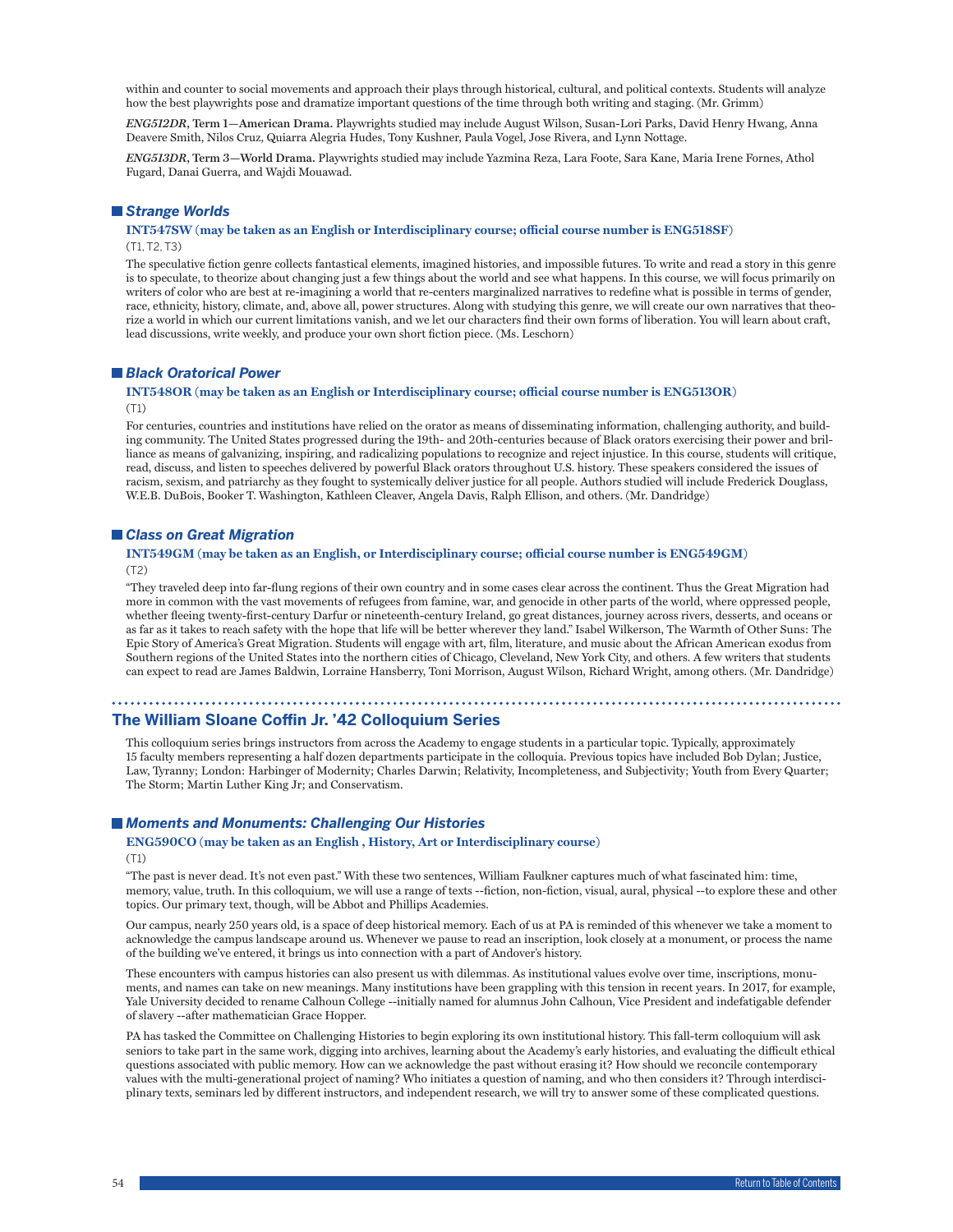within and counter to social movements and approach their plays through historical, cultural, and political contexts. Students will analyze how the best playwrights pose and dramatize important questions of the time through both writing and staging. (Mr. Grimm)

***ENG512DR*, Term 1—American Drama.** Playwrights studied may include August Wilson, Susan-Lori Parks, David Henry Hwang, Anna Deavere Smith, Nilos Cruz, Quiarra Alegria Hudes, Tony Kushner, Paula Vogel, Jose Rivera, and Lynn Nottage.

***ENG513DR*, Term 3—World Drama.** Playwrights studied may include Yazmina Reza, Lara Foote, Sara Kane, Maria Irene Fornes, Athol Fugard, Danai Guerra, and Wajdi Mouawad.

### *Strange Worlds*

**INT547SW (may be taken as an English or Interdisciplinary course; official course number is ENG518SF)**
(T1, T2, T3)

The speculative fiction genre collects fantastical elements, imagined histories, and impossible futures. To write and read a story in this genre is to speculate, to theorize about changing just a few things about the world and see what happens. In this course, we will focus primarily on writers of color who are best at re-imagining a world that re-centers marginalized narratives to redefine what is possible in terms of gender, race, ethnicity, history, climate, and, above all, power structures. Along with studying this genre, we will create our own narratives that theorize a world in which our current limitations vanish, and we let our characters find their own forms of liberation. You will learn about craft, lead discussions, write weekly, and produce your own short fiction piece. (Ms. Leschorn)

### *Black Oratorical Power*

**INT548OR (may be taken as an English or Interdisciplinary course; official course number is ENG513OR)**
(T1)

For centuries, countries and institutions have relied on the orator as means of disseminating information, challenging authority, and building community. The United States progressed during the 19th- and 20th-centuries because of Black orators exercising their power and brilliance as means of galvanizing, inspiring, and radicalizing populations to recognize and reject injustice. In this course, students will critique, read, discuss, and listen to speeches delivered by powerful Black orators throughout U.S. history. These speakers considered the issues of racism, sexism, and patriarchy as they fought to systemically deliver justice for all people. Authors studied will include Frederick Douglass, W.E.B. DuBois, Booker T. Washington, Kathleen Cleaver, Angela Davis, Ralph Ellison, and others. (Mr. Dandridge)

### *Class on Great Migration*

**INT549GM (may be taken as an English, or Interdisciplinary course; official course number is ENG549GM)**
(T2)

"They traveled deep into far-flung regions of their own country and in some cases clear across the continent. Thus the Great Migration had more in common with the vast movements of refugees from famine, war, and genocide in other parts of the world, where oppressed people, whether fleeing twenty-first-century Darfur or nineteenth-century Ireland, go great distances, journey across rivers, desserts, and oceans or as far as it takes to reach safety with the hope that life will be better wherever they land." Isabel Wilkerson, The Warmth of Other Suns: The Epic Story of America's Great Migration. Students will engage with art, film, literature, and music about the African American exodus from Southern regions of the United States into the northern cities of Chicago, Cleveland, New York City, and others. A few writers that students can expect to read are James Baldwin, Lorraine Hansberry, Toni Morrison, August Wilson, Richard Wright, among others. (Mr. Dandridge)

## The William Sloane Coffin Jr. '42 Colloquium Series

This colloquium series brings instructors from across the Academy to engage students in a particular topic. Typically, approximately 15 faculty members representing a half dozen departments participate in the colloquia. Previous topics have included Bob Dylan; Justice, Law, Tyranny; London: Harbinger of Modernity; Charles Darwin; Relativity, Incompleteness, and Subjectivity; Youth from Every Quarter; The Storm; Martin Luther King Jr; and Conservatism.

### *Moments and Monuments: Challenging Our Histories*

**ENG590CO (may be taken as an English , History, Art or Interdisciplinary course)**
(T1)

"The past is never dead. It's not even past." With these two sentences, William Faulkner captures much of what fascinated him: time, memory, value, truth. In this colloquium, we will use a range of texts --fiction, non-fiction, visual, aural, physical --to explore these and other topics. Our primary text, though, will be Abbot and Phillips Academies.

Our campus, nearly 250 years old, is a space of deep historical memory. Each of us at PA is reminded of this whenever we take a moment to acknowledge the campus landscape around us. Whenever we pause to read an inscription, look closely at a monument, or process the name of the building we've entered, it brings us into connection with a part of Andover's history.

These encounters with campus histories can also present us with dilemmas. As institutional values evolve over time, inscriptions, monuments, and names can take on new meanings. Many institutions have been grappling with this tension in recent years. In 2017, for example, Yale University decided to rename Calhoun College --initially named for alumnus John Calhoun, Vice President and indefatigable defender of slavery --after mathematician Grace Hopper.

PA has tasked the Committee on Challenging Histories to begin exploring its own institutional history. This fall-term colloquium will ask seniors to take part in the same work, digging into archives, learning about the Academy's early histories, and evaluating the difficult ethical questions associated with public memory. How can we acknowledge the past without erasing it? How should we reconcile contemporary values with the multi-generational project of naming? Who initiates a question of naming, and who then considers it? Through interdisciplinary texts, seminars led by different instructors, and independent research, we will try to answer some of these complicated questions.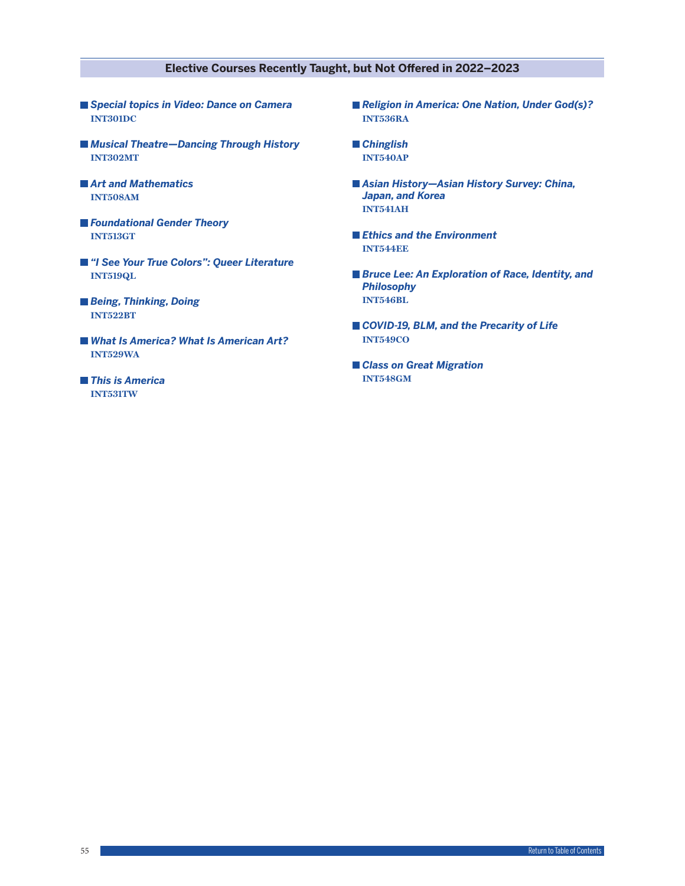## Elective Courses Recently Taught, but Not Offered in 2022–2023

- ***Special topics in Video: Dance on Camera***
  **INT301DC**

- ***Musical Theatre—Dancing Through History***
  **INT302MT**

- ***Art and Mathematics***
  **INT508AM**

- ***Foundational Gender Theory***
  **INT513GT**

- ***"I See Your True Colors": Queer Literature***
  **INT519QL**

- ***Being, Thinking, Doing***
  **INT522BT**

- ***What Is America? What Is American Art?***
  **INT529WA**

- ***This is America***
  **INT531TW**

- ***Religion in America: One Nation, Under God(s)?***
  **INT536RA**

- ***Chinglish***
  **INT540AP**

- ***Asian History—Asian History Survey: China, Japan, and Korea***
  **INT541AH**

- ***Ethics and the Environment***
  **INT544EE**

- ***Bruce Lee: An Exploration of Race, Identity, and Philosophy***
  **INT546BL**

- ***COVID-19, BLM, and the Precarity of Life***
  **INT549CO**

- ***Class on Great Migration***
  **INT548GM**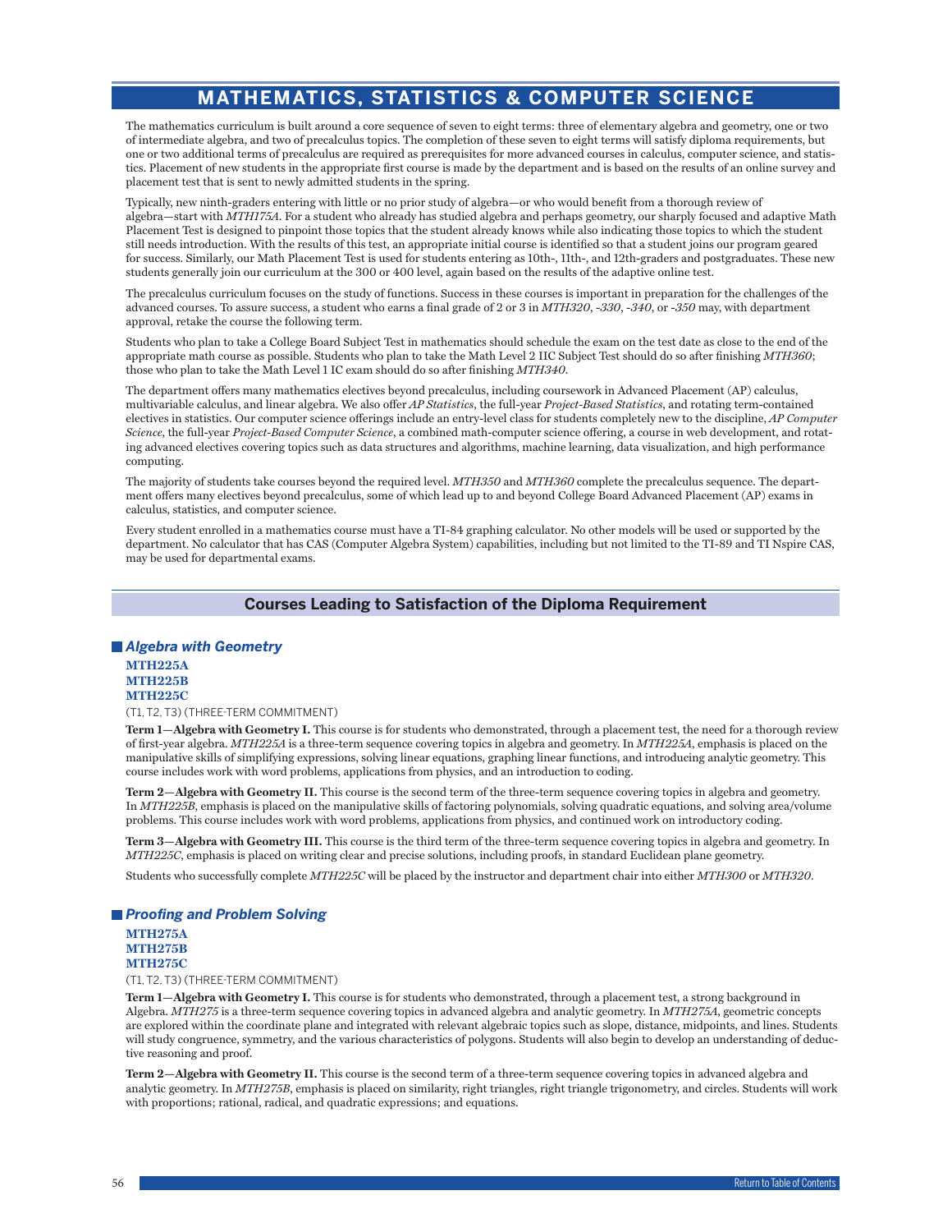# MATHEMATICS, STATISTICS & COMPUTER SCIENCE

The mathematics curriculum is built around a core sequence of seven to eight terms: three of elementary algebra and geometry, one or two of intermediate algebra, and two of precalculus topics. The completion of these seven to eight terms will satisfy diploma requirements, but one or two additional terms of precalculus are required as prerequisites for more advanced courses in calculus, computer science, and statistics. Placement of new students in the appropriate first course is made by the department and is based on the results of an online survey and placement test that is sent to newly admitted students in the spring.

Typically, new ninth-graders entering with little or no prior study of algebra—or who would benefit from a thorough review of algebra—start with *MTH175A*. For a student who already has studied algebra and perhaps geometry, our sharply focused and adaptive Math Placement Test is designed to pinpoint those topics that the student already knows while also indicating those topics to which the student still needs introduction. With the results of this test, an appropriate initial course is identified so that a student joins our program geared for success. Similarly, our Math Placement Test is used for students entering as 10th-, 11th-, and 12th-graders and postgraduates. These new students generally join our curriculum at the 300 or 400 level, again based on the results of the adaptive online test.

The precalculus curriculum focuses on the study of functions. Success in these courses is important in preparation for the challenges of the advanced courses. To assure success, a student who earns a final grade of 2 or 3 in *MTH320*, *-330*, *-340*, or *-350* may, with department approval, retake the course the following term.

Students who plan to take a College Board Subject Test in mathematics should schedule the exam on the test date as close to the end of the appropriate math course as possible. Students who plan to take the Math Level 2 IIC Subject Test should do so after finishing *MTH360*; those who plan to take the Math Level 1 IC exam should do so after finishing *MTH340*.

The department offers many mathematics electives beyond precalculus, including coursework in Advanced Placement (AP) calculus, multivariable calculus, and linear algebra. We also offer *AP Statistics*, the full-year *Project-Based Statistics*, and rotating term-contained electives in statistics. Our computer science offerings include an entry-level class for students completely new to the discipline, *AP Computer Science*, the full-year *Project-Based Computer Science*, a combined math-computer science offering, a course in web development, and rotating advanced electives covering topics such as data structures and algorithms, machine learning, data visualization, and high performance computing.

The majority of students take courses beyond the required level. *MTH350* and *MTH360* complete the precalculus sequence. The department offers many electives beyond precalculus, some of which lead up to and beyond College Board Advanced Placement (AP) exams in calculus, statistics, and computer science.

Every student enrolled in a mathematics course must have a TI-84 graphing calculator. No other models will be used or supported by the department. No calculator that has CAS (Computer Algebra System) capabilities, including but not limited to the TI-89 and TI Nspire CAS, may be used for departmental exams.

## Courses Leading to Satisfaction of the Diploma Requirement

### *Algebra with Geometry*

**MTH225A**
**MTH225B**
**MTH225C**

(T1, T2, T3) (THREE-TERM COMMITMENT)

**Term 1—Algebra with Geometry I.** This course is for students who demonstrated, through a placement test, the need for a thorough review of first-year algebra. *MTH225A* is a three-term sequence covering topics in algebra and geometry. In *MTH225A*, emphasis is placed on the manipulative skills of simplifying expressions, solving linear equations, graphing linear functions, and introducing analytic geometry. This course includes work with word problems, applications from physics, and an introduction to coding.

**Term 2—Algebra with Geometry II.** This course is the second term of the three-term sequence covering topics in algebra and geometry. In *MTH225B*, emphasis is placed on the manipulative skills of factoring polynomials, solving quadratic equations, and solving area/volume problems. This course includes work with word problems, applications from physics, and continued work on introductory coding.

**Term 3—Algebra with Geometry III.** This course is the third term of the three-term sequence covering topics in algebra and geometry. In *MTH225C*, emphasis is placed on writing clear and precise solutions, including proofs, in standard Euclidean plane geometry.

Students who successfully complete *MTH225C* will be placed by the instructor and department chair into either *MTH300* or *MTH320*.

### *Proofing and Problem Solving*

**MTH275A**
**MTH275B**
**MTH275C**

(T1, T2, T3) (THREE-TERM COMMITMENT)

**Term 1—Algebra with Geometry I.** This course is for students who demonstrated, through a placement test, a strong background in Algebra. *MTH275* is a three-term sequence covering topics in advanced algebra and analytic geometry. In *MTH275A*, geometric concepts are explored within the coordinate plane and integrated with relevant algebraic topics such as slope, distance, midpoints, and lines. Students will study congruence, symmetry, and the various characteristics of polygons. Students will also begin to develop an understanding of deductive reasoning and proof.

**Term 2—Algebra with Geometry II.** This course is the second term of a three-term sequence covering topics in advanced algebra and analytic geometry. In *MTH275B*, emphasis is placed on similarity, right triangles, right triangle trigonometry, and circles. Students will work with proportions; rational, radical, and quadratic expressions; and equations.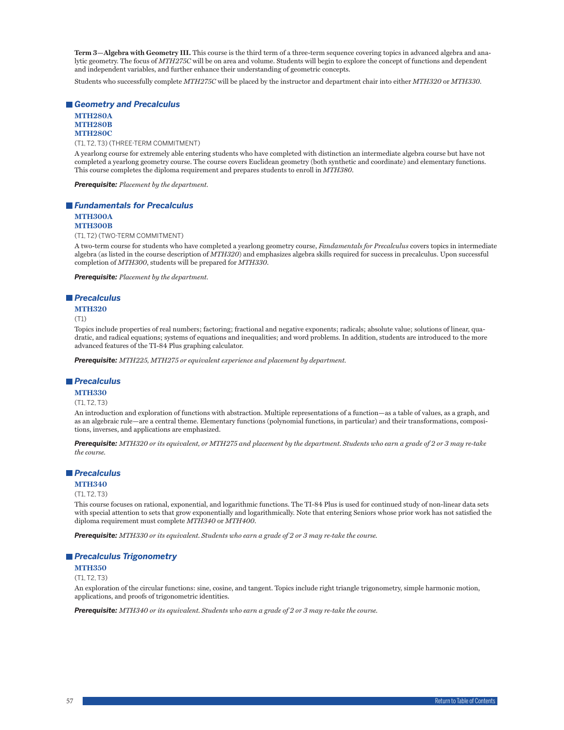**Term 3—Algebra with Geometry III.** This course is the third term of a three-term sequence covering topics in advanced algebra and analytic geometry. The focus of *MTH275C* will be on area and volume. Students will begin to explore the concept of functions and dependent and independent variables, and further enhance their understanding of geometric concepts.

Students who successfully complete *MTH275C* will be placed by the instructor and department chair into either *MTH320* or *MTH330*.

## *Geometry and Precalculus*

**MTH280A**
**MTH280B**
**MTH280C**

(T1, T2, T3) (THREE-TERM COMMITMENT)

A yearlong course for extremely able entering students who have completed with distinction an intermediate algebra course but have not completed a yearlong geometry course. The course covers Euclidean geometry (both synthetic and coordinate) and elementary functions. This course completes the diploma requirement and prepares students to enroll in *MTH380*.

***Prerequisite:*** *Placement by the department.*

## *Fundamentals for Precalculus*

**MTH300A**
**MTH300B**

(T1, T2) (TWO-TERM COMMITMENT)

A two-term course for students who have completed a yearlong geometry course, *Fandamentals for Precalculus* covers topics in intermediate algebra (as listed in the course description of *MTH320*) and emphasizes algebra skills required for success in precalculus. Upon successful completion of *MTH300*, students will be prepared for *MTH330*.

***Prerequisite:*** *Placement by the department.*

## *Precalculus*

**MTH320**

(T1)

Topics include properties of real numbers; factoring; fractional and negative exponents; radicals; absolute value; solutions of linear, quadratic, and radical equations; systems of equations and inequalities; and word problems. In addition, students are introduced to the more advanced features of the TI-84 Plus graphing calculator.

***Prerequisite:*** *MTH225, MTH275 or equivalent experience and placement by department.*

## *Precalculus*

**MTH330**

(T1, T2, T3)

An introduction and exploration of functions with abstraction. Multiple representations of a function—as a table of values, as a graph, and as an algebraic rule—are a central theme. Elementary functions (polynomial functions, in particular) and their transformations, compositions, inverses, and applications are emphasized.

***Prerequisite:*** *MTH320 or its equivalent, or MTH275 and placement by the department. Students who earn a grade of 2 or 3 may re-take the course.*

## *Precalculus*

**MTH340**

(T1, T2, T3)

This course focuses on rational, exponential, and logarithmic functions. The TI-84 Plus is used for continued study of non-linear data sets with special attention to sets that grow exponentially and logarithmically. Note that entering Seniors whose prior work has not satisfied the diploma requirement must complete *MTH340* or *MTH400*.

***Prerequisite:*** *MTH330 or its equivalent. Students who earn a grade of 2 or 3 may re-take the course.*

## *Precalculus Trigonometry*

**MTH350**

(T1, T2, T3)

An exploration of the circular functions: sine, cosine, and tangent. Topics include right triangle trigonometry, simple harmonic motion, applications, and proofs of trigonometric identities.

***Prerequisite:*** *MTH340 or its equivalent. Students who earn a grade of 2 or 3 may re-take the course.*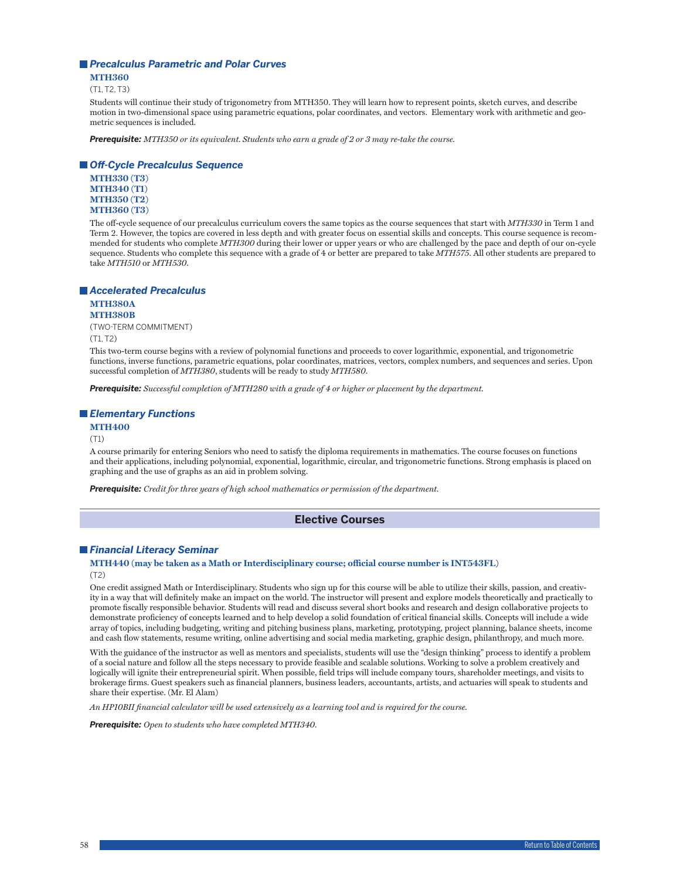### Precalculus Parametric and Polar Curves

**MTH360**

(T1, T2, T3)

Students will continue their study of trigonometry from MTH350. They will learn how to represent points, sketch curves, and describe motion in two-dimensional space using parametric equations, polar coordinates, and vectors. Elementary work with arithmetic and geometric sequences is included.

***Prerequisite:*** *MTH350 or its equivalent. Students who earn a grade of 2 or 3 may re-take the course.*

### Off-Cycle Precalculus Sequence

**MTH330 (T3)**
**MTH340 (T1)**
**MTH350 (T2)**
**MTH360 (T3)**

The off-cycle sequence of our precalculus curriculum covers the same topics as the course sequences that start with *MTH330* in Term 1 and Term 2. However, the topics are covered in less depth and with greater focus on essential skills and concepts. This course sequence is recommended for students who complete *MTH300* during their lower or upper years or who are challenged by the pace and depth of our on-cycle sequence. Students who complete this sequence with a grade of 4 or better are prepared to take *MTH575*. All other students are prepared to take *MTH510* or *MTH530*.

### Accelerated Precalculus

**MTH380A**
**MTH380B**

(TWO-TERM COMMITMENT)

(T1, T2)

This two-term course begins with a review of polynomial functions and proceeds to cover logarithmic, exponential, and trigonometric functions, inverse functions, parametric equations, polar coordinates, matrices, vectors, complex numbers, and sequences and series. Upon successful completion of *MTH380*, students will be ready to study *MTH580*.

***Prerequisite:*** *Successful completion of MTH280 with a grade of 4 or higher or placement by the department.*

### Elementary Functions

**MTH400**

(T1)

A course primarily for entering Seniors who need to satisfy the diploma requirements in mathematics. The course focuses on functions and their applications, including polynomial, exponential, logarithmic, circular, and trigonometric functions. Strong emphasis is placed on graphing and the use of graphs as an aid in problem solving.

***Prerequisite:*** *Credit for three years of high school mathematics or permission of the department.*

## Elective Courses

### Financial Literacy Seminar

**MTH440 (may be taken as a Math or Interdisciplinary course; official course number is INT543FL)**

(T2)

One credit assigned Math or Interdisciplinary. Students who sign up for this course will be able to utilize their skills, passion, and creativity in a way that will definitely make an impact on the world. The instructor will present and explore models theoretically and practically to promote fiscally responsible behavior. Students will read and discuss several short books and research and design collaborative projects to demonstrate proficiency of concepts learned and to help develop a solid foundation of critical financial skills. Concepts will include a wide array of topics, including budgeting, writing and pitching business plans, marketing, prototyping, project planning, balance sheets, income and cash flow statements, resume writing, online advertising and social media marketing, graphic design, philanthropy, and much more.

With the guidance of the instructor as well as mentors and specialists, students will use the "design thinking" process to identify a problem of a social nature and follow all the steps necessary to provide feasible and scalable solutions. Working to solve a problem creatively and logically will ignite their entrepreneurial spirit. When possible, field trips will include company tours, shareholder meetings, and visits to brokerage firms. Guest speakers such as financial planners, business leaders, accountants, artists, and actuaries will speak to students and share their expertise. (Mr. El Alam)

*An HP10BII financial calculator will be used extensively as a learning tool and is required for the course.*

***Prerequisite:*** *Open to students who have completed MTH340.*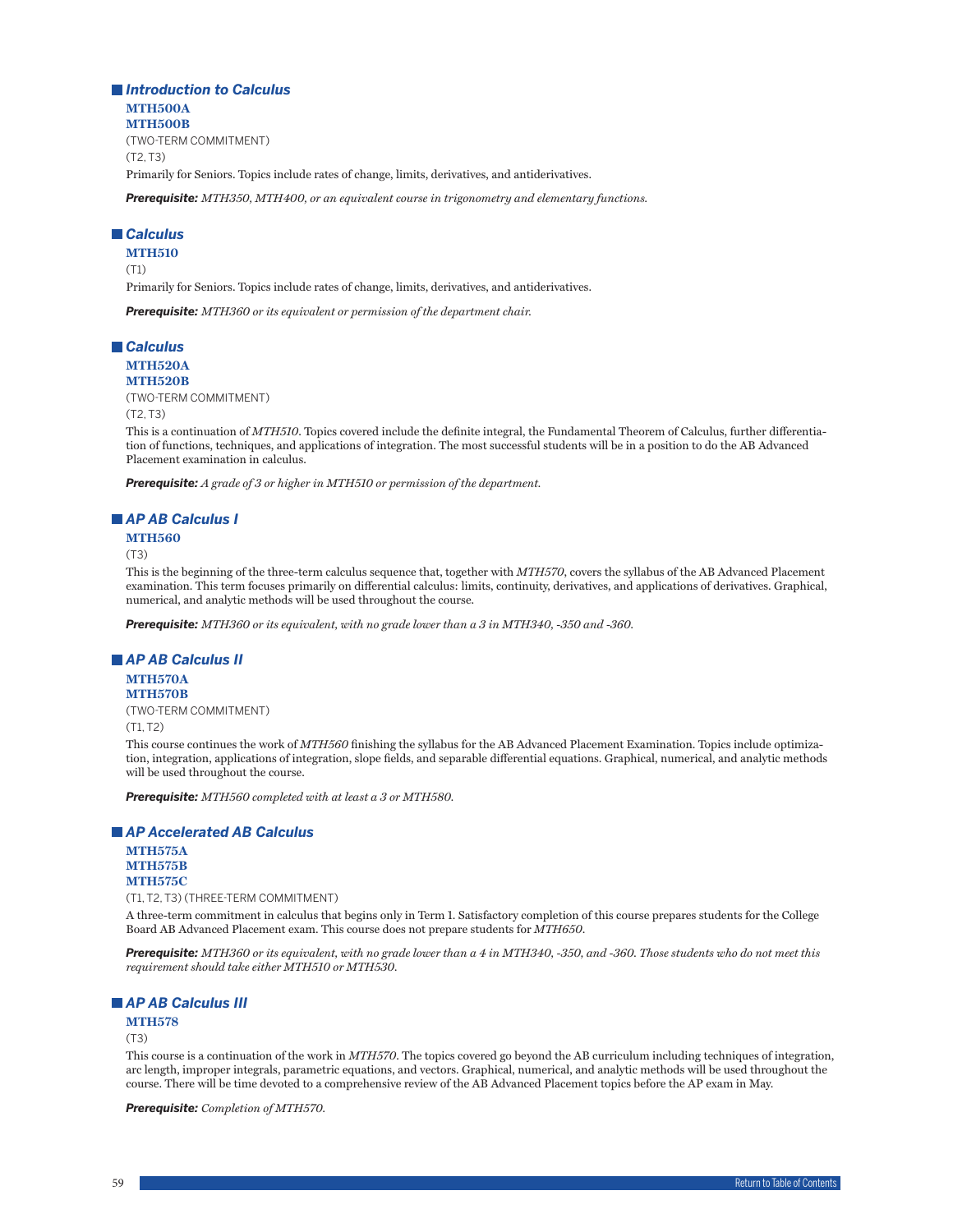### *Introduction to Calculus*

**MTH500A**
**MTH500B**
(TWO-TERM COMMITMENT)
(T2, T3)

Primarily for Seniors. Topics include rates of change, limits, derivatives, and antiderivatives.

***Prerequisite:*** *MTH350, MTH400, or an equivalent course in trigonometry and elementary functions.*

### *Calculus*

**MTH510**
(T1)

Primarily for Seniors. Topics include rates of change, limits, derivatives, and antiderivatives.

***Prerequisite:*** *MTH360 or its equivalent or permission of the department chair.*

### *Calculus*

**MTH520A**
**MTH520B**
(TWO-TERM COMMITMENT)
(T2, T3)

This is a continuation of *MTH510*. Topics covered include the definite integral, the Fundamental Theorem of Calculus, further differentiation of functions, techniques, and applications of integration. The most successful students will be in a position to do the AB Advanced Placement examination in calculus.

***Prerequisite:*** *A grade of 3 or higher in MTH510 or permission of the department.*

### *AP AB Calculus I*

**MTH560**
(T3)

This is the beginning of the three-term calculus sequence that, together with *MTH570*, covers the syllabus of the AB Advanced Placement examination. This term focuses primarily on differential calculus: limits, continuity, derivatives, and applications of derivatives. Graphical, numerical, and analytic methods will be used throughout the course.

***Prerequisite:*** *MTH360 or its equivalent, with no grade lower than a 3 in MTH340, -350 and -360.*

### *AP AB Calculus II*

**MTH570A**
**MTH570B**
(TWO-TERM COMMITMENT)
(T1, T2)

This course continues the work of *MTH560* finishing the syllabus for the AB Advanced Placement Examination. Topics include optimization, integration, applications of integration, slope fields, and separable differential equations. Graphical, numerical, and analytic methods will be used throughout the course.

***Prerequisite:*** *MTH560 completed with at least a 3 or MTH580.*

### *AP Accelerated AB Calculus*

**MTH575A**
**MTH575B**
**MTH575C**
(T1, T2, T3) (THREE-TERM COMMITMENT)

A three-term commitment in calculus that begins only in Term 1. Satisfactory completion of this course prepares students for the College Board AB Advanced Placement exam. This course does not prepare students for *MTH650*.

***Prerequisite:*** *MTH360 or its equivalent, with no grade lower than a 4 in MTH340, -350, and -360. Those students who do not meet this requirement should take either MTH510 or MTH530.*

### *AP AB Calculus III*

**MTH578**
(T3)

This course is a continuation of the work in *MTH570*. The topics covered go beyond the AB curriculum including techniques of integration, arc length, improper integrals, parametric equations, and vectors. Graphical, numerical, and analytic methods will be used throughout the course. There will be time devoted to a comprehensive review of the AB Advanced Placement topics before the AP exam in May.

***Prerequisite:*** *Completion of MTH570.*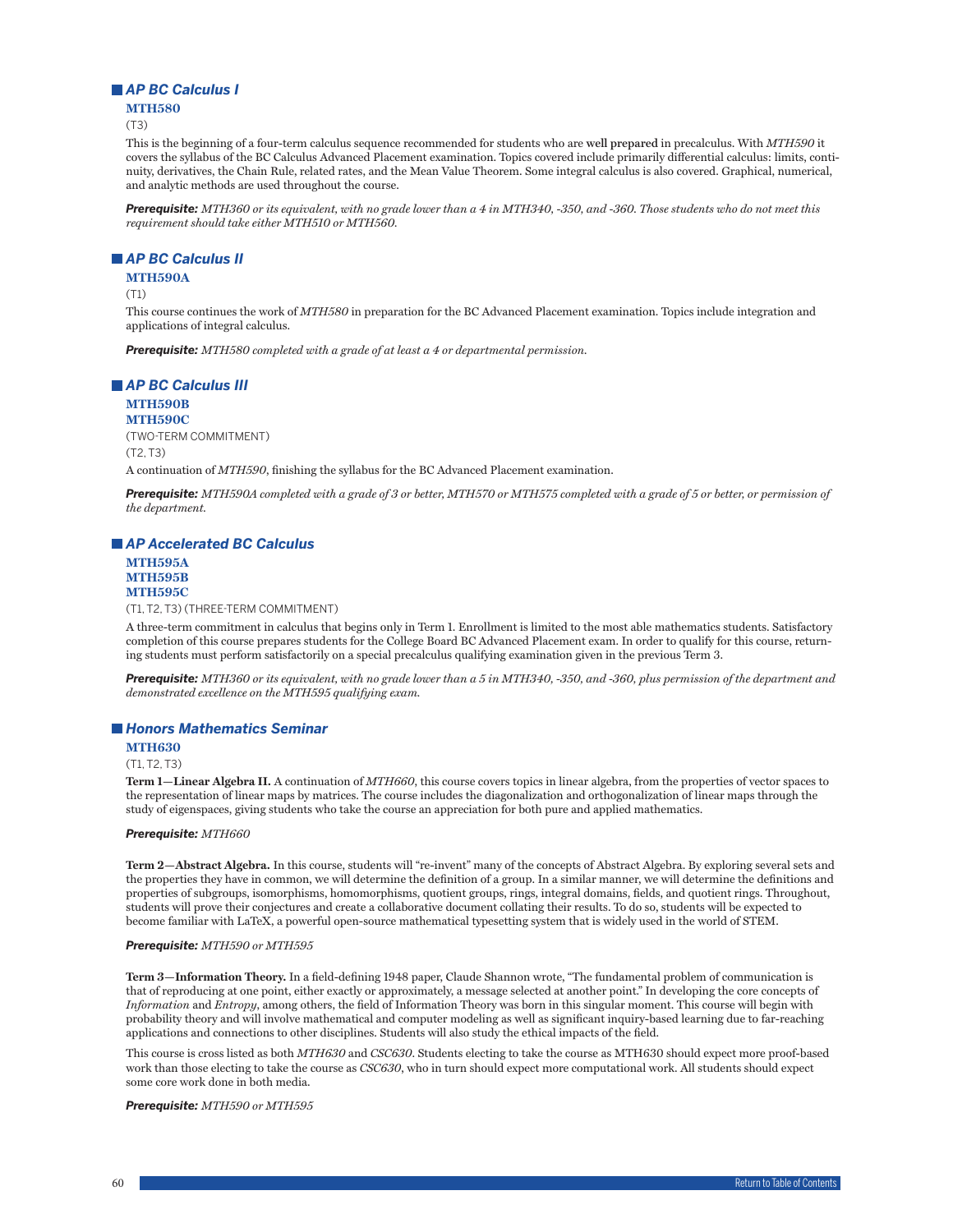## *AP BC Calculus I*

**MTH580**

(T3)

This is the beginning of a four-term calculus sequence recommended for students who are **well prepared** in precalculus. With *MTH590* it covers the syllabus of the BC Calculus Advanced Placement examination. Topics covered include primarily differential calculus: limits, continuity, derivatives, the Chain Rule, related rates, and the Mean Value Theorem. Some integral calculus is also covered. Graphical, numerical, and analytic methods are used throughout the course.

***Prerequisite:*** *MTH360 or its equivalent, with no grade lower than a 4 in MTH340, -350, and -360. Those students who do not meet this requirement should take either MTH510 or MTH560.*

## *AP BC Calculus II*

**MTH590A**

(T1)

This course continues the work of *MTH580* in preparation for the BC Advanced Placement examination. Topics include integration and applications of integral calculus.

***Prerequisite:*** *MTH580 completed with a grade of at least a 4 or departmental permission.*

## *AP BC Calculus III*

**MTH590B**
**MTH590C**

(TWO-TERM COMMITMENT)

(T2, T3)

A continuation of *MTH590*, finishing the syllabus for the BC Advanced Placement examination.

***Prerequisite:*** *MTH590A completed with a grade of 3 or better, MTH570 or MTH575 completed with a grade of 5 or better, or permission of the department.*

## *AP Accelerated BC Calculus*

**MTH595A**
**MTH595B**
**MTH595C**

(T1, T2, T3) (THREE-TERM COMMITMENT)

A three-term commitment in calculus that begins only in Term 1. Enrollment is limited to the most able mathematics students. Satisfactory completion of this course prepares students for the College Board BC Advanced Placement exam. In order to qualify for this course, returning students must perform satisfactorily on a special precalculus qualifying examination given in the previous Term 3.

***Prerequisite:*** *MTH360 or its equivalent, with no grade lower than a 5 in MTH340, -350, and -360, plus permission of the department and demonstrated excellence on the MTH595 qualifying exam.*

## *Honors Mathematics Seminar*

**MTH630**

(T1, T2, T3)

**Term 1—Linear Algebra II.** A continuation of *MTH660*, this course covers topics in linear algebra, from the properties of vector spaces to the representation of linear maps by matrices. The course includes the diagonalization and orthogonalization of linear maps through the study of eigenspaces, giving students who take the course an appreciation for both pure and applied mathematics.

***Prerequisite:*** *MTH660*

**Term 2—Abstract Algebra.** In this course, students will "re-invent" many of the concepts of Abstract Algebra. By exploring several sets and the properties they have in common, we will determine the definition of a group. In a similar manner, we will determine the definitions and properties of subgroups, isomorphisms, homomorphisms, quotient groups, rings, integral domains, fields, and quotient rings. Throughout, students will prove their conjectures and create a collaborative document collating their results. To do so, students will be expected to become familiar with LaTeX, a powerful open-source mathematical typesetting system that is widely used in the world of STEM.

***Prerequisite:*** *MTH590 or MTH595*

**Term 3—Information Theory.** In a field-defining 1948 paper, Claude Shannon wrote, "The fundamental problem of communication is that of reproducing at one point, either exactly or approximately, a message selected at another point." In developing the core concepts of *Information* and *Entropy*, among others, the field of Information Theory was born in this singular moment. This course will begin with probability theory and will involve mathematical and computer modeling as well as significant inquiry-based learning due to far-reaching applications and connections to other disciplines. Students will also study the ethical impacts of the field.

This course is cross listed as both *MTH630* and *CSC630*. Students electing to take the course as MTH630 should expect more proof-based work than those electing to take the course as *CSC630*, who in turn should expect more computational work. All students should expect some core work done in both media.

***Prerequisite:*** *MTH590 or MTH595*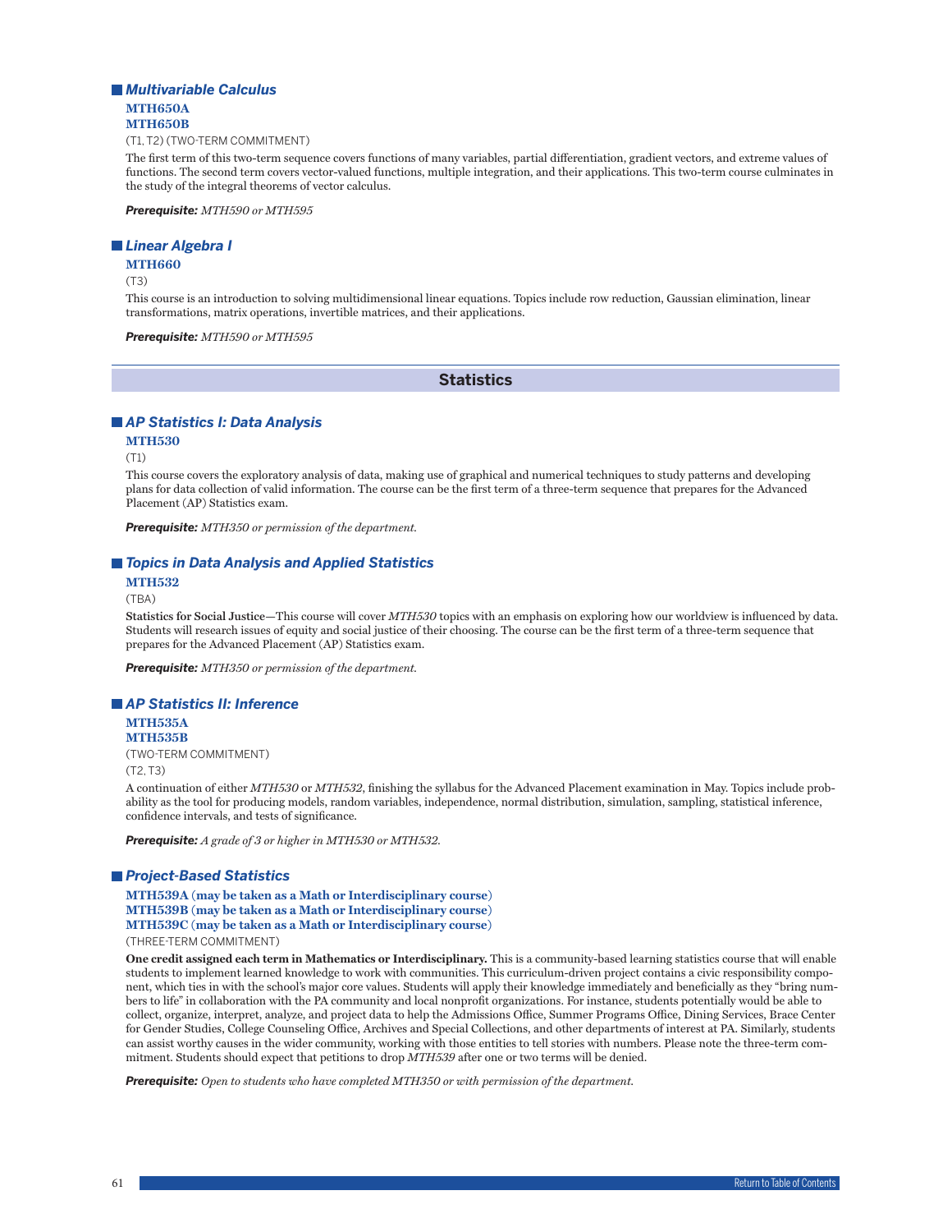### *Multivariable Calculus*

**MTH650A**
**MTH650B**

(T1, T2) (TWO-TERM COMMITMENT)

The first term of this two-term sequence covers functions of many variables, partial differentiation, gradient vectors, and extreme values of functions. The second term covers vector-valued functions, multiple integration, and their applications. This two-term course culminates in the study of the integral theorems of vector calculus.

***Prerequisite:*** *MTH590 or MTH595*

### *Linear Algebra I*

**MTH660**

(T3)

This course is an introduction to solving multidimensional linear equations. Topics include row reduction, Gaussian elimination, linear transformations, matrix operations, invertible matrices, and their applications.

***Prerequisite:*** *MTH590 or MTH595*

## Statistics

### *AP Statistics I: Data Analysis*

**MTH530**

(T1)

This course covers the exploratory analysis of data, making use of graphical and numerical techniques to study patterns and developing plans for data collection of valid information. The course can be the first term of a three-term sequence that prepares for the Advanced Placement (AP) Statistics exam.

***Prerequisite:*** *MTH350 or permission of the department.*

### *Topics in Data Analysis and Applied Statistics*

**MTH532**

(TBA)

**Statistics for Social Justice**—This course will cover *MTH530* topics with an emphasis on exploring how our worldview is influenced by data. Students will research issues of equity and social justice of their choosing. The course can be the first term of a three-term sequence that prepares for the Advanced Placement (AP) Statistics exam.

***Prerequisite:*** *MTH350 or permission of the department.*

### *AP Statistics II: Inference*

**MTH535A**
**MTH535B**

(TWO-TERM COMMITMENT)

(T2, T3)

A continuation of either *MTH530* or *MTH532*, finishing the syllabus for the Advanced Placement examination in May. Topics include probability as the tool for producing models, random variables, independence, normal distribution, simulation, sampling, statistical inference, confidence intervals, and tests of significance.

***Prerequisite:*** *A grade of 3 or higher in MTH530 or MTH532.*

### *Project-Based Statistics*

**MTH539A (may be taken as a Math or Interdisciplinary course)**
**MTH539B (may be taken as a Math or Interdisciplinary course)**
**MTH539C (may be taken as a Math or Interdisciplinary course)**

(THREE-TERM COMMITMENT)

**One credit assigned each term in Mathematics or Interdisciplinary.** This is a community-based learning statistics course that will enable students to implement learned knowledge to work with communities. This curriculum-driven project contains a civic responsibility component, which ties in with the school's major core values. Students will apply their knowledge immediately and beneficially as they "bring numbers to life" in collaboration with the PA community and local nonprofit organizations. For instance, students potentially would be able to collect, organize, interpret, analyze, and project data to help the Admissions Office, Summer Programs Office, Dining Services, Brace Center for Gender Studies, College Counseling Office, Archives and Special Collections, and other departments of interest at PA. Similarly, students can assist worthy causes in the wider community, working with those entities to tell stories with numbers. Please note the three-term commitment. Students should expect that petitions to drop *MTH539* after one or two terms will be denied.

***Prerequisite:*** *Open to students who have completed MTH350 or with permission of the department.*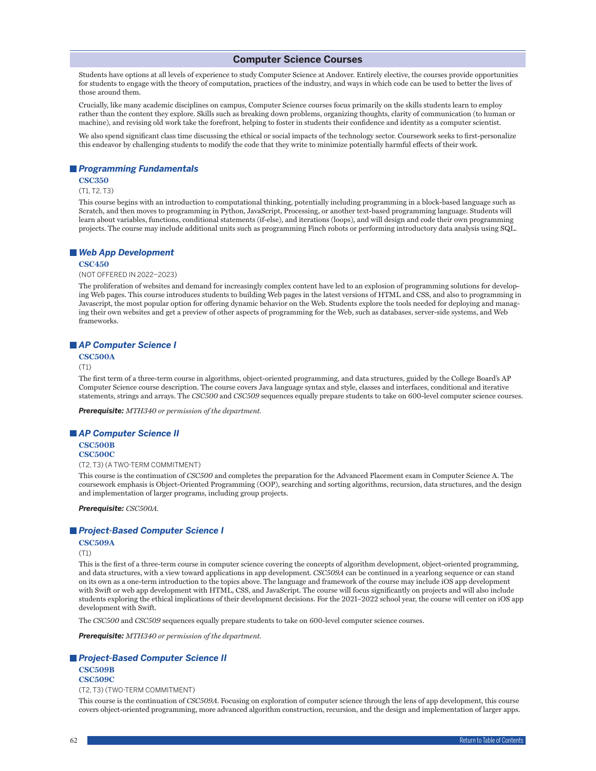## Computer Science Courses

Students have options at all levels of experience to study Computer Science at Andover. Entirely elective, the courses provide opportunities for students to engage with the theory of computation, practices of the industry, and ways in which code can be used to better the lives of those around them.

Crucially, like many academic disciplines on campus, Computer Science courses focus primarily on the skills students learn to employ rather than the content they explore. Skills such as breaking down problems, organizing thoughts, clarity of communication (to human or machine), and revising old work take the forefront, helping to foster in students their confidence and identity as a computer scientist.

We also spend significant class time discussing the ethical or social impacts of the technology sector. Coursework seeks to first-personalize this endeavor by challenging students to modify the code that they write to minimize potentially harmful effects of their work.

### *Programming Fundamentals*

**CSC350**

(T1, T2, T3)

This course begins with an introduction to computational thinking, potentially including programming in a block-based language such as Scratch, and then moves to programming in Python, JavaScript, Processing, or another text-based programming language. Students will learn about variables, functions, conditional statements (if-else), and iterations (loops), and will design and code their own programming projects. The course may include additional units such as programming Finch robots or performing introductory data analysis using SQL.

### *Web App Development*

**CSC450**

(NOT OFFERED IN 2022–2023)

The proliferation of websites and demand for increasingly complex content have led to an explosion of programming solutions for developing Web pages. This course introduces students to building Web pages in the latest versions of HTML and CSS, and also to programming in Javascript, the most popular option for offering dynamic behavior on the Web. Students explore the tools needed for deploying and managing their own websites and get a preview of other aspects of programming for the Web, such as databases, server-side systems, and Web frameworks.

### *AP Computer Science I*

**CSC500A**

(T1)

The first term of a three-term course in algorithms, object-oriented programming, and data structures, guided by the College Board's AP Computer Science course description. The course covers Java language syntax and style, classes and interfaces, conditional and iterative statements, strings and arrays. The *CSC500* and *CSC509* sequences equally prepare students to take on 600-level computer science courses.

***Prerequisite:*** *MTH340 or permission of the department.*

### *AP Computer Science II*

**CSC500B**
**CSC500C**

(T2, T3) (A TWO-TERM COMMITMENT)

This course is the continuation of *CSC500* and completes the preparation for the Advanced Placement exam in Computer Science A. The coursework emphasis is Object-Oriented Programming (OOP), searching and sorting algorithms, recursion, data structures, and the design and implementation of larger programs, including group projects.

***Prerequisite:*** *CSC500A.*

### *Project-Based Computer Science I*

**CSC509A**

(T1)

This is the first of a three-term course in computer science covering the concepts of algorithm development, object-oriented programming, and data structures, with a view toward applications in app development. *CSC509A* can be continued in a yearlong sequence or can stand on its own as a one-term introduction to the topics above. The language and framework of the course may include iOS app development with Swift or web app development with HTML, CSS, and JavaScript. The course will focus significantly on projects and will also include students exploring the ethical implications of their development decisions. For the 2021–2022 school year, the course will center on iOS app development with Swift.

The *CSC500* and *CSC509* sequences equally prepare students to take on 600-level computer science courses.

***Prerequisite:*** *MTH340 or permission of the department.*

### *Project-Based Computer Science II*

**CSC509B**
**CSC509C**

(T2, T3) (TWO-TERM COMMITMENT)

This course is the continuation of *CSC509A*. Focusing on exploration of computer science through the lens of app development, this course covers object-oriented programming, more advanced algorithm construction, recursion, and the design and implementation of larger apps.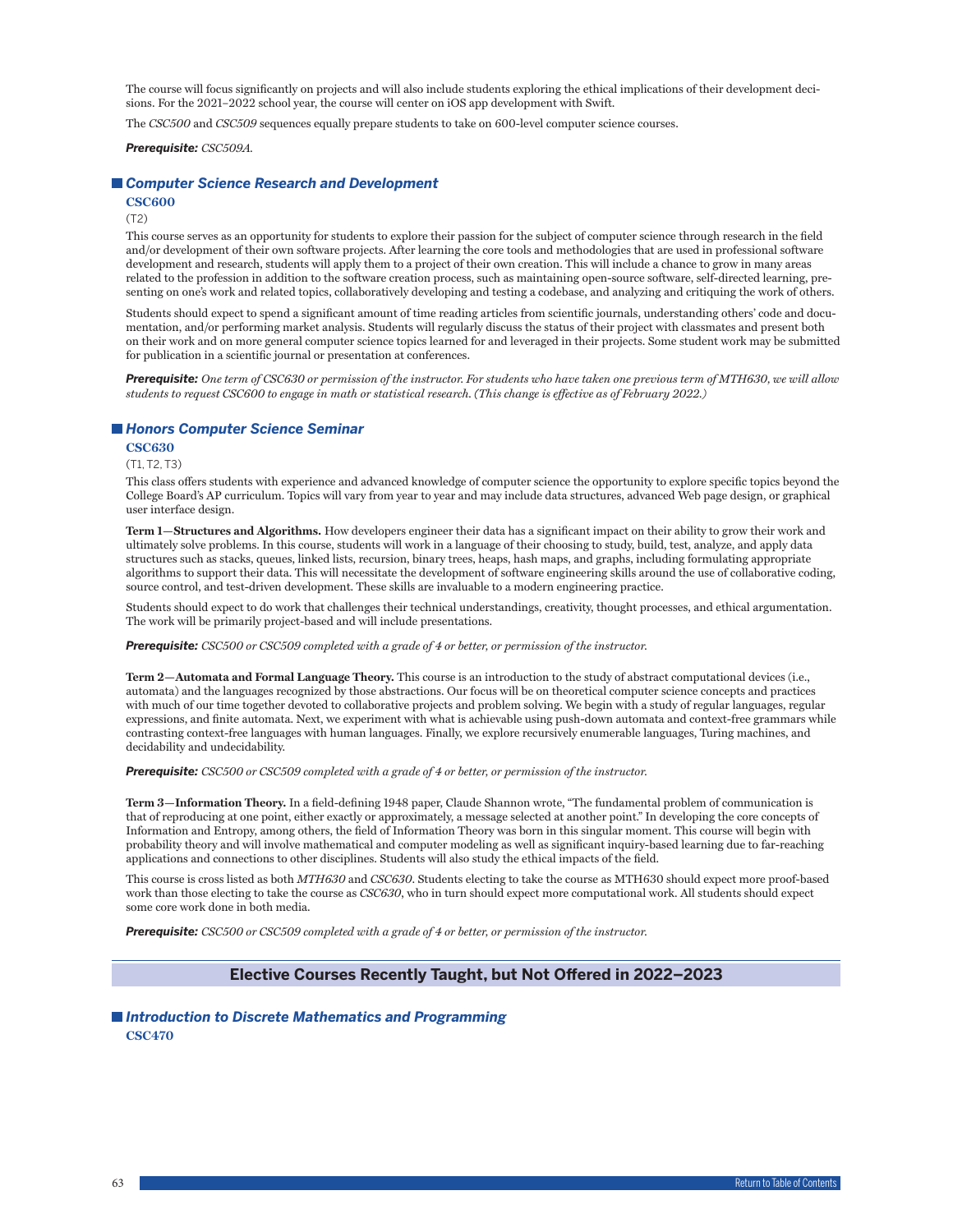The course will focus significantly on projects and will also include students exploring the ethical implications of their development decisions. For the 2021–2022 school year, the course will center on iOS app development with Swift.

The *CSC500* and *CSC509* sequences equally prepare students to take on 600-level computer science courses.

***Prerequisite:*** *CSC509A.*

### *Computer Science Research and Development*

**CSC600**

(T2)

This course serves as an opportunity for students to explore their passion for the subject of computer science through research in the field and/or development of their own software projects. After learning the core tools and methodologies that are used in professional software development and research, students will apply them to a project of their own creation. This will include a chance to grow in many areas related to the profession in addition to the software creation process, such as maintaining open-source software, self-directed learning, presenting on one's work and related topics, collaboratively developing and testing a codebase, and analyzing and critiquing the work of others.

Students should expect to spend a significant amount of time reading articles from scientific journals, understanding others' code and documentation, and/or performing market analysis. Students will regularly discuss the status of their project with classmates and present both on their work and on more general computer science topics learned for and leveraged in their projects. Some student work may be submitted for publication in a scientific journal or presentation at conferences.

***Prerequisite:*** *One term of CSC630 or permission of the instructor. For students who have taken one previous term of MTH630, we will allow students to request CSC600 to engage in math or statistical research. (This change is effective as of February 2022.)*

### *Honors Computer Science Seminar*

**CSC630**

(T1, T2, T3)

This class offers students with experience and advanced knowledge of computer science the opportunity to explore specific topics beyond the College Board's AP curriculum. Topics will vary from year to year and may include data structures, advanced Web page design, or graphical user interface design.

**Term 1—Structures and Algorithms.** How developers engineer their data has a significant impact on their ability to grow their work and ultimately solve problems. In this course, students will work in a language of their choosing to study, build, test, analyze, and apply data structures such as stacks, queues, linked lists, recursion, binary trees, heaps, hash maps, and graphs, including formulating appropriate algorithms to support their data. This will necessitate the development of software engineering skills around the use of collaborative coding, source control, and test-driven development. These skills are invaluable to a modern engineering practice.

Students should expect to do work that challenges their technical understandings, creativity, thought processes, and ethical argumentation. The work will be primarily project-based and will include presentations.

***Prerequisite:*** *CSC500 or CSC509 completed with a grade of 4 or better, or permission of the instructor.*

**Term 2—Automata and Formal Language Theory.** This course is an introduction to the study of abstract computational devices (i.e., automata) and the languages recognized by those abstractions. Our focus will be on theoretical computer science concepts and practices with much of our time together devoted to collaborative projects and problem solving. We begin with a study of regular languages, regular expressions, and finite automata. Next, we experiment with what is achievable using push-down automata and context-free grammars while contrasting context-free languages with human languages. Finally, we explore recursively enumerable languages, Turing machines, and decidability and undecidability.

***Prerequisite:*** *CSC500 or CSC509 completed with a grade of 4 or better, or permission of the instructor.*

**Term 3—Information Theory.** In a field-defining 1948 paper, Claude Shannon wrote, "The fundamental problem of communication is that of reproducing at one point, either exactly or approximately, a message selected at another point." In developing the core concepts of Information and Entropy, among others, the field of Information Theory was born in this singular moment. This course will begin with probability theory and will involve mathematical and computer modeling as well as significant inquiry-based learning due to far-reaching applications and connections to other disciplines. Students will also study the ethical impacts of the field.

This course is cross listed as both *MTH630* and *CSC630*. Students electing to take the course as MTH630 should expect more proof-based work than those electing to take the course as *CSC630*, who in turn should expect more computational work. All students should expect some core work done in both media.

***Prerequisite:*** *CSC500 or CSC509 completed with a grade of 4 or better, or permission of the instructor.*

## Elective Courses Recently Taught, but Not Offered in 2022–2023

### *Introduction to Discrete Mathematics and Programming*

**CSC470**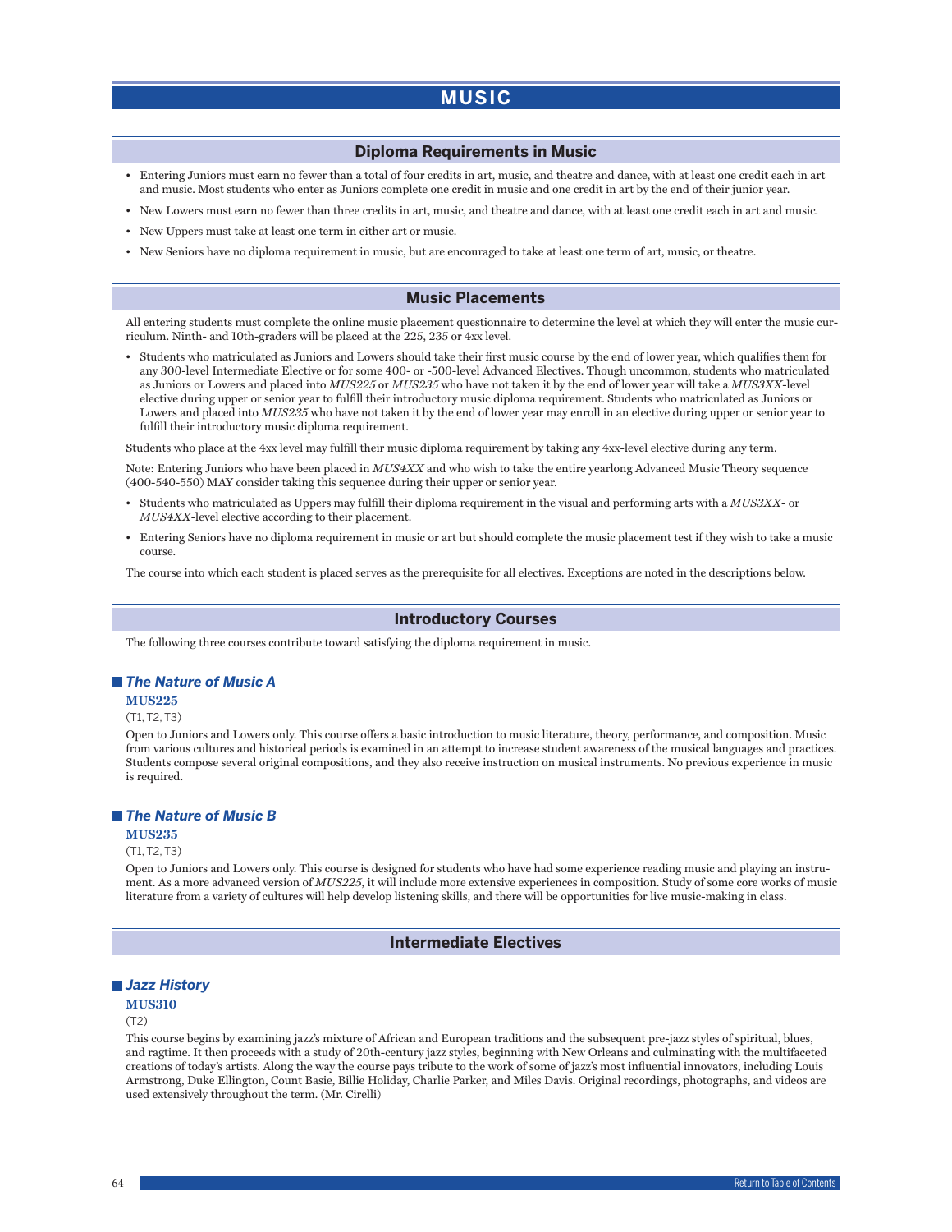# MUSIC

## Diploma Requirements in Music

- Entering Juniors must earn no fewer than a total of four credits in art, music, and theatre and dance, with at least one credit each in art and music. Most students who enter as Juniors complete one credit in music and one credit in art by the end of their junior year.
- New Lowers must earn no fewer than three credits in art, music, and theatre and dance, with at least one credit each in art and music.
- New Uppers must take at least one term in either art or music.
- New Seniors have no diploma requirement in music, but are encouraged to take at least one term of art, music, or theatre.

## Music Placements

All entering students must complete the online music placement questionnaire to determine the level at which they will enter the music curriculum. Ninth- and 10th-graders will be placed at the 225, 235 or 4xx level.

- Students who matriculated as Juniors and Lowers should take their first music course by the end of lower year, which qualifies them for any 300-level Intermediate Elective or for some 400- or -500-level Advanced Electives. Though uncommon, students who matriculated as Juniors or Lowers and placed into *MUS225* or *MUS235* who have not taken it by the end of lower year will take a *MUS3XX*-level elective during upper or senior year to fulfill their introductory music diploma requirement. Students who matriculated as Juniors or Lowers and placed into *MUS235* who have not taken it by the end of lower year may enroll in an elective during upper or senior year to fulfill their introductory music diploma requirement.

Students who place at the 4xx level may fulfill their music diploma requirement by taking any 4xx-level elective during any term.

Note: Entering Juniors who have been placed in *MUS4XX* and who wish to take the entire yearlong Advanced Music Theory sequence (400-540-550) MAY consider taking this sequence during their upper or senior year.

- Students who matriculated as Uppers may fulfill their diploma requirement in the visual and performing arts with a *MUS3XX*- or *MUS4XX*-level elective according to their placement.
- Entering Seniors have no diploma requirement in music or art but should complete the music placement test if they wish to take a music course.

The course into which each student is placed serves as the prerequisite for all electives. Exceptions are noted in the descriptions below.

## Introductory Courses

The following three courses contribute toward satisfying the diploma requirement in music.

### *The Nature of Music A*

**MUS225**

(T1, T2, T3)

Open to Juniors and Lowers only. This course offers a basic introduction to music literature, theory, performance, and composition. Music from various cultures and historical periods is examined in an attempt to increase student awareness of the musical languages and practices. Students compose several original compositions, and they also receive instruction on musical instruments. No previous experience in music is required.

### *The Nature of Music B*

**MUS235**

(T1, T2, T3)

Open to Juniors and Lowers only. This course is designed for students who have had some experience reading music and playing an instrument. As a more advanced version of *MUS225*, it will include more extensive experiences in composition. Study of some core works of music literature from a variety of cultures will help develop listening skills, and there will be opportunities for live music-making in class.

## Intermediate Electives

### *Jazz History*

**MUS310**

(T2)

This course begins by examining jazz's mixture of African and European traditions and the subsequent pre-jazz styles of spiritual, blues, and ragtime. It then proceeds with a study of 20th-century jazz styles, beginning with New Orleans and culminating with the multifaceted creations of today's artists. Along the way the course pays tribute to the work of some of jazz's most influential innovators, including Louis Armstrong, Duke Ellington, Count Basie, Billie Holiday, Charlie Parker, and Miles Davis. Original recordings, photographs, and videos are used extensively throughout the term. (Mr. Cirelli)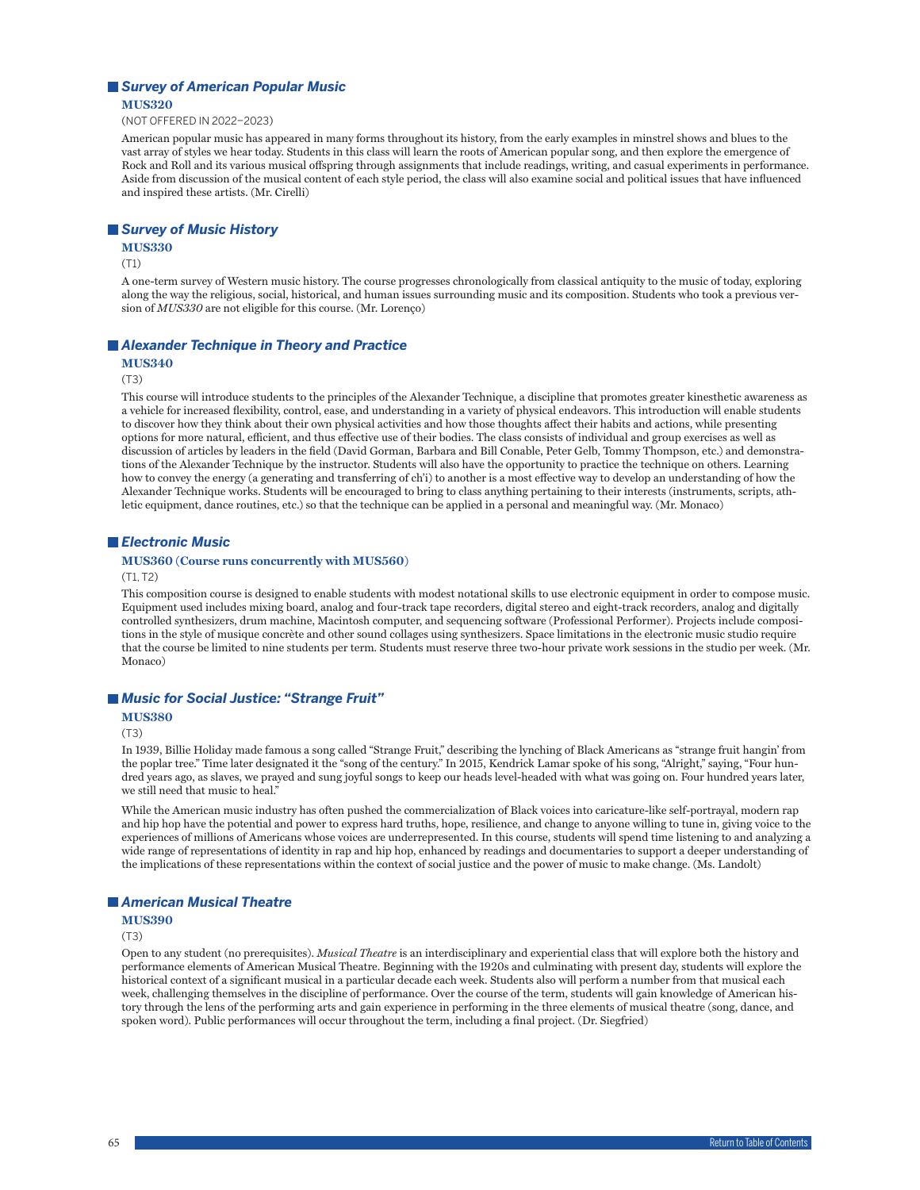## *Survey of American Popular Music*

**MUS320**

(NOT OFFERED IN 2022–2023)

American popular music has appeared in many forms throughout its history, from the early examples in minstrel shows and blues to the vast array of styles we hear today. Students in this class will learn the roots of American popular song, and then explore the emergence of Rock and Roll and its various musical offspring through assignments that include readings, writing, and casual experiments in performance. Aside from discussion of the musical content of each style period, the class will also examine social and political issues that have influenced and inspired these artists. (Mr. Cirelli)

## *Survey of Music History*

**MUS330**

(T1)

A one-term survey of Western music history. The course progresses chronologically from classical antiquity to the music of today, exploring along the way the religious, social, historical, and human issues surrounding music and its composition. Students who took a previous version of *MUS330* are not eligible for this course. (Mr. Lorenço)

## *Alexander Technique in Theory and Practice*

**MUS340**

(T3)

This course will introduce students to the principles of the Alexander Technique, a discipline that promotes greater kinesthetic awareness as a vehicle for increased flexibility, control, ease, and understanding in a variety of physical endeavors. This introduction will enable students to discover how they think about their own physical activities and how those thoughts affect their habits and actions, while presenting options for more natural, efficient, and thus effective use of their bodies. The class consists of individual and group exercises as well as discussion of articles by leaders in the field (David Gorman, Barbara and Bill Conable, Peter Gelb, Tommy Thompson, etc.) and demonstrations of the Alexander Technique by the instructor. Students will also have the opportunity to practice the technique on others. Learning how to convey the energy (a generating and transferring of ch'i) to another is a most effective way to develop an understanding of how the Alexander Technique works. Students will be encouraged to bring to class anything pertaining to their interests (instruments, scripts, athletic equipment, dance routines, etc.) so that the technique can be applied in a personal and meaningful way. (Mr. Monaco)

## *Electronic Music*

**MUS360 (Course runs concurrently with MUS560)**

(T1, T2)

This composition course is designed to enable students with modest notational skills to use electronic equipment in order to compose music. Equipment used includes mixing board, analog and four-track tape recorders, digital stereo and eight-track recorders, analog and digitally controlled synthesizers, drum machine, Macintosh computer, and sequencing software (Professional Performer). Projects include compositions in the style of musique concrète and other sound collages using synthesizers. Space limitations in the electronic music studio require that the course be limited to nine students per term. Students must reserve three two-hour private work sessions in the studio per week. (Mr. Monaco)

## *Music for Social Justice: "Strange Fruit"*

**MUS380**

(T3)

In 1939, Billie Holiday made famous a song called "Strange Fruit," describing the lynching of Black Americans as "strange fruit hangin' from the poplar tree." Time later designated it the "song of the century." In 2015, Kendrick Lamar spoke of his song, "Alright," saying, "Four hundred years ago, as slaves, we prayed and sung joyful songs to keep our heads level-headed with what was going on. Four hundred years later, we still need that music to heal."

While the American music industry has often pushed the commercialization of Black voices into caricature-like self-portrayal, modern rap and hip hop have the potential and power to express hard truths, hope, resilience, and change to anyone willing to tune in, giving voice to the experiences of millions of Americans whose voices are underrepresented. In this course, students will spend time listening to and analyzing a wide range of representations of identity in rap and hip hop, enhanced by readings and documentaries to support a deeper understanding of the implications of these representations within the context of social justice and the power of music to make change. (Ms. Landolt)

## *American Musical Theatre*

**MUS390**

(T3)

Open to any student (no prerequisites). *Musical Theatre* is an interdisciplinary and experiential class that will explore both the history and performance elements of American Musical Theatre. Beginning with the 1920s and culminating with present day, students will explore the historical context of a significant musical in a particular decade each week. Students also will perform a number from that musical each week, challenging themselves in the discipline of performance. Over the course of the term, students will gain knowledge of American history through the lens of the performing arts and gain experience in performing in the three elements of musical theatre (song, dance, and spoken word). Public performances will occur throughout the term, including a final project. (Dr. Siegfried)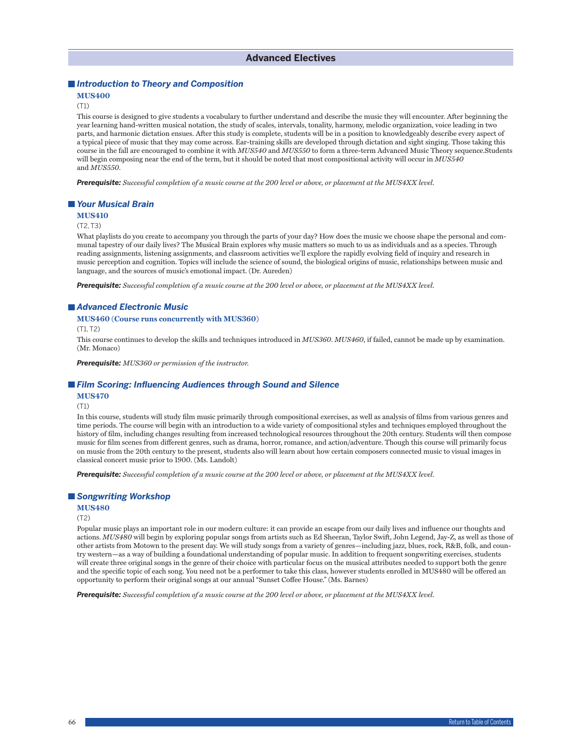## Advanced Electives

### Introduction to Theory and Composition

**MUS400**

(T1)

This course is designed to give students a vocabulary to further understand and describe the music they will encounter. After beginning the year learning hand-written musical notation, the study of scales, intervals, tonality, harmony, melodic organization, voice leading in two parts, and harmonic dictation ensues. After this study is complete, students will be in a position to knowledgeably describe every aspect of a typical piece of music that they may come across. Ear-training skills are developed through dictation and sight singing. Those taking this course in the fall are encouraged to combine it with *MUS540* and *MUS550* to form a three-term Advanced Music Theory sequence.Students will begin composing near the end of the term, but it should be noted that most compositional activity will occur in *MUS540* and *MUS550*.

***Prerequisite:*** *Successful completion of a music course at the 200 level or above, or placement at the MUS4XX level.*

### Your Musical Brain

**MUS410**

(T2, T3)

What playlists do you create to accompany you through the parts of your day? How does the music we choose shape the personal and communal tapestry of our daily lives? The Musical Brain explores why music matters so much to us as individuals and as a species. Through reading assignments, listening assignments, and classroom activities we'll explore the rapidly evolving field of inquiry and research in music perception and cognition. Topics will include the science of sound, the biological origins of music, relationships between music and language, and the sources of music's emotional impact. (Dr. Aureden)

***Prerequisite:*** *Successful completion of a music course at the 200 level or above, or placement at the MUS4XX level.*

### Advanced Electronic Music

**MUS460 (Course runs concurrently with MUS360)**

(T1, T2)

This course continues to develop the skills and techniques introduced in *MUS360*. *MUS460*, if failed, cannot be made up by examination. (Mr. Monaco)

***Prerequisite:*** *MUS360 or permission of the instructor.*

### Film Scoring: Influencing Audiences through Sound and Silence

**MUS470**

(T1)

In this course, students will study film music primarily through compositional exercises, as well as analysis of films from various genres and time periods. The course will begin with an introduction to a wide variety of compositional styles and techniques employed throughout the history of film, including changes resulting from increased technological resources throughout the 20th century. Students will then compose music for film scenes from different genres, such as drama, horror, romance, and action/adventure. Though this course will primarily focus on music from the 20th century to the present, students also will learn about how certain composers connected music to visual images in classical concert music prior to 1900. (Ms. Landolt)

***Prerequisite:*** *Successful completion of a music course at the 200 level or above, or placement at the MUS4XX level.*

### Songwriting Workshop

**MUS480**

(T2)

Popular music plays an important role in our modern culture: it can provide an escape from our daily lives and influence our thoughts and actions. *MUS480* will begin by exploring popular songs from artists such as Ed Sheeran, Taylor Swift, John Legend, Jay-Z, as well as those of other artists from Motown to the present day. We will study songs from a variety of genres—including jazz, blues, rock, R&B, folk, and country western—as a way of building a foundational understanding of popular music. In addition to frequent songwriting exercises, students will create three original songs in the genre of their choice with particular focus on the musical attributes needed to support both the genre and the specific topic of each song. You need not be a performer to take this class, however students enrolled in MUS480 will be offered an opportunity to perform their original songs at our annual "Sunset Coffee House." (Ms. Barnes)

***Prerequisite:*** *Successful completion of a music course at the 200 level or above, or placement at the MUS4XX level.*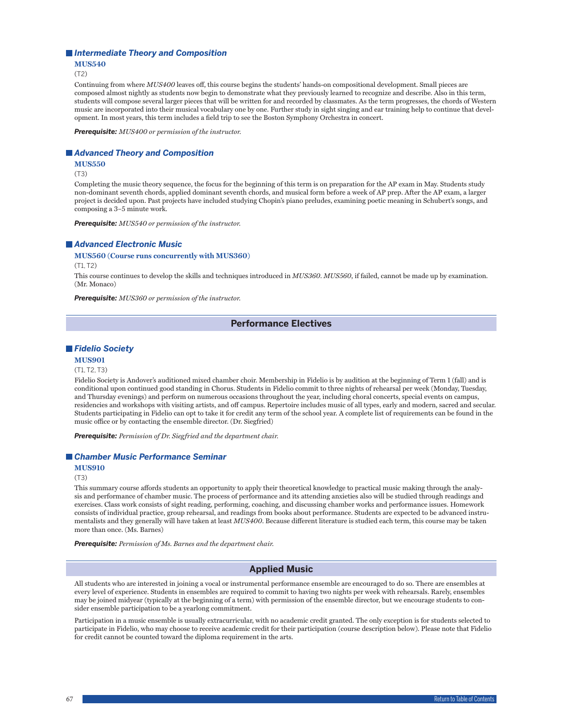### Intermediate Theory and Composition

**MUS540**

(T2)

Continuing from where *MUS400* leaves off, this course begins the students' hands-on compositional development. Small pieces are composed almost nightly as students now begin to demonstrate what they previously learned to recognize and describe. Also in this term, students will compose several larger pieces that will be written for and recorded by classmates. As the term progresses, the chords of Western music are incorporated into their musical vocabulary one by one. Further study in sight singing and ear training help to continue that development. In most years, this term includes a field trip to see the Boston Symphony Orchestra in concert.

***Prerequisite:*** *MUS400 or permission of the instructor.*

### Advanced Theory and Composition

**MUS550**

(T3)

Completing the music theory sequence, the focus for the beginning of this term is on preparation for the AP exam in May. Students study non-dominant seventh chords, applied dominant seventh chords, and musical form before a week of AP prep. After the AP exam, a larger project is decided upon. Past projects have included studying Chopin's piano preludes, examining poetic meaning in Schubert's songs, and composing a 3–5 minute work.

***Prerequisite:*** *MUS540 or permission of the instructor.*

### Advanced Electronic Music

**MUS560 (Course runs concurrently with MUS360)**

(T1, T2)

This course continues to develop the skills and techniques introduced in *MUS360*. *MUS560*, if failed, cannot be made up by examination. (Mr. Monaco)

***Prerequisite:*** *MUS360 or permission of the instructor.*

## Performance Electives

### Fidelio Society

**MUS901**

(T1, T2, T3)

Fidelio Society is Andover's auditioned mixed chamber choir. Membership in Fidelio is by audition at the beginning of Term 1 (fall) and is conditional upon continued good standing in Chorus. Students in Fidelio commit to three nights of rehearsal per week (Monday, Tuesday, and Thursday evenings) and perform on numerous occasions throughout the year, including choral concerts, special events on campus, residencies and workshops with visiting artists, and off campus. Repertoire includes music of all types, early and modern, sacred and secular. Students participating in Fidelio can opt to take it for credit any term of the school year. A complete list of requirements can be found in the music office or by contacting the ensemble director. (Dr. Siegfried)

***Prerequisite:*** *Permission of Dr. Siegfried and the department chair.*

### Chamber Music Performance Seminar

**MUS910**

(T3)

This summary course affords students an opportunity to apply their theoretical knowledge to practical music making through the analysis and performance of chamber music. The process of performance and its attending anxieties also will be studied through readings and exercises. Class work consists of sight reading, performing, coaching, and discussing chamber works and performance issues. Homework consists of individual practice, group rehearsal, and readings from books about performance. Students are expected to be advanced instrumentalists and they generally will have taken at least *MUS400*. Because different literature is studied each term, this course may be taken more than once. (Ms. Barnes)

***Prerequisite:*** *Permission of Ms. Barnes and the department chair.*

## Applied Music

All students who are interested in joining a vocal or instrumental performance ensemble are encouraged to do so. There are ensembles at every level of experience. Students in ensembles are required to commit to having two nights per week with rehearsals. Rarely, ensembles may be joined midyear (typically at the beginning of a term) with permission of the ensemble director, but we encourage students to consider ensemble participation to be a yearlong commitment.

Participation in a music ensemble is usually extracurricular, with no academic credit granted. The only exception is for students selected to participate in Fidelio, who may choose to receive academic credit for their participation (course description below). Please note that Fidelio for credit cannot be counted toward the diploma requirement in the arts.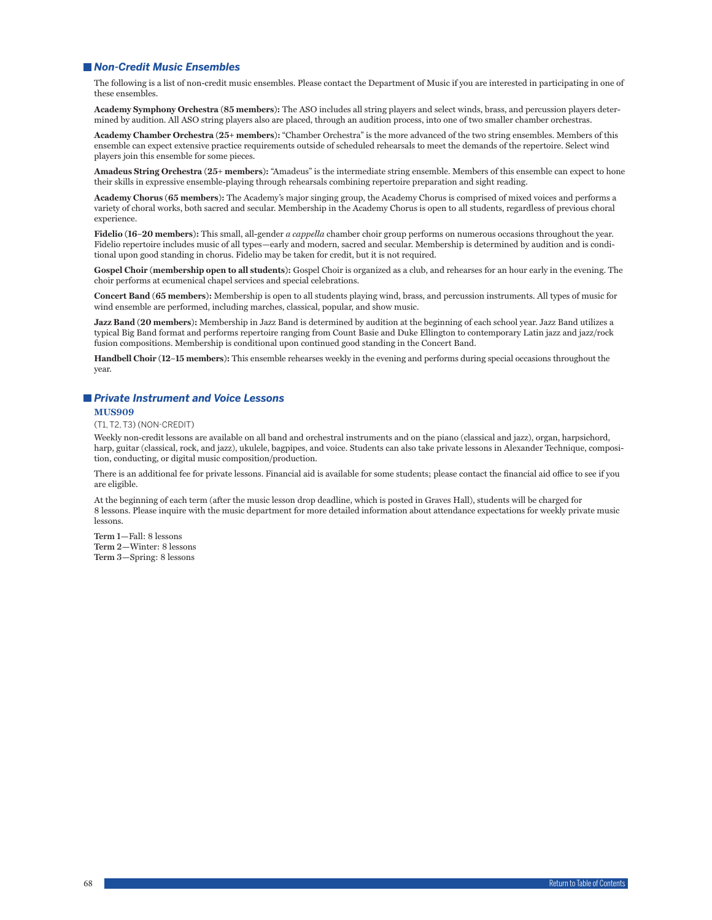## *Non-Credit Music Ensembles*

The following is a list of non-credit music ensembles. Please contact the Department of Music if you are interested in participating in one of these ensembles.

**Academy Symphony Orchestra (85 members):** The ASO includes all string players and select winds, brass, and percussion players determined by audition. All ASO string players also are placed, through an audition process, into one of two smaller chamber orchestras.

**Academy Chamber Orchestra (25+ members):** "Chamber Orchestra" is the more advanced of the two string ensembles. Members of this ensemble can expect extensive practice requirements outside of scheduled rehearsals to meet the demands of the repertoire. Select wind players join this ensemble for some pieces.

**Amadeus String Orchestra (25+ members):** "Amadeus" is the intermediate string ensemble. Members of this ensemble can expect to hone their skills in expressive ensemble-playing through rehearsals combining repertoire preparation and sight reading.

**Academy Chorus (65 members):** The Academy's major singing group, the Academy Chorus is comprised of mixed voices and performs a variety of choral works, both sacred and secular. Membership in the Academy Chorus is open to all students, regardless of previous choral experience.

**Fidelio (16–20 members):** This small, all-gender *a cappella* chamber choir group performs on numerous occasions throughout the year. Fidelio repertoire includes music of all types—early and modern, sacred and secular. Membership is determined by audition and is conditional upon good standing in chorus. Fidelio may be taken for credit, but it is not required.

**Gospel Choir (membership open to all students):** Gospel Choir is organized as a club, and rehearses for an hour early in the evening. The choir performs at ecumenical chapel services and special celebrations.

**Concert Band (65 members):** Membership is open to all students playing wind, brass, and percussion instruments. All types of music for wind ensemble are performed, including marches, classical, popular, and show music.

**Jazz Band (20 members):** Membership in Jazz Band is determined by audition at the beginning of each school year. Jazz Band utilizes a typical Big Band format and performs repertoire ranging from Count Basie and Duke Ellington to contemporary Latin jazz and jazz/rock fusion compositions. Membership is conditional upon continued good standing in the Concert Band.

**Handbell Choir (12–15 members):** This ensemble rehearses weekly in the evening and performs during special occasions throughout the year.

## *Private Instrument and Voice Lessons*

**MUS909**

(T1, T2, T3) (NON-CREDIT)

Weekly non-credit lessons are available on all band and orchestral instruments and on the piano (classical and jazz), organ, harpsichord, harp, guitar (classical, rock, and jazz), ukulele, bagpipes, and voice. Students can also take private lessons in Alexander Technique, composition, conducting, or digital music composition/production.

There is an additional fee for private lessons. Financial aid is available for some students; please contact the financial aid office to see if you are eligible.

At the beginning of each term (after the music lesson drop deadline, which is posted in Graves Hall), students will be charged for 8 lessons. Please inquire with the music department for more detailed information about attendance expectations for weekly private music lessons.

**Term 1**—Fall: 8 lessons
**Term 2**—Winter: 8 lessons
**Term 3**—Spring: 8 lessons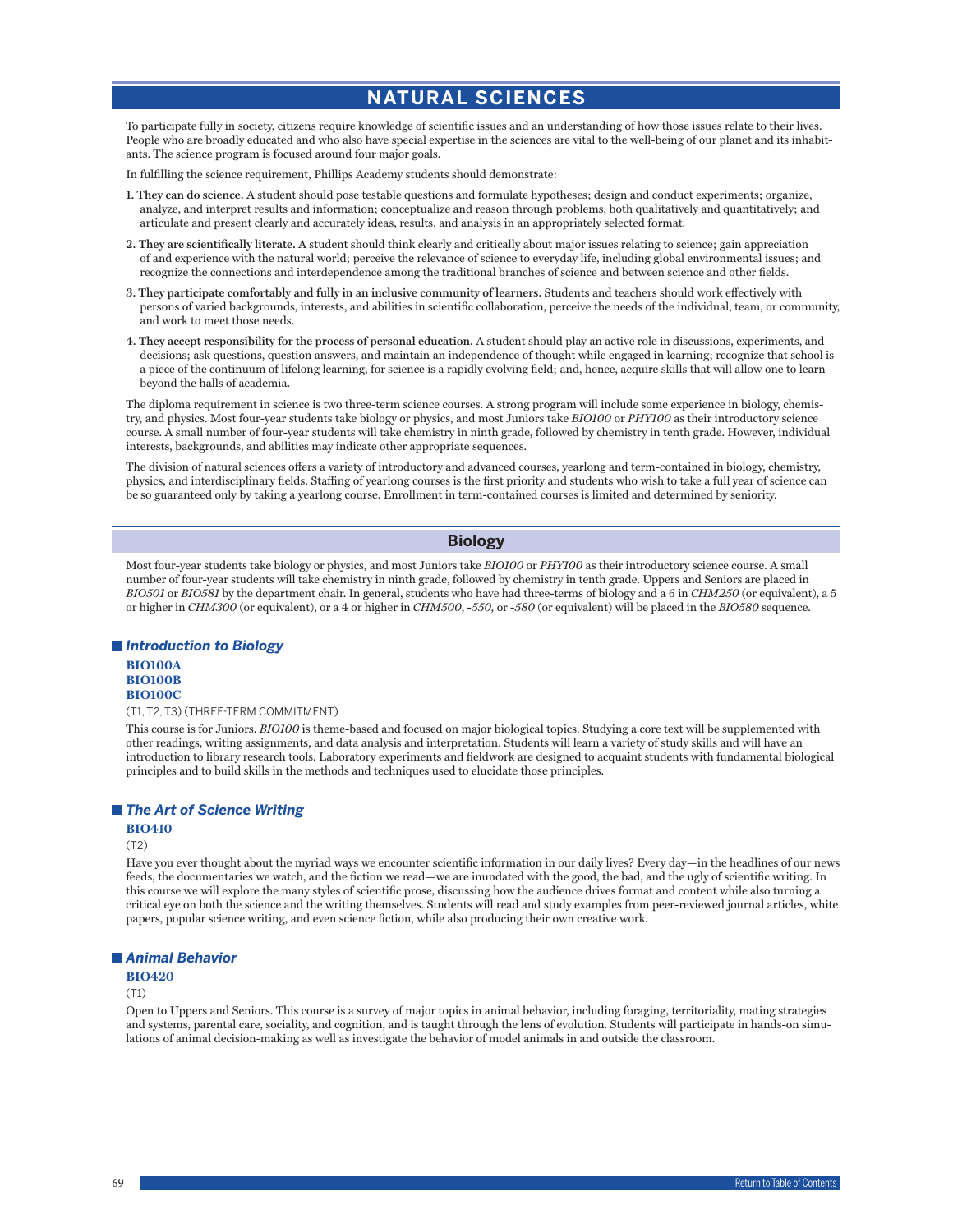# NATURAL SCIENCES

To participate fully in society, citizens require knowledge of scientific issues and an understanding of how those issues relate to their lives. People who are broadly educated and who also have special expertise in the sciences are vital to the well-being of our planet and its inhabitants. The science program is focused around four major goals.

In fulfilling the science requirement, Phillips Academy students should demonstrate:

1. **They can do science.** A student should pose testable questions and formulate hypotheses; design and conduct experiments; organize, analyze, and interpret results and information; conceptualize and reason through problems, both qualitatively and quantitatively; and articulate and present clearly and accurately ideas, results, and analysis in an appropriately selected format.
2. **They are scientifically literate.** A student should think clearly and critically about major issues relating to science; gain appreciation of and experience with the natural world; perceive the relevance of science to everyday life, including global environmental issues; and recognize the connections and interdependence among the traditional branches of science and between science and other fields.
3. **They participate comfortably and fully in an inclusive community of learners.** Students and teachers should work effectively with persons of varied backgrounds, interests, and abilities in scientific collaboration, perceive the needs of the individual, team, or community, and work to meet those needs.
4. **They accept responsibility for the process of personal education.** A student should play an active role in discussions, experiments, and decisions; ask questions, question answers, and maintain an independence of thought while engaged in learning; recognize that school is a piece of the continuum of lifelong learning, for science is a rapidly evolving field; and, hence, acquire skills that will allow one to learn beyond the halls of academia.

The diploma requirement in science is two three-term science courses. A strong program will include some experience in biology, chemistry, and physics. Most four-year students take biology or physics, and most Juniors take *BIO100* or *PHY100* as their introductory science course. A small number of four-year students will take chemistry in ninth grade, followed by chemistry in tenth grade. However, individual interests, backgrounds, and abilities may indicate other appropriate sequences.

The division of natural sciences offers a variety of introductory and advanced courses, yearlong and term-contained in biology, chemistry, physics, and interdisciplinary fields. Staffing of yearlong courses is the first priority and students who wish to take a full year of science can be so guaranteed only by taking a yearlong course. Enrollment in term-contained courses is limited and determined by seniority.

## Biology

Most four-year students take biology or physics, and most Juniors take *BIO100* or *PHY100* as their introductory science course. A small number of four-year students will take chemistry in ninth grade, followed by chemistry in tenth grade. Uppers and Seniors are placed in *BIO501* or *BIO581* by the department chair. In general, students who have had three-terms of biology and a 6 in *CHM250* (or equivalent), a 5 or higher in *CHM300* (or equivalent), or a 4 or higher in *CHM500*, *-550*, or *-580* (or equivalent) will be placed in the *BIO580* sequence.

### *Introduction to Biology*

**BIO100A**
**BIO100B**
**BIO100C**

(T1, T2, T3) (THREE-TERM COMMITMENT)

This course is for Juniors. *BIO100* is theme-based and focused on major biological topics. Studying a core text will be supplemented with other readings, writing assignments, and data analysis and interpretation. Students will learn a variety of study skills and will have an introduction to library research tools. Laboratory experiments and fieldwork are designed to acquaint students with fundamental biological principles and to build skills in the methods and techniques used to elucidate those principles.

### *The Art of Science Writing*

**BIO410**

(T2)

Have you ever thought about the myriad ways we encounter scientific information in our daily lives? Every day—in the headlines of our news feeds, the documentaries we watch, and the fiction we read—we are inundated with the good, the bad, and the ugly of scientific writing. In this course we will explore the many styles of scientific prose, discussing how the audience drives format and content while also turning a critical eye on both the science and the writing themselves. Students will read and study examples from peer-reviewed journal articles, white papers, popular science writing, and even science fiction, while also producing their own creative work.

### *Animal Behavior*

**BIO420**

(T1)

Open to Uppers and Seniors. This course is a survey of major topics in animal behavior, including foraging, territoriality, mating strategies and systems, parental care, sociality, and cognition, and is taught through the lens of evolution. Students will participate in hands-on simulations of animal decision-making as well as investigate the behavior of model animals in and outside the classroom.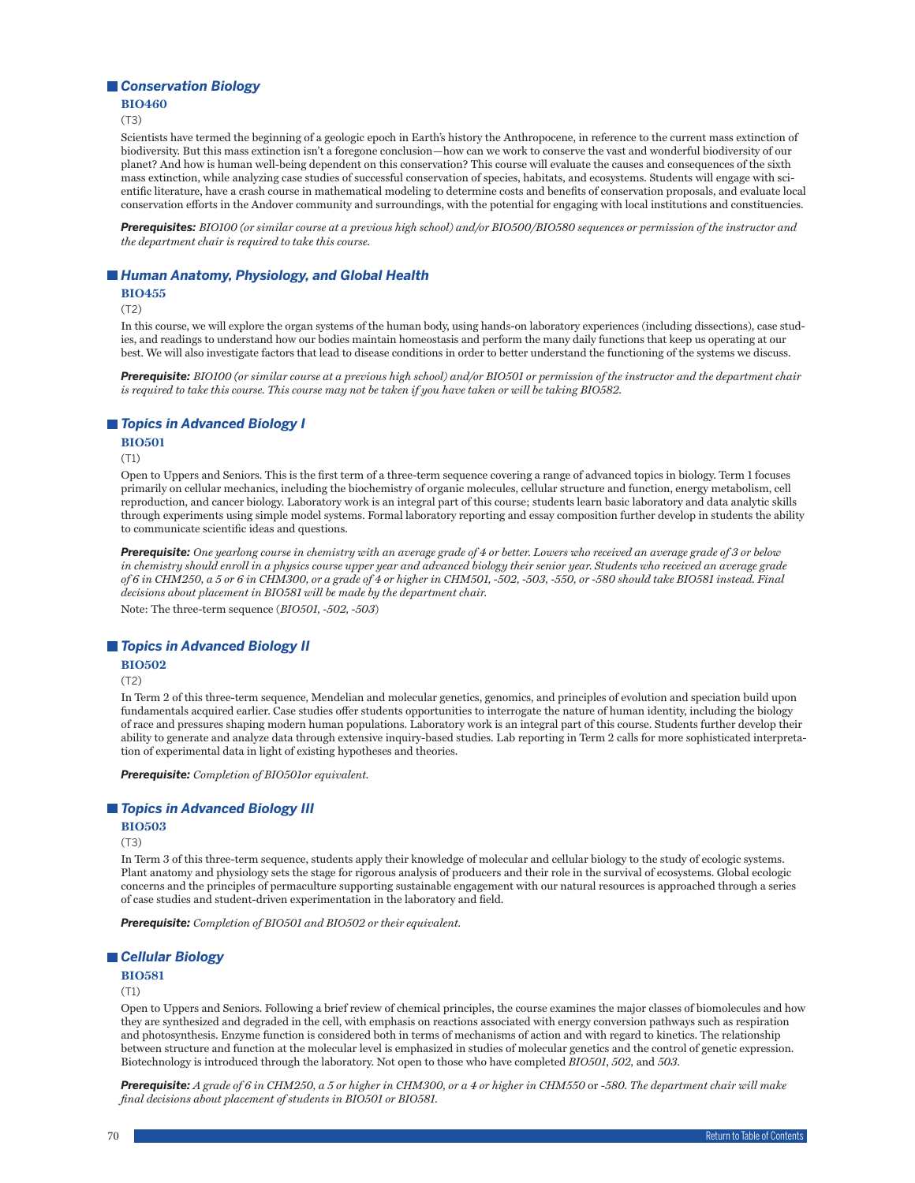## *Conservation Biology*

**BIO460**

(T3)

Scientists have termed the beginning of a geologic epoch in Earth's history the Anthropocene, in reference to the current mass extinction of biodiversity. But this mass extinction isn't a foregone conclusion—how can we work to conserve the vast and wonderful biodiversity of our planet? And how is human well-being dependent on this conservation? This course will evaluate the causes and consequences of the sixth mass extinction, while analyzing case studies of successful conservation of species, habitats, and ecosystems. Students will engage with scientific literature, have a crash course in mathematical modeling to determine costs and benefits of conservation proposals, and evaluate local conservation efforts in the Andover community and surroundings, with the potential for engaging with local institutions and constituencies.

***Prerequisites:*** *BIO100 (or similar course at a previous high school) and/or BIO500/BIO580 sequences or permission of the instructor and the department chair is required to take this course.*

## *Human Anatomy, Physiology, and Global Health*

**BIO455**

(T2)

In this course, we will explore the organ systems of the human body, using hands-on laboratory experiences (including dissections), case studies, and readings to understand how our bodies maintain homeostasis and perform the many daily functions that keep us operating at our best. We will also investigate factors that lead to disease conditions in order to better understand the functioning of the systems we discuss.

***Prerequisite:*** *BIO100 (or similar course at a previous high school) and/or BIO501 or permission of the instructor and the department chair is required to take this course. This course may not be taken if you have taken or will be taking BIO582.*

## *Topics in Advanced Biology I*

**BIO501**

(T1)

Open to Uppers and Seniors. This is the first term of a three-term sequence covering a range of advanced topics in biology. Term 1 focuses primarily on cellular mechanics, including the biochemistry of organic molecules, cellular structure and function, energy metabolism, cell reproduction, and cancer biology. Laboratory work is an integral part of this course; students learn basic laboratory and data analytic skills through experiments using simple model systems. Formal laboratory reporting and essay composition further develop in students the ability to communicate scientific ideas and questions.

***Prerequisite:*** *One yearlong course in chemistry with an average grade of 4 or better. Lowers who received an average grade of 3 or below in chemistry should enroll in a physics course upper year and advanced biology their senior year. Students who received an average grade of 6 in CHM250, a 5 or 6 in CHM300, or a grade of 4 or higher in CHM501, -502, -503, -550, or -580 should take BIO581 instead. Final decisions about placement in BIO581 will be made by the department chair.*

Note: The three-term sequence (*BIO501, -502, -503*)

## *Topics in Advanced Biology II*

**BIO502**

(T2)

In Term 2 of this three-term sequence, Mendelian and molecular genetics, genomics, and principles of evolution and speciation build upon fundamentals acquired earlier. Case studies offer students opportunities to interrogate the nature of human identity, including the biology of race and pressures shaping modern human populations. Laboratory work is an integral part of this course. Students further develop their ability to generate and analyze data through extensive inquiry-based studies. Lab reporting in Term 2 calls for more sophisticated interpretation of experimental data in light of existing hypotheses and theories.

***Prerequisite:*** *Completion of BIO501or equivalent.*

## *Topics in Advanced Biology III*

**BIO503**

(T3)

In Term 3 of this three-term sequence, students apply their knowledge of molecular and cellular biology to the study of ecologic systems. Plant anatomy and physiology sets the stage for rigorous analysis of producers and their role in the survival of ecosystems. Global ecologic concerns and the principles of permaculture supporting sustainable engagement with our natural resources is approached through a series of case studies and student-driven experimentation in the laboratory and field.

***Prerequisite:*** *Completion of BIO501 and BIO502 or their equivalent.*

## *Cellular Biology*

**BIO581**

(T1)

Open to Uppers and Seniors. Following a brief review of chemical principles, the course examines the major classes of biomolecules and how they are synthesized and degraded in the cell, with emphasis on reactions associated with energy conversion pathways such as respiration and photosynthesis. Enzyme function is considered both in terms of mechanisms of action and with regard to kinetics. The relationship between structure and function at the molecular level is emphasized in studies of molecular genetics and the control of genetic expression. Biotechnology is introduced through the laboratory. Not open to those who have completed *BIO501*, *502*, and *503*.

***Prerequisite:*** *A grade of 6 in CHM250, a 5 or higher in CHM300, or a 4 or higher in CHM550* or *-580. The department chair will make final decisions about placement of students in BIO501 or BIO581.*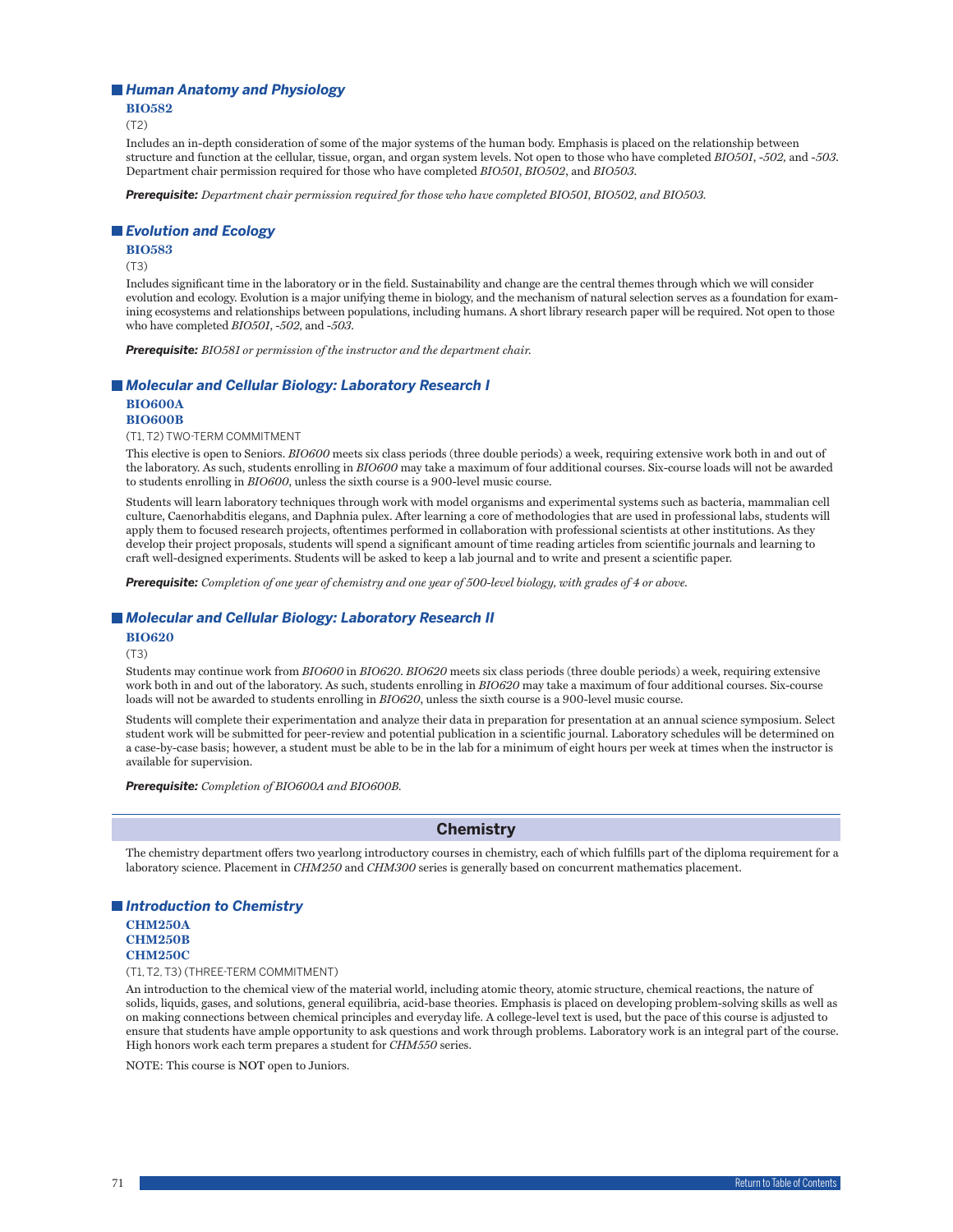### *Human Anatomy and Physiology*

**BIO582**

(T2)

Includes an in-depth consideration of some of the major systems of the human body. Emphasis is placed on the relationship between structure and function at the cellular, tissue, organ, and organ system levels. Not open to those who have completed *BIO501*, *-502*, and *-503*. Department chair permission required for those who have completed *BIO501*, *BIO502*, and *BIO503*.

***Prerequisite:*** *Department chair permission required for those who have completed BIO501, BIO502, and BIO503.*

### *Evolution and Ecology*

**BIO583**

(T3)

Includes significant time in the laboratory or in the field. Sustainability and change are the central themes through which we will consider evolution and ecology. Evolution is a major unifying theme in biology, and the mechanism of natural selection serves as a foundation for examining ecosystems and relationships between populations, including humans. A short library research paper will be required. Not open to those who have completed *BIO501*, *-502*, and *-503*.

***Prerequisite:*** *BIO581 or permission of the instructor and the department chair.*

### *Molecular and Cellular Biology: Laboratory Research I*

**BIO600A**
**BIO600B**

(T1, T2) TWO-TERM COMMITMENT

This elective is open to Seniors. *BIO600* meets six class periods (three double periods) a week, requiring extensive work both in and out of the laboratory. As such, students enrolling in *BIO600* may take a maximum of four additional courses. Six-course loads will not be awarded to students enrolling in *BIO600*, unless the sixth course is a 900-level music course.

Students will learn laboratory techniques through work with model organisms and experimental systems such as bacteria, mammalian cell culture, Caenorhabditis elegans, and Daphnia pulex. After learning a core of methodologies that are used in professional labs, students will apply them to focused research projects, oftentimes performed in collaboration with professional scientists at other institutions. As they develop their project proposals, students will spend a significant amount of time reading articles from scientific journals and learning to craft well-designed experiments. Students will be asked to keep a lab journal and to write and present a scientific paper.

***Prerequisite:*** *Completion of one year of chemistry and one year of 500-level biology, with grades of 4 or above.*

### *Molecular and Cellular Biology: Laboratory Research II*

**BIO620**

(T3)

Students may continue work from *BIO600* in *BIO620*. *BIO620* meets six class periods (three double periods) a week, requiring extensive work both in and out of the laboratory. As such, students enrolling in *BIO620* may take a maximum of four additional courses. Six-course loads will not be awarded to students enrolling in *BIO620*, unless the sixth course is a 900-level music course.

Students will complete their experimentation and analyze their data in preparation for presentation at an annual science symposium. Select student work will be submitted for peer-review and potential publication in a scientific journal. Laboratory schedules will be determined on a case-by-case basis; however, a student must be able to be in the lab for a minimum of eight hours per week at times when the instructor is available for supervision.

***Prerequisite:*** *Completion of BIO600A and BIO600B.*

## Chemistry

The chemistry department offers two yearlong introductory courses in chemistry, each of which fulfills part of the diploma requirement for a laboratory science. Placement in *CHM250* and *CHM300* series is generally based on concurrent mathematics placement.

### *Introduction to Chemistry*

**CHM250A**
**CHM250B**
**CHM250C**

(T1, T2, T3) (THREE-TERM COMMITMENT)

An introduction to the chemical view of the material world, including atomic theory, atomic structure, chemical reactions, the nature of solids, liquids, gases, and solutions, general equilibria, acid-base theories. Emphasis is placed on developing problem-solving skills as well as on making connections between chemical principles and everyday life. A college-level text is used, but the pace of this course is adjusted to ensure that students have ample opportunity to ask questions and work through problems. Laboratory work is an integral part of the course. High honors work each term prepares a student for *CHM550* series.

NOTE: This course is **NOT** open to Juniors.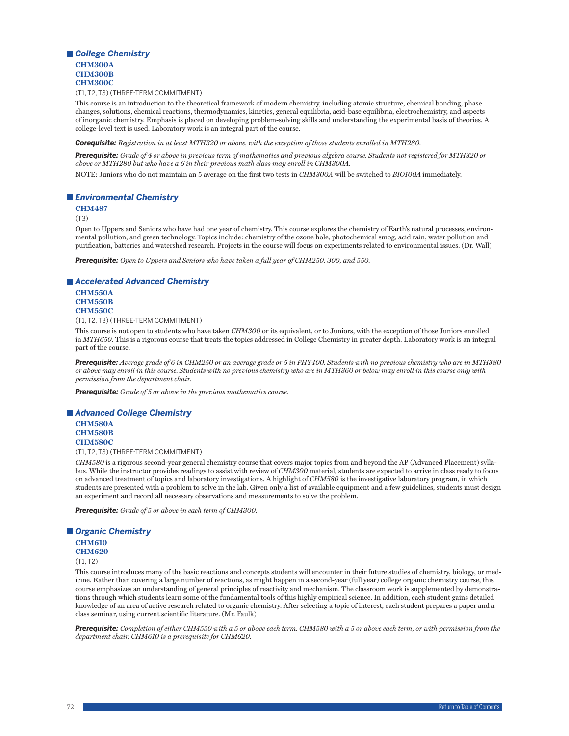## *College Chemistry*

**CHM300A**
**CHM300B**
**CHM300C**

(T1, T2, T3) (THREE-TERM COMMITMENT)

This course is an introduction to the theoretical framework of modern chemistry, including atomic structure, chemical bonding, phase changes, solutions, chemical reactions, thermodynamics, kinetics, general equilibria, acid-base equilibria, electrochemistry, and aspects of inorganic chemistry. Emphasis is placed on developing problem-solving skills and understanding the experimental basis of theories. A college-level text is used. Laboratory work is an integral part of the course.

***Corequisite:*** *Registration in at least MTH320 or above, with the exception of those students enrolled in MTH280.*

***Prerequisite:*** *Grade of 4 or above in previous term of mathematics and previous algebra course. Students not registered for MTH320 or above or MTH280 but who have a 6 in their previous math class may enroll in CHM300A.*

NOTE: Juniors who do not maintain an 5 average on the first two tests in *CHM300A* will be switched to *BIO100A* immediately.

## *Environmental Chemistry*

**CHM487**

(T3)

Open to Uppers and Seniors who have had one year of chemistry. This course explores the chemistry of Earth's natural processes, environmental pollution, and green technology. Topics include: chemistry of the ozone hole, photochemical smog, acid rain, water pollution and purification, batteries and watershed research. Projects in the course will focus on experiments related to environmental issues. (Dr. Wall)

***Prerequisite:*** *Open to Uppers and Seniors who have taken a full year of CHM250, 300, and 550.*

## *Accelerated Advanced Chemistry*

**CHM550A**
**CHM550B**
**CHM550C**

(T1, T2, T3) (THREE-TERM COMMITMENT)

This course is not open to students who have taken *CHM300* or its equivalent, or to Juniors, with the exception of those Juniors enrolled in *MTH650*. This is a rigorous course that treats the topics addressed in College Chemistry in greater depth. Laboratory work is an integral part of the course.

***Prerequisite:*** *Average grade of 6 in CHM250 or an average grade or 5 in PHY400. Students with no previous chemistry who are in MTH380 or above may enroll in this course. Students with no previous chemistry who are in MTH360 or below may enroll in this course only with permission from the department chair.*

***Prerequisite:*** *Grade of 5 or above in the previous mathematics course.*

## *Advanced College Chemistry*

**CHM580A**
**CHM580B**
**CHM580C**

(T1, T2, T3) (THREE-TERM COMMITMENT)

*CHM580* is a rigorous second-year general chemistry course that covers major topics from and beyond the AP (Advanced Placement) syllabus. While the instructor provides readings to assist with review of *CHM300* material, students are expected to arrive in class ready to focus on advanced treatment of topics and laboratory investigations. A highlight of *CHM580* is the investigative laboratory program, in which students are presented with a problem to solve in the lab. Given only a list of available equipment and a few guidelines, students must design an experiment and record all necessary observations and measurements to solve the problem.

***Prerequisite:*** *Grade of 5 or above in each term of CHM300.*

## *Organic Chemistry*

**CHM610**
**CHM620**

(T1, T2)

This course introduces many of the basic reactions and concepts students will encounter in their future studies of chemistry, biology, or medicine. Rather than covering a large number of reactions, as might happen in a second-year (full year) college organic chemistry course, this course emphasizes an understanding of general principles of reactivity and mechanism. The classroom work is supplemented by demonstrations through which students learn some of the fundamental tools of this highly empirical science. In addition, each student gains detailed knowledge of an area of active research related to organic chemistry. After selecting a topic of interest, each student prepares a paper and a class seminar, using current scientific literature. (Mr. Faulk)

***Prerequisite:*** *Completion of either CHM550 with a 5 or above each term, CHM580 with a 5 or above each term, or with permission from the department chair. CHM610 is a prerequisite for CHM620.*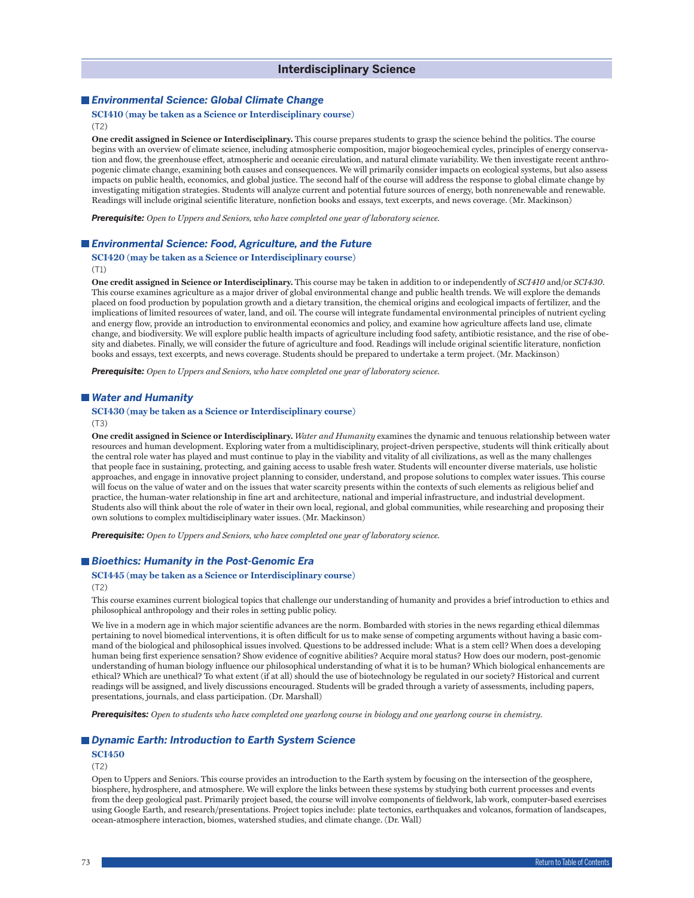# Interdisciplinary Science

## *Environmental Science: Global Climate Change*

**SCI410 (may be taken as a Science or Interdisciplinary course)**

(T2)

**One credit assigned in Science or Interdisciplinary.** This course prepares students to grasp the science behind the politics. The course begins with an overview of climate science, including atmospheric composition, major biogeochemical cycles, principles of energy conservation and flow, the greenhouse effect, atmospheric and oceanic circulation, and natural climate variability. We then investigate recent anthropogenic climate change, examining both causes and consequences. We will primarily consider impacts on ecological systems, but also assess impacts on public health, economics, and global justice. The second half of the course will address the response to global climate change by investigating mitigation strategies. Students will analyze current and potential future sources of energy, both nonrenewable and renewable. Readings will include original scientific literature, nonfiction books and essays, text excerpts, and news coverage. (Mr. Mackinson)

***Prerequisite:*** *Open to Uppers and Seniors, who have completed one year of laboratory science.*

## *Environmental Science: Food, Agriculture, and the Future*

**SCI420 (may be taken as a Science or Interdisciplinary course)**

(T1)

**One credit assigned in Science or Interdisciplinary.** This course may be taken in addition to or independently of *SCI410* and/or *SCI430*. This course examines agriculture as a major driver of global environmental change and public health trends. We will explore the demands placed on food production by population growth and a dietary transition, the chemical origins and ecological impacts of fertilizer, and the implications of limited resources of water, land, and oil. The course will integrate fundamental environmental principles of nutrient cycling and energy flow, provide an introduction to environmental economics and policy, and examine how agriculture affects land use, climate change, and biodiversity. We will explore public health impacts of agriculture including food safety, antibiotic resistance, and the rise of obesity and diabetes. Finally, we will consider the future of agriculture and food. Readings will include original scientific literature, nonfiction books and essays, text excerpts, and news coverage. Students should be prepared to undertake a term project. (Mr. Mackinson)

***Prerequisite:*** *Open to Uppers and Seniors, who have completed one year of laboratory science.*

## *Water and Humanity*

**SCI430 (may be taken as a Science or Interdisciplinary course)**

(T3)

**One credit assigned in Science or Interdisciplinary.** *Water and Humanity* examines the dynamic and tenuous relationship between water resources and human development. Exploring water from a multidisciplinary, project-driven perspective, students will think critically about the central role water has played and must continue to play in the viability and vitality of all civilizations, as well as the many challenges that people face in sustaining, protecting, and gaining access to usable fresh water. Students will encounter diverse materials, use holistic approaches, and engage in innovative project planning to consider, understand, and propose solutions to complex water issues. This course will focus on the value of water and on the issues that water scarcity presents within the contexts of such elements as religious belief and practice, the human-water relationship in fine art and architecture, national and imperial infrastructure, and industrial development. Students also will think about the role of water in their own local, regional, and global communities, while researching and proposing their own solutions to complex multidisciplinary water issues. (Mr. Mackinson)

***Prerequisite:*** *Open to Uppers and Seniors, who have completed one year of laboratory science.*

## *Bioethics: Humanity in the Post-Genomic Era*

**SCI445 (may be taken as a Science or Interdisciplinary course)**

(T2)

This course examines current biological topics that challenge our understanding of humanity and provides a brief introduction to ethics and philosophical anthropology and their roles in setting public policy.

We live in a modern age in which major scientific advances are the norm. Bombarded with stories in the news regarding ethical dilemmas pertaining to novel biomedical interventions, it is often difficult for us to make sense of competing arguments without having a basic command of the biological and philosophical issues involved. Questions to be addressed include: What is a stem cell? When does a developing human being first experience sensation? Show evidence of cognitive abilities? Acquire moral status? How does our modern, post-genomic understanding of human biology influence our philosophical understanding of what it is to be human? Which biological enhancements are ethical? Which are unethical? To what extent (if at all) should the use of biotechnology be regulated in our society? Historical and current readings will be assigned, and lively discussions encouraged. Students will be graded through a variety of assessments, including papers, presentations, journals, and class participation. (Dr. Marshall)

***Prerequisites:*** *Open to students who have completed one yearlong course in biology and one yearlong course in chemistry.*

## *Dynamic Earth: Introduction to Earth System Science*

**SCI450**

(T2)

Open to Uppers and Seniors. This course provides an introduction to the Earth system by focusing on the intersection of the geosphere, biosphere, hydrosphere, and atmosphere. We will explore the links between these systems by studying both current processes and events from the deep geological past. Primarily project based, the course will involve components of fieldwork, lab work, computer-based exercises using Google Earth, and research/presentations. Project topics include: plate tectonics, earthquakes and volcanos, formation of landscapes, ocean-atmosphere interaction, biomes, watershed studies, and climate change. (Dr. Wall)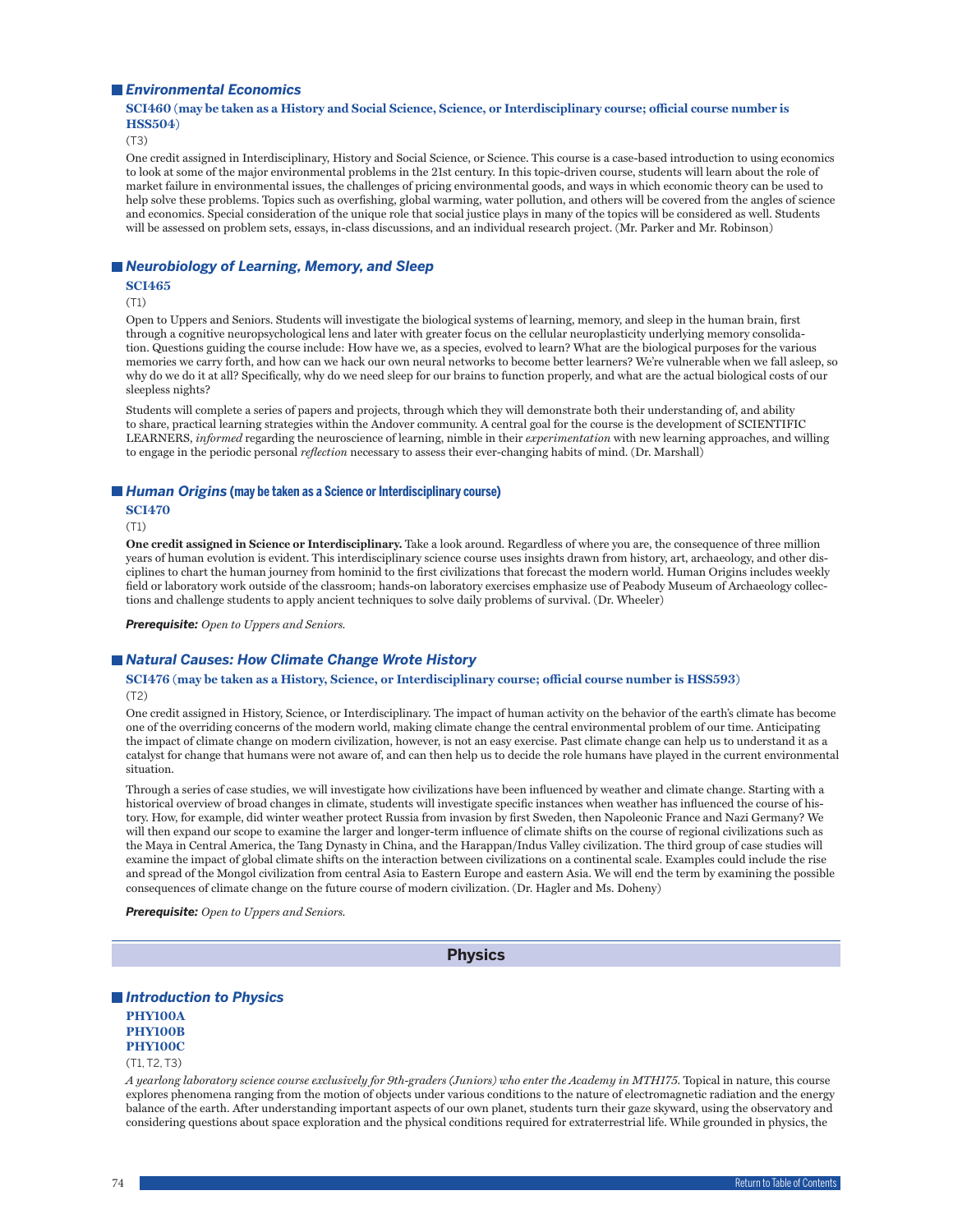### *Environmental Economics*

**SCI460 (may be taken as a History and Social Science, Science, or Interdisciplinary course; official course number is HSS504)**

(T3)

One credit assigned in Interdisciplinary, History and Social Science, or Science. This course is a case-based introduction to using economics to look at some of the major environmental problems in the 21st century. In this topic-driven course, students will learn about the role of market failure in environmental issues, the challenges of pricing environmental goods, and ways in which economic theory can be used to help solve these problems. Topics such as overfishing, global warming, water pollution, and others will be covered from the angles of science and economics. Special consideration of the unique role that social justice plays in many of the topics will be considered as well. Students will be assessed on problem sets, essays, in-class discussions, and an individual research project. (Mr. Parker and Mr. Robinson)

### *Neurobiology of Learning, Memory, and Sleep*

**SCI465**

(T1)

Open to Uppers and Seniors. Students will investigate the biological systems of learning, memory, and sleep in the human brain, first through a cognitive neuropsychological lens and later with greater focus on the cellular neuroplasticity underlying memory consolidation. Questions guiding the course include: How have we, as a species, evolved to learn? What are the biological purposes for the various memories we carry forth, and how can we hack our own neural networks to become better learners? We're vulnerable when we fall asleep, so why do we do it at all? Specifically, why do we need sleep for our brains to function properly, and what are the actual biological costs of our sleepless nights?

Students will complete a series of papers and projects, through which they will demonstrate both their understanding of, and ability to share, practical learning strategies within the Andover community. A central goal for the course is the development of SCIENTIFIC LEARNERS, *informed* regarding the neuroscience of learning, nimble in their *experimentation* with new learning approaches, and willing to engage in the periodic personal *reflection* necessary to assess their ever-changing habits of mind. (Dr. Marshall)

### *Human Origins* (may be taken as a Science or Interdisciplinary course)

**SCI470**

(T1)

**One credit assigned in Science or Interdisciplinary.** Take a look around. Regardless of where you are, the consequence of three million years of human evolution is evident. This interdisciplinary science course uses insights drawn from history, art, archaeology, and other disciplines to chart the human journey from hominid to the first civilizations that forecast the modern world. Human Origins includes weekly field or laboratory work outside of the classroom; hands-on laboratory exercises emphasize use of Peabody Museum of Archaeology collections and challenge students to apply ancient techniques to solve daily problems of survival. (Dr. Wheeler)

***Prerequisite:*** *Open to Uppers and Seniors.*

### *Natural Causes: How Climate Change Wrote History*

**SCI476 (may be taken as a History, Science, or Interdisciplinary course; official course number is HSS593)**

(T2)

One credit assigned in History, Science, or Interdisciplinary. The impact of human activity on the behavior of the earth's climate has become one of the overriding concerns of the modern world, making climate change the central environmental problem of our time. Anticipating the impact of climate change on modern civilization, however, is not an easy exercise. Past climate change can help us to understand it as a catalyst for change that humans were not aware of, and can then help us to decide the role humans have played in the current environmental situation.

Through a series of case studies, we will investigate how civilizations have been influenced by weather and climate change. Starting with a historical overview of broad changes in climate, students will investigate specific instances when weather has influenced the course of history. How, for example, did winter weather protect Russia from invasion by first Sweden, then Napoleonic France and Nazi Germany? We will then expand our scope to examine the larger and longer-term influence of climate shifts on the course of regional civilizations such as the Maya in Central America, the Tang Dynasty in China, and the Harappan/Indus Valley civilization. The third group of case studies will examine the impact of global climate shifts on the interaction between civilizations on a continental scale. Examples could include the rise and spread of the Mongol civilization from central Asia to Eastern Europe and eastern Asia. We will end the term by examining the possible consequences of climate change on the future course of modern civilization. (Dr. Hagler and Ms. Doheny)

***Prerequisite:*** *Open to Uppers and Seniors.*

## Physics

### *Introduction to Physics*

**PHY100A**
**PHY100B**
**PHY100C**

(T1, T2, T3)

*A yearlong laboratory science course exclusively for 9th-graders (Juniors) who enter the Academy in MTH175.* Topical in nature, this course explores phenomena ranging from the motion of objects under various conditions to the nature of electromagnetic radiation and the energy balance of the earth. After understanding important aspects of our own planet, students turn their gaze skyward, using the observatory and considering questions about space exploration and the physical conditions required for extraterrestrial life. While grounded in physics, the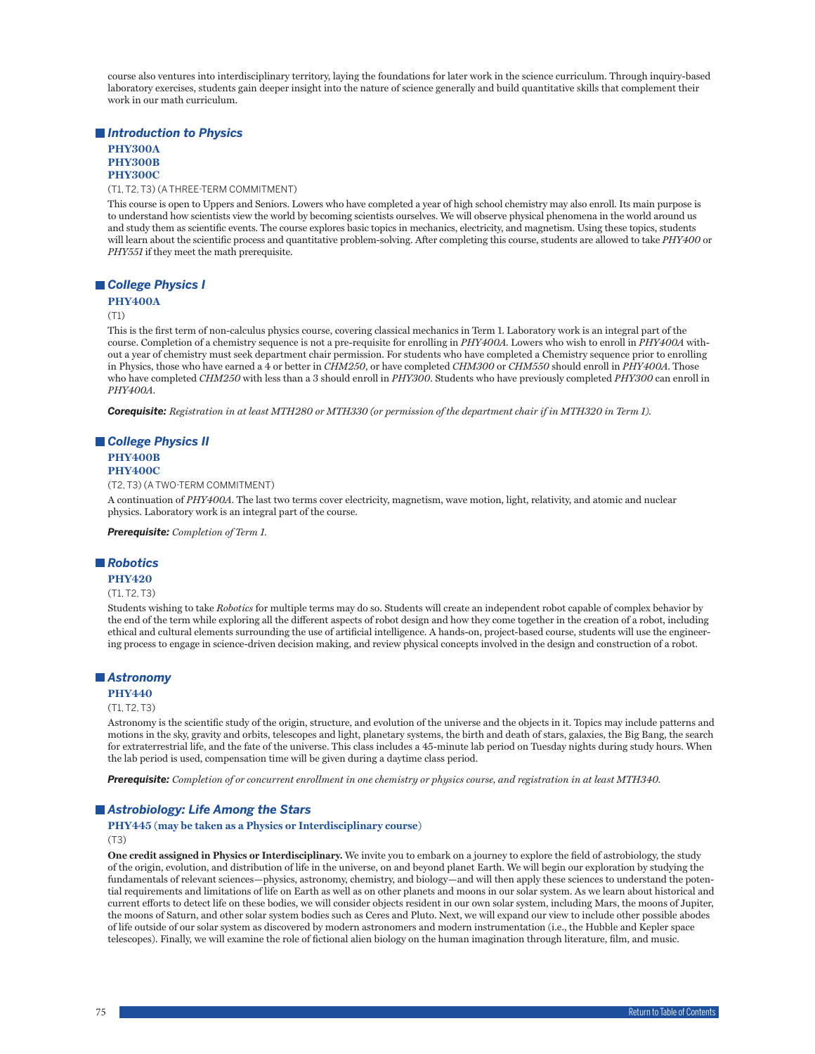course also ventures into interdisciplinary territory, laying the foundations for later work in the science curriculum. Through inquiry-based laboratory exercises, students gain deeper insight into the nature of science generally and build quantitative skills that complement their work in our math curriculum.

## *Introduction to Physics*

**PHY300A**
**PHY300B**
**PHY300C**

(T1, T2, T3) (A THREE-TERM COMMITMENT)

This course is open to Uppers and Seniors. Lowers who have completed a year of high school chemistry may also enroll. Its main purpose is to understand how scientists view the world by becoming scientists ourselves. We will observe physical phenomena in the world around us and study them as scientific events. The course explores basic topics in mechanics, electricity, and magnetism. Using these topics, students will learn about the scientific process and quantitative problem-solving. After completing this course, students are allowed to take *PHY400* or *PHY551* if they meet the math prerequisite.

## *College Physics I*

**PHY400A**

(T1)

This is the first term of non-calculus physics course, covering classical mechanics in Term 1. Laboratory work is an integral part of the course. Completion of a chemistry sequence is not a pre-requisite for enrolling in *PHY400A*. Lowers who wish to enroll in *PHY400A* without a year of chemistry must seek department chair permission. For students who have completed a Chemistry sequence prior to enrolling in Physics, those who have earned a 4 or better in *CHM250*, or have completed *CHM300* or *CHM550* should enroll in *PHY400A*. Those who have completed *CHM250* with less than a 3 should enroll in *PHY300*. Students who have previously completed *PHY300* can enroll in *PHY400A*.

***Corequisite:*** *Registration in at least MTH280 or MTH330 (or permission of the department chair if in MTH320 in Term 1).*

## *College Physics II*

**PHY400B**
**PHY400C**

(T2, T3) (A TWO-TERM COMMITMENT)

A continuation of *PHY400A*. The last two terms cover electricity, magnetism, wave motion, light, relativity, and atomic and nuclear physics. Laboratory work is an integral part of the course.

***Prerequisite:*** *Completion of Term 1.*

## *Robotics*

**PHY420**

(T1, T2, T3)

Students wishing to take *Robotics* for multiple terms may do so. Students will create an independent robot capable of complex behavior by the end of the term while exploring all the different aspects of robot design and how they come together in the creation of a robot, including ethical and cultural elements surrounding the use of artificial intelligence. A hands-on, project-based course, students will use the engineering process to engage in science-driven decision making, and review physical concepts involved in the design and construction of a robot.

## *Astronomy*

**PHY440**

(T1, T2, T3)

Astronomy is the scientific study of the origin, structure, and evolution of the universe and the objects in it. Topics may include patterns and motions in the sky, gravity and orbits, telescopes and light, planetary systems, the birth and death of stars, galaxies, the Big Bang, the search for extraterrestrial life, and the fate of the universe. This class includes a 45-minute lab period on Tuesday nights during study hours. When the lab period is used, compensation time will be given during a daytime class period.

***Prerequisite:*** *Completion of or concurrent enrollment in one chemistry or physics course, and registration in at least MTH340.*

## *Astrobiology: Life Among the Stars*

**PHY445 (may be taken as a Physics or Interdisciplinary course)**

(T3)

**One credit assigned in Physics or Interdisciplinary.** We invite you to embark on a journey to explore the field of astrobiology, the study of the origin, evolution, and distribution of life in the universe, on and beyond planet Earth. We will begin our exploration by studying the fundamentals of relevant sciences—physics, astronomy, chemistry, and biology—and will then apply these sciences to understand the potential requirements and limitations of life on Earth as well as on other planets and moons in our solar system. As we learn about historical and current efforts to detect life on these bodies, we will consider objects resident in our own solar system, including Mars, the moons of Jupiter, the moons of Saturn, and other solar system bodies such as Ceres and Pluto. Next, we will expand our view to include other possible abodes of life outside of our solar system as discovered by modern astronomers and modern instrumentation (i.e., the Hubble and Kepler space telescopes). Finally, we will examine the role of fictional alien biology on the human imagination through literature, film, and music.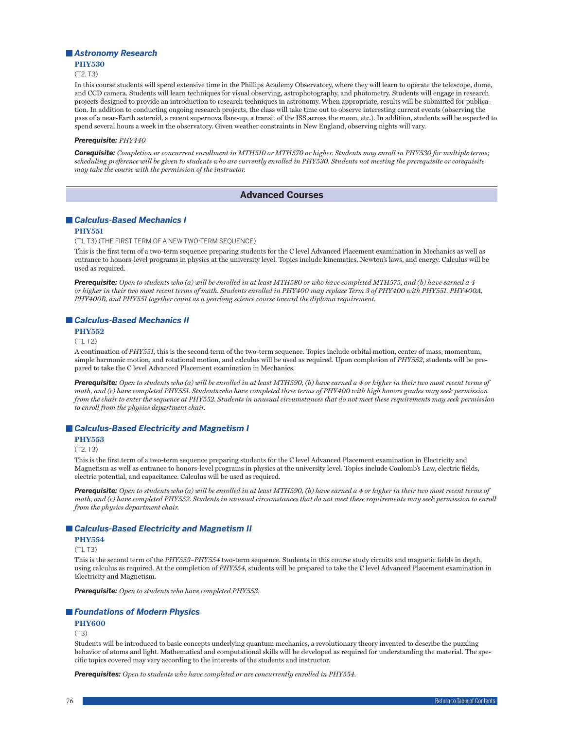### *Astronomy Research*

**PHY530**

(T2, T3)

In this course students will spend extensive time in the Phillips Academy Observatory, where they will learn to operate the telescope, dome, and CCD camera. Students will learn techniques for visual observing, astrophotography, and photometry. Students will engage in research projects designed to provide an introduction to research techniques in astronomy. When appropriate, results will be submitted for publication. In addition to conducting ongoing research projects, the class will take time out to observe interesting current events (observing the pass of a near-Earth asteroid, a recent supernova flare-up, a transit of the ISS across the moon, etc.). In addition, students will be expected to spend several hours a week in the observatory. Given weather constraints in New England, observing nights will vary.

***Prerequisite:*** *PHY440*

***Corequisite:*** *Completion or concurrent enrollment in MTH510 or MTH570 or higher. Students may enroll in PHY530 for multiple terms; scheduling preference will be given to students who are currently enrolled in PHY530. Students not meeting the prerequisite or corequisite may take the course with the permission of the instructor.*

## Advanced Courses

### *Calculus-Based Mechanics I*

**PHY551**

(T1, T3) (THE FIRST TERM OF A NEW TWO-TERM SEQUENCE)

This is the first term of a two-term sequence preparing students for the C level Advanced Placement examination in Mechanics as well as entrance to honors-level programs in physics at the university level. Topics include kinematics, Newton's laws, and energy. Calculus will be used as required.

***Prerequisite:*** *Open to students who (a) will be enrolled in at least MTH580 or who have completed MTH575, and (b) have earned a 4 or higher in their two most recent terms of math. Students enrolled in PHY400 may replace Term 3 of PHY400 with PHY551. PHY400A, PHY400B, and PHY551 together count as a yearlong science course toward the diploma requirement.*

### *Calculus-Based Mechanics II*

**PHY552**

(T1, T2)

A continuation of *PHY551*, this is the second term of the two-term sequence. Topics include orbital motion, center of mass, momentum, simple harmonic motion, and rotational motion, and calculus will be used as required. Upon completion of *PHY552*, students will be prepared to take the C level Advanced Placement examination in Mechanics.

***Prerequisite:*** *Open to students who (a) will be enrolled in at least MTH590, (b) have earned a 4 or higher in their two most recent terms of math, and (c) have completed PHY551. Students who have completed three terms of PHY400 with high honors grades may seek permission from the chair to enter the sequence at PHY552. Students in unusual circumstances that do not meet these requirements may seek permission to enroll from the physics department chair.*

### *Calculus-Based Electricity and Magnetism I*

**PHY553**

(T2, T3)

This is the first term of a two-term sequence preparing students for the C level Advanced Placement examination in Electricity and Magnetism as well as entrance to honors-level programs in physics at the university level. Topics include Coulomb's Law, electric fields, electric potential, and capacitance. Calculus will be used as required.

***Prerequisite:*** *Open to students who (a) will be enrolled in at least MTH590, (b) have earned a 4 or higher in their two most recent terms of math, and (c) have completed PHY552. Students in unusual circumstances that do not meet these requirements may seek permission to enroll from the physics department chair.*

### *Calculus-Based Electricity and Magnetism II*

**PHY554**

(T1, T3)

This is the second term of the *PHY553–PHY554* two-term sequence. Students in this course study circuits and magnetic fields in depth, using calculus as required. At the completion of *PHY554*, students will be prepared to take the C level Advanced Placement examination in Electricity and Magnetism.

***Prerequisite:*** *Open to students who have completed PHY553.*

### *Foundations of Modern Physics*

**PHY600**

(T3)

Students will be introduced to basic concepts underlying quantum mechanics, a revolutionary theory invented to describe the puzzling behavior of atoms and light. Mathematical and computational skills will be developed as required for understanding the material. The specific topics covered may vary according to the interests of the students and instructor.

***Prerequisites:*** *Open to students who have completed or are concurrently enrolled in PHY554.*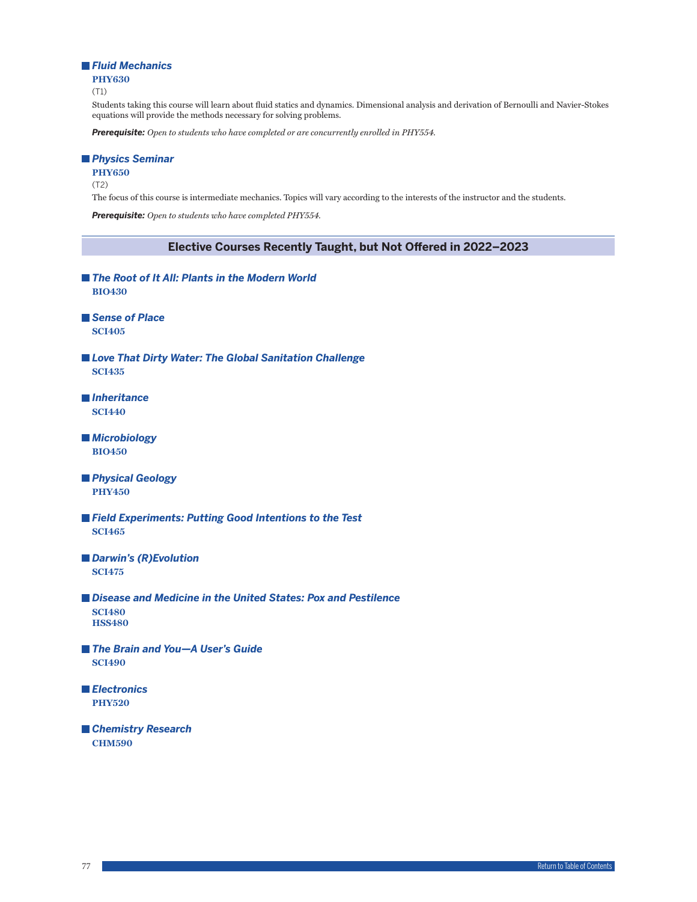### *Fluid Mechanics*

**PHY630**

(T1)

Students taking this course will learn about fluid statics and dynamics. Dimensional analysis and derivation of Bernoulli and Navier-Stokes equations will provide the methods necessary for solving problems.

***Prerequisite:*** *Open to students who have completed or are concurrently enrolled in PHY554.*

### *Physics Seminar*

**PHY650**

(T2)

The focus of this course is intermediate mechanics. Topics will vary according to the interests of the instructor and the students.

***Prerequisite:*** *Open to students who have completed PHY554.*

## Elective Courses Recently Taught, but Not Offered in 2022–2023

### *The Root of It All: Plants in the Modern World*

**BIO430**

### *Sense of Place*

**SCI405**

### *Love That Dirty Water: The Global Sanitation Challenge*

**SCI435**

### *Inheritance*

**SCI440**

### *Microbiology*

**BIO450**

### *Physical Geology*

**PHY450**

### *Field Experiments: Putting Good Intentions to the Test*

**SCI465**

### *Darwin's (R)Evolution*

**SCI475**

### *Disease and Medicine in the United States: Pox and Pestilence*

**SCI480**
**HSS480**

### *The Brain and You—A User's Guide*

**SCI490**

### *Electronics*

**PHY520**

### *Chemistry Research*

**CHM590**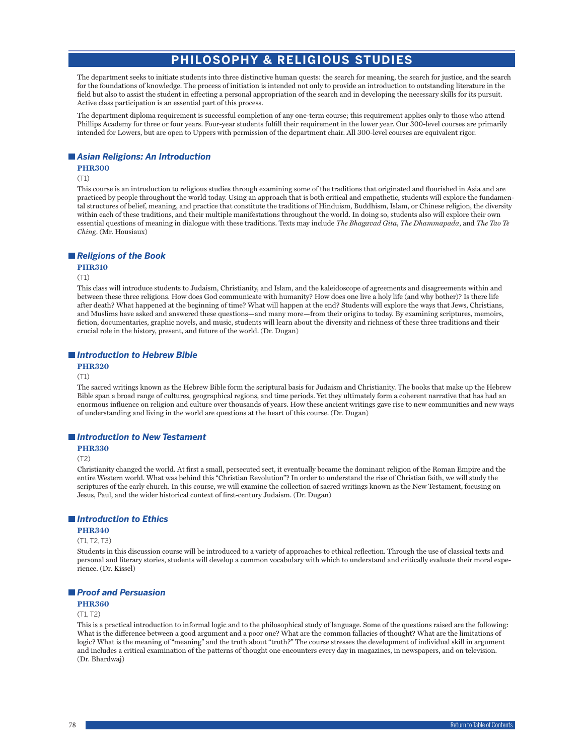# PHILOSOPHY & RELIGIOUS STUDIES

The department seeks to initiate students into three distinctive human quests: the search for meaning, the search for justice, and the search for the foundations of knowledge. The process of initiation is intended not only to provide an introduction to outstanding literature in the field but also to assist the student in effecting a personal appropriation of the search and in developing the necessary skills for its pursuit. Active class participation is an essential part of this process.

The department diploma requirement is successful completion of any one-term course; this requirement applies only to those who attend Phillips Academy for three or four years. Four-year students fulfill their requirement in the lower year. Our 300-level courses are primarily intended for Lowers, but are open to Uppers with permission of the department chair. All 300-level courses are equivalent rigor.

## *Asian Religions: An Introduction*

**PHR300**

(T1)

This course is an introduction to religious studies through examining some of the traditions that originated and flourished in Asia and are practiced by people throughout the world today. Using an approach that is both critical and empathetic, students will explore the fundamental structures of belief, meaning, and practice that constitute the traditions of Hinduism, Buddhism, Islam, or Chinese religion, the diversity within each of these traditions, and their multiple manifestations throughout the world. In doing so, students also will explore their own essential questions of meaning in dialogue with these traditions. Texts may include *The Bhagavad Gita*, *The Dhammapada*, and *The Tao Te Ching*. (Mr. Housiaux)

## *Religions of the Book*

**PHR310**

(T1)

This class will introduce students to Judaism, Christianity, and Islam, and the kaleidoscope of agreements and disagreements within and between these three religions. How does God communicate with humanity? How does one live a holy life (and why bother)? Is there life after death? What happened at the beginning of time? What will happen at the end? Students will explore the ways that Jews, Christians, and Muslims have asked and answered these questions—and many more—from their origins to today. By examining scriptures, memoirs, fiction, documentaries, graphic novels, and music, students will learn about the diversity and richness of these three traditions and their crucial role in the history, present, and future of the world. (Dr. Dugan)

## *Introduction to Hebrew Bible*

**PHR320**

(T1)

The sacred writings known as the Hebrew Bible form the scriptural basis for Judaism and Christianity. The books that make up the Hebrew Bible span a broad range of cultures, geographical regions, and time periods. Yet they ultimately form a coherent narrative that has had an enormous influence on religion and culture over thousands of years. How these ancient writings gave rise to new communities and new ways of understanding and living in the world are questions at the heart of this course. (Dr. Dugan)

## *Introduction to New Testament*

**PHR330**

(T2)

Christianity changed the world. At first a small, persecuted sect, it eventually became the dominant religion of the Roman Empire and the entire Western world. What was behind this "Christian Revolution"? In order to understand the rise of Christian faith, we will study the scriptures of the early church. In this course, we will examine the collection of sacred writings known as the New Testament, focusing on Jesus, Paul, and the wider historical context of first-century Judaism. (Dr. Dugan)

## *Introduction to Ethics*

**PHR340**

(T1, T2, T3)

Students in this discussion course will be introduced to a variety of approaches to ethical reflection. Through the use of classical texts and personal and literary stories, students will develop a common vocabulary with which to understand and critically evaluate their moral experience. (Dr. Kissel)

## *Proof and Persuasion*

**PHR360**

(T1, T2)

This is a practical introduction to informal logic and to the philosophical study of language. Some of the questions raised are the following: What is the difference between a good argument and a poor one? What are the common fallacies of thought? What are the limitations of logic? What is the meaning of "meaning" and the truth about "truth?" The course stresses the development of individual skill in argument and includes a critical examination of the patterns of thought one encounters every day in magazines, in newspapers, and on television. (Dr. Bhardwaj)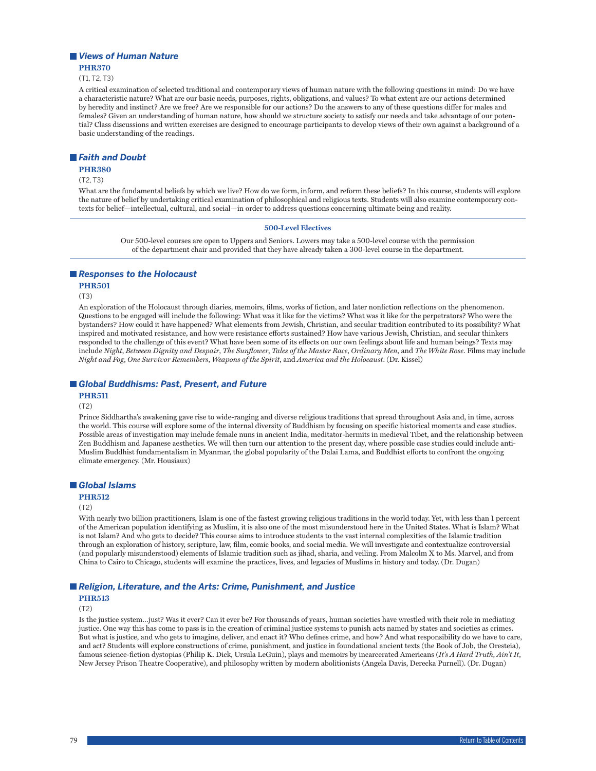### *Views of Human Nature*

**PHR370**

(T1, T2, T3)

A critical examination of selected traditional and contemporary views of human nature with the following questions in mind: Do we have a characteristic nature? What are our basic needs, purposes, rights, obligations, and values? To what extent are our actions determined by heredity and instinct? Are we free? Are we responsible for our actions? Do the answers to any of these questions differ for males and females? Given an understanding of human nature, how should we structure society to satisfy our needs and take advantage of our potential? Class discussions and written exercises are designed to encourage participants to develop views of their own against a background of a basic understanding of the readings.

### *Faith and Doubt*

**PHR380**

(T2, T3)

What are the fundamental beliefs by which we live? How do we form, inform, and reform these beliefs? In this course, students will explore the nature of belief by undertaking critical examination of philosophical and religious texts. Students will also examine contemporary contexts for belief—intellectual, cultural, and social—in order to address questions concerning ultimate being and reality.

---

**500-Level Electives**

Our 500-level courses are open to Uppers and Seniors. Lowers may take a 500-level course with the permission of the department chair and provided that they have already taken a 300-level course in the department.

---

### *Responses to the Holocaust*

**PHR501**

(T3)

An exploration of the Holocaust through diaries, memoirs, films, works of fiction, and later nonfiction reflections on the phenomenon. Questions to be engaged will include the following: What was it like for the victims? What was it like for the perpetrators? Who were the bystanders? How could it have happened? What elements from Jewish, Christian, and secular tradition contributed to its possibility? What inspired and motivated resistance, and how were resistance efforts sustained? How have various Jewish, Christian, and secular thinkers responded to the challenge of this event? What have been some of its effects on our own feelings about life and human beings? Texts may include *Night*, *Between Dignity and Despair*, *The Sunflower*, *Tales of the Master Race*, *Ordinary Men*, and *The White Rose*. Films may include *Night and Fog*, *One Survivor Remembers*, *Weapons of the Spirit*, and *America and the Holocaust*. (Dr. Kissel)

### *Global Buddhisms: Past, Present, and Future*

**PHR511**

(T2)

Prince Siddhartha's awakening gave rise to wide-ranging and diverse religious traditions that spread throughout Asia and, in time, across the world. This course will explore some of the internal diversity of Buddhism by focusing on specific historical moments and case studies. Possible areas of investigation may include female nuns in ancient India, meditator-hermits in medieval Tibet, and the relationship between Zen Buddhism and Japanese aesthetics. We will then turn our attention to the present day, where possible case studies could include anti-Muslim Buddhist fundamentalism in Myanmar, the global popularity of the Dalai Lama, and Buddhist efforts to confront the ongoing climate emergency. (Mr. Housiaux)

### *Global Islams*

**PHR512**

(T2)

With nearly two billion practitioners, Islam is one of the fastest growing religious traditions in the world today. Yet, with less than 1 percent of the American population identifying as Muslim, it is also one of the most misunderstood here in the United States. What is Islam? What is not Islam? And who gets to decide? This course aims to introduce students to the vast internal complexities of the Islamic tradition through an exploration of history, scripture, law, film, comic books, and social media. We will investigate and contextualize controversial (and popularly misunderstood) elements of Islamic tradition such as jihad, sharia, and veiling. From Malcolm X to Ms. Marvel, and from China to Cairo to Chicago, students will examine the practices, lives, and legacies of Muslims in history and today. (Dr. Dugan)

### *Religion, Literature, and the Arts: Crime, Punishment, and Justice*

**PHR513**

(T2)

Is the justice system…just? Was it ever? Can it ever be? For thousands of years, human societies have wrestled with their role in mediating justice. One way this has come to pass is in the creation of criminal justice systems to punish acts named by states and societies as crimes. But what is justice, and who gets to imagine, deliver, and enact it? Who defines crime, and how? And what responsibility do we have to care, and act? Students will explore constructions of crime, punishment, and justice in foundational ancient texts (the Book of Job, the Oresteia), famous science-fiction dystopias (Philip K. Dick, Ursula LeGuin), plays and memoirs by incarcerated Americans (*It's A Hard Truth, Ain't It*, New Jersey Prison Theatre Cooperative), and philosophy written by modern abolitionists (Angela Davis, Derecka Purnell). (Dr. Dugan)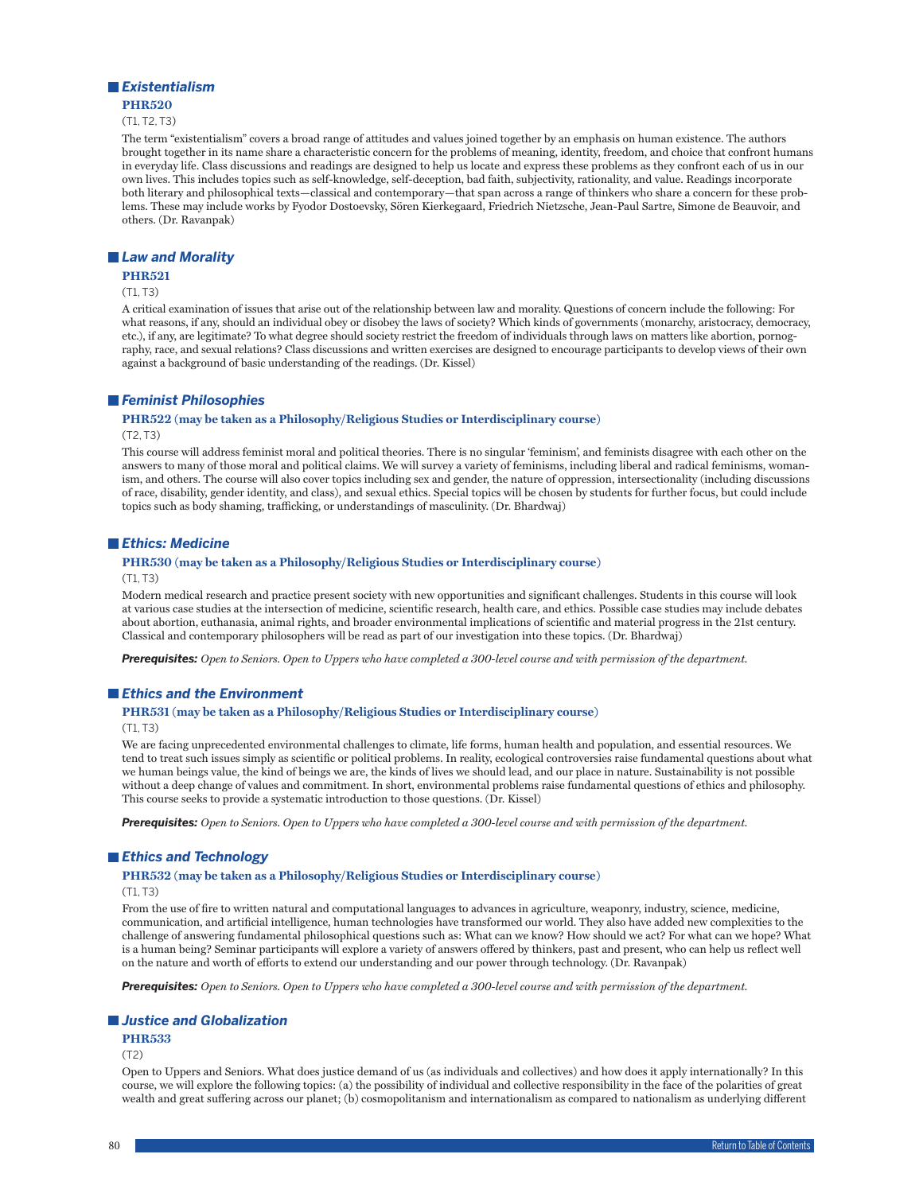## Existentialism

**PHR520**

(T1, T2, T3)

The term "existentialism" covers a broad range of attitudes and values joined together by an emphasis on human existence. The authors brought together in its name share a characteristic concern for the problems of meaning, identity, freedom, and choice that confront humans in everyday life. Class discussions and readings are designed to help us locate and express these problems as they confront each of us in our own lives. This includes topics such as self-knowledge, self-deception, bad faith, subjectivity, rationality, and value. Readings incorporate both literary and philosophical texts—classical and contemporary—that span across a range of thinkers who share a concern for these problems. These may include works by Fyodor Dostoevsky, Sören Kierkegaard, Friedrich Nietzsche, Jean-Paul Sartre, Simone de Beauvoir, and others. (Dr. Ravanpak)

## Law and Morality

**PHR521**

(T1, T3)

A critical examination of issues that arise out of the relationship between law and morality. Questions of concern include the following: For what reasons, if any, should an individual obey or disobey the laws of society? Which kinds of governments (monarchy, aristocracy, democracy, etc.), if any, are legitimate? To what degree should society restrict the freedom of individuals through laws on matters like abortion, pornography, race, and sexual relations? Class discussions and written exercises are designed to encourage participants to develop views of their own against a background of basic understanding of the readings. (Dr. Kissel)

## Feminist Philosophies

**PHR522 (may be taken as a Philosophy/Religious Studies or Interdisciplinary course)**

(T2, T3)

This course will address feminist moral and political theories. There is no singular 'feminism', and feminists disagree with each other on the answers to many of those moral and political claims. We will survey a variety of feminisms, including liberal and radical feminisms, womanism, and others. The course will also cover topics including sex and gender, the nature of oppression, intersectionality (including discussions of race, disability, gender identity, and class), and sexual ethics. Special topics will be chosen by students for further focus, but could include topics such as body shaming, trafficking, or understandings of masculinity. (Dr. Bhardwaj)

## Ethics: Medicine

**PHR530 (may be taken as a Philosophy/Religious Studies or Interdisciplinary course)**

(T1, T3)

Modern medical research and practice present society with new opportunities and significant challenges. Students in this course will look at various case studies at the intersection of medicine, scientific research, health care, and ethics. Possible case studies may include debates about abortion, euthanasia, animal rights, and broader environmental implications of scientific and material progress in the 21st century. Classical and contemporary philosophers will be read as part of our investigation into these topics. (Dr. Bhardwaj)

***Prerequisites:*** *Open to Seniors. Open to Uppers who have completed a 300-level course and with permission of the department.*

## Ethics and the Environment

**PHR531 (may be taken as a Philosophy/Religious Studies or Interdisciplinary course)**

(T1, T3)

We are facing unprecedented environmental challenges to climate, life forms, human health and population, and essential resources. We tend to treat such issues simply as scientific or political problems. In reality, ecological controversies raise fundamental questions about what we human beings value, the kind of beings we are, the kinds of lives we should lead, and our place in nature. Sustainability is not possible without a deep change of values and commitment. In short, environmental problems raise fundamental questions of ethics and philosophy. This course seeks to provide a systematic introduction to those questions. (Dr. Kissel)

***Prerequisites:*** *Open to Seniors. Open to Uppers who have completed a 300-level course and with permission of the department.*

## Ethics and Technology

**PHR532 (may be taken as a Philosophy/Religious Studies or Interdisciplinary course)**

(T1, T3)

From the use of fire to written natural and computational languages to advances in agriculture, weaponry, industry, science, medicine, communication, and artificial intelligence, human technologies have transformed our world. They also have added new complexities to the challenge of answering fundamental philosophical questions such as: What can we know? How should we act? For what can we hope? What is a human being? Seminar participants will explore a variety of answers offered by thinkers, past and present, who can help us reflect well on the nature and worth of efforts to extend our understanding and our power through technology. (Dr. Ravanpak)

***Prerequisites:*** *Open to Seniors. Open to Uppers who have completed a 300-level course and with permission of the department.*

## Justice and Globalization

**PHR533**

(T2)

Open to Uppers and Seniors. What does justice demand of us (as individuals and collectives) and how does it apply internationally? In this course, we will explore the following topics: (a) the possibility of individual and collective responsibility in the face of the polarities of great wealth and great suffering across our planet; (b) cosmopolitanism and internationalism as compared to nationalism as underlying different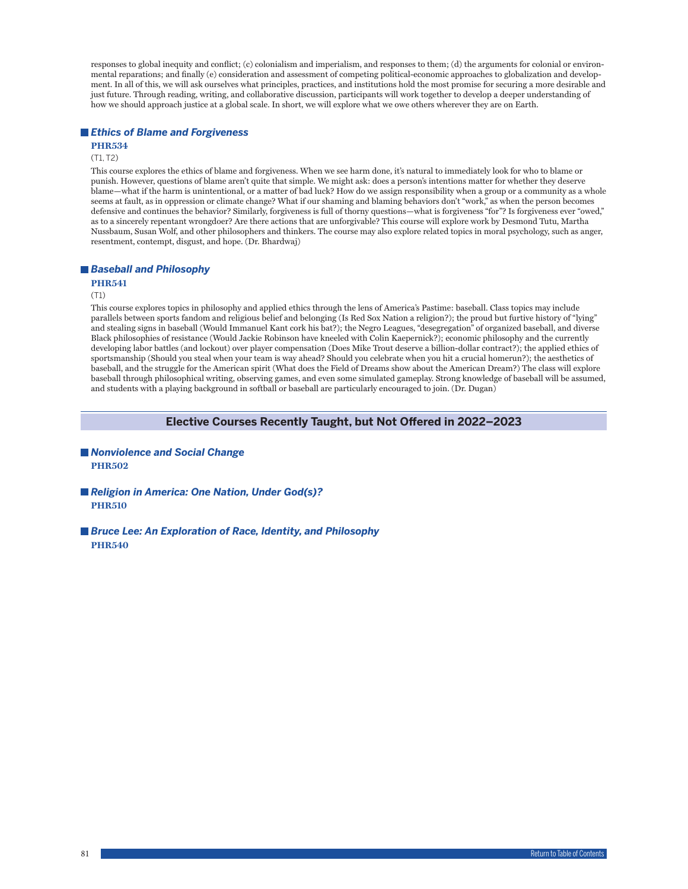responses to global inequity and conflict; (c) colonialism and imperialism, and responses to them; (d) the arguments for colonial or environmental reparations; and finally (e) consideration and assessment of competing political-economic approaches to globalization and development. In all of this, we will ask ourselves what principles, practices, and institutions hold the most promise for securing a more desirable and just future. Through reading, writing, and collaborative discussion, participants will work together to develop a deeper understanding of how we should approach justice at a global scale. In short, we will explore what we owe others wherever they are on Earth.

### *Ethics of Blame and Forgiveness*

**PHR534**

(T1, T2)

This course explores the ethics of blame and forgiveness. When we see harm done, it's natural to immediately look for who to blame or punish. However, questions of blame aren't quite that simple. We might ask: does a person's intentions matter for whether they deserve blame—what if the harm is unintentional, or a matter of bad luck? How do we assign responsibility when a group or a community as a whole seems at fault, as in oppression or climate change? What if our shaming and blaming behaviors don't "work," as when the person becomes defensive and continues the behavior? Similarly, forgiveness is full of thorny questions—what is forgiveness "for"? Is forgiveness ever "owed," as to a sincerely repentant wrongdoer? Are there actions that are unforgivable? This course will explore work by Desmond Tutu, Martha Nussbaum, Susan Wolf, and other philosophers and thinkers. The course may also explore related topics in moral psychology, such as anger, resentment, contempt, disgust, and hope. (Dr. Bhardwaj)

### *Baseball and Philosophy*

**PHR541**

(T1)

This course explores topics in philosophy and applied ethics through the lens of America's Pastime: baseball. Class topics may include parallels between sports fandom and religious belief and belonging (Is Red Sox Nation a religion?); the proud but furtive history of "lying" and stealing signs in baseball (Would Immanuel Kant cork his bat?); the Negro Leagues, "desegregation" of organized baseball, and diverse Black philosophies of resistance (Would Jackie Robinson have kneeled with Colin Kaepernick?); economic philosophy and the currently developing labor battles (and lockout) over player compensation (Does Mike Trout deserve a billion-dollar contract?); the applied ethics of sportsmanship (Should you steal when your team is way ahead? Should you celebrate when you hit a crucial homerun?); the aesthetics of baseball, and the struggle for the American spirit (What does the Field of Dreams show about the American Dream?) The class will explore baseball through philosophical writing, observing games, and even some simulated gameplay. Strong knowledge of baseball will be assumed, and students with a playing background in softball or baseball are particularly encouraged to join. (Dr. Dugan)

## Elective Courses Recently Taught, but Not Offered in 2022–2023

### *Nonviolence and Social Change*

**PHR502**

### *Religion in America: One Nation, Under God(s)?*

**PHR510**

### *Bruce Lee: An Exploration of Race, Identity, and Philosophy*

**PHR540**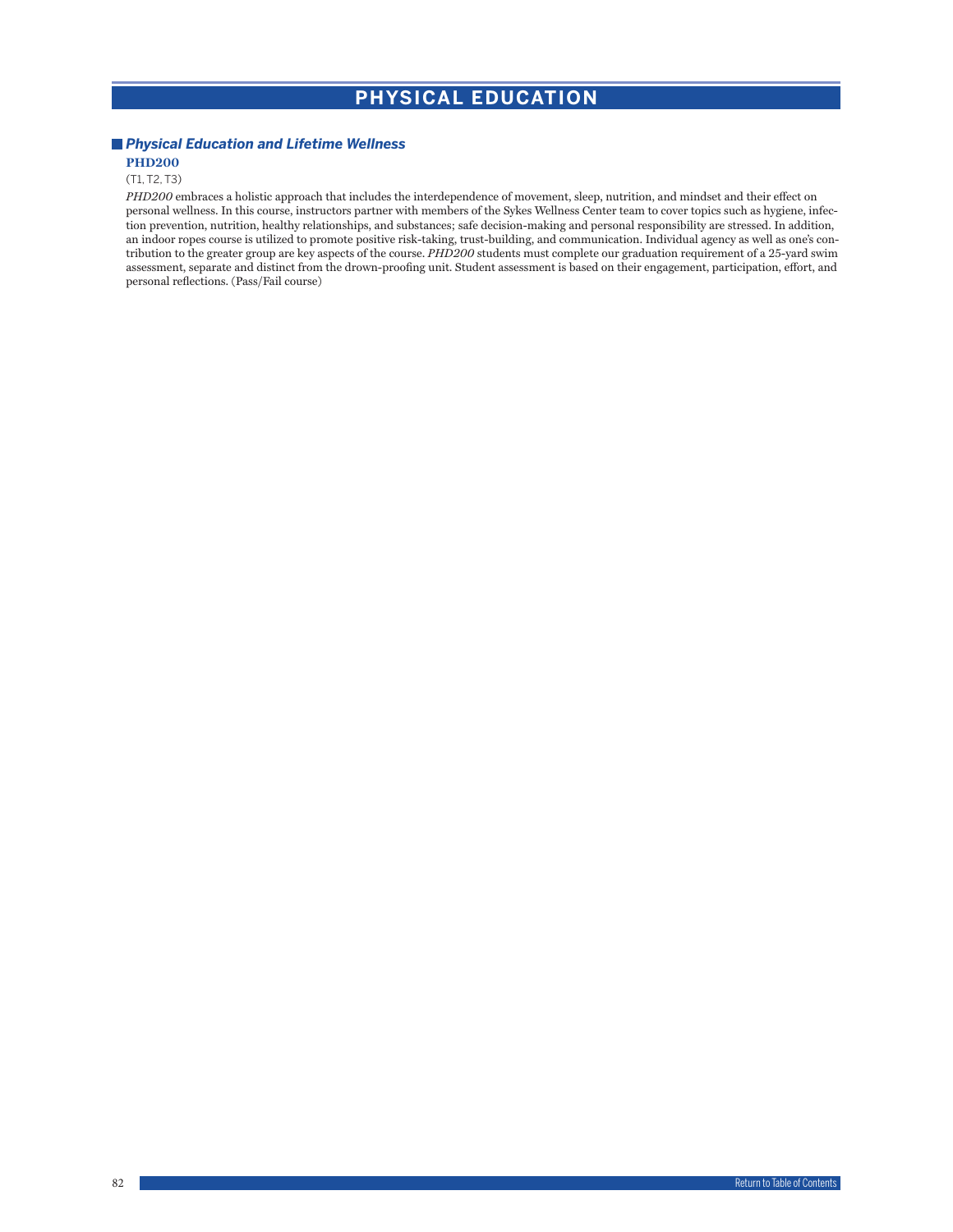# PHYSICAL EDUCATION

## *Physical Education and Lifetime Wellness*

**PHD200**

(T1, T2, T3)

*PHD200* embraces a holistic approach that includes the interdependence of movement, sleep, nutrition, and mindset and their effect on personal wellness. In this course, instructors partner with members of the Sykes Wellness Center team to cover topics such as hygiene, infection prevention, nutrition, healthy relationships, and substances; safe decision-making and personal responsibility are stressed. In addition, an indoor ropes course is utilized to promote positive risk-taking, trust-building, and communication. Individual agency as well as one's contribution to the greater group are key aspects of the course. *PHD200* students must complete our graduation requirement of a 25-yard swim assessment, separate and distinct from the drown-proofing unit. Student assessment is based on their engagement, participation, effort, and personal reflections. (Pass/Fail course)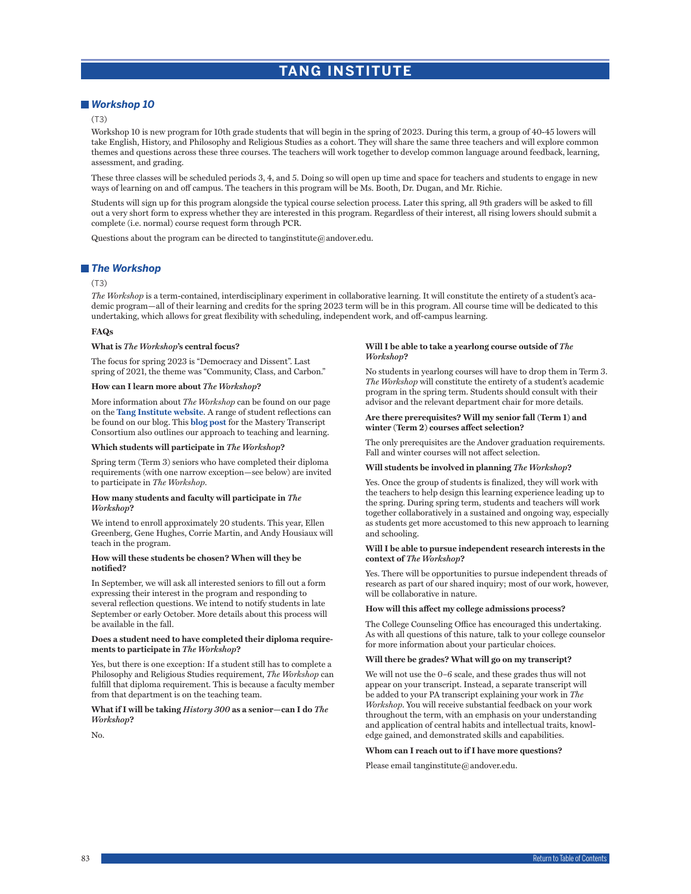# TANG INSTITUTE

## *Workshop 10*

(T3)

Workshop 10 is new program for 10th grade students that will begin in the spring of 2023. During this term, a group of 40-45 lowers will take English, History, and Philosophy and Religious Studies as a cohort. They will share the same three teachers and will explore common themes and questions across these three courses. The teachers will work together to develop common language around feedback, learning, assessment, and grading.

These three classes will be scheduled periods 3, 4, and 5. Doing so will open up time and space for teachers and students to engage in new ways of learning on and off campus. The teachers in this program will be Ms. Booth, Dr. Dugan, and Mr. Richie.

Students will sign up for this program alongside the typical course selection process. Later this spring, all 9th graders will be asked to fill out a very short form to express whether they are interested in this program. Regardless of their interest, all rising lowers should submit a complete (i.e. normal) course request form through PCR.

Questions about the program can be directed to tanginstitute@andover.edu.

## *The Workshop*

(T3)

*The Workshop* is a term-contained, interdisciplinary experiment in collaborative learning. It will constitute the entirety of a student's academic program—all of their learning and credits for the spring 2023 term will be in this program. All course time will be dedicated to this undertaking, which allows for great flexibility with scheduling, independent work, and off-campus learning.

**FAQs**

**What is *The Workshop*'s central focus?**

The focus for spring 2023 is "Democracy and Dissent". Last spring of 2021, the theme was "Community, Class, and Carbon."

**How can I learn more about *The Workshop*?**

More information about *The Workshop* can be found on our page on the **Tang Institute website**. A range of student reflections can be found on our blog. This **blog post** for the Mastery Transcript Consortium also outlines our approach to teaching and learning.

**Which students will participate in *The Workshop*?**

Spring term (Term 3) seniors who have completed their diploma requirements (with one narrow exception—see below) are invited to participate in *The Workshop*.

**How many students and faculty will participate in *The Workshop*?**

We intend to enroll approximately 20 students. This year, Ellen Greenberg, Gene Hughes, Corrie Martin, and Andy Housiaux will teach in the program.

**How will these students be chosen? When will they be notified?**

In September, we will ask all interested seniors to fill out a form expressing their interest in the program and responding to several reflection questions. We intend to notify students in late September or early October. More details about this process will be available in the fall.

**Does a student need to have completed their diploma requirements to participate in *The Workshop*?**

Yes, but there is one exception: If a student still has to complete a Philosophy and Religious Studies requirement, *The Workshop* can fulfill that diploma requirement. This is because a faculty member from that department is on the teaching team.

**What if I will be taking *History 300* as a senior—can I do *The Workshop*?**

No.

**Will I be able to take a yearlong course outside of *The Workshop*?**

No students in yearlong courses will have to drop them in Term 3. *The Workshop* will constitute the entirety of a student's academic program in the spring term. Students should consult with their advisor and the relevant department chair for more details.

**Are there prerequisites? Will my senior fall (Term 1) and winter (Term 2) courses affect selection?**

The only prerequisites are the Andover graduation requirements. Fall and winter courses will not affect selection.

**Will students be involved in planning *The Workshop*?**

Yes. Once the group of students is finalized, they will work with the teachers to help design this learning experience leading up to the spring. During spring term, students and teachers will work together collaboratively in a sustained and ongoing way, especially as students get more accustomed to this new approach to learning and schooling.

**Will I be able to pursue independent research interests in the context of *The Workshop*?**

Yes. There will be opportunities to pursue independent threads of research as part of our shared inquiry; most of our work, however, will be collaborative in nature.

**How will this affect my college admissions process?**

The College Counseling Office has encouraged this undertaking. As with all questions of this nature, talk to your college counselor for more information about your particular choices.

**Will there be grades? What will go on my transcript?**

We will not use the 0–6 scale, and these grades thus will not appear on your transcript. Instead, a separate transcript will be added to your PA transcript explaining your work in *The Workshop*. You will receive substantial feedback on your work throughout the term, with an emphasis on your understanding and application of central habits and intellectual traits, knowledge gained, and demonstrated skills and capabilities.

**Whom can I reach out to if I have more questions?**

Please email tanginstitute@andover.edu.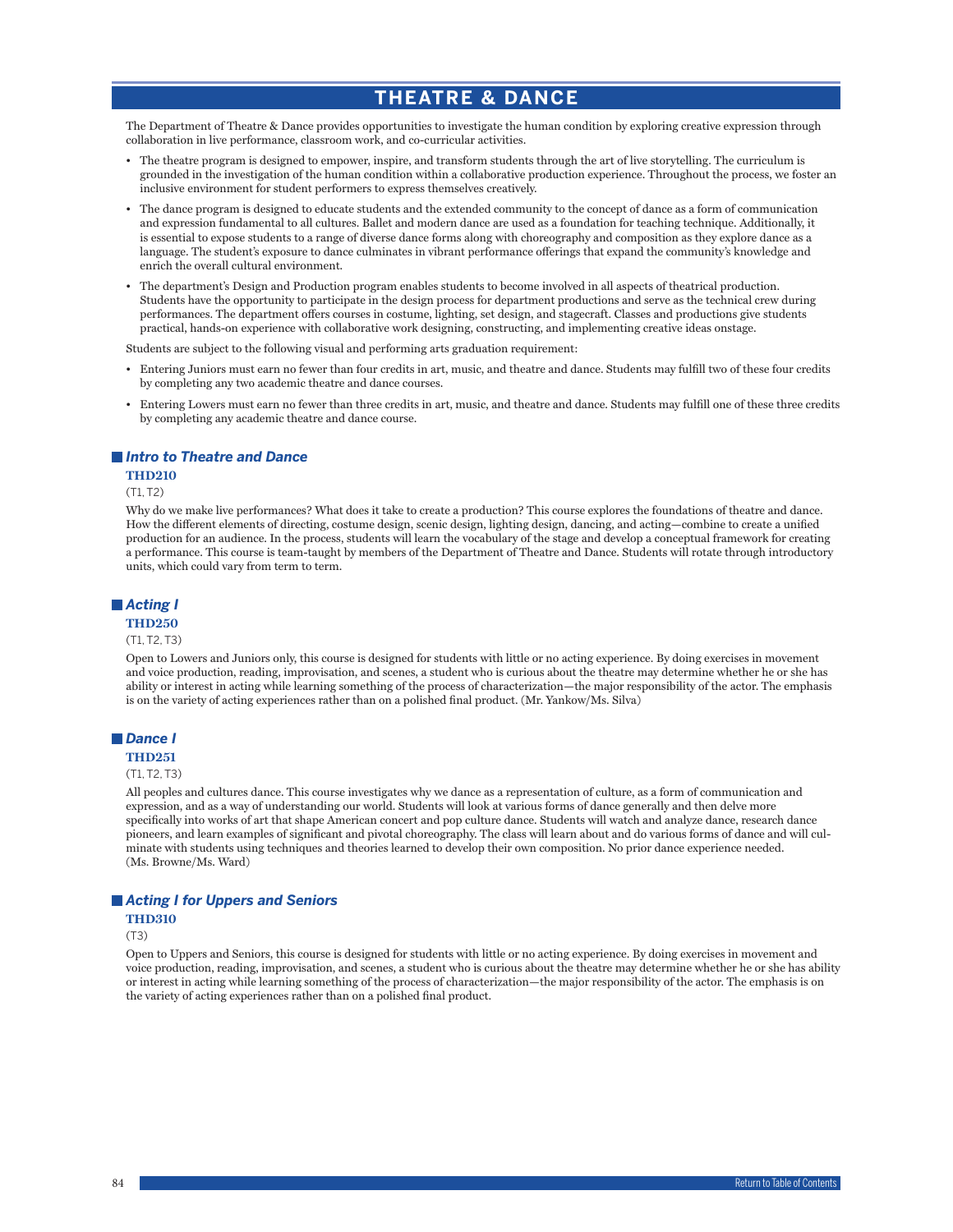# THEATRE & DANCE

The Department of Theatre & Dance provides opportunities to investigate the human condition by exploring creative expression through collaboration in live performance, classroom work, and co-curricular activities.

- The theatre program is designed to empower, inspire, and transform students through the art of live storytelling. The curriculum is grounded in the investigation of the human condition within a collaborative production experience. Throughout the process, we foster an inclusive environment for student performers to express themselves creatively.
- The dance program is designed to educate students and the extended community to the concept of dance as a form of communication and expression fundamental to all cultures. Ballet and modern dance are used as a foundation for teaching technique. Additionally, it is essential to expose students to a range of diverse dance forms along with choreography and composition as they explore dance as a language. The student's exposure to dance culminates in vibrant performance offerings that expand the community's knowledge and enrich the overall cultural environment.
- The department's Design and Production program enables students to become involved in all aspects of theatrical production. Students have the opportunity to participate in the design process for department productions and serve as the technical crew during performances. The department offers courses in costume, lighting, set design, and stagecraft. Classes and productions give students practical, hands-on experience with collaborative work designing, constructing, and implementing creative ideas onstage.

Students are subject to the following visual and performing arts graduation requirement:

- Entering Juniors must earn no fewer than four credits in art, music, and theatre and dance. Students may fulfill two of these four credits by completing any two academic theatre and dance courses.
- Entering Lowers must earn no fewer than three credits in art, music, and theatre and dance. Students may fulfill one of these three credits by completing any academic theatre and dance course.

### *Intro to Theatre and Dance*

**THD210**

(T1, T2)

Why do we make live performances? What does it take to create a production? This course explores the foundations of theatre and dance. How the different elements of directing, costume design, scenic design, lighting design, dancing, and acting—combine to create a unified production for an audience. In the process, students will learn the vocabulary of the stage and develop a conceptual framework for creating a performance. This course is team-taught by members of the Department of Theatre and Dance. Students will rotate through introductory units, which could vary from term to term.

### *Acting I*

**THD250**

(T1, T2, T3)

Open to Lowers and Juniors only, this course is designed for students with little or no acting experience. By doing exercises in movement and voice production, reading, improvisation, and scenes, a student who is curious about the theatre may determine whether he or she has ability or interest in acting while learning something of the process of characterization—the major responsibility of the actor. The emphasis is on the variety of acting experiences rather than on a polished final product. (Mr. Yankow/Ms. Silva)

### *Dance I*

**THD251**

(T1, T2, T3)

All peoples and cultures dance. This course investigates why we dance as a representation of culture, as a form of communication and expression, and as a way of understanding our world. Students will look at various forms of dance generally and then delve more specifically into works of art that shape American concert and pop culture dance. Students will watch and analyze dance, research dance pioneers, and learn examples of significant and pivotal choreography. The class will learn about and do various forms of dance and will culminate with students using techniques and theories learned to develop their own composition. No prior dance experience needed. (Ms. Browne/Ms. Ward)

### *Acting I for Uppers and Seniors*

**THD310**

(T3)

Open to Uppers and Seniors, this course is designed for students with little or no acting experience. By doing exercises in movement and voice production, reading, improvisation, and scenes, a student who is curious about the theatre may determine whether he or she has ability or interest in acting while learning something of the process of characterization—the major responsibility of the actor. The emphasis is on the variety of acting experiences rather than on a polished final product.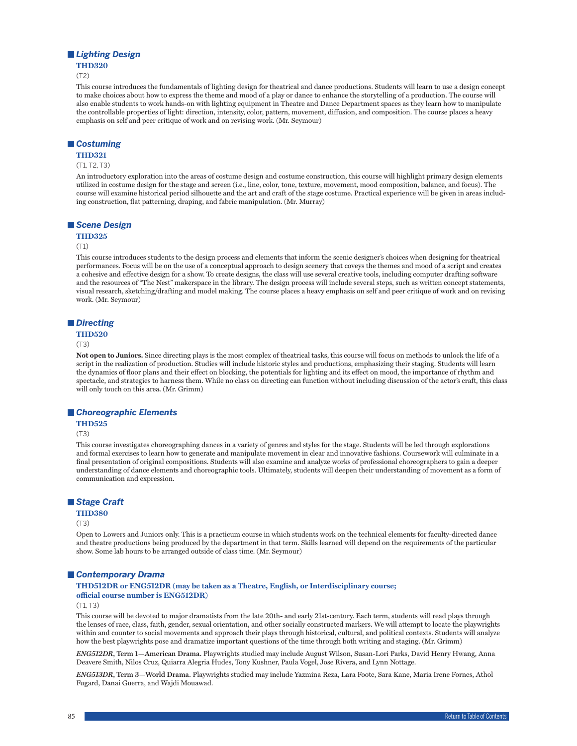## Lighting Design

**THD320**

(T2)

This course introduces the fundamentals of lighting design for theatrical and dance productions. Students will learn to use a design concept to make choices about how to express the theme and mood of a play or dance to enhance the storytelling of a production. The course will also enable students to work hands-on with lighting equipment in Theatre and Dance Department spaces as they learn how to manipulate the controllable properties of light: direction, intensity, color, pattern, movement, diffusion, and composition. The course places a heavy emphasis on self and peer critique of work and on revising work. (Mr. Seymour)

## Costuming

**THD321**

(T1, T2, T3)

An introductory exploration into the areas of costume design and costume construction, this course will highlight primary design elements utilized in costume design for the stage and screen (i.e., line, color, tone, texture, movement, mood composition, balance, and focus). The course will examine historical period silhouette and the art and craft of the stage costume. Practical experience will be given in areas including construction, flat patterning, draping, and fabric manipulation. (Mr. Murray)

## Scene Design

**THD325**

(T1)

This course introduces students to the design process and elements that inform the scenic designer's choices when designing for theatrical performances. Focus will be on the use of a conceptual approach to design scenery that coveys the themes and mood of a script and creates a cohesive and effective design for a show. To create designs, the class will use several creative tools, including computer drafting software and the resources of "The Nest" makerspace in the library. The design process will include several steps, such as written concept statements, visual research, sketching/drafting and model making. The course places a heavy emphasis on self and peer critique of work and on revising work. (Mr. Seymour)

## Directing

**THD520**

(T3)

**Not open to Juniors.** Since directing plays is the most complex of theatrical tasks, this course will focus on methods to unlock the life of a script in the realization of production. Studies will include historic styles and productions, emphasizing their staging. Students will learn the dynamics of floor plans and their effect on blocking, the potentials for lighting and its effect on mood, the importance of rhythm and spectacle, and strategies to harness them. While no class on directing can function without including discussion of the actor's craft, this class will only touch on this area. (Mr. Grimm)

## Choreographic Elements

**THD525**

(T3)

This course investigates choreographing dances in a variety of genres and styles for the stage. Students will be led through explorations and formal exercises to learn how to generate and manipulate movement in clear and innovative fashions. Coursework will culminate in a final presentation of original compositions. Students will also examine and analyze works of professional choreographers to gain a deeper understanding of dance elements and choreographic tools. Ultimately, students will deepen their understanding of movement as a form of communication and expression.

## Stage Craft

**THD380**

(T3)

Open to Lowers and Juniors only. This is a practicum course in which students work on the technical elements for faculty-directed dance and theatre productions being produced by the department in that term. Skills learned will depend on the requirements of the particular show. Some lab hours to be arranged outside of class time. (Mr. Seymour)

## Contemporary Drama

**THD512DR or ENG512DR (may be taken as a Theatre, English, or Interdisciplinary course; official course number is ENG512DR)**

(T1, T3)

This course will be devoted to major dramatists from the late 20th- and early 21st-century. Each term, students will read plays through the lenses of race, class, faith, gender, sexual orientation, and other socially constructed markers. We will attempt to locate the playwrights within and counter to social movements and approach their plays through historical, cultural, and political contexts. Students will analyze how the best playwrights pose and dramatize important questions of the time through both writing and staging. (Mr. Grimm)

***ENG512DR*, Term 1—American Drama.** Playwrights studied may include August Wilson, Susan-Lori Parks, David Henry Hwang, Anna Deavere Smith, Nilos Cruz, Quiarra Alegria Hudes, Tony Kushner, Paula Vogel, Jose Rivera, and Lynn Nottage.

***ENG513DR*, Term 3—World Drama.** Playwrights studied may include Yazmina Reza, Lara Foote, Sara Kane, Maria Irene Fornes, Athol Fugard, Danai Guerra, and Wajdi Mouawad.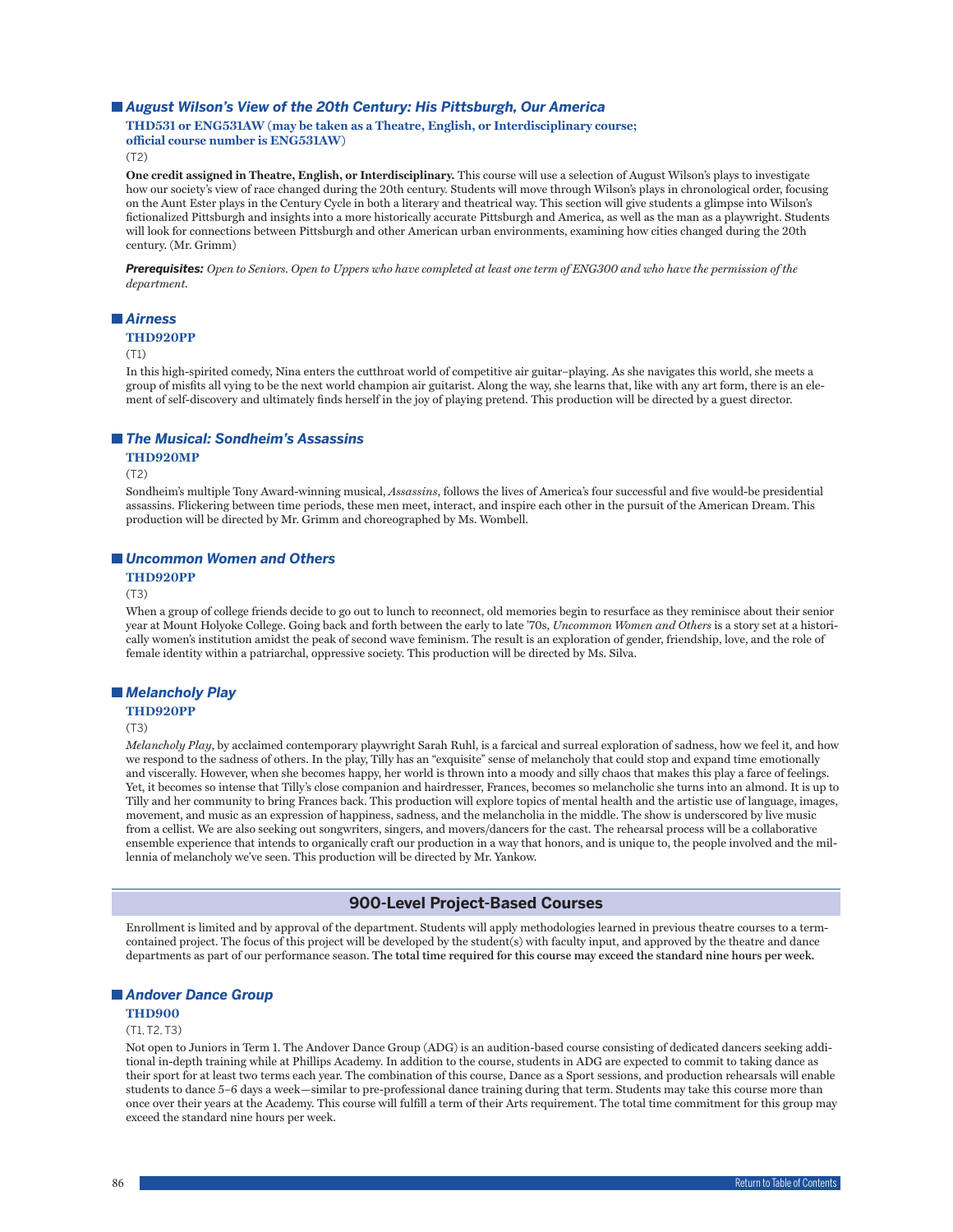### *August Wilson's View of the 20th Century: His Pittsburgh, Our America*

**THD531 or ENG531AW (may be taken as a Theatre, English, or Interdisciplinary course; official course number is ENG531AW)**

(T2)

**One credit assigned in Theatre, English, or Interdisciplinary.** This course will use a selection of August Wilson's plays to investigate how our society's view of race changed during the 20th century. Students will move through Wilson's plays in chronological order, focusing on the Aunt Ester plays in the Century Cycle in both a literary and theatrical way. This section will give students a glimpse into Wilson's fictionalized Pittsburgh and insights into a more historically accurate Pittsburgh and America, as well as the man as a playwright. Students will look for connections between Pittsburgh and other American urban environments, examining how cities changed during the 20th century. (Mr. Grimm)

***Prerequisites:*** *Open to Seniors. Open to Uppers who have completed at least one term of ENG300 and who have the permission of the department.*

### *Airness*

**THD920PP**

(T1)

In this high-spirited comedy, Nina enters the cutthroat world of competitive air guitar–playing. As she navigates this world, she meets a group of misfits all vying to be the next world champion air guitarist. Along the way, she learns that, like with any art form, there is an element of self-discovery and ultimately finds herself in the joy of playing pretend. This production will be directed by a guest director.

### *The Musical: Sondheim's Assassins*

**THD920MP**

(T2)

Sondheim's multiple Tony Award-winning musical, *Assassins*, follows the lives of America's four successful and five would-be presidential assassins. Flickering between time periods, these men meet, interact, and inspire each other in the pursuit of the American Dream. This production will be directed by Mr. Grimm and choreographed by Ms. Wombell.

### *Uncommon Women and Others*

**THD920PP**

(T3)

When a group of college friends decide to go out to lunch to reconnect, old memories begin to resurface as they reminisce about their senior year at Mount Holyoke College. Going back and forth between the early to late '70s, *Uncommon Women and Others* is a story set at a historically women's institution amidst the peak of second wave feminism. The result is an exploration of gender, friendship, love, and the role of female identity within a patriarchal, oppressive society. This production will be directed by Ms. Silva.

### *Melancholy Play*

**THD920PP**

(T3)

*Melancholy Play*, by acclaimed contemporary playwright Sarah Ruhl, is a farcical and surreal exploration of sadness, how we feel it, and how we respond to the sadness of others. In the play, Tilly has an "exquisite" sense of melancholy that could stop and expand time emotionally and viscerally. However, when she becomes happy, her world is thrown into a moody and silly chaos that makes this play a farce of feelings. Yet, it becomes so intense that Tilly's close companion and hairdresser, Frances, becomes so melancholic she turns into an almond. It is up to Tilly and her community to bring Frances back. This production will explore topics of mental health and the artistic use of language, images, movement, and music as an expression of happiness, sadness, and the melancholia in the middle. The show is underscored by live music from a cellist. We are also seeking out songwriters, singers, and movers/dancers for the cast. The rehearsal process will be a collaborative ensemble experience that intends to organically craft our production in a way that honors, and is unique to, the people involved and the millennia of melancholy we've seen. This production will be directed by Mr. Yankow.

## 900-Level Project-Based Courses

Enrollment is limited and by approval of the department. Students will apply methodologies learned in previous theatre courses to a term-contained project. The focus of this project will be developed by the student(s) with faculty input, and approved by the theatre and dance departments as part of our performance season. **The total time required for this course may exceed the standard nine hours per week.**

### *Andover Dance Group*

**THD900**

(T1, T2, T3)

Not open to Juniors in Term 1. The Andover Dance Group (ADG) is an audition-based course consisting of dedicated dancers seeking additional in-depth training while at Phillips Academy. In addition to the course, students in ADG are expected to commit to taking dance as their sport for at least two terms each year. The combination of this course, Dance as a Sport sessions, and production rehearsals will enable students to dance 5–6 days a week—similar to pre-professional dance training during that term. Students may take this course more than once over their years at the Academy. This course will fulfill a term of their Arts requirement. The total time commitment for this group may exceed the standard nine hours per week.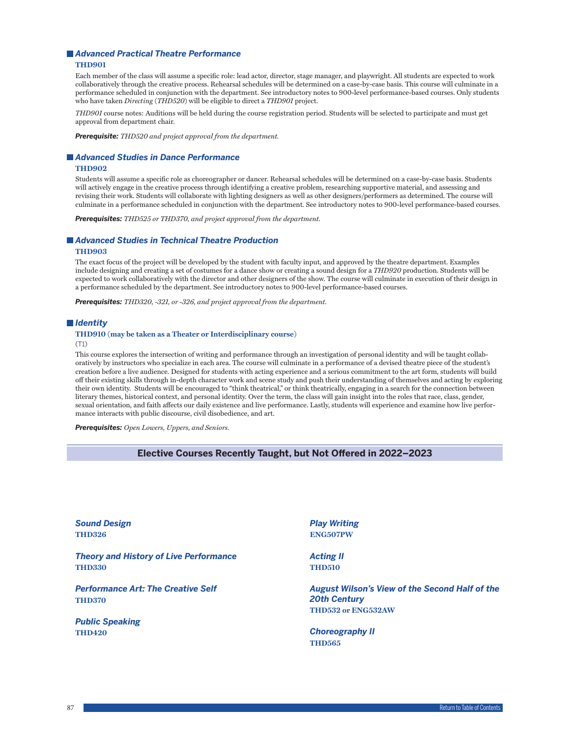### *Advanced Practical Theatre Performance*

**THD901**

Each member of the class will assume a specific role: lead actor, director, stage manager, and playwright. All students are expected to work collaboratively through the creative process. Rehearsal schedules will be determined on a case-by-case basis. This course will culminate in a performance scheduled in conjunction with the department. See introductory notes to 900-level performance-based courses. Only students who have taken *Directing* (*THD520*) will be eligible to direct a *THD901* project.

*THD901* course notes: Auditions will be held during the course registration period. Students will be selected to participate and must get approval from department chair.

***Prerequisite:*** *THD520 and project approval from the department.*

### *Advanced Studies in Dance Performance*

**THD902**

Students will assume a specific role as choreographer or dancer. Rehearsal schedules will be determined on a case-by-case basis. Students will actively engage in the creative process through identifying a creative problem, researching supportive material, and assessing and revising their work. Students will collaborate with lighting designers as well as other designers/performers as determined. The course will culminate in a performance scheduled in conjunction with the department. See introductory notes to 900-level performance-based courses.

***Prerequisites:*** *THD525 or THD370, and project approval from the department.*

### *Advanced Studies in Technical Theatre Production*

**THD903**

The exact focus of the project will be developed by the student with faculty input, and approved by the theatre department. Examples include designing and creating a set of costumes for a dance show or creating a sound design for a *THD920* production. Students will be expected to work collaboratively with the director and other designers of the show. The course will culminate in execution of their design in a performance scheduled by the department. See introductory notes to 900-level performance-based courses.

***Prerequisites:*** *THD320, -321, or -326, and project approval from the department.*

### *Identity*

**THD910 (may be taken as a Theater or Interdisciplinary course)**

(T1)

This course explores the intersection of writing and performance through an investigation of personal identity and will be taught collaboratively by instructors who specialize in each area. The course will culminate in a performance of a devised theatre piece of the student's creation before a live audience. Designed for students with acting experience and a serious commitment to the art form, students will build off their existing skills through in-depth character work and scene study and push their understanding of themselves and acting by exploring their own identity. Students will be encouraged to "think theatrical," or think theatrically, engaging in a search for the connection between literary themes, historical context, and personal identity. Over the term, the class will gain insight into the roles that race, class, gender, sexual orientation, and faith affects our daily existence and live performance. Lastly, students will experience and examine how live performance interacts with public discourse, civil disobedience, and art.

***Prerequisites:*** *Open Lowers, Uppers, and Seniors.*

## Elective Courses Recently Taught, but Not Offered in 2022–2023

***Sound Design***
**THD326**

***Theory and History of Live Performance***
**THD330**

***Performance Art: The Creative Self***
**THD370**

***Public Speaking***
**THD420**

***Play Writing***
**ENG507PW**

***Acting II***
**THD510**

***August Wilson's View of the Second Half of the 20th Century***
**THD532 or ENG532AW**

***Choreography II***
**THD565**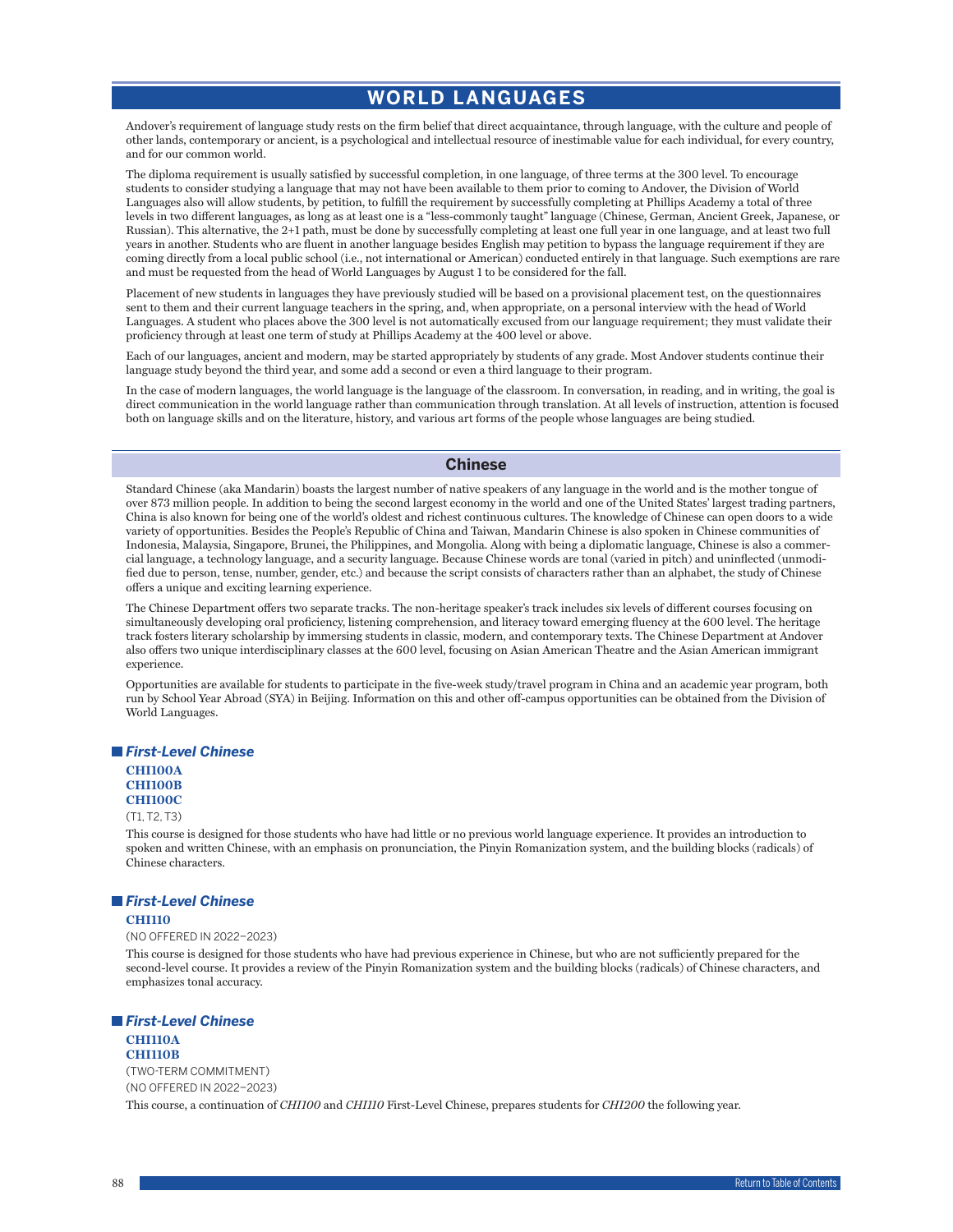# WORLD LANGUAGES

Andover's requirement of language study rests on the firm belief that direct acquaintance, through language, with the culture and people of other lands, contemporary or ancient, is a psychological and intellectual resource of inestimable value for each individual, for every country, and for our common world.

The diploma requirement is usually satisfied by successful completion, in one language, of three terms at the 300 level. To encourage students to consider studying a language that may not have been available to them prior to coming to Andover, the Division of World Languages also will allow students, by petition, to fulfill the requirement by successfully completing at Phillips Academy a total of three levels in two different languages, as long as at least one is a "less-commonly taught" language (Chinese, German, Ancient Greek, Japanese, or Russian). This alternative, the 2+1 path, must be done by successfully completing at least one full year in one language, and at least two full years in another. Students who are fluent in another language besides English may petition to bypass the language requirement if they are coming directly from a local public school (i.e., not international or American) conducted entirely in that language. Such exemptions are rare and must be requested from the head of World Languages by August 1 to be considered for the fall.

Placement of new students in languages they have previously studied will be based on a provisional placement test, on the questionnaires sent to them and their current language teachers in the spring, and, when appropriate, on a personal interview with the head of World Languages. A student who places above the 300 level is not automatically excused from our language requirement; they must validate their proficiency through at least one term of study at Phillips Academy at the 400 level or above.

Each of our languages, ancient and modern, may be started appropriately by students of any grade. Most Andover students continue their language study beyond the third year, and some add a second or even a third language to their program.

In the case of modern languages, the world language is the language of the classroom. In conversation, in reading, and in writing, the goal is direct communication in the world language rather than communication through translation. At all levels of instruction, attention is focused both on language skills and on the literature, history, and various art forms of the people whose languages are being studied.

## Chinese

Standard Chinese (aka Mandarin) boasts the largest number of native speakers of any language in the world and is the mother tongue of over 873 million people. In addition to being the second largest economy in the world and one of the United States' largest trading partners, China is also known for being one of the world's oldest and richest continuous cultures. The knowledge of Chinese can open doors to a wide variety of opportunities. Besides the People's Republic of China and Taiwan, Mandarin Chinese is also spoken in Chinese communities of Indonesia, Malaysia, Singapore, Brunei, the Philippines, and Mongolia. Along with being a diplomatic language, Chinese is also a commercial language, a technology language, and a security language. Because Chinese words are tonal (varied in pitch) and uninflected (unmodified due to person, tense, number, gender, etc.) and because the script consists of characters rather than an alphabet, the study of Chinese offers a unique and exciting learning experience.

The Chinese Department offers two separate tracks. The non-heritage speaker's track includes six levels of different courses focusing on simultaneously developing oral proficiency, listening comprehension, and literacy toward emerging fluency at the 600 level. The heritage track fosters literary scholarship by immersing students in classic, modern, and contemporary texts. The Chinese Department at Andover also offers two unique interdisciplinary classes at the 600 level, focusing on Asian American Theatre and the Asian American immigrant experience.

Opportunities are available for students to participate in the five-week study/travel program in China and an academic year program, both run by School Year Abroad (SYA) in Beijing. Information on this and other off-campus opportunities can be obtained from the Division of World Languages.

### *First-Level Chinese*

**CHI100A**
**CHI100B**
**CHI100C**

(T1, T2, T3)

This course is designed for those students who have had little or no previous world language experience. It provides an introduction to spoken and written Chinese, with an emphasis on pronunciation, the Pinyin Romanization system, and the building blocks (radicals) of Chinese characters.

### *First-Level Chinese*

**CHI110**

(NO OFFERED IN 2022–2023)

This course is designed for those students who have had previous experience in Chinese, but who are not sufficiently prepared for the second-level course. It provides a review of the Pinyin Romanization system and the building blocks (radicals) of Chinese characters, and emphasizes tonal accuracy.

### *First-Level Chinese*

**CHI110A**
**CHI110B**

(TWO-TERM COMMITMENT)
(NO OFFERED IN 2022–2023)

This course, a continuation of *CHI100* and *CHI110* First-Level Chinese, prepares students for *CHI200* the following year.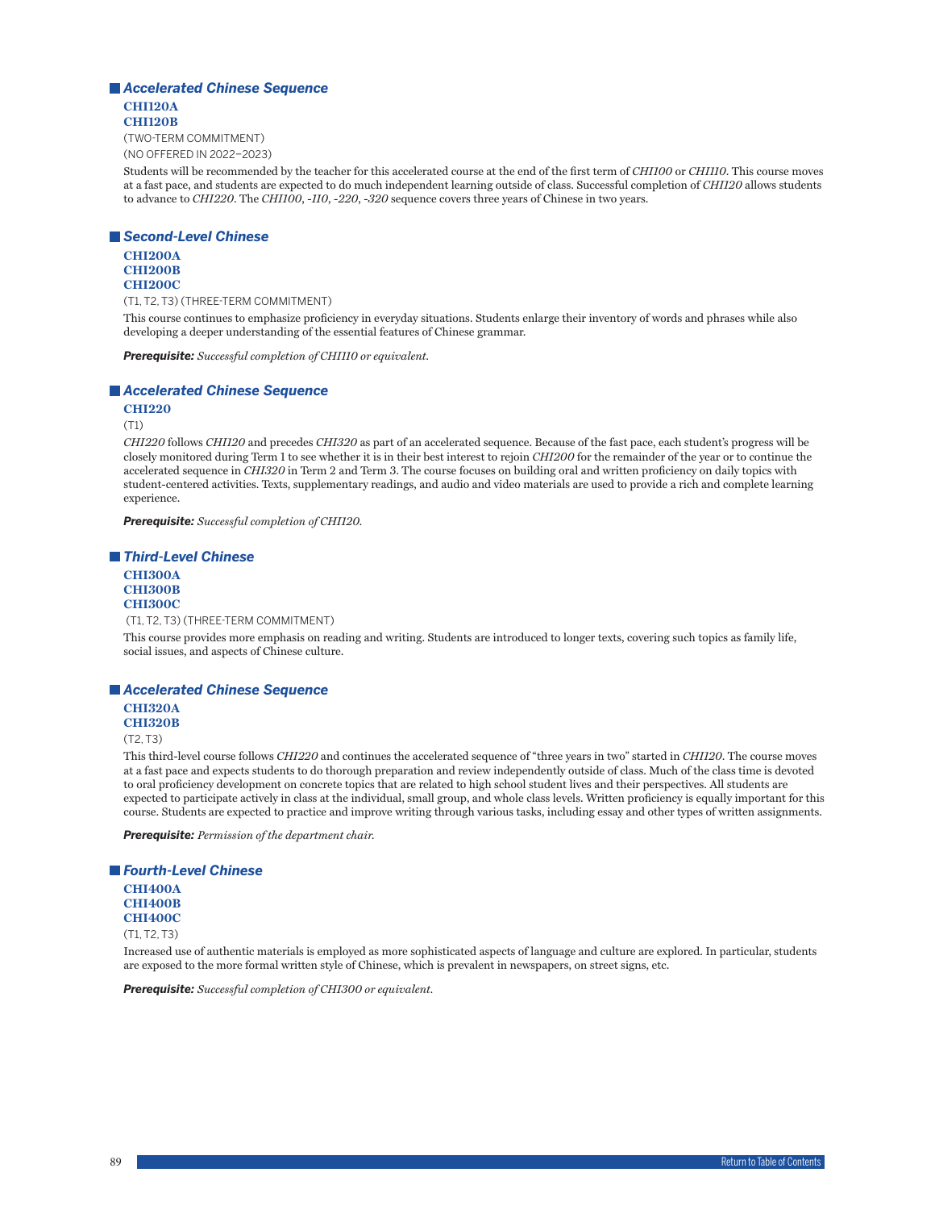## *Accelerated Chinese Sequence*

**CHI120A**
**CHI120B**

(TWO-TERM COMMITMENT)
(NO OFFERED IN 2022–2023)

Students will be recommended by the teacher for this accelerated course at the end of the first term of *CHI100* or *CHI110*. This course moves at a fast pace, and students are expected to do much independent learning outside of class. Successful completion of *CHI120* allows students to advance to *CHI220*. The *CHI100*, *-110*, *-220*, *-320* sequence covers three years of Chinese in two years.

## *Second-Level Chinese*

**CHI200A**
**CHI200B**
**CHI200C**

(T1, T2, T3) (THREE-TERM COMMITMENT)

This course continues to emphasize proficiency in everyday situations. Students enlarge their inventory of words and phrases while also developing a deeper understanding of the essential features of Chinese grammar.

***Prerequisite:*** *Successful completion of CHI110 or equivalent.*

## *Accelerated Chinese Sequence*

**CHI220**

(T1)

*CHI220* follows *CHI120* and precedes *CHI320* as part of an accelerated sequence. Because of the fast pace, each student's progress will be closely monitored during Term 1 to see whether it is in their best interest to rejoin *CHI200* for the remainder of the year or to continue the accelerated sequence in *CHI320* in Term 2 and Term 3. The course focuses on building oral and written proficiency on daily topics with student-centered activities. Texts, supplementary readings, and audio and video materials are used to provide a rich and complete learning experience.

***Prerequisite:*** *Successful completion of CHI120.*

## *Third-Level Chinese*

**CHI300A**
**CHI300B**
**CHI300C**

(T1, T2, T3) (THREE-TERM COMMITMENT)

This course provides more emphasis on reading and writing. Students are introduced to longer texts, covering such topics as family life, social issues, and aspects of Chinese culture.

## *Accelerated Chinese Sequence*

**CHI320A**
**CHI320B**

(T2, T3)

This third-level course follows *CHI220* and continues the accelerated sequence of "three years in two" started in *CHI120*. The course moves at a fast pace and expects students to do thorough preparation and review independently outside of class. Much of the class time is devoted to oral proficiency development on concrete topics that are related to high school student lives and their perspectives. All students are expected to participate actively in class at the individual, small group, and whole class levels. Written proficiency is equally important for this course. Students are expected to practice and improve writing through various tasks, including essay and other types of written assignments.

***Prerequisite:*** *Permission of the department chair.*

## *Fourth-Level Chinese*

**CHI400A**
**CHI400B**
**CHI400C**

(T1, T2, T3)

Increased use of authentic materials is employed as more sophisticated aspects of language and culture are explored. In particular, students are exposed to the more formal written style of Chinese, which is prevalent in newspapers, on street signs, etc.

***Prerequisite:*** *Successful completion of CHI300 or equivalent.*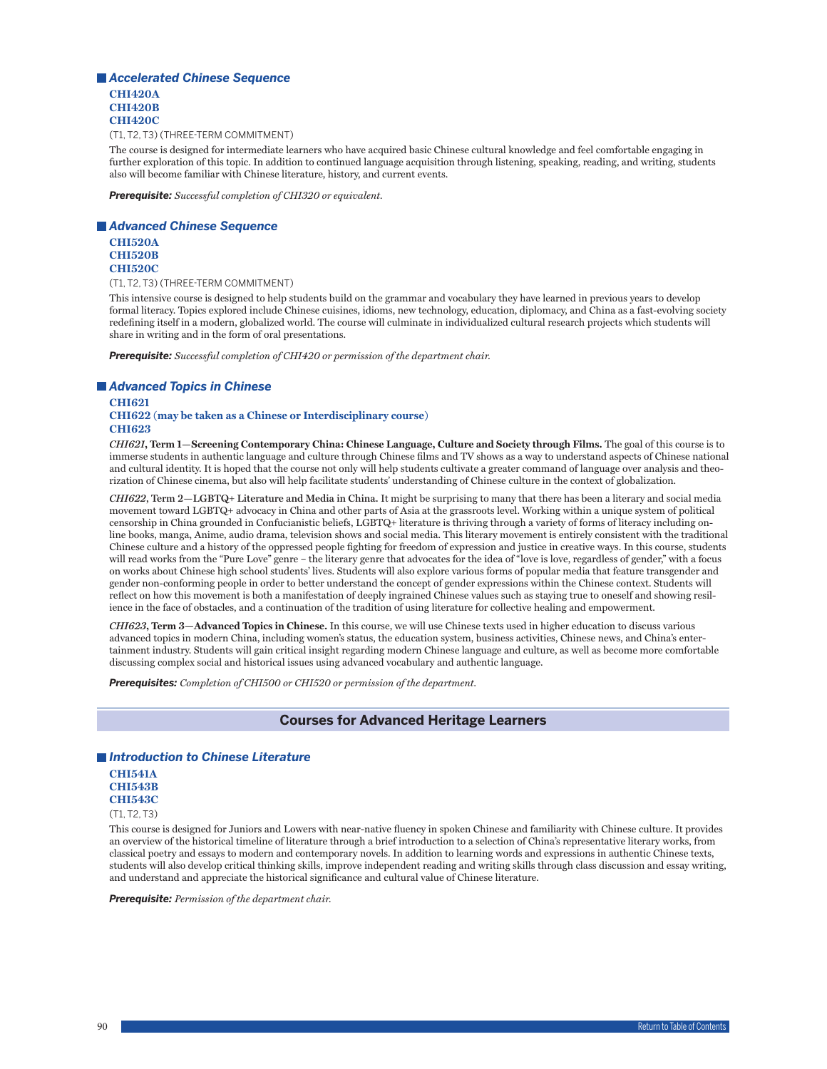### Accelerated Chinese Sequence

**CHI420A**
**CHI420B**
**CHI420C**

(T1, T2, T3) (THREE-TERM COMMITMENT)

The course is designed for intermediate learners who have acquired basic Chinese cultural knowledge and feel comfortable engaging in further exploration of this topic. In addition to continued language acquisition through listening, speaking, reading, and writing, students also will become familiar with Chinese literature, history, and current events.

***Prerequisite:*** *Successful completion of CHI320 or equivalent.*

### Advanced Chinese Sequence

**CHI520A**
**CHI520B**
**CHI520C**

(T1, T2, T3) (THREE-TERM COMMITMENT)

This intensive course is designed to help students build on the grammar and vocabulary they have learned in previous years to develop formal literacy. Topics explored include Chinese cuisines, idioms, new technology, education, diplomacy, and China as a fast-evolving society redefining itself in a modern, globalized world. The course will culminate in individualized cultural research projects which students will share in writing and in the form of oral presentations.

***Prerequisite:*** *Successful completion of CHI420 or permission of the department chair.*

### Advanced Topics in Chinese

**CHI621**
**CHI622 (may be taken as a Chinese or Interdisciplinary course)**
**CHI623**

***CHI621*, Term 1—Screening Contemporary China: Chinese Language, Culture and Society through Films.** The goal of this course is to immerse students in authentic language and culture through Chinese films and TV shows as a way to understand aspects of Chinese national and cultural identity. It is hoped that the course not only will help students cultivate a greater command of language over analysis and theorization of Chinese cinema, but also will help facilitate students' understanding of Chinese culture in the context of globalization.

***CHI622*, Term 2—LGBTQ+ Literature and Media in China.** It might be surprising to many that there has been a literary and social media movement toward LGBTQ+ advocacy in China and other parts of Asia at the grassroots level. Working within a unique system of political censorship in China grounded in Confucianistic beliefs, LGBTQ+ literature is thriving through a variety of forms of literacy including online books, manga, Anime, audio drama, television shows and social media. This literary movement is entirely consistent with the traditional Chinese culture and a history of the oppressed people fighting for freedom of expression and justice in creative ways. In this course, students will read works from the "Pure Love" genre – the literary genre that advocates for the idea of "love is love, regardless of gender," with a focus on works about Chinese high school students' lives. Students will also explore various forms of popular media that feature transgender and gender non-conforming people in order to better understand the concept of gender expressions within the Chinese context. Students will reflect on how this movement is both a manifestation of deeply ingrained Chinese values such as staying true to oneself and showing resilience in the face of obstacles, and a continuation of the tradition of using literature for collective healing and empowerment.

***CHI623*, Term 3—Advanced Topics in Chinese.** In this course, we will use Chinese texts used in higher education to discuss various advanced topics in modern China, including women's status, the education system, business activities, Chinese news, and China's entertainment industry. Students will gain critical insight regarding modern Chinese language and culture, as well as become more comfortable discussing complex social and historical issues using advanced vocabulary and authentic language.

***Prerequisites:*** *Completion of CHI500 or CHI520 or permission of the department.*

## Courses for Advanced Heritage Learners

### Introduction to Chinese Literature

**CHI541A**
**CHI543B**
**CHI543C**

(T1, T2, T3)

This course is designed for Juniors and Lowers with near-native fluency in spoken Chinese and familiarity with Chinese culture. It provides an overview of the historical timeline of literature through a brief introduction to a selection of China's representative literary works, from classical poetry and essays to modern and contemporary novels. In addition to learning words and expressions in authentic Chinese texts, students will also develop critical thinking skills, improve independent reading and writing skills through class discussion and essay writing, and understand and appreciate the historical significance and cultural value of Chinese literature.

***Prerequisite:*** *Permission of the department chair.*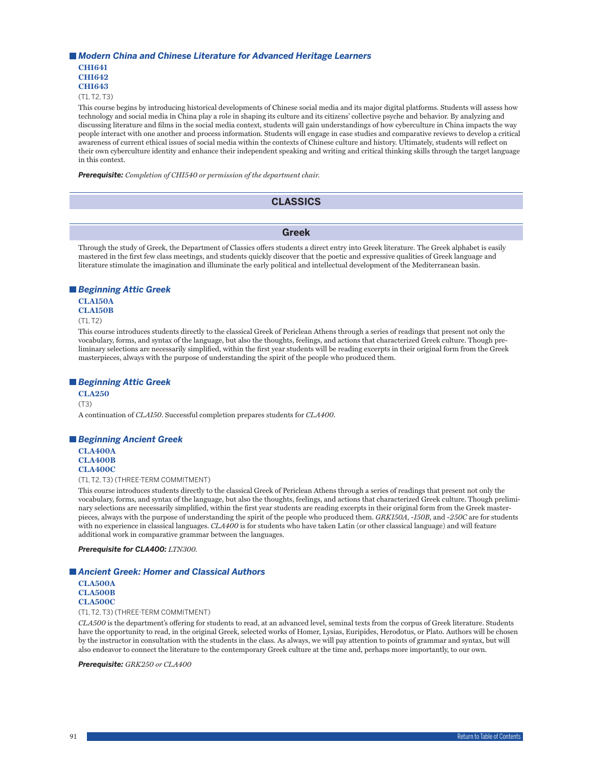### *Modern China and Chinese Literature for Advanced Heritage Learners*

**CHI641**
**CHI642**
**CHI643**

(T1, T2, T3)

This course begins by introducing historical developments of Chinese social media and its major digital platforms. Students will assess how technology and social media in China play a role in shaping its culture and its citizens' collective psyche and behavior. By analyzing and discussing literature and films in the social media context, students will gain understandings of how cyberculture in China impacts the way people interact with one another and process information. Students will engage in case studies and comparative reviews to develop a critical awareness of current ethical issues of social media within the contexts of Chinese culture and history. Ultimately, students will reflect on their own cyberculture identity and enhance their independent speaking and writing and critical thinking skills through the target language in this context.

***Prerequisite:*** *Completion of CHI540 or permission of the department chair.*

## CLASSICS

## Greek

Through the study of Greek, the Department of Classics offers students a direct entry into Greek literature. The Greek alphabet is easily mastered in the first few class meetings, and students quickly discover that the poetic and expressive qualities of Greek language and literature stimulate the imagination and illuminate the early political and intellectual development of the Mediterranean basin.

### *Beginning Attic Greek*

**CLA150A**
**CLA150B**

(T1, T2)

This course introduces students directly to the classical Greek of Periclean Athens through a series of readings that present not only the vocabulary, forms, and syntax of the language, but also the thoughts, feelings, and actions that characterized Greek culture. Though preliminary selections are necessarily simplified, within the first year students will be reading excerpts in their original form from the Greek masterpieces, always with the purpose of understanding the spirit of the people who produced them.

### *Beginning Attic Greek*

**CLA250**

(T3)

A continuation of *CLA150*. Successful completion prepares students for *CLA400*.

### *Beginning Ancient Greek*

**CLA400A**
**CLA400B**
**CLA400C**

(T1, T2, T3) (THREE-TERM COMMITMENT)

This course introduces students directly to the classical Greek of Periclean Athens through a series of readings that present not only the vocabulary, forms, and syntax of the language, but also the thoughts, feelings, and actions that characterized Greek culture. Though preliminary selections are necessarily simplified, within the first year students are reading excerpts in their original form from the Greek masterpieces, always with the purpose of understanding the spirit of the people who produced them. *GRK150A*, *-150B*, and *-250C* are for students with no experience in classical languages. *CLA400* is for students who have taken Latin (or other classical language) and will feature additional work in comparative grammar between the languages.

***Prerequisite for CLA400:*** *LTN300.*

### *Ancient Greek: Homer and Classical Authors*

**CLA500A**
**CLA500B**
**CLA500C**

(T1, T2, T3) (THREE-TERM COMMITMENT)

*CLA500* is the department's offering for students to read, at an advanced level, seminal texts from the corpus of Greek literature. Students have the opportunity to read, in the original Greek, selected works of Homer, Lysias, Euripides, Herodotus, or Plato. Authors will be chosen by the instructor in consultation with the students in the class. As always, we will pay attention to points of grammar and syntax, but will also endeavor to connect the literature to the contemporary Greek culture at the time and, perhaps more importantly, to our own.

***Prerequisite:*** *GRK250 or CLA400*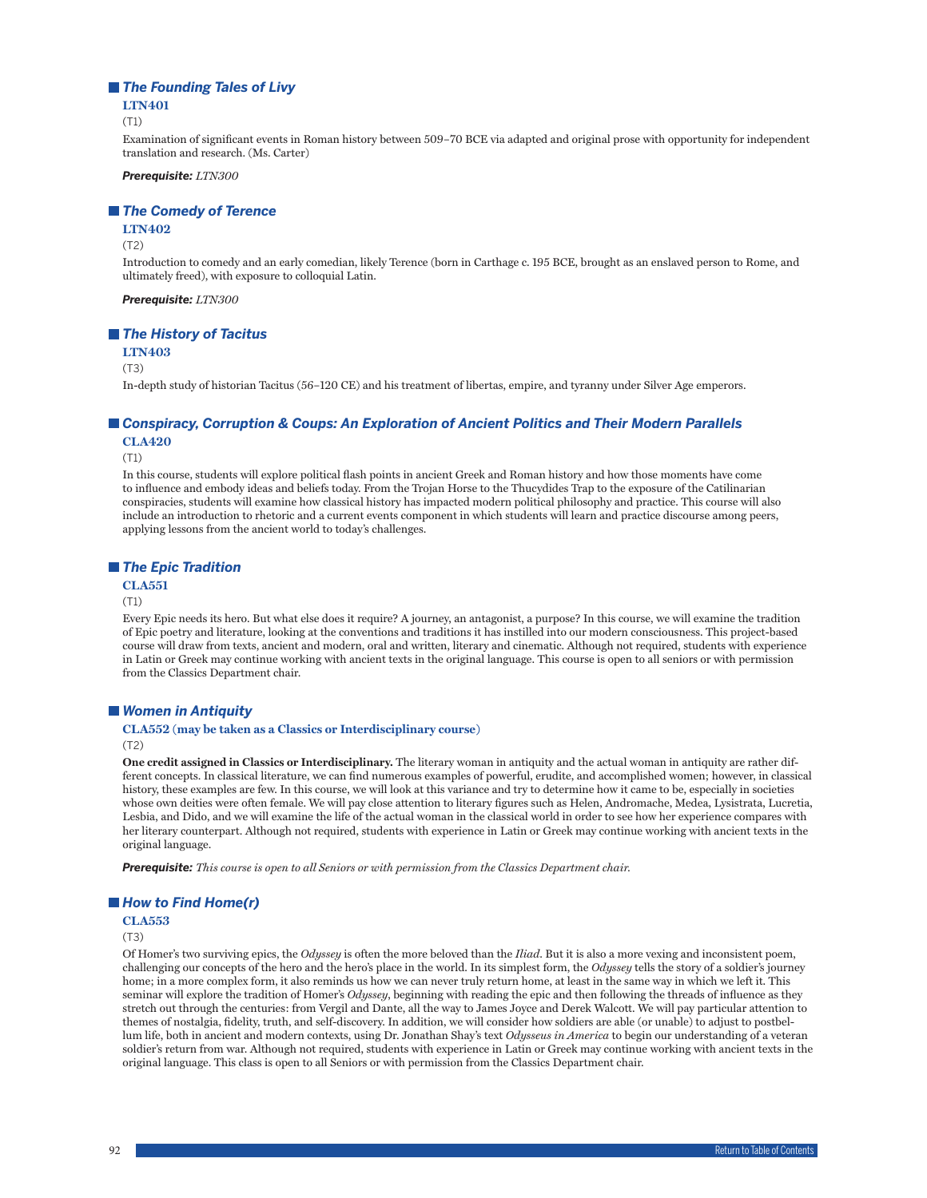## *The Founding Tales of Livy*

**LTN401**

(T1)

Examination of significant events in Roman history between 509–70 BCE via adapted and original prose with opportunity for independent translation and research. (Ms. Carter)

***Prerequisite:*** *LTN300*

## *The Comedy of Terence*

**LTN402**

(T2)

Introduction to comedy and an early comedian, likely Terence (born in Carthage c. 195 BCE, brought as an enslaved person to Rome, and ultimately freed), with exposure to colloquial Latin.

***Prerequisite:*** *LTN300*

## *The History of Tacitus*

**LTN403**

(T3)

In-depth study of historian Tacitus (56–120 CE) and his treatment of libertas, empire, and tyranny under Silver Age emperors.

## *Conspiracy, Corruption & Coups: An Exploration of Ancient Politics and Their Modern Parallels*

**CLA420**

(T1)

In this course, students will explore political flash points in ancient Greek and Roman history and how those moments have come to influence and embody ideas and beliefs today. From the Trojan Horse to the Thucydides Trap to the exposure of the Catilinarian conspiracies, students will examine how classical history has impacted modern political philosophy and practice. This course will also include an introduction to rhetoric and a current events component in which students will learn and practice discourse among peers, applying lessons from the ancient world to today's challenges.

## *The Epic Tradition*

**CLA551**

(T1)

Every Epic needs its hero. But what else does it require? A journey, an antagonist, a purpose? In this course, we will examine the tradition of Epic poetry and literature, looking at the conventions and traditions it has instilled into our modern consciousness. This project-based course will draw from texts, ancient and modern, oral and written, literary and cinematic. Although not required, students with experience in Latin or Greek may continue working with ancient texts in the original language. This course is open to all seniors or with permission from the Classics Department chair.

## *Women in Antiquity*

**CLA552 (may be taken as a Classics or Interdisciplinary course)**

(T2)

**One credit assigned in Classics or Interdisciplinary.** The literary woman in antiquity and the actual woman in antiquity are rather different concepts. In classical literature, we can find numerous examples of powerful, erudite, and accomplished women; however, in classical history, these examples are few. In this course, we will look at this variance and try to determine how it came to be, especially in societies whose own deities were often female. We will pay close attention to literary figures such as Helen, Andromache, Medea, Lysistrata, Lucretia, Lesbia, and Dido, and we will examine the life of the actual woman in the classical world in order to see how her experience compares with her literary counterpart. Although not required, students with experience in Latin or Greek may continue working with ancient texts in the original language.

***Prerequisite:*** *This course is open to all Seniors or with permission from the Classics Department chair.*

## *How to Find Home(r)*

**CLA553**

(T3)

Of Homer's two surviving epics, the *Odyssey* is often the more beloved than the *Iliad*. But it is also a more vexing and inconsistent poem, challenging our concepts of the hero and the hero's place in the world. In its simplest form, the *Odyssey* tells the story of a soldier's journey home; in a more complex form, it also reminds us how we can never truly return home, at least in the same way in which we left it. This seminar will explore the tradition of Homer's *Odyssey*, beginning with reading the epic and then following the threads of influence as they stretch out through the centuries: from Vergil and Dante, all the way to James Joyce and Derek Walcott. We will pay particular attention to themes of nostalgia, fidelity, truth, and self-discovery. In addition, we will consider how soldiers are able (or unable) to adjust to postbellum life, both in ancient and modern contexts, using Dr. Jonathan Shay's text *Odysseus in America* to begin our understanding of a veteran soldier's return from war. Although not required, students with experience in Latin or Greek may continue working with ancient texts in the original language. This class is open to all Seniors or with permission from the Classics Department chair.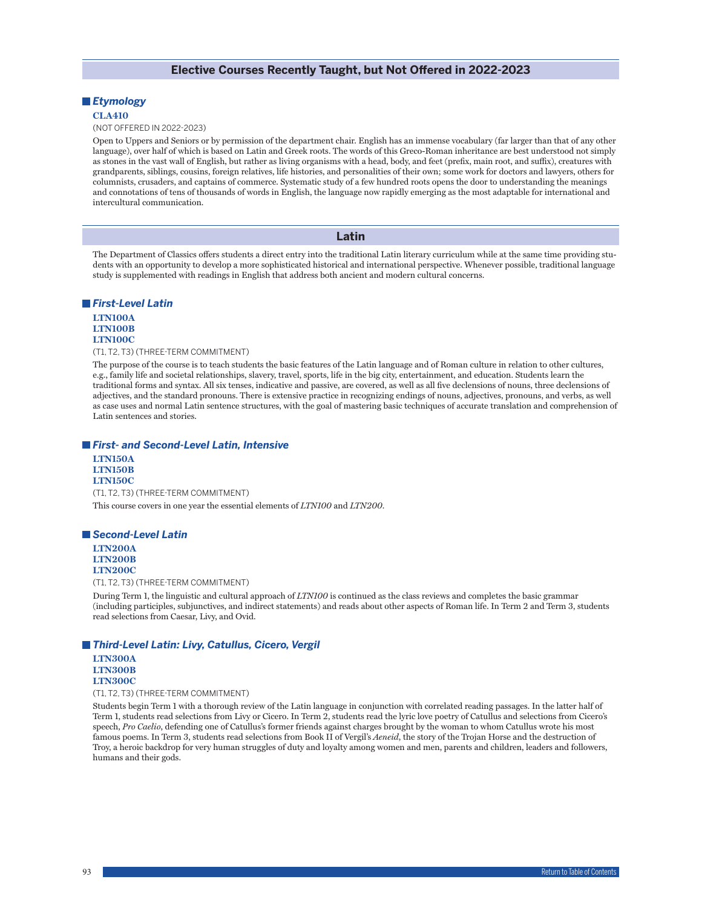## Elective Courses Recently Taught, but Not Offered in 2022-2023

### *Etymology*

**CLA410**

(NOT OFFERED IN 2022-2023)

Open to Uppers and Seniors or by permission of the department chair. English has an immense vocabulary (far larger than that of any other language), over half of which is based on Latin and Greek roots. The words of this Greco-Roman inheritance are best understood not simply as stones in the vast wall of English, but rather as living organisms with a head, body, and feet (prefix, main root, and suffix), creatures with grandparents, siblings, cousins, foreign relatives, life histories, and personalities of their own; some work for doctors and lawyers, others for columnists, crusaders, and captains of commerce. Systematic study of a few hundred roots opens the door to understanding the meanings and connotations of tens of thousands of words in English, the language now rapidly emerging as the most adaptable for international and intercultural communication.

## Latin

The Department of Classics offers students a direct entry into the traditional Latin literary curriculum while at the same time providing students with an opportunity to develop a more sophisticated historical and international perspective. Whenever possible, traditional language study is supplemented with readings in English that address both ancient and modern cultural concerns.

### *First-Level Latin*

**LTN100A**
**LTN100B**
**LTN100C**

(T1, T2, T3) (THREE-TERM COMMITMENT)

The purpose of the course is to teach students the basic features of the Latin language and of Roman culture in relation to other cultures, e.g., family life and societal relationships, slavery, travel, sports, life in the big city, entertainment, and education. Students learn the traditional forms and syntax. All six tenses, indicative and passive, are covered, as well as all five declensions of nouns, three declensions of adjectives, and the standard pronouns. There is extensive practice in recognizing endings of nouns, adjectives, pronouns, and verbs, as well as case uses and normal Latin sentence structures, with the goal of mastering basic techniques of accurate translation and comprehension of Latin sentences and stories.

### *First- and Second-Level Latin, Intensive*

**LTN150A**
**LTN150B**
**LTN150C**

(T1, T2, T3) (THREE-TERM COMMITMENT)

This course covers in one year the essential elements of *LTN100* and *LTN200*.

### *Second-Level Latin*

**LTN200A**
**LTN200B**
**LTN200C**

(T1, T2, T3) (THREE-TERM COMMITMENT)

During Term 1, the linguistic and cultural approach of *LTN100* is continued as the class reviews and completes the basic grammar (including participles, subjunctives, and indirect statements) and reads about other aspects of Roman life. In Term 2 and Term 3, students read selections from Caesar, Livy, and Ovid.

### *Third-Level Latin: Livy, Catullus, Cicero, Vergil*

**LTN300A**
**LTN300B**
**LTN300C**

(T1, T2, T3) (THREE-TERM COMMITMENT)

Students begin Term 1 with a thorough review of the Latin language in conjunction with correlated reading passages. In the latter half of Term 1, students read selections from Livy or Cicero. In Term 2, students read the lyric love poetry of Catullus and selections from Cicero's speech, *Pro Caelio*, defending one of Catullus's former friends against charges brought by the woman to whom Catullus wrote his most famous poems. In Term 3, students read selections from Book II of Vergil's *Aeneid*, the story of the Trojan Horse and the destruction of Troy, a heroic backdrop for very human struggles of duty and loyalty among women and men, parents and children, leaders and followers, humans and their gods.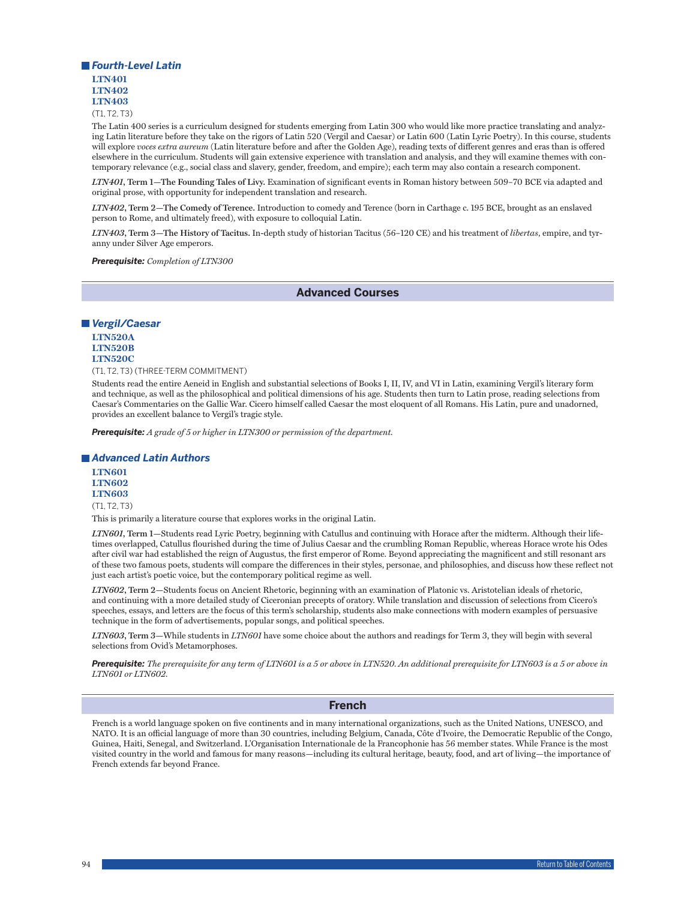### Fourth-Level Latin

**LTN401**
**LTN402**
**LTN403**

(T1, T2, T3)

The Latin 400 series is a curriculum designed for students emerging from Latin 300 who would like more practice translating and analyzing Latin literature before they take on the rigors of Latin 520 (Vergil and Caesar) or Latin 600 (Latin Lyric Poetry). In this course, students will explore *voces extra aureum* (Latin literature before and after the Golden Age), reading texts of different genres and eras than is offered elsewhere in the curriculum. Students will gain extensive experience with translation and analysis, and they will examine themes with contemporary relevance (e.g., social class and slavery, gender, freedom, and empire); each term may also contain a research component.

***LTN401*, Term 1—The Founding Tales of Livy.** Examination of significant events in Roman history between 509–70 BCE via adapted and original prose, with opportunity for independent translation and research.

***LTN402*, Term 2—The Comedy of Terence.** Introduction to comedy and Terence (born in Carthage c. 195 BCE, brought as an enslaved person to Rome, and ultimately freed), with exposure to colloquial Latin.

***LTN403*, Term 3—The History of Tacitus.** In-depth study of historian Tacitus (56–120 CE) and his treatment of *libertas*, empire, and tyranny under Silver Age emperors.

***Prerequisite:*** *Completion of LTN300*

## Advanced Courses

### Vergil/Caesar

**LTN520A**
**LTN520B**
**LTN520C**

(T1, T2, T3) (THREE-TERM COMMITMENT)

Students read the entire Aeneid in English and substantial selections of Books I, II, IV, and VI in Latin, examining Vergil's literary form and technique, as well as the philosophical and political dimensions of his age. Students then turn to Latin prose, reading selections from Caesar's Commentaries on the Gallic War. Cicero himself called Caesar the most eloquent of all Romans. His Latin, pure and unadorned, provides an excellent balance to Vergil's tragic style.

***Prerequisite:*** *A grade of 5 or higher in LTN300 or permission of the department.*

### Advanced Latin Authors

**LTN601**
**LTN602**
**LTN603**

(T1, T2, T3)

This is primarily a literature course that explores works in the original Latin.

***LTN601*, Term 1**—Students read Lyric Poetry, beginning with Catullus and continuing with Horace after the midterm. Although their lifetimes overlapped, Catullus flourished during the time of Julius Caesar and the crumbling Roman Republic, whereas Horace wrote his Odes after civil war had established the reign of Augustus, the first emperor of Rome. Beyond appreciating the magnificent and still resonant ars of these two famous poets, students will compare the differences in their styles, personae, and philosophies, and discuss how these reflect not just each artist's poetic voice, but the contemporary political regime as well.

***LTN602*, Term 2**—Students focus on Ancient Rhetoric, beginning with an examination of Platonic vs. Aristotelian ideals of rhetoric, and continuing with a more detailed study of Ciceronian precepts of oratory. While translation and discussion of selections from Cicero's speeches, essays, and letters are the focus of this term's scholarship, students also make connections with modern examples of persuasive technique in the form of advertisements, popular songs, and political speeches.

***LTN603*, Term 3**—While students in *LTN601* have some choice about the authors and readings for Term 3, they will begin with several selections from Ovid's Metamorphoses.

***Prerequisite:*** *The prerequisite for any term of LTN601 is a 5 or above in LTN520. An additional prerequisite for LTN603 is a 5 or above in LTN601 or LTN602.*

## French

French is a world language spoken on five continents and in many international organizations, such as the United Nations, UNESCO, and NATO. It is an official language of more than 30 countries, including Belgium, Canada, Côte d'Ivoire, the Democratic Republic of the Congo, Guinea, Haiti, Senegal, and Switzerland. L'Organisation Internationale de la Francophonie has 56 member states. While France is the most visited country in the world and famous for many reasons—including its cultural heritage, beauty, food, and art of living—the importance of French extends far beyond France.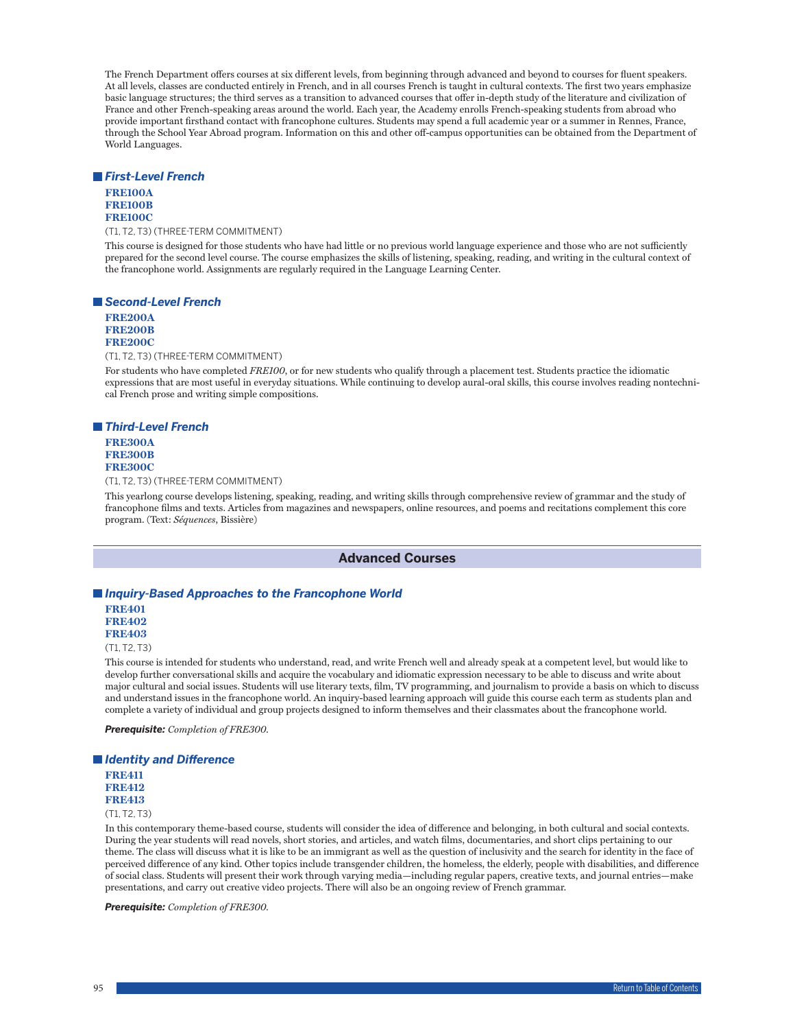The French Department offers courses at six different levels, from beginning through advanced and beyond to courses for fluent speakers. At all levels, classes are conducted entirely in French, and in all courses French is taught in cultural contexts. The first two years emphasize basic language structures; the third serves as a transition to advanced courses that offer in-depth study of the literature and civilization of France and other French-speaking areas around the world. Each year, the Academy enrolls French-speaking students from abroad who provide important firsthand contact with francophone cultures. Students may spend a full academic year or a summer in Rennes, France, through the School Year Abroad program. Information on this and other off-campus opportunities can be obtained from the Department of World Languages.

### *First-Level French*

**FRE100A**
**FRE100B**
**FRE100C**

(T1, T2, T3) (THREE-TERM COMMITMENT)

This course is designed for those students who have had little or no previous world language experience and those who are not sufficiently prepared for the second level course. The course emphasizes the skills of listening, speaking, reading, and writing in the cultural context of the francophone world. Assignments are regularly required in the Language Learning Center.

### *Second-Level French*

**FRE200A**
**FRE200B**
**FRE200C**

(T1, T2, T3) (THREE-TERM COMMITMENT)

For students who have completed *FRE100*, or for new students who qualify through a placement test. Students practice the idiomatic expressions that are most useful in everyday situations. While continuing to develop aural-oral skills, this course involves reading nontechnical French prose and writing simple compositions.

### *Third-Level French*

**FRE300A**
**FRE300B**
**FRE300C**

(T1, T2, T3) (THREE-TERM COMMITMENT)

This yearlong course develops listening, speaking, reading, and writing skills through comprehensive review of grammar and the study of francophone films and texts. Articles from magazines and newspapers, online resources, and poems and recitations complement this core program. (Text: *Séquences*, Bissière)

## Advanced Courses

### *Inquiry-Based Approaches to the Francophone World*

**FRE401**
**FRE402**
**FRE403**

(T1, T2, T3)

This course is intended for students who understand, read, and write French well and already speak at a competent level, but would like to develop further conversational skills and acquire the vocabulary and idiomatic expression necessary to be able to discuss and write about major cultural and social issues. Students will use literary texts, film, TV programming, and journalism to provide a basis on which to discuss and understand issues in the francophone world. An inquiry-based learning approach will guide this course each term as students plan and complete a variety of individual and group projects designed to inform themselves and their classmates about the francophone world.

***Prerequisite:*** *Completion of FRE300.*

### *Identity and Difference*

**FRE411**
**FRE412**
**FRE413**

(T1, T2, T3)

In this contemporary theme-based course, students will consider the idea of difference and belonging, in both cultural and social contexts. During the year students will read novels, short stories, and articles, and watch films, documentaries, and short clips pertaining to our theme. The class will discuss what it is like to be an immigrant as well as the question of inclusivity and the search for identity in the face of perceived difference of any kind. Other topics include transgender children, the homeless, the elderly, people with disabilities, and difference of social class. Students will present their work through varying media—including regular papers, creative texts, and journal entries—make presentations, and carry out creative video projects. There will also be an ongoing review of French grammar.

***Prerequisite:*** *Completion of FRE300.*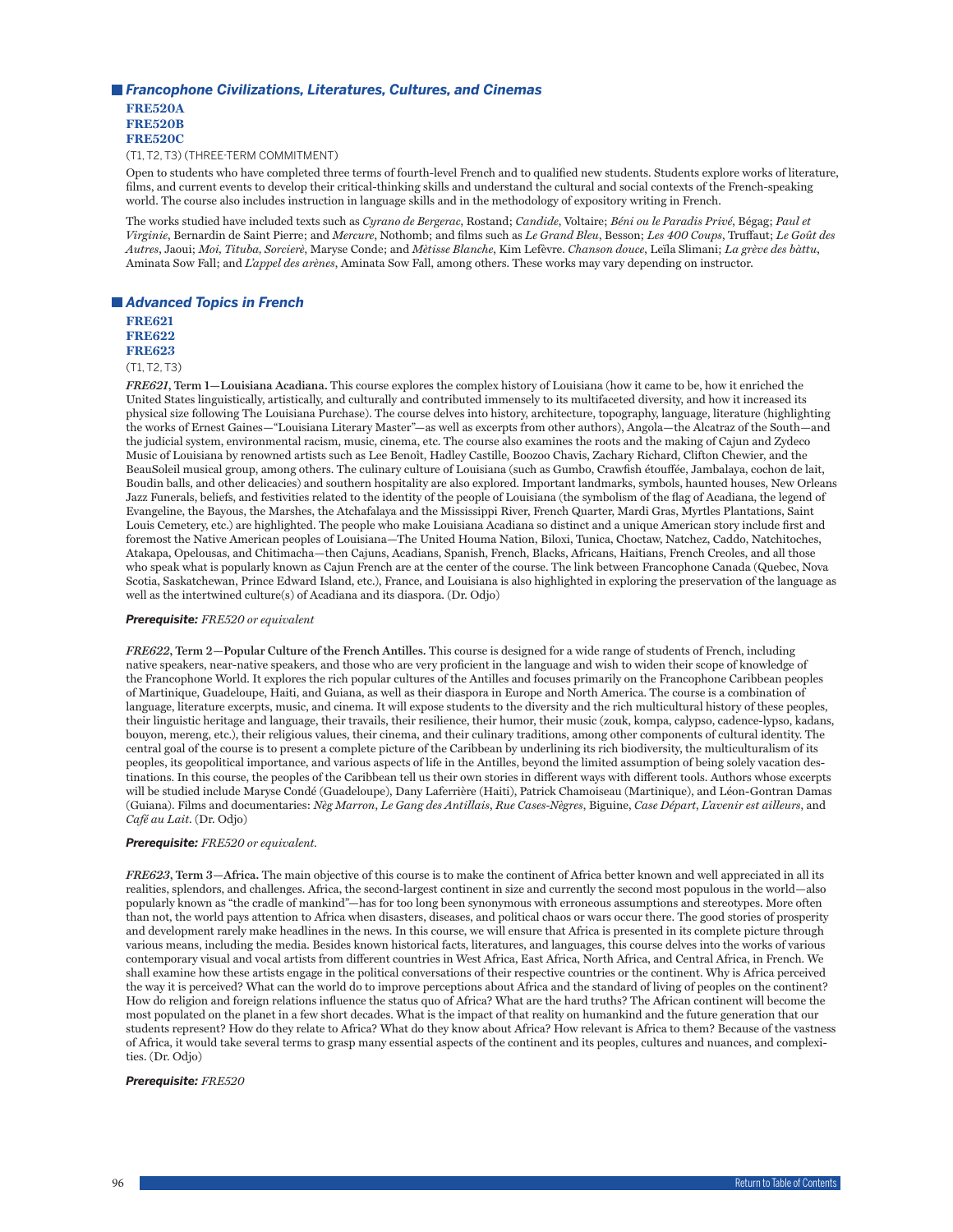## *Francophone Civilizations, Literatures, Cultures, and Cinemas*

**FRE520A**
**FRE520B**
**FRE520C**

(T1, T2, T3) (THREE-TERM COMMITMENT)

Open to students who have completed three terms of fourth-level French and to qualified new students. Students explore works of literature, films, and current events to develop their critical-thinking skills and understand the cultural and social contexts of the French-speaking world. The course also includes instruction in language skills and in the methodology of expository writing in French.

The works studied have included texts such as *Cyrano de Bergerac*, Rostand; *Candide*, Voltaire; *Béni ou le Paradis Privé*, Bégag; *Paul et Virginie*, Bernardin de Saint Pierre; and *Mercure*, Nothomb; and films such as *Le Grand Bleu*, Besson; *Les 400 Coups*, Truffaut; *Le Goût des Autres*, Jaoui; *Moi, Tituba, Sorcierè*, Maryse Conde; and *Mètisse Blanche*, Kim Lefèvre. *Chanson douce*, Leïla Slimani; *La grève des bàttu*, Aminata Sow Fall; and *L'appel des arènes*, Aminata Sow Fall, among others. These works may vary depending on instructor.

## *Advanced Topics in French*

**FRE621**
**FRE622**
**FRE623**

(T1, T2, T3)

***FRE621*, Term 1—Louisiana Acadiana.** This course explores the complex history of Louisiana (how it came to be, how it enriched the United States linguistically, artistically, and culturally and contributed immensely to its multifaceted diversity, and how it increased its physical size following The Louisiana Purchase). The course delves into history, architecture, topography, language, literature (highlighting the works of Ernest Gaines—"Louisiana Literary Master"—as well as excerpts from other authors), Angola—the Alcatraz of the South—and the judicial system, environmental racism, music, cinema, etc. The course also examines the roots and the making of Cajun and Zydeco Music of Louisiana by renowned artists such as Lee Benoît, Hadley Castille, Boozoo Chavis, Zachary Richard, Clifton Chewier, and the BeauSoleil musical group, among others. The culinary culture of Louisiana (such as Gumbo, Crawfish étouffée, Jambalaya, cochon de lait, Boudin balls, and other delicacies) and southern hospitality are also explored. Important landmarks, symbols, haunted houses, New Orleans Jazz Funerals, beliefs, and festivities related to the identity of the people of Louisiana (the symbolism of the flag of Acadiana, the legend of Evangeline, the Bayous, the Marshes, the Atchafalaya and the Mississippi River, French Quarter, Mardi Gras, Myrtles Plantations, Saint Louis Cemetery, etc.) are highlighted. The people who make Louisiana Acadiana so distinct and a unique American story include first and foremost the Native American peoples of Louisiana—The United Houma Nation, Biloxi, Tunica, Choctaw, Natchez, Caddo, Natchitoches, Atakapa, Opelousas, and Chitimacha—then Cajuns, Acadians, Spanish, French, Blacks, Africans, Haitians, French Creoles, and all those who speak what is popularly known as Cajun French are at the center of the course. The link between Francophone Canada (Quebec, Nova Scotia, Saskatchewan, Prince Edward Island, etc.), France, and Louisiana is also highlighted in exploring the preservation of the language as well as the intertwined culture(s) of Acadiana and its diaspora. (Dr. Odjo)

***Prerequisite:*** *FRE520 or equivalent*

***FRE622*, Term 2—Popular Culture of the French Antilles.** This course is designed for a wide range of students of French, including native speakers, near-native speakers, and those who are very proficient in the language and wish to widen their scope of knowledge of the Francophone World. It explores the rich popular cultures of the Antilles and focuses primarily on the Francophone Caribbean peoples of Martinique, Guadeloupe, Haiti, and Guiana, as well as their diaspora in Europe and North America. The course is a combination of language, literature excerpts, music, and cinema. It will expose students to the diversity and the rich multicultural history of these peoples, their linguistic heritage and language, their travails, their resilience, their humor, their music (zouk, kompa, calypso, cadence-lypso, kadans, bouyon, mereng, etc.), their religious values, their cinema, and their culinary traditions, among other components of cultural identity. The central goal of the course is to present a complete picture of the Caribbean by underlining its rich biodiversity, the multiculturalism of its peoples, its geopolitical importance, and various aspects of life in the Antilles, beyond the limited assumption of being solely vacation destinations. In this course, the peoples of the Caribbean tell us their own stories in different ways with different tools. Authors whose excerpts will be studied include Maryse Condé (Guadeloupe), Dany Laferrière (Haiti), Patrick Chamoiseau (Martinique), and Léon-Gontran Damas (Guiana). Films and documentaries: *Nèg Marron*, *Le Gang des Antillais*, *Rue Cases-Nègres*, Biguine, *Case Départ*, *L'avenir est ailleurs*, and *Café au Lait*. (Dr. Odjo)

***Prerequisite:*** *FRE520 or equivalent.*

***FRE623*, Term 3—Africa.** The main objective of this course is to make the continent of Africa better known and well appreciated in all its realities, splendors, and challenges. Africa, the second-largest continent in size and currently the second most populous in the world—also popularly known as "the cradle of mankind"—has for too long been synonymous with erroneous assumptions and stereotypes. More often than not, the world pays attention to Africa when disasters, diseases, and political chaos or wars occur there. The good stories of prosperity and development rarely make headlines in the news. In this course, we will ensure that Africa is presented in its complete picture through various means, including the media. Besides known historical facts, literatures, and languages, this course delves into the works of various contemporary visual and vocal artists from different countries in West Africa, East Africa, North Africa, and Central Africa, in French. We shall examine how these artists engage in the political conversations of their respective countries or the continent. Why is Africa perceived the way it is perceived? What can the world do to improve perceptions about Africa and the standard of living of peoples on the continent? How do religion and foreign relations influence the status quo of Africa? What are the hard truths? The African continent will become the most populated on the planet in a few short decades. What is the impact of that reality on humankind and the future generation that our students represent? How do they relate to Africa? What do they know about Africa? How relevant is Africa to them? Because of the vastness of Africa, it would take several terms to grasp many essential aspects of the continent and its peoples, cultures and nuances, and complexities. (Dr. Odjo)

***Prerequisite:*** *FRE520*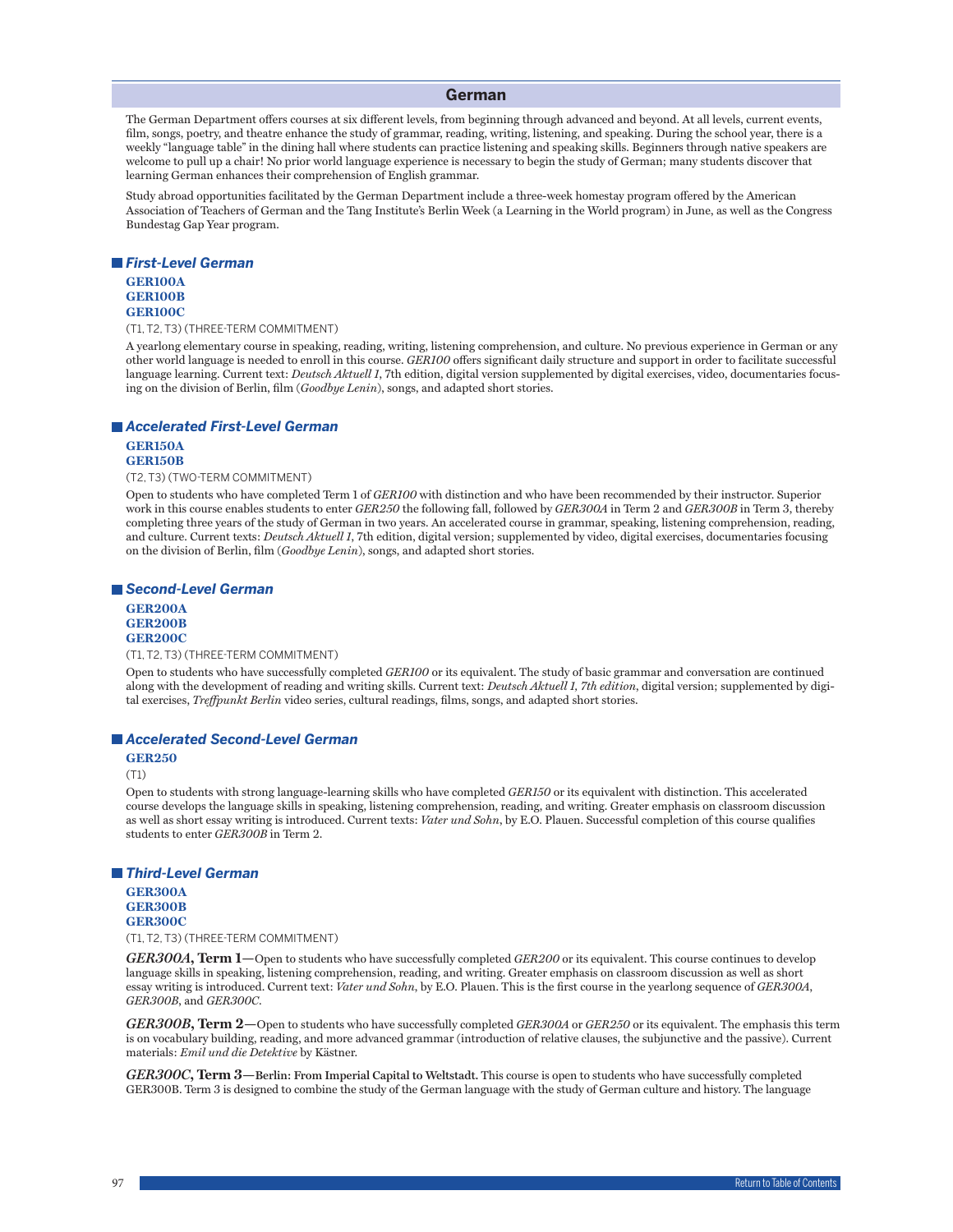## German

The German Department offers courses at six different levels, from beginning through advanced and beyond. At all levels, current events, film, songs, poetry, and theatre enhance the study of grammar, reading, writing, listening, and speaking. During the school year, there is a weekly "language table" in the dining hall where students can practice listening and speaking skills. Beginners through native speakers are welcome to pull up a chair! No prior world language experience is necessary to begin the study of German; many students discover that learning German enhances their comprehension of English grammar.

Study abroad opportunities facilitated by the German Department include a three-week homestay program offered by the American Association of Teachers of German and the Tang Institute's Berlin Week (a Learning in the World program) in June, as well as the Congress Bundestag Gap Year program.

### *First-Level German*

**GER100A**
**GER100B**
**GER100C**

(T1, T2, T3) (THREE-TERM COMMITMENT)

A yearlong elementary course in speaking, reading, writing, listening comprehension, and culture. No previous experience in German or any other world language is needed to enroll in this course. *GER100* offers significant daily structure and support in order to facilitate successful language learning. Current text: *Deutsch Aktuell 1*, 7th edition, digital version supplemented by digital exercises, video, documentaries focusing on the division of Berlin, film (*Goodbye Lenin*), songs, and adapted short stories.

### *Accelerated First-Level German*

**GER150A**
**GER150B**

(T2, T3) (TWO-TERM COMMITMENT)

Open to students who have completed Term 1 of *GER100* with distinction and who have been recommended by their instructor. Superior work in this course enables students to enter *GER250* the following fall, followed by *GER300A* in Term 2 and *GER300B* in Term 3, thereby completing three years of the study of German in two years. An accelerated course in grammar, speaking, listening comprehension, reading, and culture. Current texts: *Deutsch Aktuell 1*, 7th edition, digital version; supplemented by video, digital exercises, documentaries focusing on the division of Berlin, film (*Goodbye Lenin*), songs, and adapted short stories.

### *Second-Level German*

**GER200A**
**GER200B**
**GER200C**

(T1, T2, T3) (THREE-TERM COMMITMENT)

Open to students who have successfully completed *GER100* or its equivalent. The study of basic grammar and conversation are continued along with the development of reading and writing skills. Current text: *Deutsch Aktuell 1, 7th edition*, digital version; supplemented by digital exercises, *Treffpunkt Berlin* video series, cultural readings, films, songs, and adapted short stories.

### *Accelerated Second-Level German*

**GER250**

(T1)

Open to students with strong language-learning skills who have completed *GER150* or its equivalent with distinction. This accelerated course develops the language skills in speaking, listening comprehension, reading, and writing. Greater emphasis on classroom discussion as well as short essay writing is introduced. Current texts: *Vater und Sohn*, by E.O. Plauen. Successful completion of this course qualifies students to enter *GER300B* in Term 2.

### *Third-Level German*

**GER300A**
**GER300B**
**GER300C**

(T1, T2, T3) (THREE-TERM COMMITMENT)

***GER300A*, Term 1**—Open to students who have successfully completed *GER200* or its equivalent. This course continues to develop language skills in speaking, listening comprehension, reading, and writing. Greater emphasis on classroom discussion as well as short essay writing is introduced. Current text: *Vater und Sohn*, by E.O. Plauen. This is the first course in the yearlong sequence of *GER300A*, *GER300B*, and *GER300C*.

***GER300B*, Term 2**—Open to students who have successfully completed *GER300A* or *GER250* or its equivalent. The emphasis this term is on vocabulary building, reading, and more advanced grammar (introduction of relative clauses, the subjunctive and the passive). Current materials: *Emil und die Detektive* by Kästner.

***GER300C*, Term 3**—**Berlin: From Imperial Capital to Weltstadt.** This course is open to students who have successfully completed GER300B. Term 3 is designed to combine the study of the German language with the study of German culture and history. The language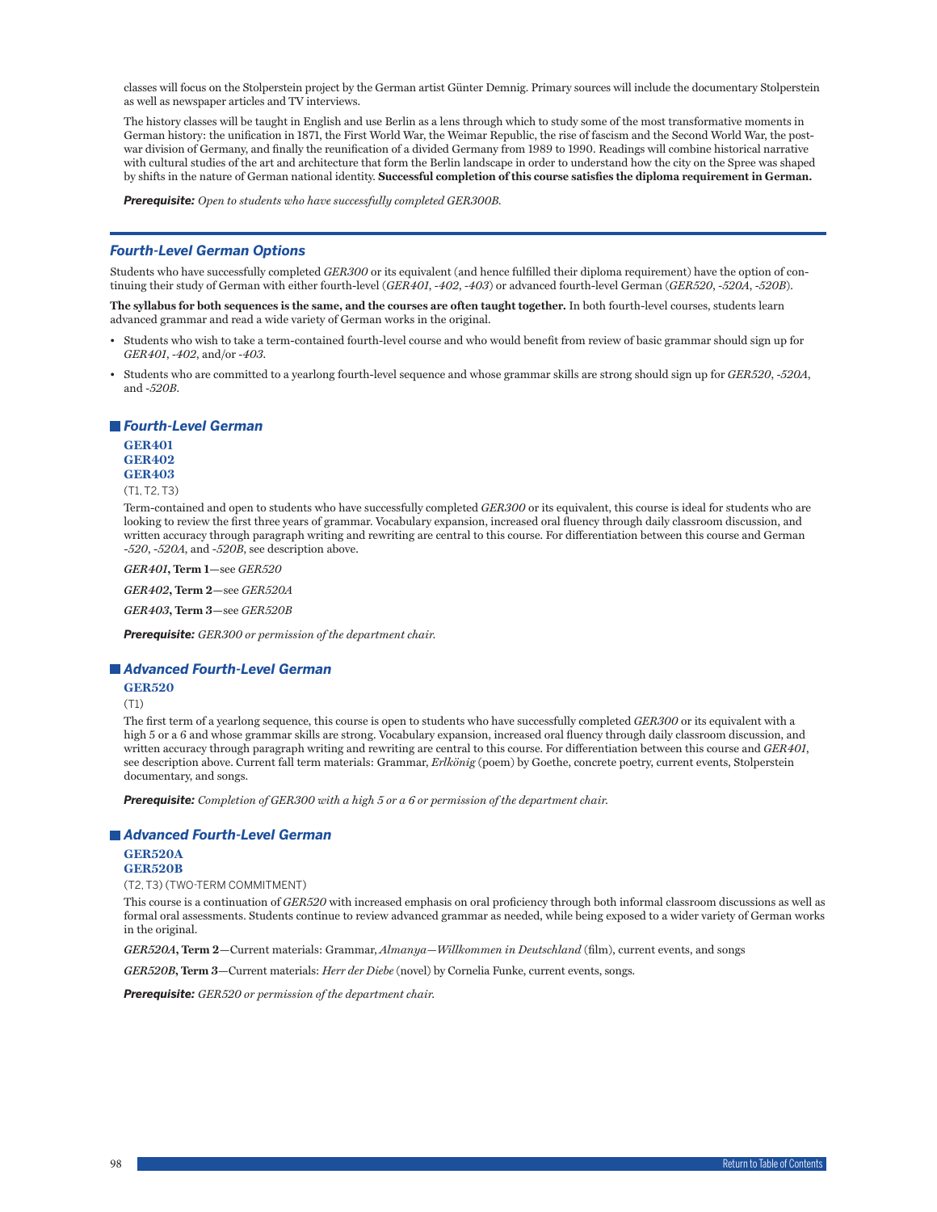classes will focus on the Stolperstein project by the German artist Günter Demnig. Primary sources will include the documentary Stolperstein as well as newspaper articles and TV interviews.

The history classes will be taught in English and use Berlin as a lens through which to study some of the most transformative moments in German history: the unification in 1871, the First World War, the Weimar Republic, the rise of fascism and the Second World War, the post-war division of Germany, and finally the reunification of a divided Germany from 1989 to 1990. Readings will combine historical narrative with cultural studies of the art and architecture that form the Berlin landscape in order to understand how the city on the Spree was shaped by shifts in the nature of German national identity. **Successful completion of this course satisfies the diploma requirement in German.**

***Prerequisite:*** *Open to students who have successfully completed GER300B.*

## Fourth-Level German Options

Students who have successfully completed *GER300* or its equivalent (and hence fulfilled their diploma requirement) have the option of continuing their study of German with either fourth-level (*GER401*, *-402*, *-403*) or advanced fourth-level German (*GER520*, *-520A*, *-520B*).

**The syllabus for both sequences is the same, and the courses are often taught together.** In both fourth-level courses, students learn advanced grammar and read a wide variety of German works in the original.

- Students who wish to take a term-contained fourth-level course and who would benefit from review of basic grammar should sign up for *GER401*, *-402*, and/or *-403*.
- Students who are committed to a yearlong fourth-level sequence and whose grammar skills are strong should sign up for *GER520*, *-520A*, and *-520B*.

### Fourth-Level German

**GER401**
**GER402**
**GER403**

(T1, T2, T3)

Term-contained and open to students who have successfully completed *GER300* or its equivalent, this course is ideal for students who are looking to review the first three years of grammar. Vocabulary expansion, increased oral fluency through daily classroom discussion, and written accuracy through paragraph writing and rewriting are central to this course. For differentiation between this course and German *-520*, *-520A*, and *-520B*, see description above.

*GER401*, **Term 1**—see *GER520*

*GER402*, **Term 2**—see *GER520A*

*GER403*, **Term 3**—see *GER520B*

***Prerequisite:*** *GER300 or permission of the department chair.*

### Advanced Fourth-Level German

**GER520**

(T1)

The first term of a yearlong sequence, this course is open to students who have successfully completed *GER300* or its equivalent with a high 5 or a 6 and whose grammar skills are strong. Vocabulary expansion, increased oral fluency through daily classroom discussion, and written accuracy through paragraph writing and rewriting are central to this course. For differentiation between this course and *GER401*, see description above. Current fall term materials: Grammar, *Erlkönig* (poem) by Goethe, concrete poetry, current events, Stolperstein documentary, and songs.

***Prerequisite:*** *Completion of GER300 with a high 5 or a 6 or permission of the department chair.*

### Advanced Fourth-Level German

**GER520A**
**GER520B**

(T2, T3) (TWO-TERM COMMITMENT)

This course is a continuation of *GER520* with increased emphasis on oral proficiency through both informal classroom discussions as well as formal oral assessments. Students continue to review advanced grammar as needed, while being exposed to a wider variety of German works in the original.

*GER520A*, **Term 2**—Current materials: Grammar, *Almanya—Willkommen in Deutschland* (film), current events, and songs

*GER520B*, **Term 3**—Current materials: *Herr der Diebe* (novel) by Cornelia Funke, current events, songs.

***Prerequisite:*** *GER520 or permission of the department chair.*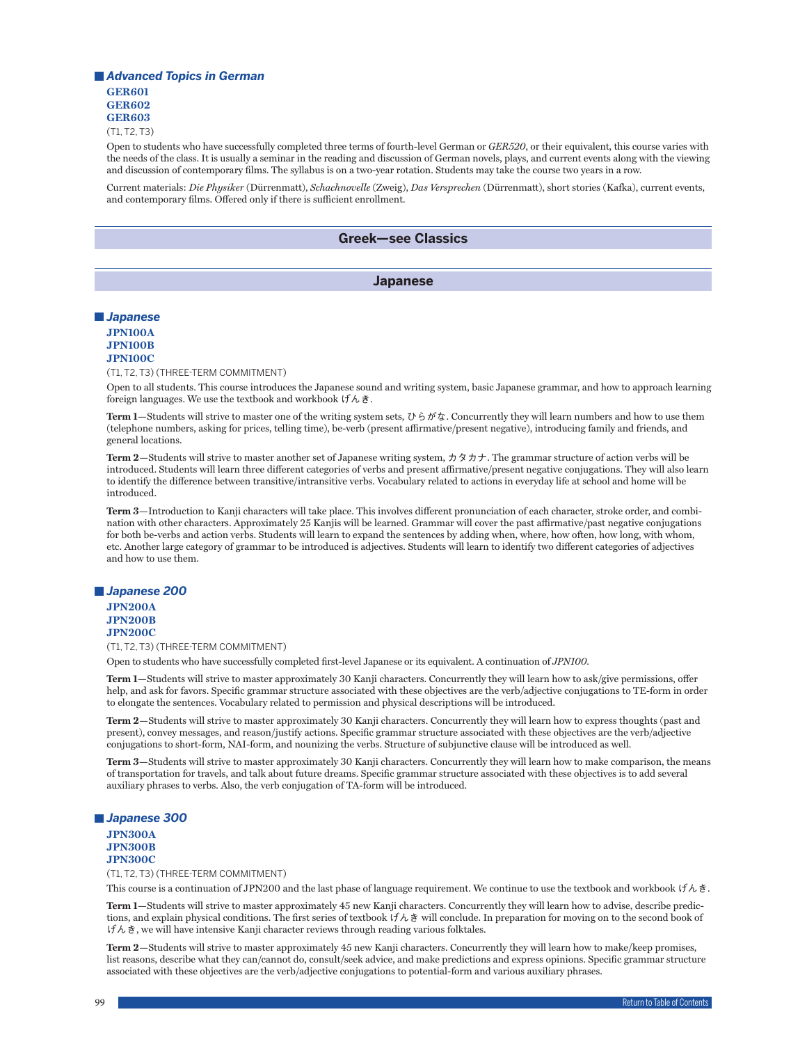### Advanced Topics in German

**GER601**
**GER602**
**GER603**

(T1, T2, T3)

Open to students who have successfully completed three terms of fourth-level German or *GER520*, or their equivalent, this course varies with the needs of the class. It is usually a seminar in the reading and discussion of German novels, plays, and current events along with the viewing and discussion of contemporary films. The syllabus is on a two-year rotation. Students may take the course two years in a row.

Current materials: *Die Physiker* (Dürrenmatt), *Schachnovelle* (Zweig), *Das Versprechen* (Dürrenmatt), short stories (Kafka), current events, and contemporary films. Offered only if there is sufficient enrollment.

## Greek—see Classics

## Japanese

### Japanese

**JPN100A**
**JPN100B**
**JPN100C**

(T1, T2, T3) (THREE-TERM COMMITMENT)

Open to all students. This course introduces the Japanese sound and writing system, basic Japanese grammar, and how to approach learning foreign languages. We use the textbook and workbook げんき.

**Term 1**—Students will strive to master one of the writing system sets, ひらがな. Concurrently they will learn numbers and how to use them (telephone numbers, asking for prices, telling time), be-verb (present affirmative/present negative), introducing family and friends, and general locations.

**Term 2**—Students will strive to master another set of Japanese writing system, カタカナ. The grammar structure of action verbs will be introduced. Students will learn three different categories of verbs and present affirmative/present negative conjugations. They will also learn to identify the difference between transitive/intransitive verbs. Vocabulary related to actions in everyday life at school and home will be introduced.

**Term 3**—Introduction to Kanji characters will take place. This involves different pronunciation of each character, stroke order, and combination with other characters. Approximately 25 Kanjis will be learned. Grammar will cover the past affirmative/past negative conjugations for both be-verbs and action verbs. Students will learn to expand the sentences by adding when, where, how often, how long, with whom, etc. Another large category of grammar to be introduced is adjectives. Students will learn to identify two different categories of adjectives and how to use them.

### Japanese 200

**JPN200A**
**JPN200B**
**JPN200C**

(T1, T2, T3) (THREE-TERM COMMITMENT)

Open to students who have successfully completed first-level Japanese or its equivalent. A continuation of *JPN100*.

**Term 1**—Students will strive to master approximately 30 Kanji characters. Concurrently they will learn how to ask/give permissions, offer help, and ask for favors. Specific grammar structure associated with these objectives are the verb/adjective conjugations to TE-form in order to elongate the sentences. Vocabulary related to permission and physical descriptions will be introduced.

**Term 2**—Students will strive to master approximately 30 Kanji characters. Concurrently they will learn how to express thoughts (past and present), convey messages, and reason/justify actions. Specific grammar structure associated with these objectives are the verb/adjective conjugations to short-form, NAI-form, and nounizing the verbs. Structure of subjunctive clause will be introduced as well.

**Term 3**—Students will strive to master approximately 30 Kanji characters. Concurrently they will learn how to make comparison, the means of transportation for travels, and talk about future dreams. Specific grammar structure associated with these objectives is to add several auxiliary phrases to verbs. Also, the verb conjugation of TA-form will be introduced.

### Japanese 300

**JPN300A**
**JPN300B**
**JPN300C**

(T1, T2, T3) (THREE-TERM COMMITMENT)

This course is a continuation of JPN200 and the last phase of language requirement. We continue to use the textbook and workbook げんき.

**Term 1**—Students will strive to master approximately 45 new Kanji characters. Concurrently they will learn how to advise, describe predictions, and explain physical conditions. The first series of textbook げんき will conclude. In preparation for moving on to the second book of げんき, we will have intensive Kanji character reviews through reading various folktales.

**Term 2**—Students will strive to master approximately 45 new Kanji characters. Concurrently they will learn how to make/keep promises, list reasons, describe what they can/cannot do, consult/seek advice, and make predictions and express opinions. Specific grammar structure associated with these objectives are the verb/adjective conjugations to potential-form and various auxiliary phrases.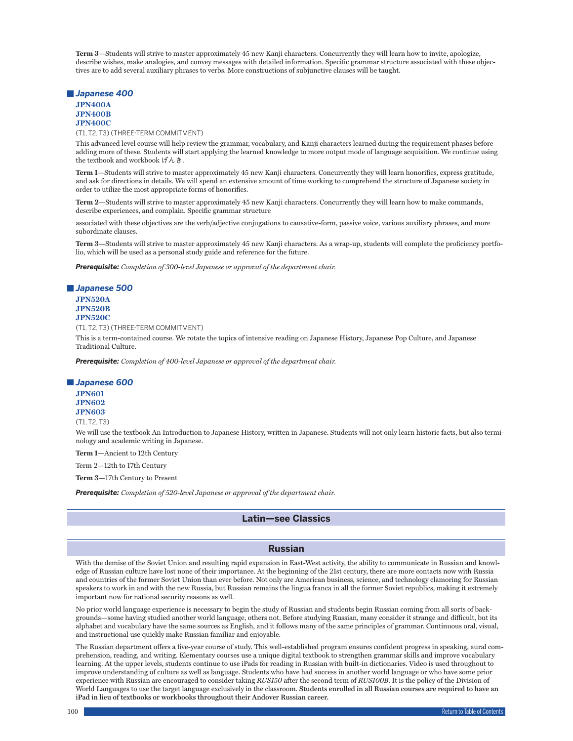**Term 3**—Students will strive to master approximately 45 new Kanji characters. Concurrently they will learn how to invite, apologize, describe wishes, make analogies, and convey messages with detailed information. Specific grammar structure associated with these objectives are to add several auxiliary phrases to verbs. More constructions of subjunctive clauses will be taught.

### Japanese 400

**JPN400A**
**JPN400B**
**JPN400C**

(T1, T2, T3) (THREE-TERM COMMITMENT)

This advanced level course will help review the grammar, vocabulary, and Kanji characters learned during the requirement phases before adding more of these. Students will start applying the learned knowledge to more output mode of language acquisition. We continue using the textbook and workbook げんき.

**Term 1**—Students will strive to master approximately 45 new Kanji characters. Concurrently they will learn honorifics, express gratitude, and ask for directions in details. We will spend an extensive amount of time working to comprehend the structure of Japanese society in order to utilize the most appropriate forms of honorifics.

**Term 2**—Students will strive to master approximately 45 new Kanji characters. Concurrently they will learn how to make commands, describe experiences, and complain. Specific grammar structure

associated with these objectives are the verb/adjective conjugations to causative-form, passive voice, various auxiliary phrases, and more subordinate clauses.

**Term 3**—Students will strive to master approximately 45 new Kanji characters. As a wrap-up, students will complete the proficiency portfolio, which will be used as a personal study guide and reference for the future.

***Prerequisite:*** *Completion of 300-level Japanese or approval of the department chair.*

### Japanese 500

**JPN520A**
**JPN520B**
**JPN520C**

(T1, T2, T3) (THREE-TERM COMMITMENT)

This is a term-contained course. We rotate the topics of intensive reading on Japanese History, Japanese Pop Culture, and Japanese Traditional Culture.

***Prerequisite:*** *Completion of 400-level Japanese or approval of the department chair.*

### Japanese 600

**JPN601**
**JPN602**
**JPN603**

(T1, T2, T3)

We will use the textbook An Introduction to Japanese History, written in Japanese. Students will not only learn historic facts, but also terminology and academic writing in Japanese.

**Term 1**—Ancient to 12th Century

Term 2—12th to 17th Century

**Term 3**—17th Century to Present

***Prerequisite:*** *Completion of 520-level Japanese or approval of the department chair.*

## Latin—see Classics

## Russian

With the demise of the Soviet Union and resulting rapid expansion in East-West activity, the ability to communicate in Russian and knowledge of Russian culture have lost none of their importance. At the beginning of the 21st century, there are more contacts now with Russia and countries of the former Soviet Union than ever before. Not only are American business, science, and technology clamoring for Russian speakers to work in and with the new Russia, but Russian remains the lingua franca in all the former Soviet republics, making it extremely important now for national security reasons as well.

No prior world language experience is necessary to begin the study of Russian and students begin Russian coming from all sorts of backgrounds—some having studied another world language, others not. Before studying Russian, many consider it strange and difficult, but its alphabet and vocabulary have the same sources as English, and it follows many of the same principles of grammar. Continuous oral, visual, and instructional use quickly make Russian familiar and enjoyable.

The Russian department offers a five-year course of study. This well-established program ensures confident progress in speaking, aural comprehension, reading, and writing. Elementary courses use a unique digital textbook to strengthen grammar skills and improve vocabulary learning. At the upper levels, students continue to use iPads for reading in Russian with built-in dictionaries. Video is used throughout to improve understanding of culture as well as language. Students who have had success in another world language or who have some prior experience with Russian are encouraged to consider taking *RUS150* after the second term of *RUS100B*. It is the policy of the Division of World Languages to use the target language exclusively in the classroom. **Students enrolled in all Russian courses are required to have an iPad in lieu of textbooks or workbooks throughout their Andover Russian career.**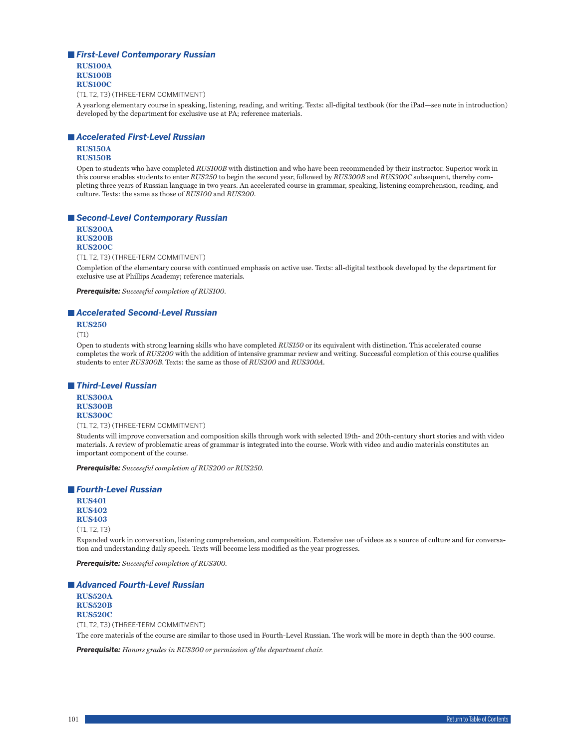### *First-Level Contemporary Russian*

**RUS100A**
**RUS100B**
**RUS100C**

(T1, T2, T3) (THREE-TERM COMMITMENT)

A yearlong elementary course in speaking, listening, reading, and writing. Texts: all-digital textbook (for the iPad—see note in introduction) developed by the department for exclusive use at PA; reference materials.

### *Accelerated First-Level Russian*

**RUS150A**
**RUS150B**

Open to students who have completed *RUS100B* with distinction and who have been recommended by their instructor. Superior work in this course enables students to enter *RUS250* to begin the second year, followed by *RUS300B* and *RUS300C* subsequent, thereby completing three years of Russian language in two years. An accelerated course in grammar, speaking, listening comprehension, reading, and culture. Texts: the same as those of *RUS100* and *RUS200*.

### *Second-Level Contemporary Russian*

**RUS200A**
**RUS200B**
**RUS200C**

(T1, T2, T3) (THREE-TERM COMMITMENT)

Completion of the elementary course with continued emphasis on active use. Texts: all-digital textbook developed by the department for exclusive use at Phillips Academy; reference materials.

***Prerequisite:*** *Successful completion of RUS100.*

### *Accelerated Second-Level Russian*

**RUS250**

(T1)

Open to students with strong learning skills who have completed *RUS150* or its equivalent with distinction. This accelerated course completes the work of *RUS200* with the addition of intensive grammar review and writing. Successful completion of this course qualifies students to enter *RUS300B*. Texts: the same as those of *RUS200* and *RUS300A*.

### *Third-Level Russian*

**RUS300A**
**RUS300B**
**RUS300C**

(T1, T2, T3) (THREE-TERM COMMITMENT)

Students will improve conversation and composition skills through work with selected 19th- and 20th-century short stories and with video materials. A review of problematic areas of grammar is integrated into the course. Work with video and audio materials constitutes an important component of the course.

***Prerequisite:*** *Successful completion of RUS200 or RUS250.*

### *Fourth-Level Russian*

**RUS401**
**RUS402**
**RUS403**

(T1, T2, T3)

Expanded work in conversation, listening comprehension, and composition. Extensive use of videos as a source of culture and for conversation and understanding daily speech. Texts will become less modified as the year progresses.

***Prerequisite:*** *Successful completion of RUS300.*

### *Advanced Fourth-Level Russian*

**RUS520A**
**RUS520B**
**RUS520C**

(T1, T2, T3) (THREE-TERM COMMITMENT)

The core materials of the course are similar to those used in Fourth-Level Russian. The work will be more in depth than the 400 course.

***Prerequisite:*** *Honors grades in RUS300 or permission of the department chair.*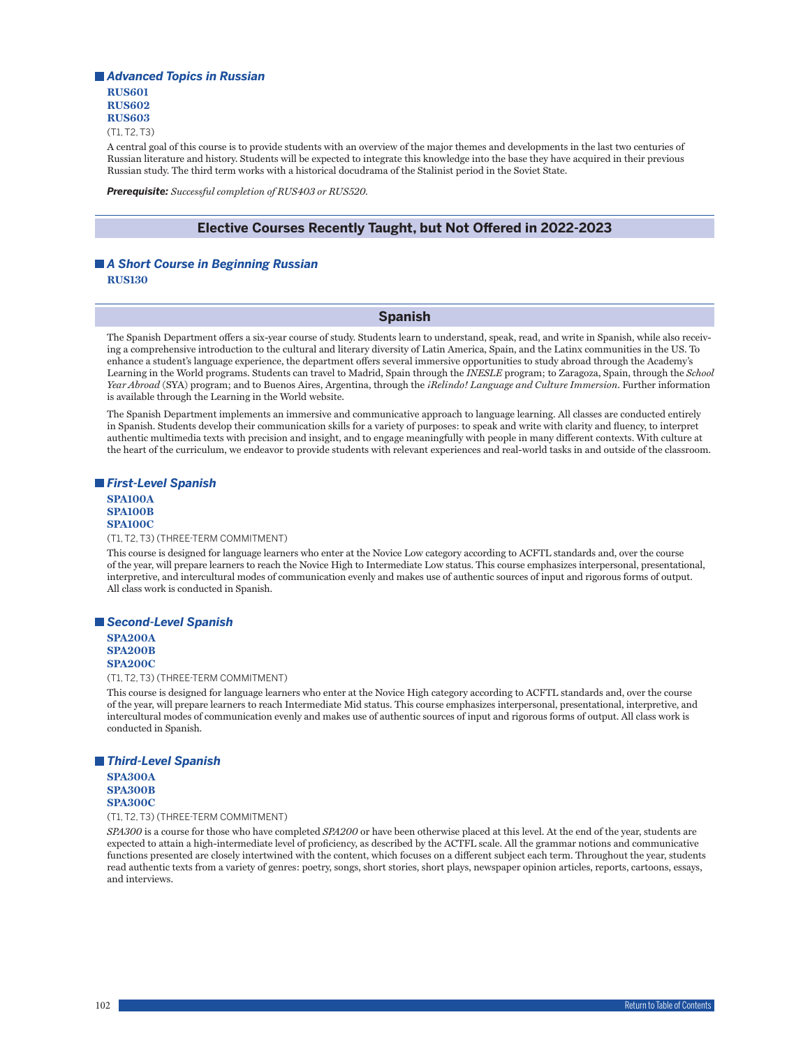### *Advanced Topics in Russian*

**RUS601**
**RUS602**
**RUS603**

(T1, T2, T3)

A central goal of this course is to provide students with an overview of the major themes and developments in the last two centuries of Russian literature and history. Students will be expected to integrate this knowledge into the base they have acquired in their previous Russian study. The third term works with a historical docudrama of the Stalinist period in the Soviet State.

***Prerequisite:*** *Successful completion of RUS403 or RUS520.*

## Elective Courses Recently Taught, but Not Offered in 2022-2023

### *A Short Course in Beginning Russian*

**RUS130**

## Spanish

The Spanish Department offers a six-year course of study. Students learn to understand, speak, read, and write in Spanish, while also receiving a comprehensive introduction to the cultural and literary diversity of Latin America, Spain, and the Latinx communities in the US. To enhance a student's language experience, the department offers several immersive opportunities to study abroad through the Academy's Learning in the World programs. Students can travel to Madrid, Spain through the *INESLE* program; to Zaragoza, Spain, through the *School Year Abroad* (SYA) program; and to Buenos Aires, Argentina, through the *¡Relindo! Language and Culture Immersion*. Further information is available through the Learning in the World website.

The Spanish Department implements an immersive and communicative approach to language learning. All classes are conducted entirely in Spanish. Students develop their communication skills for a variety of purposes: to speak and write with clarity and fluency, to interpret authentic multimedia texts with precision and insight, and to engage meaningfully with people in many different contexts. With culture at the heart of the curriculum, we endeavor to provide students with relevant experiences and real-world tasks in and outside of the classroom.

### *First-Level Spanish*

**SPA100A**
**SPA100B**
**SPA100C**

(T1, T2, T3) (THREE-TERM COMMITMENT)

This course is designed for language learners who enter at the Novice Low category according to ACFTL standards and, over the course of the year, will prepare learners to reach the Novice High to Intermediate Low status. This course emphasizes interpersonal, presentational, interpretive, and intercultural modes of communication evenly and makes use of authentic sources of input and rigorous forms of output. All class work is conducted in Spanish.

### *Second-Level Spanish*

**SPA200A**
**SPA200B**
**SPA200C**

(T1, T2, T3) (THREE-TERM COMMITMENT)

This course is designed for language learners who enter at the Novice High category according to ACFTL standards and, over the course of the year, will prepare learners to reach Intermediate Mid status. This course emphasizes interpersonal, presentational, interpretive, and intercultural modes of communication evenly and makes use of authentic sources of input and rigorous forms of output. All class work is conducted in Spanish.

### *Third-Level Spanish*

**SPA300A**
**SPA300B**
**SPA300C**

(T1, T2, T3) (THREE-TERM COMMITMENT)

*SPA300* is a course for those who have completed *SPA200* or have been otherwise placed at this level. At the end of the year, students are expected to attain a high-intermediate level of proficiency, as described by the ACTFL scale. All the grammar notions and communicative functions presented are closely intertwined with the content, which focuses on a different subject each term. Throughout the year, students read authentic texts from a variety of genres: poetry, songs, short stories, short plays, newspaper opinion articles, reports, cartoons, essays, and interviews.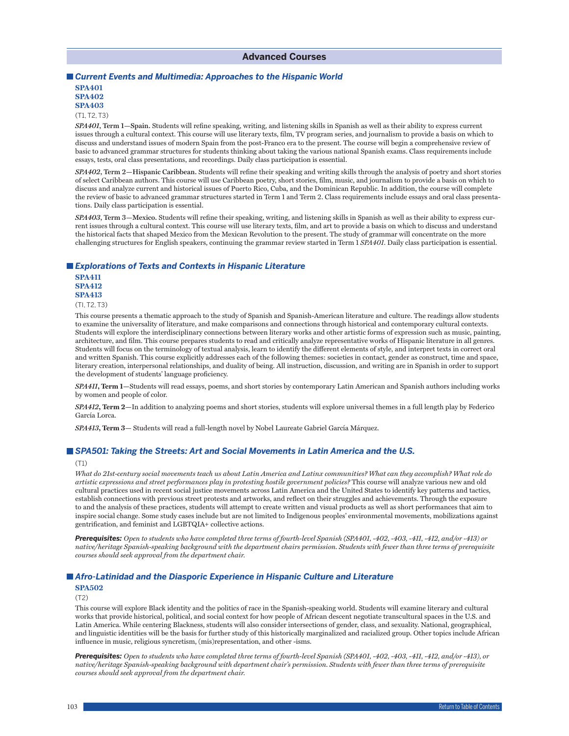## Advanced Courses

### *Current Events and Multimedia: Approaches to the Hispanic World*

**SPA401**
**SPA402**
**SPA403**

(T1, T2, T3)

***SPA401*, Term 1—Spain.** Students will refine speaking, writing, and listening skills in Spanish as well as their ability to express current issues through a cultural context. This course will use literary texts, film, TV program series, and journalism to provide a basis on which to discuss and understand issues of modern Spain from the post-Franco era to the present. The course will begin a comprehensive review of basic to advanced grammar structures for students thinking about taking the various national Spanish exams. Class requirements include essays, tests, oral class presentations, and recordings. Daily class participation is essential.

***SPA402*, Term 2—Hispanic Caribbean.** Students will refine their speaking and writing skills through the analysis of poetry and short stories of select Caribbean authors. This course will use Caribbean poetry, short stories, film, music, and journalism to provide a basis on which to discuss and analyze current and historical issues of Puerto Rico, Cuba, and the Dominican Republic. In addition, the course will complete the review of basic to advanced grammar structures started in Term 1 and Term 2. Class requirements include essays and oral class presentations. Daily class participation is essential.

***SPA403*, Term 3—Mexico.** Students will refine their speaking, writing, and listening skills in Spanish as well as their ability to express current issues through a cultural context. This course will use literary texts, film, and art to provide a basis on which to discuss and understand the historical facts that shaped Mexico from the Mexican Revolution to the present. The study of grammar will concentrate on the more challenging structures for English speakers, continuing the grammar review started in Term 1 *SPA401*. Daily class participation is essential.

### *Explorations of Texts and Contexts in Hispanic Literature*

**SPA411**
**SPA412**
**SPA413**

(TI, T2, T3)

This course presents a thematic approach to the study of Spanish and Spanish-American literature and culture. The readings allow students to examine the universality of literature, and make comparisons and connections through historical and contemporary cultural contexts. Students will explore the interdisciplinary connections between literary works and other artistic forms of expression such as music, painting, architecture, and film. This course prepares students to read and critically analyze representative works of Hispanic literature in all genres. Students will focus on the terminology of textual analysis, learn to identify the different elements of style, and interpret texts in correct oral and written Spanish. This course explicitly addresses each of the following themes: societies in contact, gender as construct, time and space, literary creation, interpersonal relationships, and duality of being. All instruction, discussion, and writing are in Spanish in order to support the development of students' language proficiency.

***SPA411*, Term 1**—Students will read essays, poems, and short stories by contemporary Latin American and Spanish authors including works by women and people of color.

***SPA412*, Term 2**—In addition to analyzing poems and short stories, students will explore universal themes in a full length play by Federico García Lorca.

***SPA413*, Term 3**— Students will read a full-length novel by Nobel Laureate Gabriel García Márquez.

### *SPA501: Taking the Streets: Art and Social Movements in Latin America and the U.S.*

(T1)

*What do 21st-century social movements teach us about Latin America and Latinx communities? What can they accomplish? What role do artistic expressions and street performances play in protesting hostile government policies?* This course will analyze various new and old cultural practices used in recent social justice movements across Latin America and the United States to identify key patterns and tactics, establish connections with previous street protests and artworks, and reflect on their struggles and achievements. Through the exposure to and the analysis of these practices, students will attempt to create written and visual products as well as short performances that aim to inspire social change. Some study cases include but are not limited to Indigenous peoples' environmental movements, mobilizations against gentrification, and feminist and LGBTQIA+ collective actions.

***Prerequisites:*** *Open to students who have completed three terms of fourth-level Spanish (SPA401, -402, -403, -411, -412, and/or -413) or native/heritage Spanish-speaking background with the department chairs permission. Students with fewer than three terms of prerequisite courses should seek approval from the department chair.*

### *Afro-Latinidad and the Diasporic Experience in Hispanic Culture and Literature*

**SPA502**

(T2)

This course will explore Black identity and the politics of race in the Spanish-speaking world. Students will examine literary and cultural works that provide historical, political, and social context for how people of African descent negotiate transcultural spaces in the U.S. and Latin America. While centering Blackness, students will also consider intersections of gender, class, and sexuality. National, geographical, and linguistic identities will be the basis for further study of this historically marginalized and racialized group. Other topics include African influence in music, religious syncretism, (mis)representation, and other -isms.

***Prerequisites:*** *Open to students who have completed three terms of fourth-level Spanish (SPA401, -402, -403, -411, -412, and/or -413), or native/heritage Spanish-speaking background with department chair's permission. Students with fewer than three terms of prerequisite courses should seek approval from the department chair.*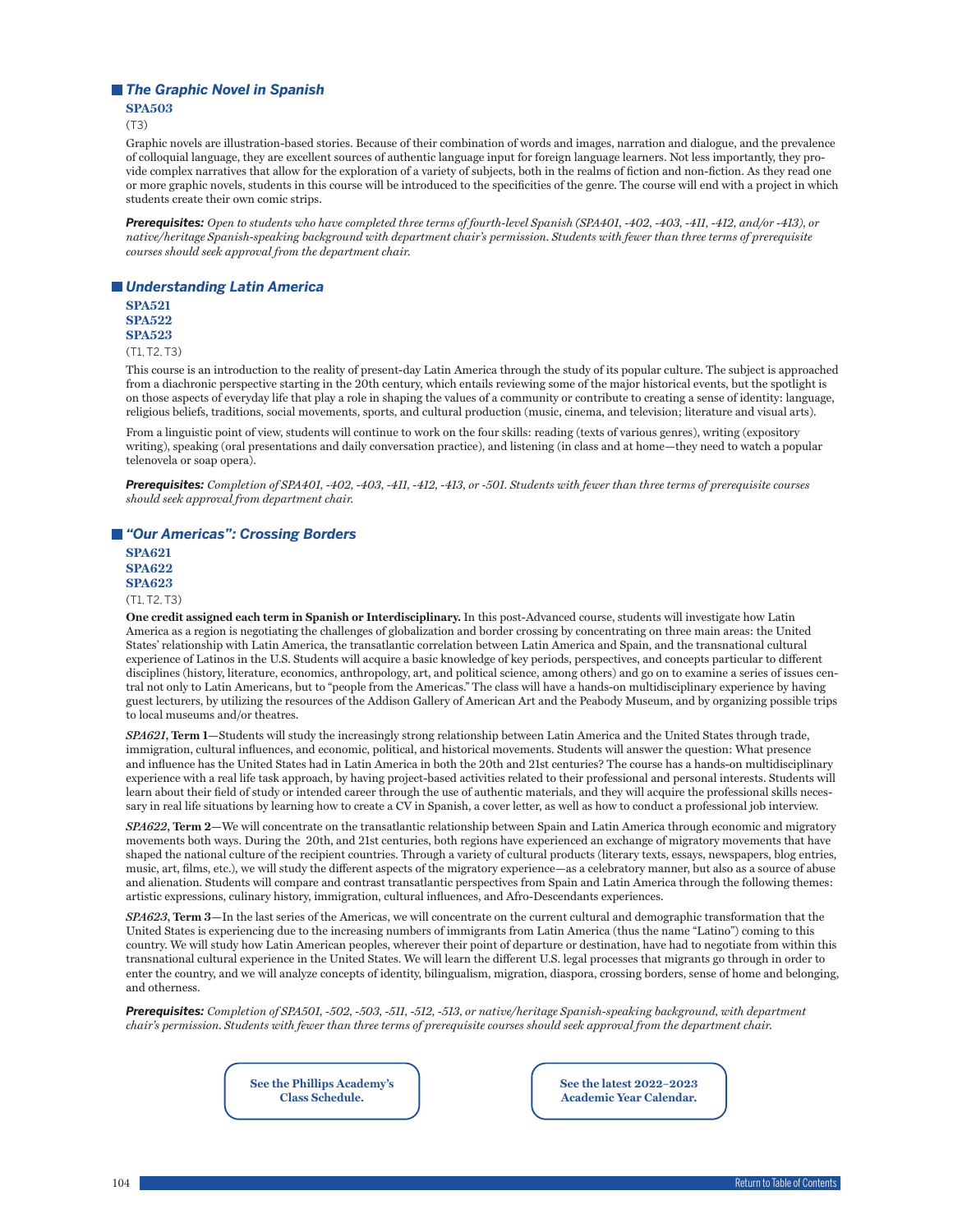## *The Graphic Novel in Spanish*

**SPA503**

(T3)

Graphic novels are illustration-based stories. Because of their combination of words and images, narration and dialogue, and the prevalence of colloquial language, they are excellent sources of authentic language input for foreign language learners. Not less importantly, they provide complex narratives that allow for the exploration of a variety of subjects, both in the realms of fiction and non-fiction. As they read one or more graphic novels, students in this course will be introduced to the specificities of the genre. The course will end with a project in which students create their own comic strips.

***Prerequisites:*** *Open to students who have completed three terms of fourth-level Spanish (SPA401, -402, -403, -411, -412, and/or -413), or native/heritage Spanish-speaking background with department chair's permission. Students with fewer than three terms of prerequisite courses should seek approval from the department chair.*

## *Understanding Latin America*

**SPA521**
**SPA522**
**SPA523**

(T1, T2, T3)

This course is an introduction to the reality of present-day Latin America through the study of its popular culture. The subject is approached from a diachronic perspective starting in the 20th century, which entails reviewing some of the major historical events, but the spotlight is on those aspects of everyday life that play a role in shaping the values of a community or contribute to creating a sense of identity: language, religious beliefs, traditions, social movements, sports, and cultural production (music, cinema, and television; literature and visual arts).

From a linguistic point of view, students will continue to work on the four skills: reading (texts of various genres), writing (expository writing), speaking (oral presentations and daily conversation practice), and listening (in class and at home—they need to watch a popular telenovela or soap opera).

***Prerequisites:*** *Completion of SPA401, -402, -403, -411, -412, -413, or -501. Students with fewer than three terms of prerequisite courses should seek approval from department chair.*

## *"Our Americas": Crossing Borders*

**SPA621**
**SPA622**
**SPA623**

(T1, T2, T3)

**One credit assigned each term in Spanish or Interdisciplinary.** In this post-Advanced course, students will investigate how Latin America as a region is negotiating the challenges of globalization and border crossing by concentrating on three main areas: the United States' relationship with Latin America, the transatlantic correlation between Latin America and Spain, and the transnational cultural experience of Latinos in the U.S. Students will acquire a basic knowledge of key periods, perspectives, and concepts particular to different disciplines (history, literature, economics, anthropology, art, and political science, among others) and go on to examine a series of issues central not only to Latin Americans, but to "people from the Americas." The class will have a hands-on multidisciplinary experience by having guest lecturers, by utilizing the resources of the Addison Gallery of American Art and the Peabody Museum, and by organizing possible trips to local museums and/or theatres.

*SPA621*, **Term 1**—Students will study the increasingly strong relationship between Latin America and the United States through trade, immigration, cultural influences, and economic, political, and historical movements. Students will answer the question: What presence and influence has the United States had in Latin America in both the 20th and 21st centuries? The course has a hands-on multidisciplinary experience with a real life task approach, by having project-based activities related to their professional and personal interests. Students will learn about their field of study or intended career through the use of authentic materials, and they will acquire the professional skills necessary in real life situations by learning how to create a CV in Spanish, a cover letter, as well as how to conduct a professional job interview.

*SPA622*, **Term 2**—We will concentrate on the transatlantic relationship between Spain and Latin America through economic and migratory movements both ways. During the 20th, and 21st centuries, both regions have experienced an exchange of migratory movements that have shaped the national culture of the recipient countries. Through a variety of cultural products (literary texts, essays, newspapers, blog entries, music, art, films, etc.), we will study the different aspects of the migratory experience—as a celebratory manner, but also as a source of abuse and alienation. Students will compare and contrast transatlantic perspectives from Spain and Latin America through the following themes: artistic expressions, culinary history, immigration, cultural influences, and Afro-Descendants experiences.

*SPA623*, **Term 3**—In the last series of the Americas, we will concentrate on the current cultural and demographic transformation that the United States is experiencing due to the increasing numbers of immigrants from Latin America (thus the name "Latino") coming to this country. We will study how Latin American peoples, wherever their point of departure or destination, have had to negotiate from within this transnational cultural experience in the United States. We will learn the different U.S. legal processes that migrants go through in order to enter the country, and we will analyze concepts of identity, bilingualism, migration, diaspora, crossing borders, sense of home and belonging, and otherness.

***Prerequisites:*** *Completion of SPA501, -502, -503, -511, -512, -513, or native/heritage Spanish-speaking background, with department chair's permission. Students with fewer than three terms of prerequisite courses should seek approval from the department chair.*

**See the Phillips Academy's Class Schedule.**

**See the latest 2022–2023 Academic Year Calendar.**